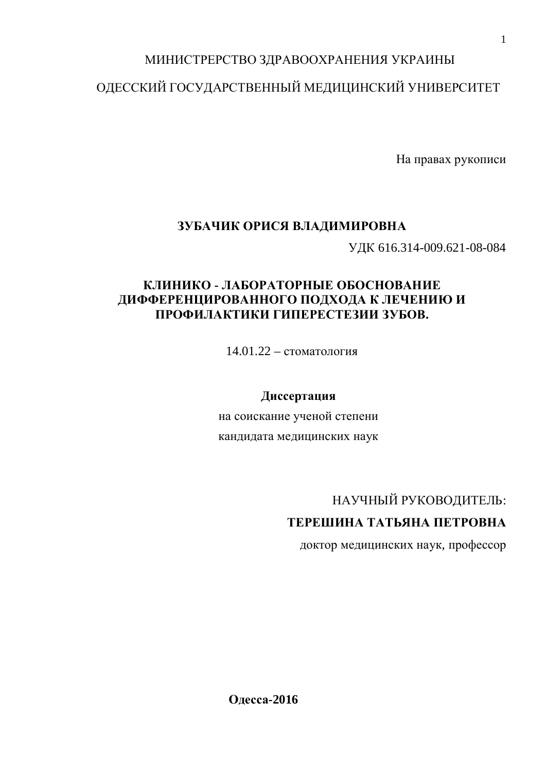МИНИСТРЕРСТВО ЗДРАВООХРАНЕНИЯ УКРАИНЫ

ОДЕССКИЙ ГОСУДАРСТВЕННЫЙ МЕДИЦИНСКИЙ УНИВЕРСИТЕТ

На правах рукописи

**ЗУБАЧИК ОРИСЯ ВЛАДИМИРОВНА**

УДК 616.314-009.621-08-084

# КЛИНИКО - ЛАБОРАТОРНЫЕ ОБОСНОВАНИЕ ДИФФЕРЕНЦИРОВАННОГО ПОДХОДА К ЛЕЧЕНИЮ И ПРОФИЛАКТИКИ ГИПЕРЕСТЕЗИИ ЗУБОВ.

14.01.22 – стоматология

**Диссертация**

на соискание ученой степени

кандидата медицинских наук

НАУЧНЫЙ РУКОВОДИТЕЛЬ:

**ТЕРЕШИНА ТАТЬЯНА ПЕТРОВНА**

доктор медицинских наук, профессор

**Одесса-2016**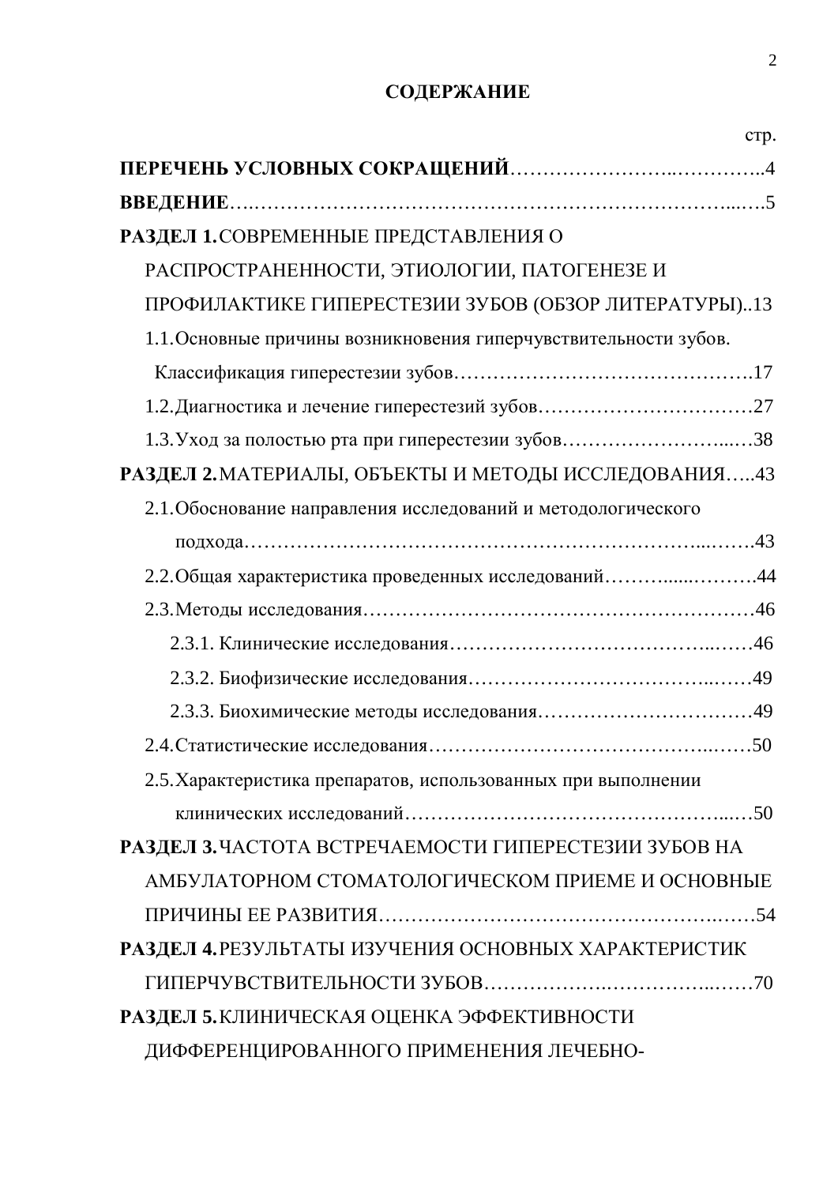# СОДЕРЖАНИЕ

стр.

**ПЕРЕЧЕНЬ УСЛОВНЫХ СОКРАЩЕНИЙ**……………………..…………..4

**ВВЕДЕНИЕ**….………………………………………………………...….5

**РАЗДЕЛ 1.** СОВРЕМЕННЫЕ ПРЕДСТАВЛЕНИЯ О РАСПРОСТРАНЕННОСТИ, ЭТИОЛОГИИ, ПАТОГЕНЕЗЕ И ПРОФИЛАКТИКЕ ГИПЕРЕСТЕЗИИ ЗУБОВ (ОБЗОР ЛИТЕРАТУРЫ)..13

- 1.1. Основные причины возникновения гиперчувствительности зубов. Классификация гиперестезии зубов……………………………………….17
- 1.2. Диагностика и лечение гиперестезий зубов……………………………27
- 1.3. Уход за полостью рта при гиперестезии зубов……………………...…38

**РАЗДЕЛ 2.** МАТЕРИАЛЫ, ОБЪЕКТЫ И МЕТОДЫ ИССЛЕДОВАНИЯ…..43

- 2.1. Обоснование направления исследований и методологического подхода………………………………………………………...…….43
- 2.2. Общая характеристика проведенных исследований………......……….44
- 2.3. Методы исследования…………………………………………………46
  - 2.3.1. Клинические исследования……………………………...……46
  - 2.3.2. Биофизические исследования……………………………...……49
  - 2.3.3. Биохимические методы исследования……………………………49
- 2.4. Статистические исследования……………………………………..……50
- 2.5. Характеристика препаратов, использованных при выполнении клинических исследований……………………………………...…50

**РАЗДЕЛ 3.** ЧАСТОТА ВСТРЕЧАЕМОСТИ ГИПЕРЕСТЕЗИИ ЗУБОВ НА АМБУЛАТОРНОМ СТОМАТОЛОГИЧЕСКОМ ПРИЕМЕ И ОСНОВНЫЕ ПРИЧИНЫ ЕЕ РАЗВИТИЯ…………………………………………..……54

**РАЗДЕЛ 4.** РЕЗУЛЬТАТЫ ИЗУЧЕНИЯ ОСНОВНЫХ ХАРАКТЕРИСТИК ГИПЕРЧУВСТВИТЕЛЬНОСТИ ЗУБОВ……………….……………..……70

**РАЗДЕЛ 5.** КЛИНИЧЕСКАЯ ОЦЕНКА ЭФФЕКТИВНОСТИ ДИФФЕРЕНЦИРОВАННОГО ПРИМЕНЕНИЯ ЛЕЧЕБНО-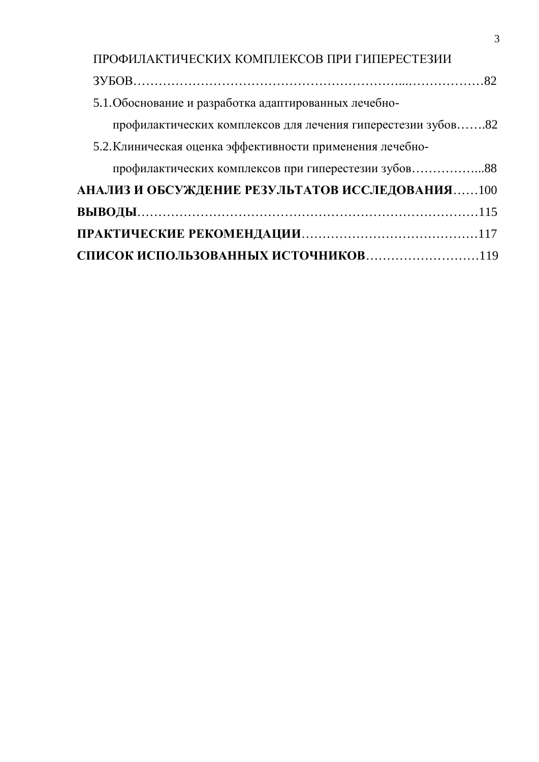ПРОФИЛАКТИЧЕСКИХ КОМПЛЕКСОВ ПРИ ГИПЕРЕСТЕЗИИ ЗУБОВ…………………………………………………...………………82

5.1. Обоснование и разработка адаптированных лечебно-профилактических комплексов для лечения гиперестезии зубов…….82

5.2. Клиническая оценка эффективности применения лечебно-профилактических комплексов при гиперестезии зубов……………...88

**АНАЛИЗ И ОБСУЖДЕНИЕ РЕЗУЛЬТАТОВ ИССЛЕДОВАНИЯ**……100

**ВЫВОДЫ**……………………………………………………………………115

**ПРАКТИЧЕСКИЕ РЕКОМЕНДАЦИИ**……………………………………117

**СПИСОК ИСПОЛЬЗОВАННЫХ ИСТОЧНИКОВ**………………………119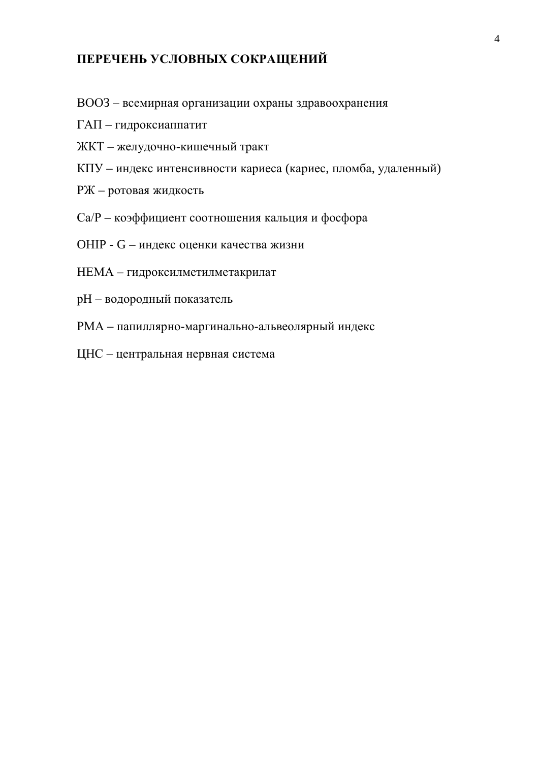## ПЕРЕЧЕНЬ УСЛОВНЫХ СОКРАЩЕНИЙ

ВООЗ – всемирная организации охраны здравоохранения

ГАП – гидроксиаппатит

ЖКТ – желудочно-кишечный тракт

КПУ – индекс интенсивности кариеса (кариес, пломба, удаленный)

РЖ – ротовая жидкость

Ca/P – коэффициент соотношения кальция и фосфора

OHIP - G – индекс оценки качества жизни

HEMA – гидроксилметилметакрилат

pH – водородный показатель

PMA – папиллярно-маргинально-альвеолярный индекс

ЦНС – центральная нервная система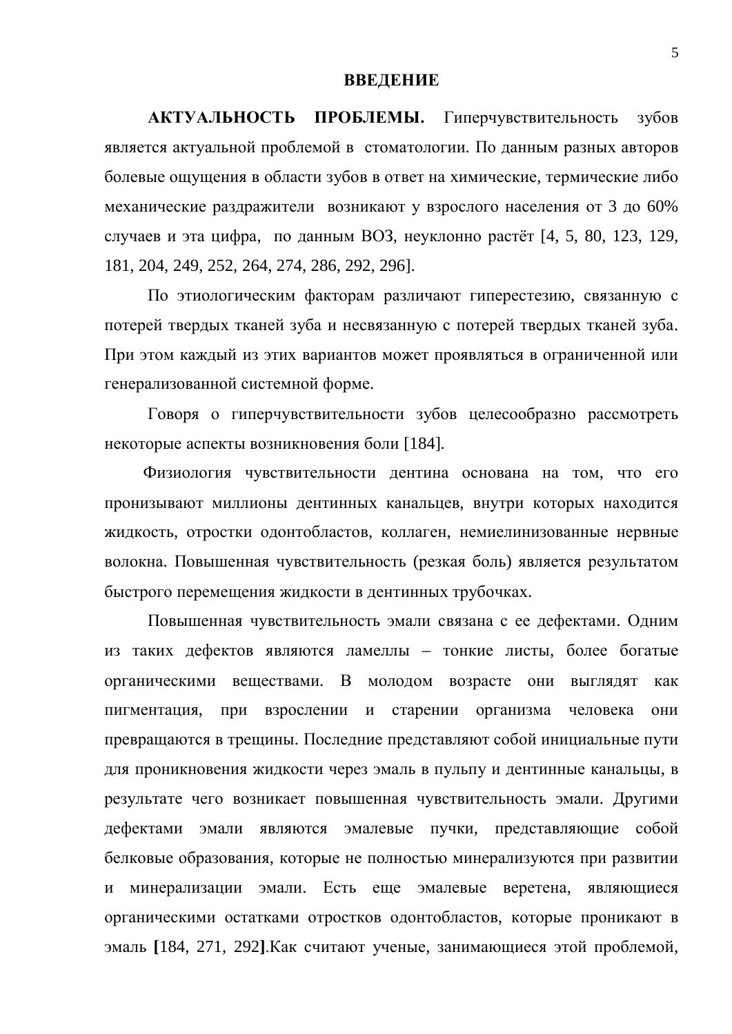# ВВЕДЕНИЕ

**АКТУАЛЬНОСТЬ ПРОБЛЕМЫ.** Гиперчувствительность зубов является актуальной проблемой в стоматологии. По данным разных авторов болевые ощущения в области зубов в ответ на химические, термические либо механические раздражители возникают у взрослого населения от 3 до 60% случаев и эта цифра, по данным ВОЗ, неуклонно растёт [4, 5, 80, 123, 129, 181, 204, 249, 252, 264, 274, 286, 292, 296].

По этиологическим факторам различают гиперестезию, связанную с потерей твердых тканей зуба и несвязанную с потерей твердых тканей зуба. При этом каждый из этих вариантов может проявляться в ограниченной или генерализованной системной форме.

Говоря о гиперчувствительности зубов целесообразно рассмотреть некоторые аспекты возникновения боли [184].

Физиология чувствительности дентина основана на том, что его пронизывают миллионы дентинных канальцев, внутри которых находится жидкость, отростки одонтобластов, коллаген, немиелинизованные нервные волокна. Повышенная чувствительность (резкая боль) является результатом быстрого перемещения жидкости в дентинных трубочках.

Повышенная чувствительность эмали связана с ее дефектами. Одним из таких дефектов являются ламеллы – тонкие листы, более богатые органическими веществами. В молодом возрасте они выглядят как пигментация, при взрослении и старении организма человека они превращаются в трещины. Последние представляют собой инициальные пути для проникновения жидкости через эмаль в пульпу и дентинные канальцы, в результате чего возникает повышенная чувствительность эмали. Другими дефектами эмали являются эмалевые пучки, представляющие собой белковые образования, которые не полностью минерализуются при развитии и минерализации эмали. Есть еще эмалевые веретена, являющиеся органическими остатками отростков одонтобластов, которые проникают в эмаль **[**184, 271, 292**]**.Как считают ученые, занимающиеся этой проблемой,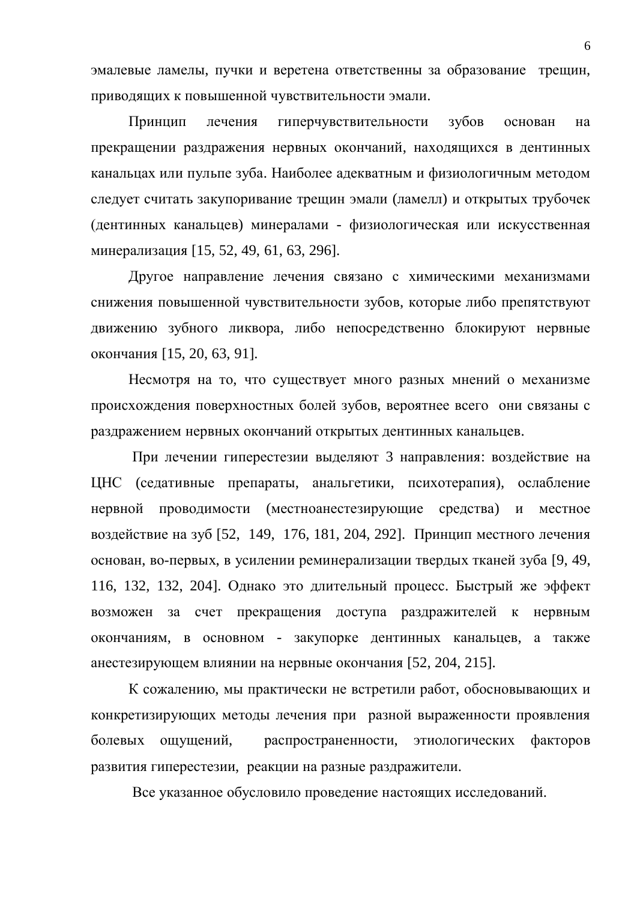эмалевые ламелы, пучки и веретена ответственны за образование трещин, приводящих к повышенной чувствительности эмали.

Принцип лечения гиперчувствительности зубов основан на прекращении раздражения нервных окончаний, находящихся в дентинных канальцах или пульпе зуба. Наиболее адекватным и физиологичным методом следует считать закупоривание трещин эмали (ламелл) и открытых трубочек (дентинных канальцев) минералами - физиологическая или искусственная минерализация [15, 52, 49, 61, 63, 296].

Другое направление лечения связано с химическими механизмами снижения повышенной чувствительности зубов, которые либо препятствуют движению зубного ликвора, либо непосредственно блокируют нервные окончания [15, 20, 63, 91].

Несмотря на то, что существует много разных мнений о механизме происхождения поверхностных болей зубов, вероятнее всего они связаны с раздражением нервных окончаний открытых дентинных канальцев.

При лечении гиперестезии выделяют 3 направления: воздействие на ЦНС (седативные препараты, анальгетики, психотерапия), ослабление нервной проводимости (местноанестезирующие средства) и местное воздействие на зуб [52, 149, 176, 181, 204, 292]. Принцип местного лечения основан, во-первых, в усилении реминерализации твердых тканей зуба [9, 49, 116, 132, 132, 204]. Однако это длительный процесс. Быстрый же эффект возможен за счет прекращения доступа раздражителей к нервным окончаниям, в основном - закупорке дентинных канальцев, а также анестезирующем влиянии на нервные окончания [52, 204, 215].

К сожалению, мы практически не встретили работ, обосновывающих и конкретизирующих методы лечения при разной выраженности проявления болевых ощущений, распространенности, этиологических факторов развития гиперестезии, реакции на разные раздражители.

Все указанное обусловило проведение настоящих исследований.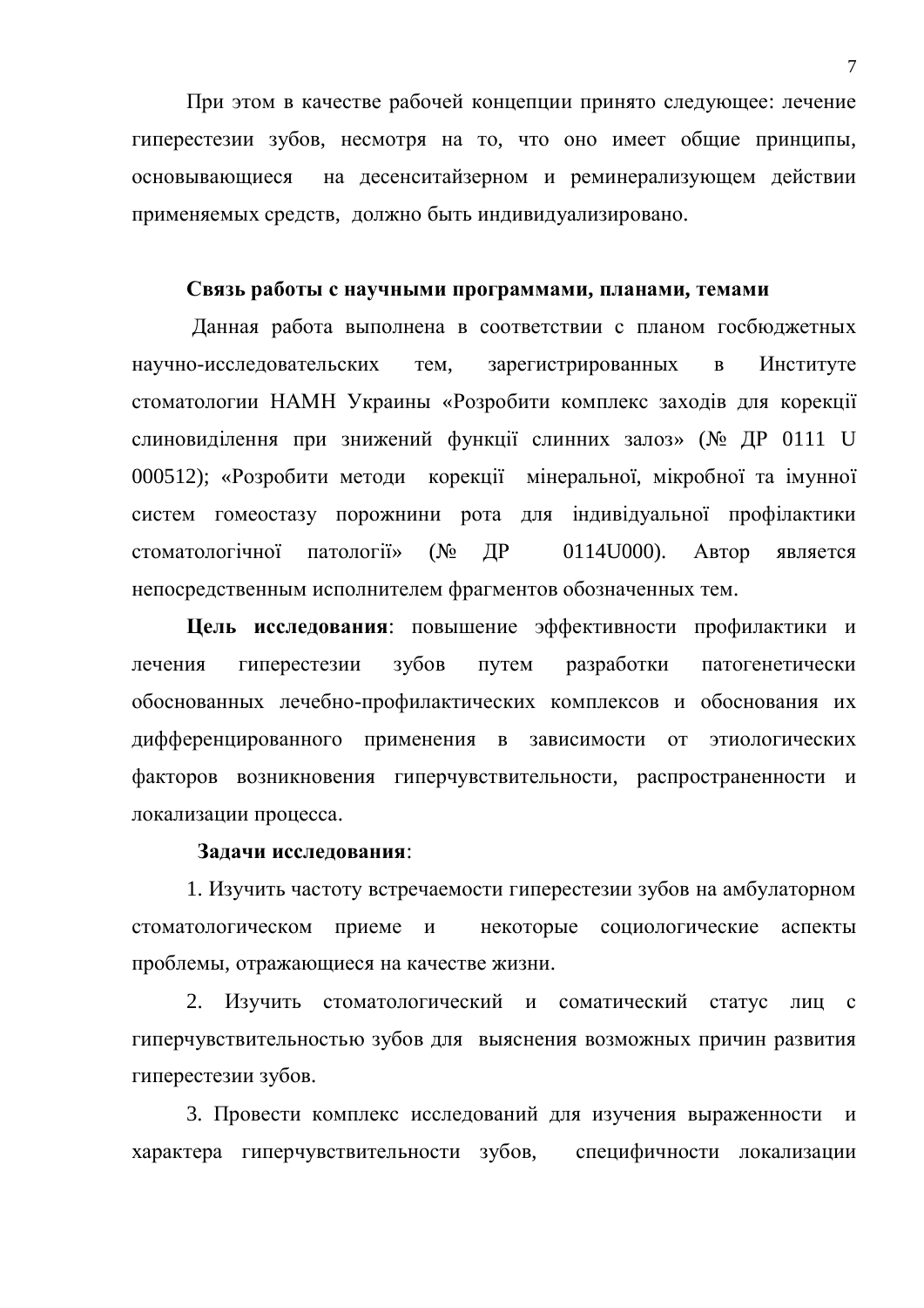При этом в качестве рабочей концепции принято следующее: лечение гиперестезии зубов, несмотря на то, что оно имеет общие принципы, основывающиеся на десенситайзерном и реминерализующем действии применяемых средств, должно быть индивидуализировано.

**Связь работы с научными программами, планами, темами**

Данная работа выполнена в соответствии с планом госбюджетных научно-исследовательских тем, зарегистрированных в Институте стоматологии НАМН Украины «Розробити комплекс заходів для корекції слиновиділення при знижений функції слинних залоз» (№ ДР 0111 U 000512); «Розробити методи корекції мінеральної, мікробної та імунної систем гомеостазу порожнини рота для індивідуальної профілактики стоматологічної патології» (№ ДР 0114U000). Автор является непосредственным исполнителем фрагментов обозначенных тем.

**Цель исследования**: повышение эффективности профилактики и лечения гиперестезии зубов путем разработки патогенетически обоснованных лечебно-профилактических комплексов и обоснования их дифференцированного применения в зависимости от этиологических факторов возникновения гиперчувствительности, распространенности и локализации процесса.

**Задачи исследования**:

1. Изучить частоту встречаемости гиперестезии зубов на амбулаторном стоматологическом приеме и некоторые социологические аспекты проблемы, отражающиеся на качестве жизни.

2. Изучить стоматологический и соматический статус лиц с гиперчувствительностью зубов для выяснения возможных причин развития гиперестезии зубов.

3. Провести комплекс исследований для изучения выраженности и характера гиперчувствительности зубов, специфичности локализации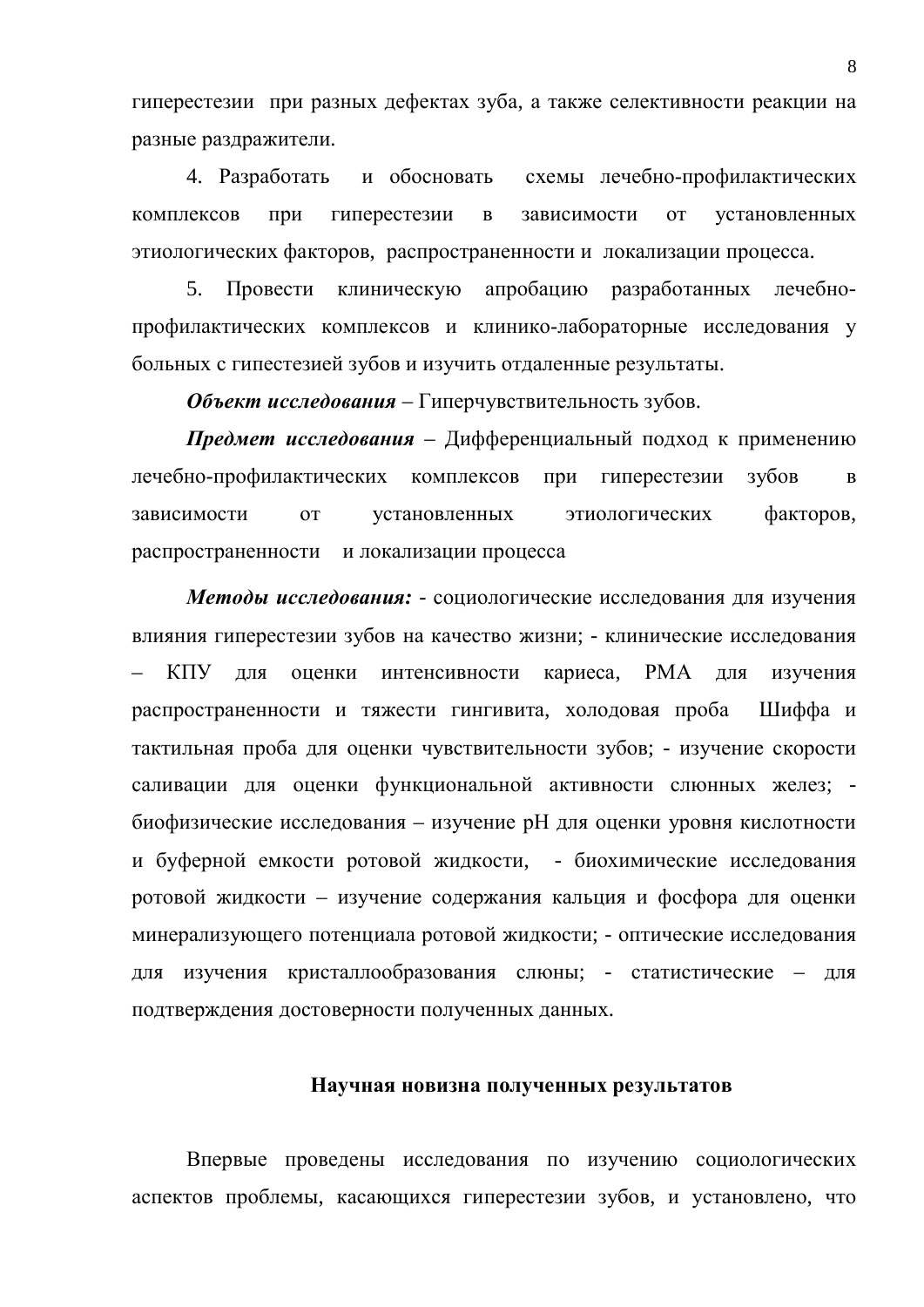гиперестезии при разных дефектах зуба, а также селективности реакции на разные раздражители.

4. Разработать и обосновать схемы лечебно-профилактических комплексов при гиперестезии в зависимости от установленных этиологических факторов, распространенности и локализации процесса.

5. Провести клиническую апробацию разработанных лечебно-профилактических комплексов и клинико-лабораторные исследования у больных с гипестезией зубов и изучить отдаленные результаты.

***Объект исследования*** – Гиперчувствительность зубов.

***Предмет исследования*** – Дифференциальный подход к применению лечебно-профилактических комплексов при гиперестезии зубов в зависимости от установленных этиологических факторов, распространенности и локализации процесса

***Методы исследования:*** - социологические исследования для изучения влияния гиперестезии зубов на качество жизни; - клинические исследования – КПУ для оценки интенсивности кариеса, РМА для изучения распространенности и тяжести гингивита, холодовая проба Шиффа и тактильная проба для оценки чувствительности зубов; - изучение скорости саливации для оценки функциональной активности слюнных желез; - биофизические исследования – изучение pH для оценки уровня кислотности и буферной емкости ротовой жидкости, - биохимические исследования ротовой жидкости – изучение содержания кальция и фосфора для оценки минерализующего потенциала ротовой жидкости; - оптические исследования для изучения кристаллообразования слюны; - статистические – для подтверждения достоверности полученных данных.

## Научная новизна полученных результатов

Впервые проведены исследования по изучению социологических аспектов проблемы, касающихся гиперестезии зубов, и установлено, что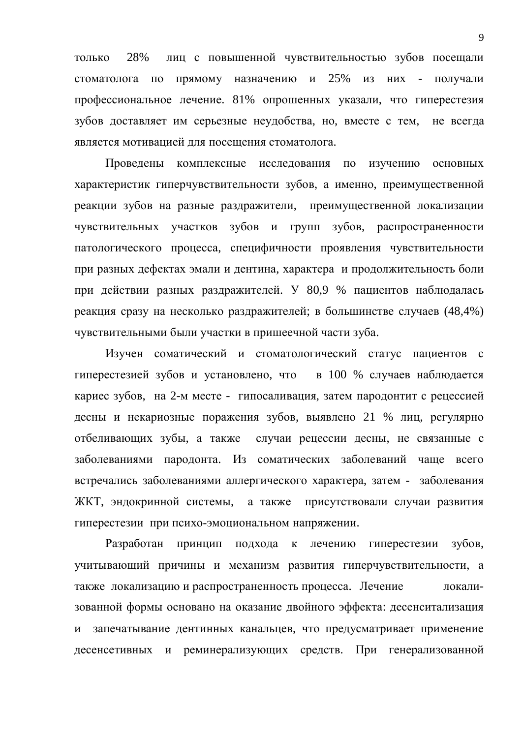только 28% лиц с повышенной чувствительностью зубов посещали стоматолога по прямому назначению и 25% из них - получали профессиональное лечение. 81% опрошенных указали, что гиперестезия зубов доставляет им серьезные неудобства, но, вместе с тем, не всегда является мотивацией для посещения стоматолога.

Проведены комплексные исследования по изучению основных характеристик гиперчувствительности зубов, а именно, преимущественной реакции зубов на разные раздражители, преимущественной локализации чувствительных участков зубов и групп зубов, распространенности патологического процесса, специфичности проявления чувствительности при разных дефектах эмали и дентина, характера и продолжительность боли при действии разных раздражителей. У 80,9 % пациентов наблюдалась реакция сразу на несколько раздражителей; в большинстве случаев (48,4%) чувствительными были участки в пришеечной части зуба.

Изучен соматический и стоматологический статус пациентов с гиперестезией зубов и установлено, что в 100 % случаев наблюдается кариес зубов, на 2-м месте - гипосаливация, затем пародонтит с рецессией десны и некариозные поражения зубов, выявлено 21 % лиц, регулярно отбеливающих зубы, а также случаи рецессии десны, не связанные с заболеваниями пародонта. Из соматических заболеваний чаще всего встречались заболеваниями аллергического характера, затем - заболевания ЖКТ, эндокринной системы, а также присутствовали случаи развития гиперестезии при психо-эмоциональном напряжении.

Разработан принцип подхода к лечению гиперестезии зубов, учитывающий причины и механизм развития гиперчувствительности, а также локализацию и распространенность процесса. Лечение локализованной формы основано на оказание двойного эффекта: десенситализация и запечатывание дентинных канальцев, что предусматривает применение десенсетивных и реминерализующих средств. При генерализованной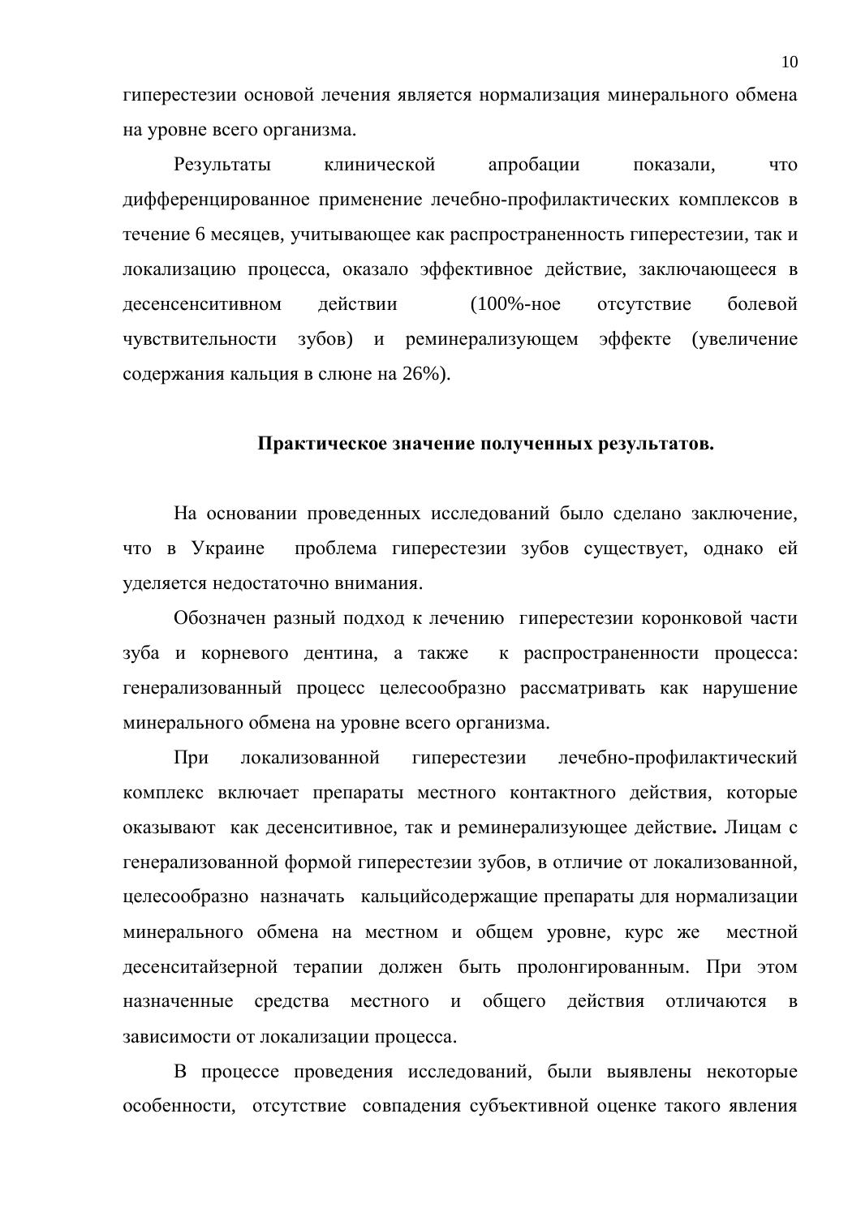гиперестезии основой лечения является нормализация минерального обмена на уровне всего организма.

Результаты клинической апробации показали, что дифференцированное применение лечебно-профилактических комплексов в течение 6 месяцев, учитывающее как распространенность гиперестезии, так и локализацию процесса, оказало эффективное действие, заключающееся в десенсенситивном действии (100%-ное отсутствие болевой чувствительности зубов) и реминерализующем эффекте (увеличение содержания кальция в слюне на 26%).

## Практическое значение полученных результатов.

На основании проведенных исследований было сделано заключение, что в Украине проблема гиперестезии зубов существует, однако ей уделяется недостаточно внимания.

Обозначен разный подход к лечению гиперестезии коронковой части зуба и корневого дентина, а также к распространенности процесса: генерализованный процесс целесообразно рассматривать как нарушение минерального обмена на уровне всего организма.

При локализованной гиперестезии лечебно-профилактический комплекс включает препараты местного контактного действия, которые оказывают как десенситивное, так и реминерализующее действие**.** Лицам с генерализованной формой гиперестезии зубов, в отличие от локализованной, целесообразно назначать кальцийсодержащие препараты для нормализации минерального обмена на местном и общем уровне, курс же местной десенситайзерной терапии должен быть пролонгированным. При этом назначенные средства местного и общего действия отличаются в зависимости от локализации процесса.

В процессе проведения исследований, были выявлены некоторые особенности, отсутствие совпадения субъективной оценке такого явления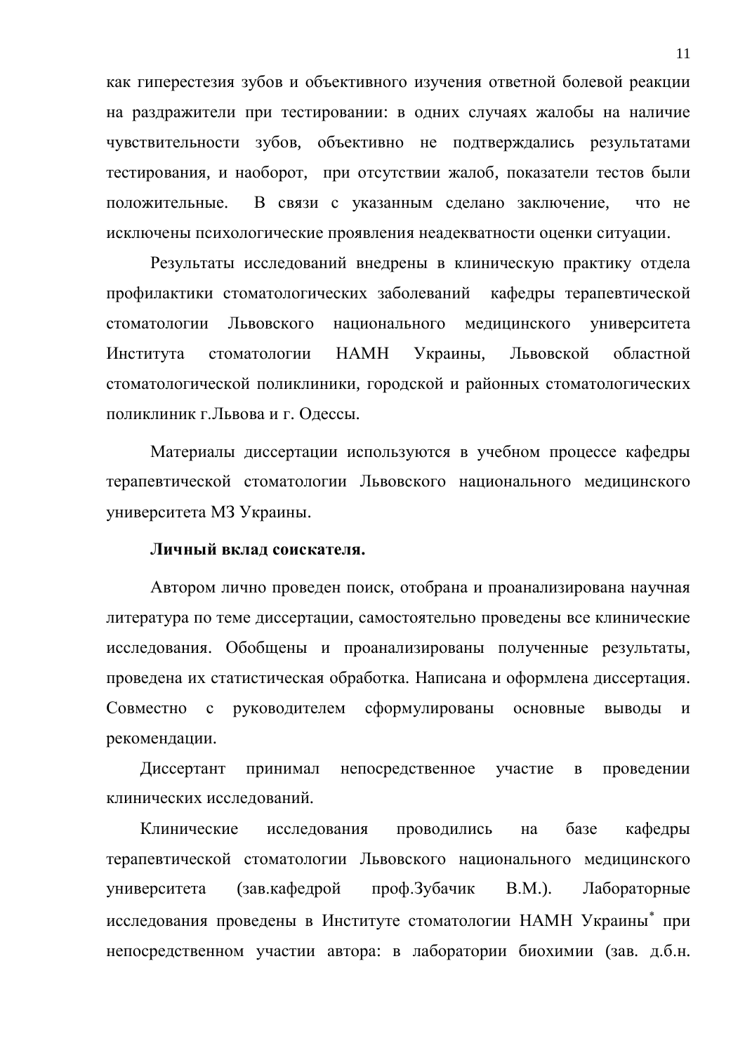как гиперестезия зубов и объективного изучения ответной болевой реакции на раздражители при тестировании: в одних случаях жалобы на наличие чувствительности зубов, объективно не подтверждались результатами тестирования, и наоборот, при отсутствии жалоб, показатели тестов были положительные. В связи с указанным сделано заключение, что не исключены психологические проявления неадекватности оценки ситуации.

Результаты исследований внедрены в клиническую практику отдела профилактики стоматологических заболеваний кафедры терапевтической стоматологии Львовского национального медицинского университета Института стоматологии НАМН Украины, Львовской областной стоматологической поликлиники, городской и районных стоматологических поликлиник г.Львова и г. Одессы.

Материалы диссертации используются в учебном процессе кафедры терапевтической стоматологии Львовского национального медицинского университета МЗ Украины.

**Личный вклад соискателя.**

Автором лично проведен поиск, отобрана и проанализирована научная литература по теме диссертации, самостоятельно проведены все клинические исследования. Обобщены и проанализированы полученные результаты, проведена их статистическая обработка. Написана и оформлена диссертация. Совместно с руководителем сформулированы основные выводы и рекомендации.

Диссертант принимал непосредственное участие в проведении клинических исследований.

Клинические исследования проводились на базе кафедры терапевтической стоматологии Львовского национального медицинского университета (зав.кафедрой проф.Зубачик В.М.). Лабораторные исследования проведены в Институте стоматологии НАМН Украины* при непосредственном участии автора: в лаборатории биохимии (зав. д.б.н.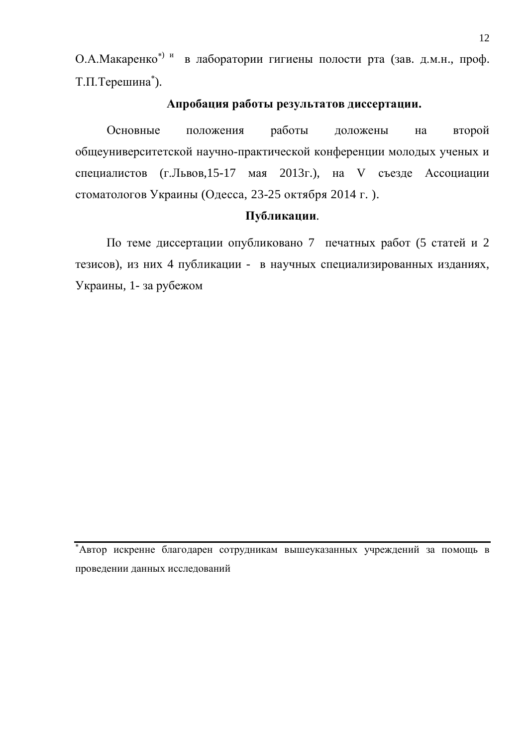О.А.Макаренко*) и в лаборатории гигиены полости рта (зав. д.м.н., проф. Т.П.Терешина*).

**Апробация работы результатов диссертации.**

Основные положения работы доложены на второй общеуниверситетской научно-практической конференции молодых ученых и специалистов (г.Львов,15-17 мая 2013г.), на V съезде Ассоциации стоматологов Украины (Одесса, 23-25 октября 2014 г. ).

**Публикации**.

По теме диссертации опубликовано 7 печатных работ (5 статей и 2 тезисов), из них 4 публикации - в научных специализированных изданиях, Украины, 1- за рубежом

---

*Автор искренне благодарен сотрудникам вышеуказанных учреждений за помощь в проведении данных исследований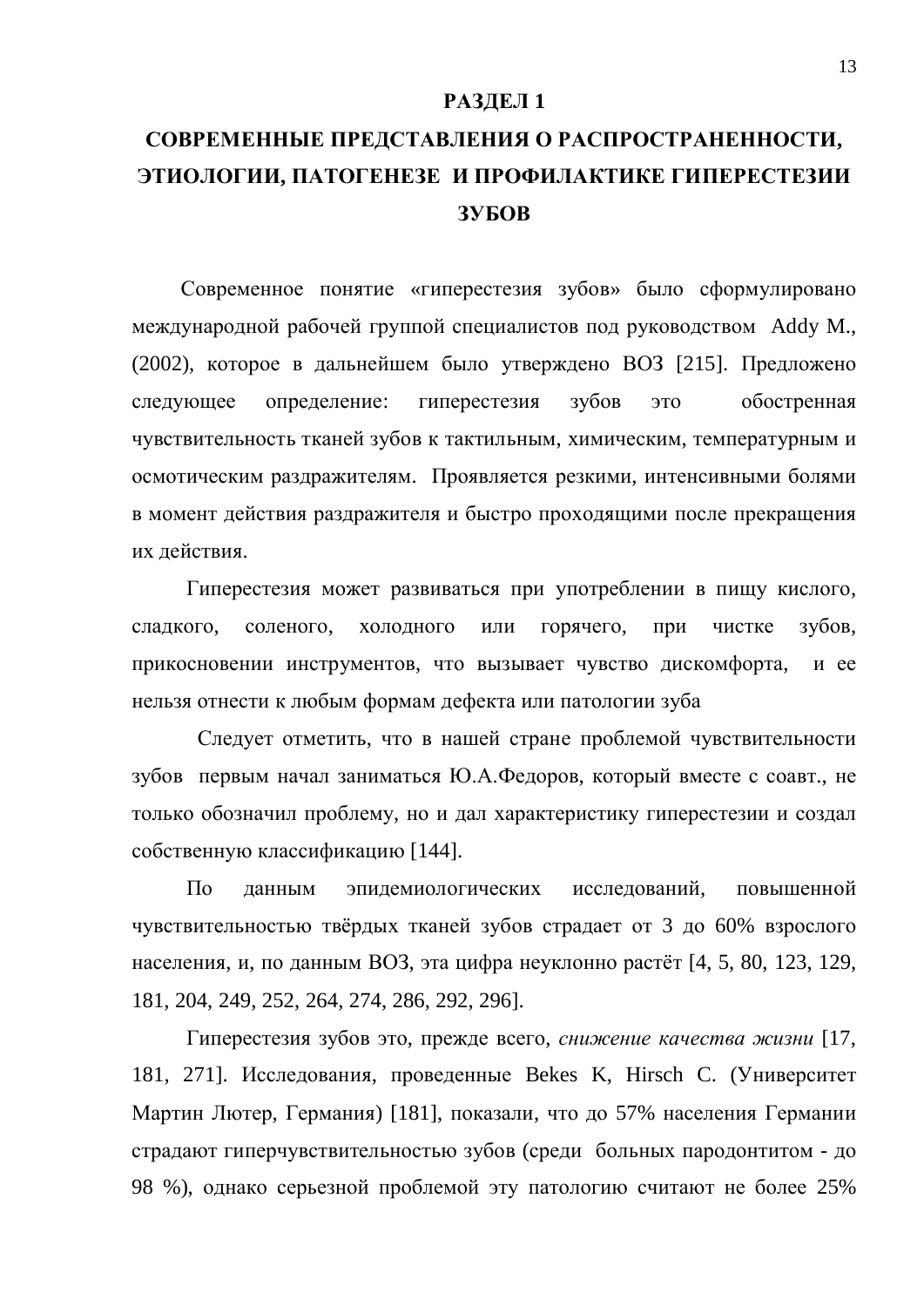# РАЗДЕЛ 1
# СОВРЕМЕННЫЕ ПРЕДСТАВЛЕНИЯ О РАСПРОСТРАНЕННОСТИ, ЭТИОЛОГИИ, ПАТОГЕНЕЗЕ И ПРОФИЛАКТИКЕ ГИПЕРЕСТЕЗИИ ЗУБОВ

Современное понятие «гиперестезия зубов» было сформулировано международной рабочей группой специалистов под руководством Addy M., (2002), которое в дальнейшем было утверждено ВОЗ [215]. Предложено следующее определение: гиперестезия зубов это обостренная чувствительность тканей зубов к тактильным, химическим, температурным и осмотическим раздражителям. Проявляется резкими, интенсивными болями в момент действия раздражителя и быстро проходящими после прекращения их действия.

Гиперестезия может развиваться при употреблении в пищу кислого, сладкого, соленого, холодного или горячего, при чистке зубов, прикосновении инструментов, что вызывает чувство дискомфорта, и ее нельзя отнести к любым формам дефекта или патологии зуба

Следует отметить, что в нашей стране проблемой чувствительности зубов первым начал заниматься Ю.А.Федоров, который вместе с соавт., не только обозначил проблему, но и дал характеристику гиперестезии и создал собственную классификацию [144].

По данным эпидемиологических исследований, повышенной чувствительностью твёрдых тканей зубов страдает от 3 до 60% взрослого населения, и, по данным ВОЗ, эта цифра неуклонно растёт [4, 5, 80, 123, 129, 181, 204, 249, 252, 264, 274, 286, 292, 296].

Гиперестезия зубов это, прежде всего, *снижение качества жизни* [17, 181, 271]. Исследования, проведенные Bekes K, Hirsch C. (Университет Мартин Лютер, Германия) [181], показали, что до 57% населения Германии страдают гиперчувствительностью зубов (среди больных пародонтитом - до 98 %), однако серьезной проблемой эту патологию считают не более 25%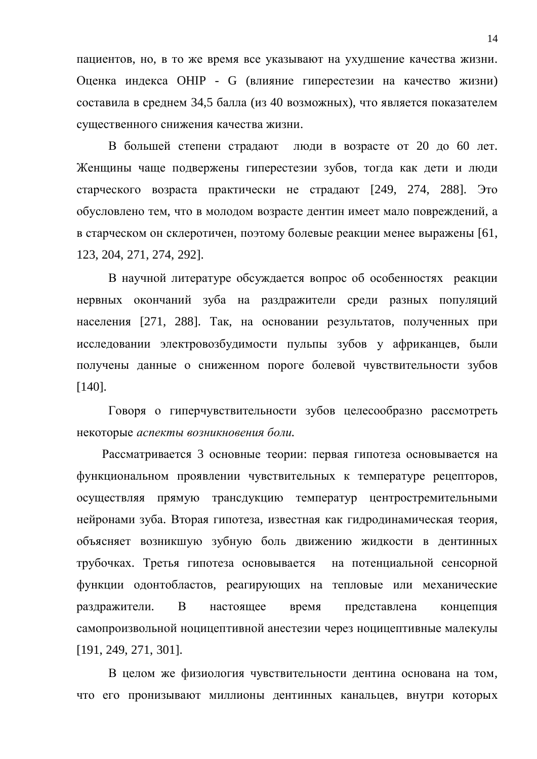пациентов, но, в то же время все указывают на ухудшение качества жизни. Оценка индекса OHIP - G (влияние гиперестезии на качество жизни) составила в среднем 34,5 балла (из 40 возможных), что является показателем существенного снижения качества жизни.

В большей степени страдают люди в возрасте от 20 до 60 лет. Женщины чаще подвержены гиперестезии зубов, тогда как дети и люди старческого возраста практически не страдают [249, 274, 288]. Это обусловлено тем, что в молодом возрасте дентин имеет мало повреждений, а в старческом он склеротичен, поэтому болевые реакции менее выражены [61, 123, 204, 271, 274, 292].

В научной литературе обсуждается вопрос об особенностях реакции нервных окончаний зуба на раздражители среди разных популяций населения [271, 288]. Так, на основании результатов, полученных при исследовании электровозбудимости пульпы зубов у африканцев, были получены данные о сниженном пороге болевой чувствительности зубов [140].

Говоря о гиперчувствительности зубов целесообразно рассмотреть некоторые *аспекты возникновения боли.*

Рассматривается 3 основные теории: первая гипотеза основывается на функциональном проявлении чувствительных к температуре рецепторов, осуществляя прямую трансдукцию температур центростремительными нейронами зуба. Вторая гипотеза, известная как гидродинамическая теория, объясняет возникшую зубную боль движению жидкости в дентинных трубочках. Третья гипотеза основывается на потенциальной сенсорной функции одонтобластов, реагирующих на тепловые или механические раздражители. В настоящее время представлена концепция самопроизвольной ноцицептивной анестезии через ноцицептивные малекулы [191, 249, 271, 301].

В целом же физиология чувствительности дентина основана на том, что его пронизывают миллионы дентинных канальцев, внутри которых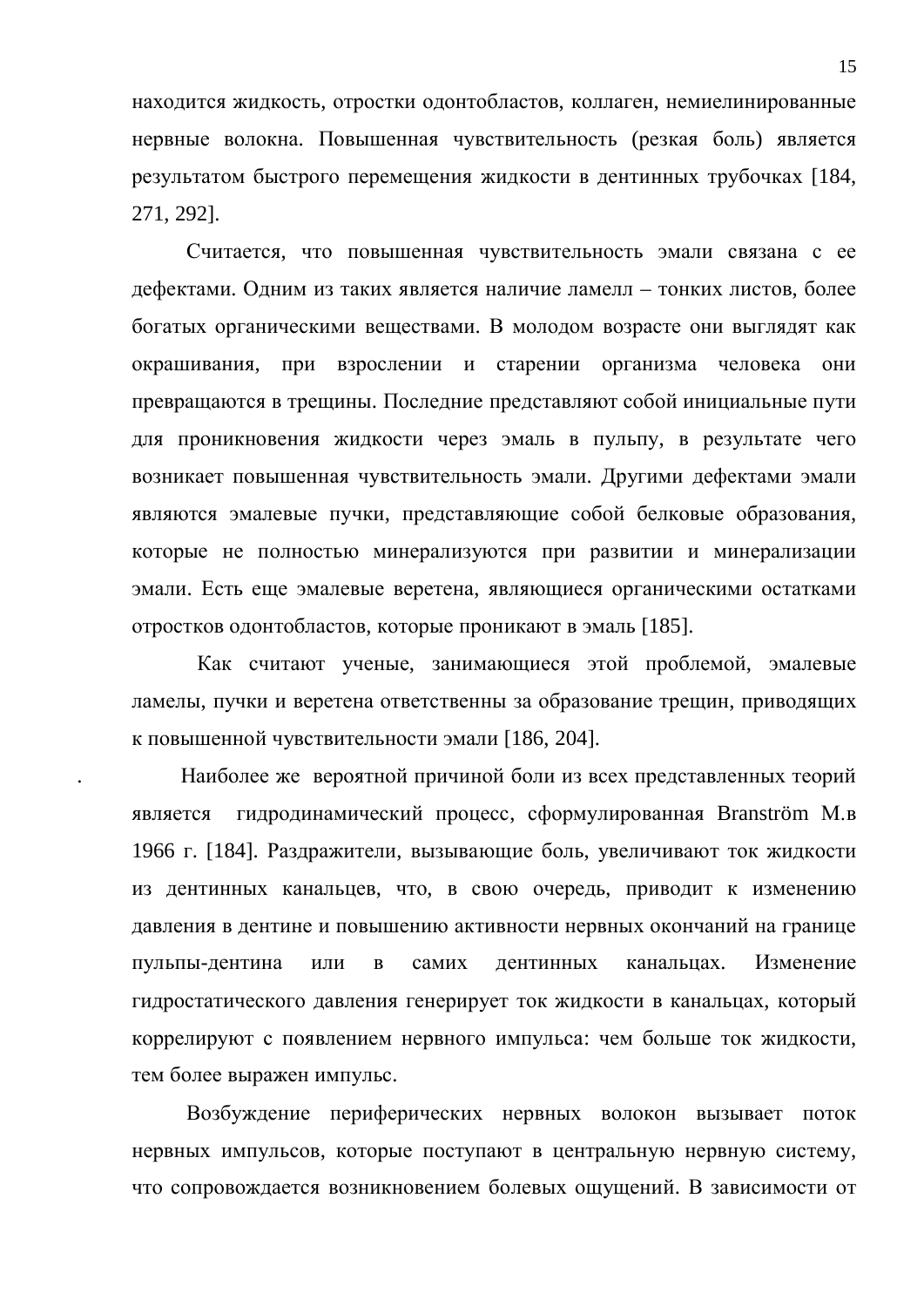находится жидкость, отростки одонтобластов, коллаген, немиелинированные нервные волокна. Повышенная чувствительность (резкая боль) является результатом быстрого перемещения жидкости в дентинных трубочках [184, 271, 292].

Считается, что повышенная чувствительность эмали связана с ее дефектами. Одним из таких является наличие ламелл – тонких листов, более богатых органическими веществами. В молодом возрасте они выглядят как окрашивания, при взрослении и старении организма человека они превращаются в трещины. Последние представляют собой инициальные пути для проникновения жидкости через эмаль в пульпу, в результате чего возникает повышенная чувствительность эмали. Другими дефектами эмали являются эмалевые пучки, представляющие собой белковые образования, которые не полностью минерализуются при развитии и минерализации эмали. Есть еще эмалевые веретена, являющиеся органическими остатками отростков одонтобластов, которые проникают в эмаль [185].

Как считают ученые, занимающиеся этой проблемой, эмалевые ламелы, пучки и веретена ответственны за образование трещин, приводящих к повышенной чувствительности эмали [186, 204].

. Наиболее же вероятной причиной боли из всех представленных теорий является гидродинамический процесс, сформулированная Brannström M.в 1966 г. [184]. Раздражители, вызывающие боль, увеличивают ток жидкости из дентинных канальцев, что, в свою очередь, приводит к изменению давления в дентине и повышению активности нервных окончаний на границе пульпы-дентина или в самих дентинных канальцах. Изменение гидростатического давления генерирует ток жидкости в канальцах, который коррелируют с появлением нервного импульса: чем больше ток жидкости, тем более выражен импульс.

Возбуждение периферических нервных волокон вызывает поток нервных импульсов, которые поступают в центральную нервную систему, что сопровождается возникновением болевых ощущений. В зависимости от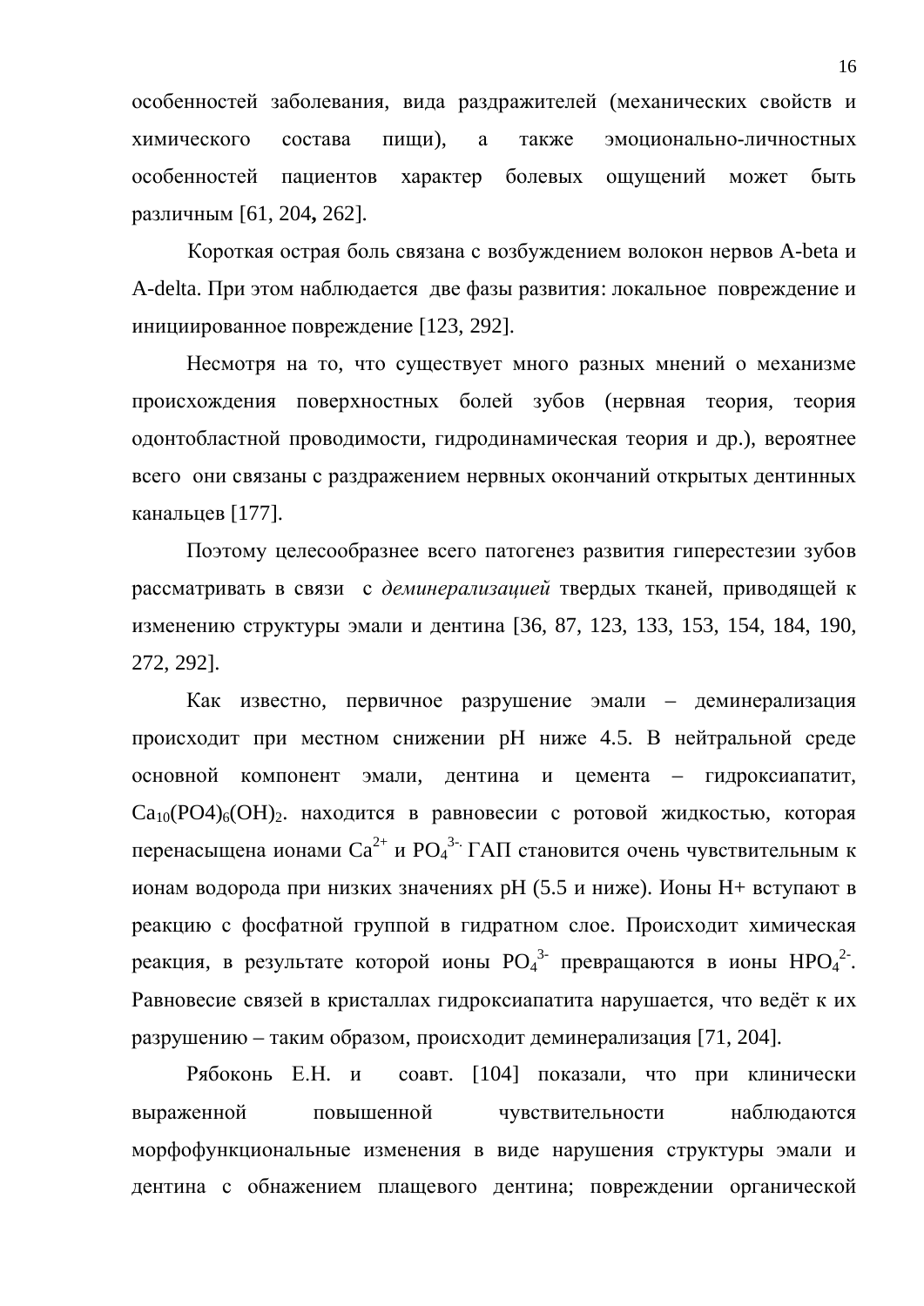особенностей заболевания, вида раздражителей (механических свойств и химического состава пищи), а также эмоционально-личностных особенностей пациентов характер болевых ощущений может быть различным [61, 204, 262].

Короткая острая боль связана с возбуждением волокон нервов A-beta и A-delta. При этом наблюдается две фазы развития: локальное повреждение и инициированное повреждение [123, 292].

Несмотря на то, что существует много разных мнений о механизме происхождения поверхностных болей зубов (нервная теория, теория одонтобластной проводимости, гидродинамическая теория и др.), вероятнее всего они связаны с раздражением нервных окончаний открытых дентинных канальцев [177].

Поэтому целесообразнее всего патогенез развития гиперестезии зубов рассматривать в связи с *деминерализацией* твердых тканей, приводящей к изменению структуры эмали и дентина [36, 87, 123, 133, 153, 154, 184, 190, 272, 292].

Как известно, первичное разрушение эмали – деминерализация происходит при местном снижении рН ниже 4.5. В нейтральной среде основной компонент эмали, дентина и цемента – гидроксиапатит, $Ca_{10}(PO4)_6(OH)_2$. находится в равновесии с ротовой жидкостью, которая перенасыщена ионами $Ca^{2+}$ и $PO_4^{3-}$. ГАП становится очень чувствительным к ионам водорода при низких значениях рН (5.5 и ниже). Ионы Н+ вступают в реакцию с фосфатной группой в гидратном слое. Происходит химическая реакция, в результате которой ионы $PO_4^{3-}$ превращаются в ионы $HPO_4^{2-}$. Равновесие связей в кристаллах гидроксиапатита нарушается, что ведёт к их разрушению – таким образом, происходит деминерализация [71, 204].

Рябоконь Е.Н. и соавт. [104] показали, что при клинически выраженной повышенной чувствительности наблюдаются морфофункциональные изменения в виде нарушения структуры эмали и дентина с обнажением плащевого дентина; повреждении органической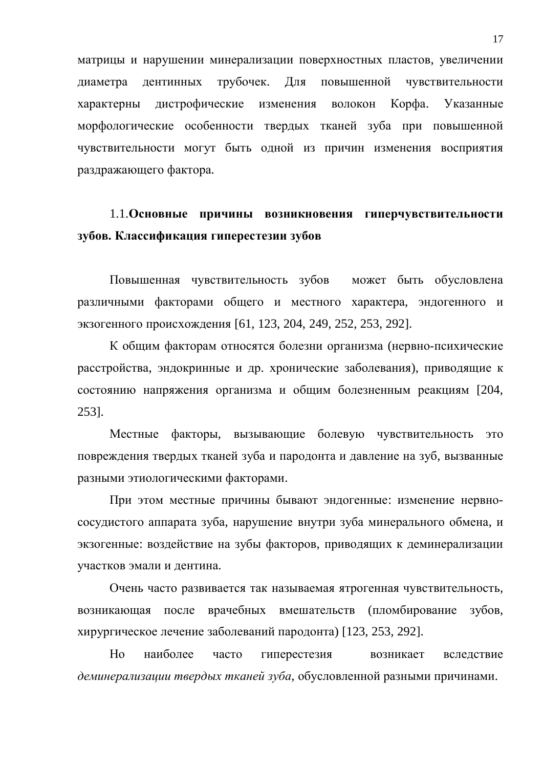матрицы и нарушении минерализации поверхностных пластов, увеличении диаметра дентинных трубочек. Для повышенной чувствительности характерны дистрофические изменения волокон Корфа. Указанные морфологические особенности твердых тканей зуба при повышенной чувствительности могут быть одной из причин изменения восприятия раздражающего фактора.

## 1.1. **Основные причины возникновения гиперчувствительности зубов. Классификация гиперестезии зубов**

Повышенная чувствительность зубов может быть обусловлена различными факторами общего и местного характера, эндогенного и экзогенного происхождения [61, 123, 204, 249, 252, 253, 292].

К общим факторам относятся болезни организма (нервно-психические расстройства, эндокринные и др. хронические заболевания), приводящие к состоянию напряжения организма и общим болезненным реакциям [204, 253].

Местные факторы, вызывающие болевую чувствительность это повреждения твердых тканей зуба и пародонта и давление на зуб, вызванные разными этиологическими факторами.

При этом местные причины бывают эндогенные: изменение нервно-сосудистого аппарата зуба, нарушение внутри зуба минерального обмена, и экзогенные: воздействие на зубы факторов, приводящих к деминерализации участков эмали и дентина.

Очень часто развивается так называемая ятрогенная чувствительность, возникающая после врачебных вмешательств (пломбирование зубов, хирургическое лечение заболеваний пародонта) [123, 253, 292].

Но наиболее часто гиперестезия возникает вследствие *деминерализации твердых тканей зуба*, обусловленной разными причинами.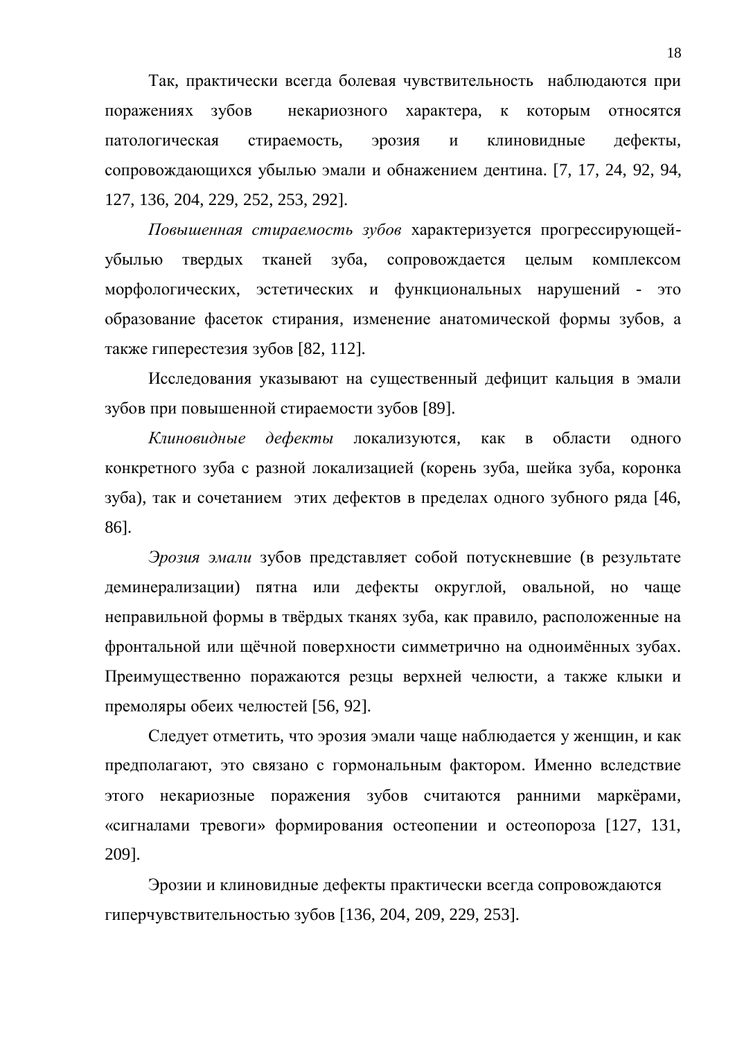Так, практически всегда болевая чувствительность наблюдаются при поражениях зубов некариозного характера, к которым относятся патологическая стираемость, эрозия и клиновидные дефекты, сопровождающихся убылью эмали и обнажением дентина. [7, 17, 24, 92, 94, 127, 136, 204, 229, 252, 253, 292].

*Повышенная стираемость зубов* характеризуется прогрессирующей-убылью твердых тканей зуба, сопровождается целым комплексом морфологических, эстетических и функциональных нарушений - это образование фасеток стирания, изменение анатомической формы зубов, а также гиперестезия зубов [82, 112].

Исследования указывают на существенный дефицит кальция в эмали зубов при повышенной стираемости зубов [89].

*Клиновидные дефекты* локализуются, как в области одного конкретного зуба с разной локализацией (корень зуба, шейка зуба, коронка зуба), так и сочетанием этих дефектов в пределах одного зубного ряда [46, 86].

*Эрозия эмали* зубов представляет собой потускневшие (в результате деминерализации) пятна или дефекты округлой, овальной, но чаще неправильной формы в твёрдых тканях зуба, как правило, расположенные на фронтальной или щёчной поверхности симметрично на одноимённых зубах. Преимущественно поражаются резцы верхней челюсти, а также клыки и премоляры обеих челюстей [56, 92].

Следует отметить, что эрозия эмали чаще наблюдается у женщин, и как предполагают, это связано с гормональным фактором. Именно вследствие этого некариозные поражения зубов считаются ранними маркёрами, «сигналами тревоги» формирования остеопении и остеопороза [127, 131, 209].

Эрозии и клиновидные дефекты практически всегда сопровождаются гиперчувствительностью зубов [136, 204, 209, 229, 253].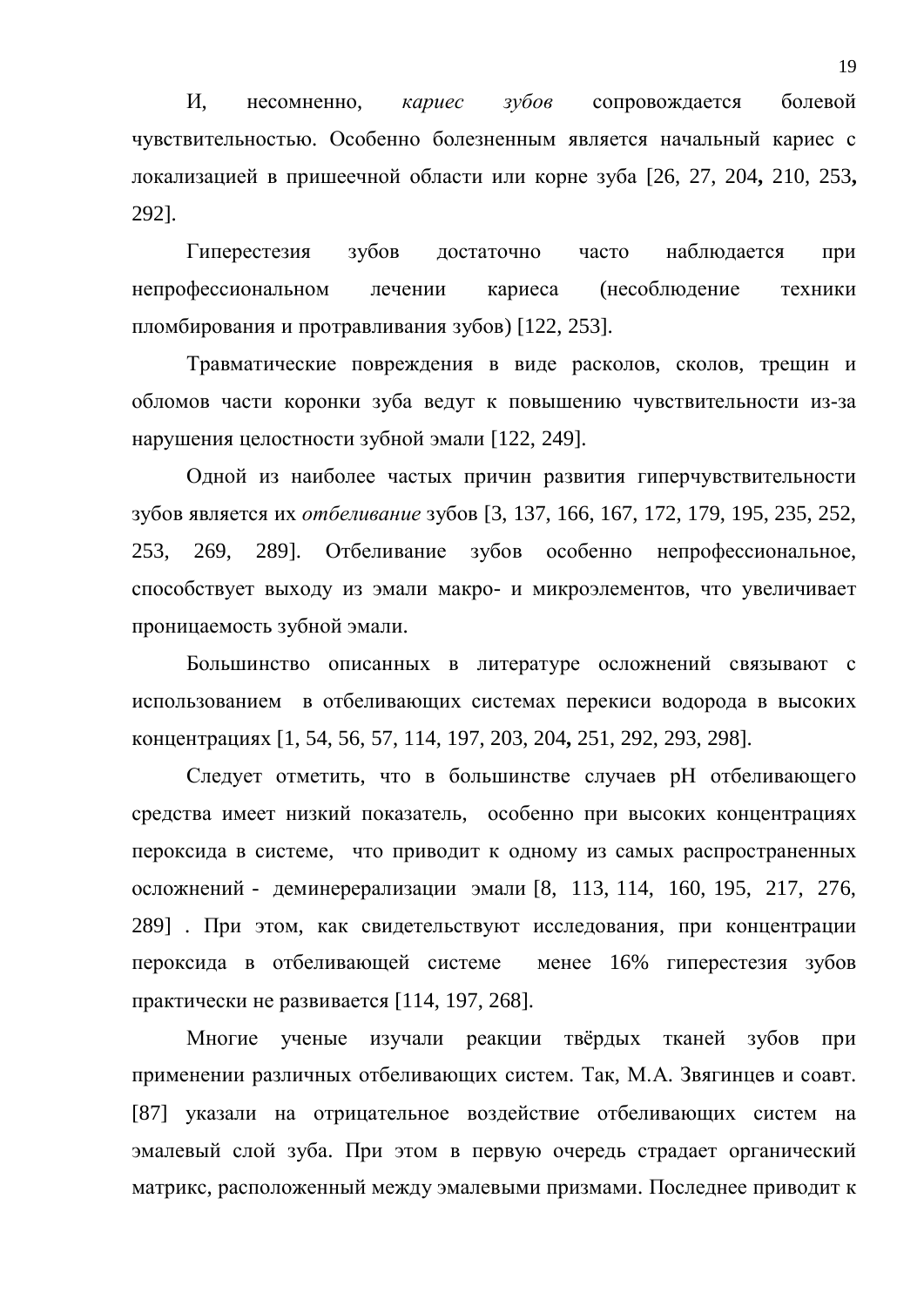И, несомненно, *кариес зубов* сопровождается болевой чувствительностью. Особенно болезненным является начальный кариес с локализацией в пришеечной области или корне зуба [26, 27, 204, 210, 253, 292].

Гиперестезия зубов достаточно часто наблюдается при непрофессиональном лечении кариеса (несоблюдение техники пломбирования и протравливания зубов) [122, 253].

Травматические повреждения в виде расколов, сколов, трещин и обломов части коронки зуба ведут к повышению чувствительности из-за нарушения целостности зубной эмали [122, 249].

Одной из наиболее частых причин развития гиперчувствительности зубов является их *отбеливание* зубов [3, 137, 166, 167, 172, 179, 195, 235, 252, 253, 269, 289]. Отбеливание зубов особенно непрофессиональное, способствует выходу из эмали макро- и микроэлементов, что увеличивает проницаемость зубной эмали.

Большинство описанных в литературе осложнений связывают с использованием в отбеливающих системах перекиси водорода в высоких концентрациях [1, 54, 56, 57, 114, 197, 203, 204, 251, 292, 293, 298].

Следует отметить, что в большинстве случаев pH отбеливающего средства имеет низкий показатель, особенно при высоких концентрациях пероксида в системе, что приводит к одному из самых распространенных осложнений - деминерерализации эмали [8, 113, 114, 160, 195, 217, 276, 289] . При этом, как свидетельствуют исследования, при концентрации пероксида в отбеливающей системе менее 16% гиперестезия зубов практически не развивается [114, 197, 268].

Многие ученые изучали реакции твёрдых тканей зубов при применении различных отбеливающих систем. Так, М.А. Звягинцев и соавт. [87] указали на отрицательное воздействие отбеливающих систем на эмалевый слой зуба. При этом в первую очередь страдает органический матрикс, расположенный между эмалевыми призмами. Последнее приводит к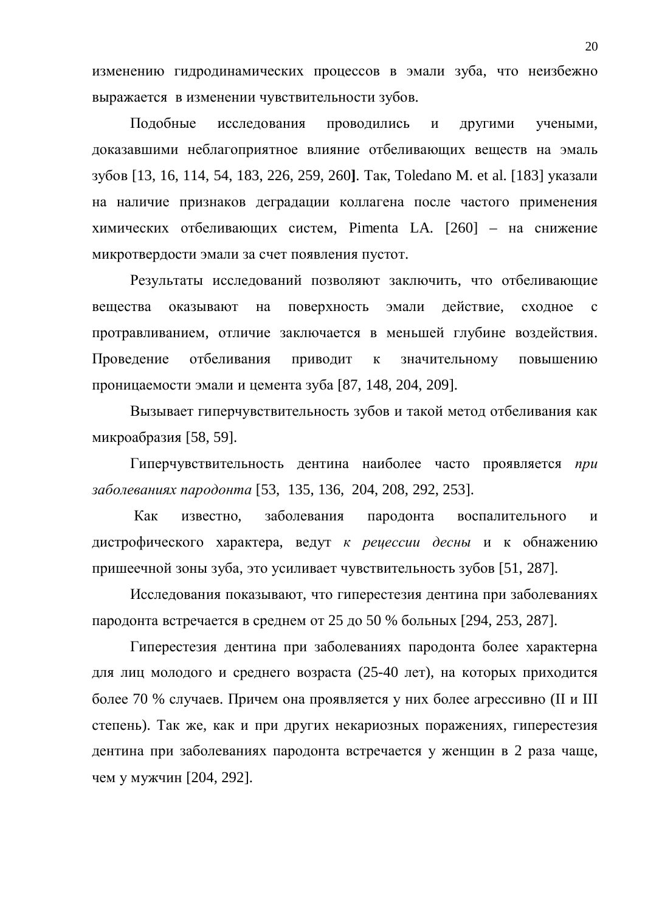изменению гидродинамических процессов в эмали зуба, что неизбежно выражается в изменении чувствительности зубов.

Подобные исследования проводились и другими учеными, доказавшими неблагоприятное влияние отбеливающих веществ на эмаль зубов [13, 16, 114, 54, 183, 226, 259, 260**]**. Так, Toledano M. et al. [183] указали на наличие признаков деградации коллагена после частого применения химических отбеливающих систем, Pimenta LA. [260] – на снижение микротвердости эмали за счет появления пустот.

Результаты исследований позволяют заключить, что отбеливающие вещества оказывают на поверхность эмали действие, сходное с протравливанием, отличие заключается в меньшей глубине воздействия. Проведение отбеливания приводит к значительному повышению проницаемости эмали и цемента зуба [87, 148, 204, 209].

Вызывает гиперчувствительность зубов и такой метод отбеливания как микроабразия [58, 59].

Гиперчувствительность дентина наиболее часто проявляется *при заболеваниях пародонта* [53, 135, 136, 204, 208, 292, 253].

Как известно, заболевания пародонта воспалительного и дистрофического характера, ведут *к рецессии десны* и к обнажению пришеечной зоны зуба, это усиливает чувствительность зубов [51, 287].

Исследования показывают, что гиперестезия дентина при заболеваниях пародонта встречается в среднем от 25 до 50 % больных [294, 253, 287].

Гиперестезия дентина при заболеваниях пародонта более характерна для лиц молодого и среднего возраста (25-40 лет), на которых приходится более 70 % случаев. Причем она проявляется у них более агрессивно (II и III степень). Так же, как и при других некариозных поражениях, гиперестезия дентина при заболеваниях пародонта встречается у женщин в 2 раза чаще, чем у мужчин [204, 292].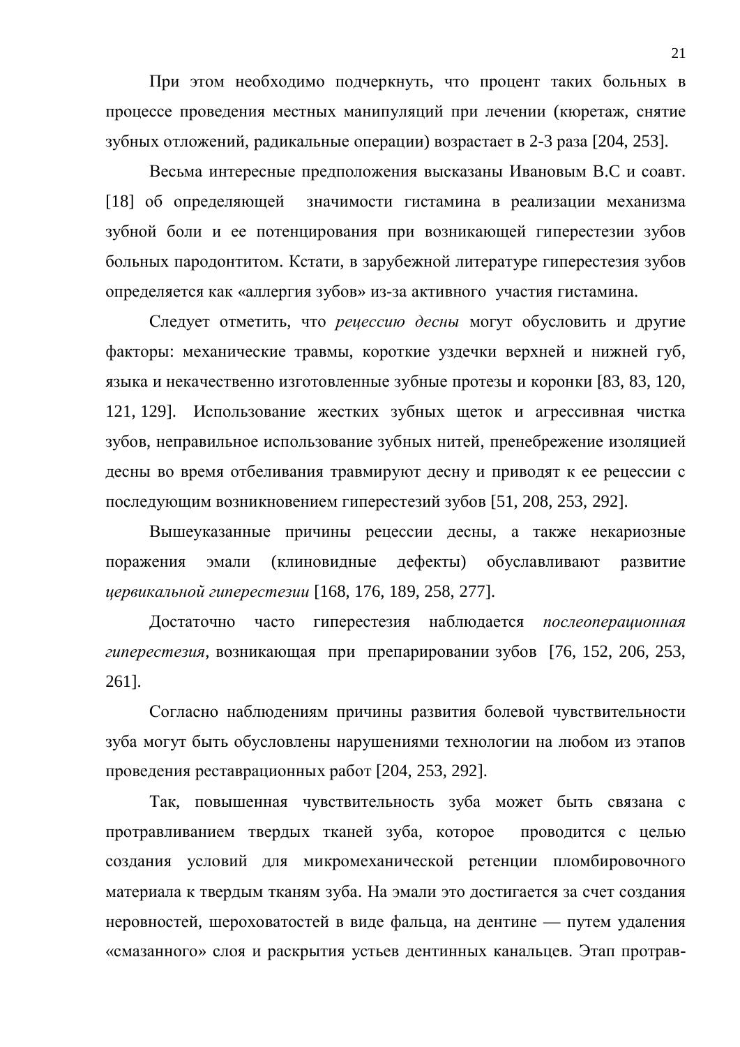При этом необходимо подчеркнуть, что процент таких больных в процессе проведения местных манипуляций при лечении (кюретаж, снятие зубных отложений, радикальные операции) возрастает в 2-3 раза [204, 253].

Весьма интересные предположения высказаны Ивановым В.С и соавт. [18] об определяющей значимости гистамина в реализации механизма зубной боли и ее потенцирования при возникающей гиперестезии зубов больных пародонтитом. Кстати, в зарубежной литературе гиперестезия зубов определяется как «аллергия зубов» из-за активного участия гистамина.

Следует отметить, что *рецессию десны* могут обусловить и другие факторы: механические травмы, короткие уздечки верхней и нижней губ, языка и некачественно изготовленные зубные протезы и коронки [83, 83, 120, 121, 129]. Использование жестких зубных щеток и агрессивная чистка зубов, неправильное использование зубных нитей, пренебрежение изоляцией десны во время отбеливания травмируют десну и приводят к ее рецессии с последующим возникновением гиперестезий зубов [51, 208, 253, 292].

Вышеуказанные причины рецессии десны, а также некариозные поражения эмали (клиновидные дефекты) обуславливают развитие *цервикальной гиперестезии* [168, 176, 189, 258, 277].

Достаточно часто гиперестезия наблюдается *послеоперационная гиперестезия*, возникающая при препарировании зубов [76, 152, 206, 253, 261].

Согласно наблюдениям причины развития болевой чувствительности зуба могут быть обусловлены нарушениями технологии на любом из этапов проведения реставрационных работ [204, 253, 292].

Так, повышенная чувствительность зуба может быть связана с протравливанием твердых тканей зуба, которое проводится с целью создания условий для микромеханической ретенции пломбировочного материала к твердым тканям зуба. На эмали это достигается за счет создания неровностей, шероховатостей в виде фальца, на дентине — путем удаления «смазанного» слоя и раскрытия устьев дентинных канальцев. Этап протрав-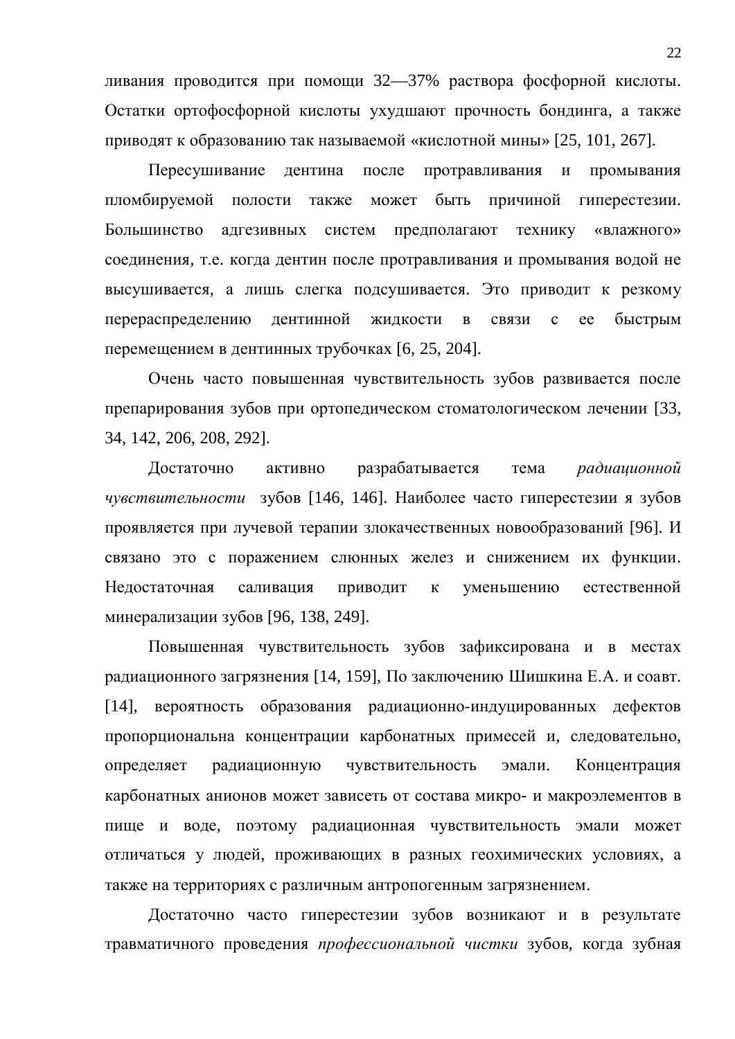ливания проводится при помощи 32—37% раствора фосфорной кислоты. Остатки ортофосфорной кислоты ухудшают прочность бондинга, а также приводят к образованию так называемой «кислотной мины» [25, 101, 267].

Пересушивание дентина после протравливания и промывания пломбируемой полости также может быть причиной гиперестезии. Большинство адгезивных систем предполагают технику «влажного» соединения, т.е. когда дентин после протравливания и промывания водой не высушивается, а лишь слегка подсушивается. Это приводит к резкому перераспределению дентинной жидкости в связи с ее быстрым перемещением в дентинных трубочках [6, 25, 204].

Очень часто повышенная чувствительность зубов развивается после препарирования зубов при ортопедическом стоматологическом лечении [33, 34, 142, 206, 208, 292].

Достаточно активно разрабатывается тема *радиационной чувствительности* зубов [146, 146]. Наиболее часто гиперестезии я зубов проявляется при лучевой терапии злокачественных новообразований [96]. И связано это с поражением слюнных желез и снижением их функции. Недостаточная саливация приводит к уменьшению естественной минерализации зубов [96, 138, 249].

Повышенная чувствительность зубов зафиксирована и в местах радиационного загрязнения [14, 159], По заключению Шишкина Е.А. и соавт. [14], вероятность образования радиационно-индуцированных дефектов пропорциональна концентрации карбонатных примесей и, следовательно, определяет радиационную чувствительность эмали. Концентрация карбонатных анионов может зависеть от состава микро- и макроэлементов в пище и воде, поэтому радиационная чувствительность эмали может отличаться у людей, проживающих в разных геохимических условиях, а также на территориях с различным антропогенным загрязнением.

Достаточно часто гиперестезии зубов возникают и в результате травматичного проведения *профессиональной чистки* зубов, когда зубная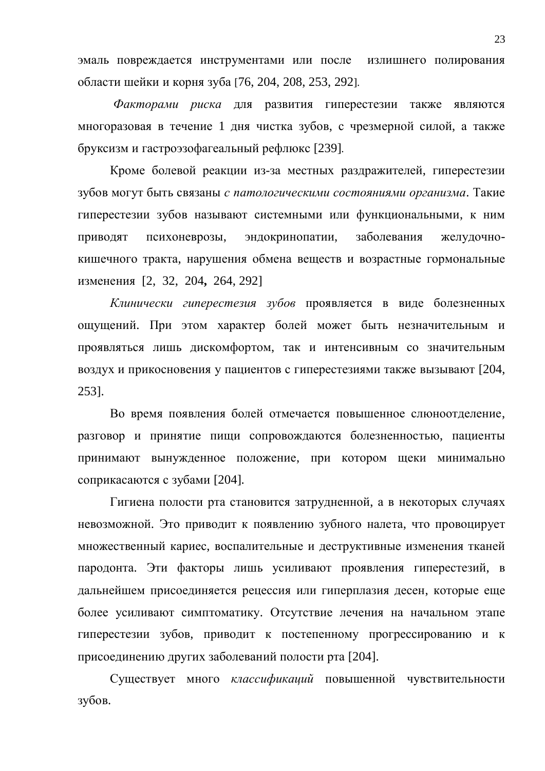эмаль повреждается инструментами или после излишнего полирования области шейки и корня зуба [76, 204, 208, 253, 292].

*Факторами риска* для развития гиперестезии также являются многоразовая в течение 1 дня чистка зубов, с чрезмерной силой, а также бруксизм и гастроэзофагеальный рефлюкс [239].

Кроме болевой реакции из-за местных раздражителей, гиперестезии зубов могут быть связаны *с патологическими состояниями организма*. Такие гиперестезии зубов называют системными или функциональными, к ним приводят психоневрозы, эндокринопатии, заболевания желудочно-кишечного тракта, нарушения обмена веществ и возрастные гормональные изменения [2, 32, 204, 264, 292]

*Клинически гиперестезия зубов* проявляется в виде болезненных ощущений. При этом характер болей может быть незначительным и проявляться лишь дискомфортом, так и интенсивным со значительным воздух и прикосновения у пациентов с гиперестезиями также вызывают [204, 253].

Во время появления болей отмечается повышенное слюноотделение, разговор и принятие пищи сопровождаются болезненностью, пациенты принимают вынужденное положение, при котором щеки минимально соприкасаются с зубами [204].

Гигиена полости рта становится затрудненной, а в некоторых случаях невозможной. Это приводит к появлению зубного налета, что провоцирует множественный кариес, воспалительные и деструктивные изменения тканей пародонта. Эти факторы лишь усиливают проявления гиперестезий, в дальнейшем присоединяется рецессия или гиперплазия десен, которые еще более усиливают симптоматику. Отсутствие лечения на начальном этапе гиперестезии зубов, приводит к постепенному прогрессированию и к присоединению других заболеваний полости рта [204].

Существует много *классификаций* повышенной чувствительности зубов.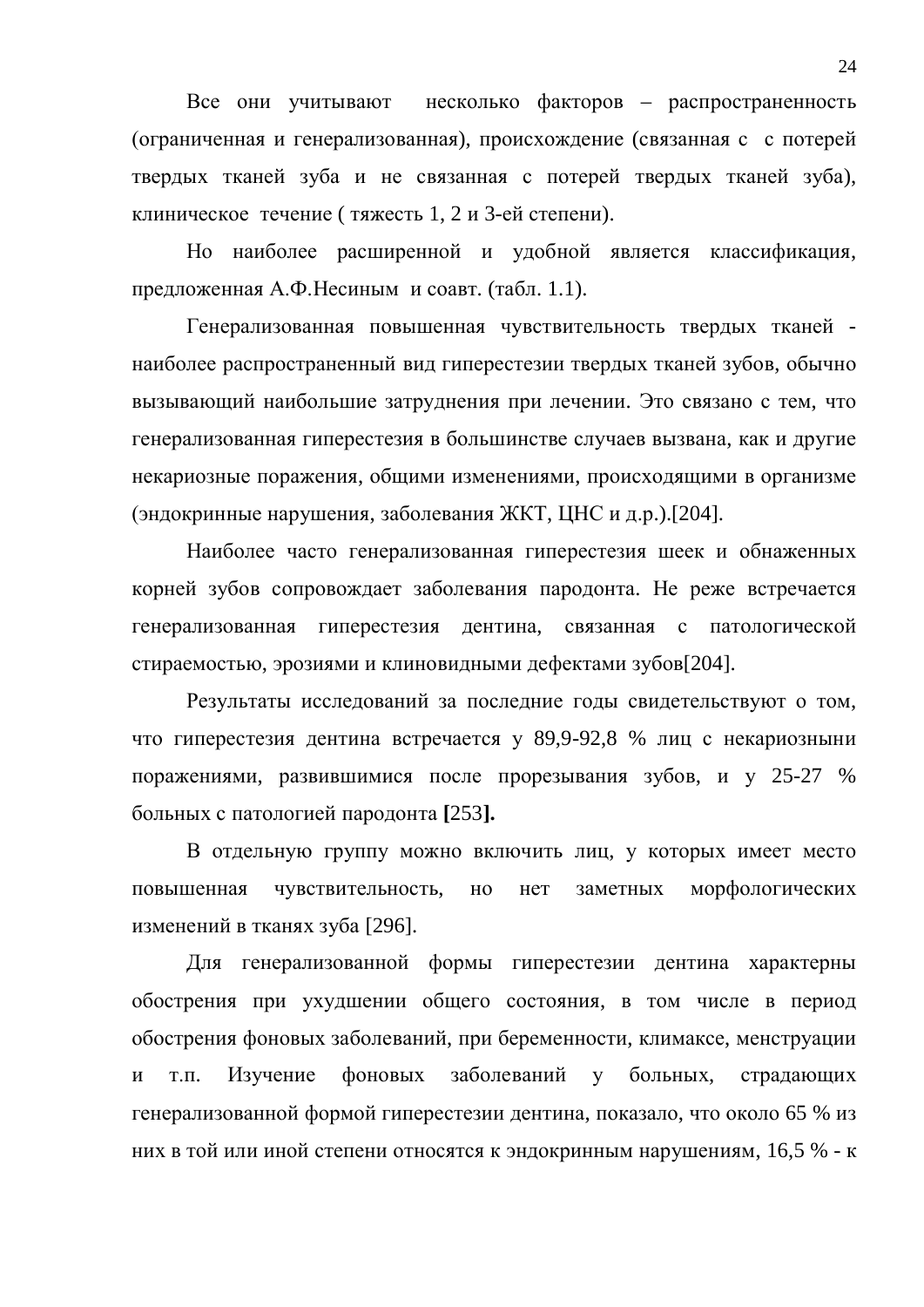Все они учитывают несколько факторов – распространенность (ограниченная и генерализованная), происхождение (связанная с с потерей твердых тканей зуба и не связанная с потерей твердых тканей зуба), клиническое течение ( тяжесть 1, 2 и 3-ей степени).

Но наиболее расширенной и удобной является классификация, предложенная А.Ф.Несиным и соавт. (табл. 1.1).

Генерализованная повышенная чувствительность твердых тканей - наиболее распространенный вид гиперестезии твердых тканей зубов, обычно вызывающий наибольшие затруднения при лечении. Это связано с тем, что генерализованная гиперестезия в большинстве случаев вызвана, как и другие некариозные поражения, общими изменениями, происходящими в организме (эндокринные нарушения, заболевания ЖКТ, ЦНС и д.р.).[204].

Наиболее часто генерализованная гиперестезия шеек и обнаженных корней зубов сопровождает заболевания пародонта. Не реже встречается генерализованная гиперестезия дентина, связанная с патологической стираемостью, эрозиями и клиновидными дефектами зубов[204].

Результаты исследований за последние годы свидетельствуют о том, что гиперестезия дентина встречается у 89,9-92,8 % лиц с некариозныни поражениями, развившимися после прорезывания зубов, и у 25-27 % больных с патологией пародонта **[**253**].**

В отдельную группу можно включить лиц, у которых имеет место повышенная чувствительность, но нет заметных морфологических изменений в тканях зуба [296].

Для генерализованной формы гиперестезии дентина характерны обострения при ухудшении общего состояния, в том числе в период обострения фоновых заболеваний, при беременности, климаксе, менструации и т.п. Изучение фоновых заболеваний у больных, страдающих генерализованной формой гиперестезии дентина, показало, что около 65 % из них в той или иной степени относятся к эндокринным нарушениям, 16,5 % - к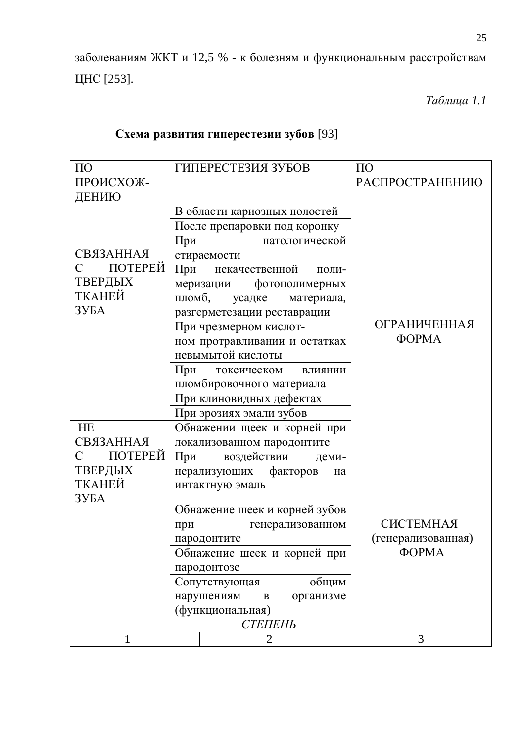заболеваниям ЖКТ и 12,5 % - к болезням и функциональным расстройствам ЦНС [253].

*Таблица 1.1*

**Схема развития гиперестезии зубов** [93]

| ПО ПРОИСХОЖ-ДЕНИЮ | ГИПЕРЕСТЕЗИЯ ЗУБОВ | ПО РАСПРОСТРАНЕНИЮ |
|---|---|---|
| СВЯЗАННАЯ С ПОТЕРЕЙ ТВЕРДЫХ ТКАНЕЙ ЗУБА | В области кариозных полостей | ОГРАНИЧЕННАЯ ФОРМА |
| | После препаровки под коронку | |
| | При патологической стираемости | |
| | При некачественной полимеризации фотополимерных пломб, усадке материала, разгерметезации реставрации | |
| | При чрезмерном кислотном протравливании и остатках невымытой кислоты | |
| | При токсическом влиянии пломбировочного материала | |
| | При клиновидных дефектах | |
| | При эрозиях эмали зубов | |
| НЕ СВЯЗАННАЯ С ПОТЕРЕЙ ТВЕРДЫХ ТКАНЕЙ ЗУБА | Обнажении щеек и корней при локализованном пародонтите | |
| | При воздействии деминерализующих факторов на интактную эмаль | |
| | Обнажение шеек и корней зубов при генерализованном пародонтите | СИСТЕМНАЯ (генерализованная) ФОРМА |
| | Обнажение шеек и корней при пародонтозе | |
| | Сопутствующая общим нарушениям в организме (функциональная) | |
| *СТЕПЕНЬ* | | |
| 1 | 2 | 3 |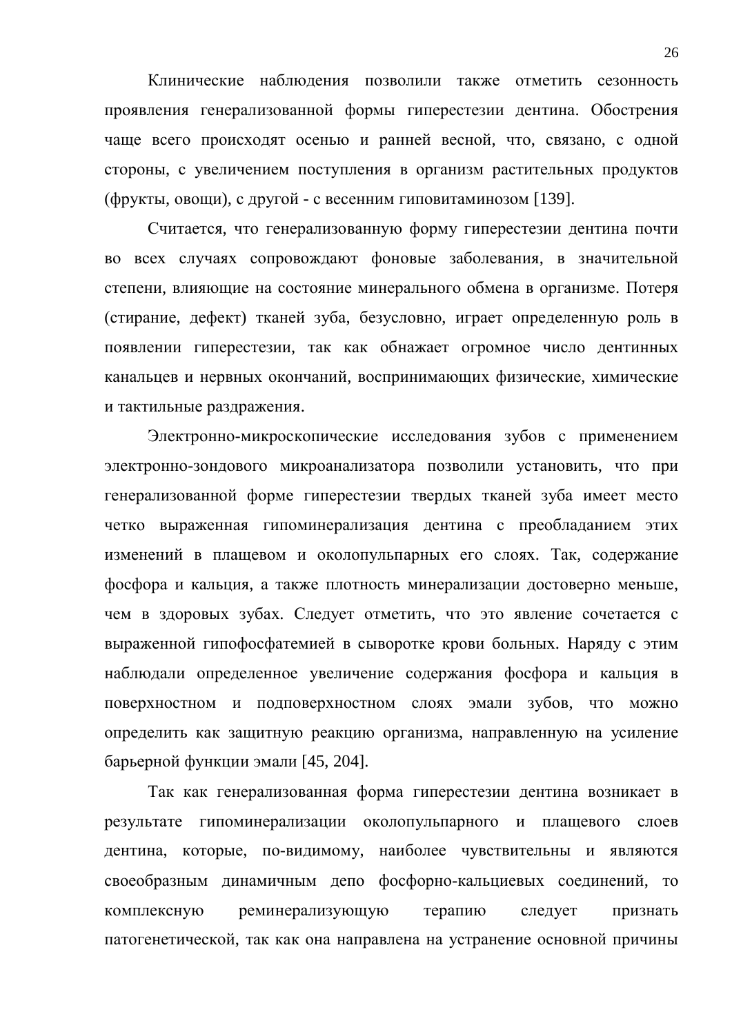Клинические наблюдения позволили также отметить сезонность проявления генерализованной формы гиперестезии дентина. Обострения чаще всего происходят осенью и ранней весной, что, связано, с одной стороны, с увеличением поступления в организм растительных продуктов (фрукты, овощи), с другой - с весенним гиповитаминозом [139].

Считается, что генерализованную форму гиперестезии дентина почти во всех случаях сопровождают фоновые заболевания, в значительной степени, влияющие на состояние минерального обмена в организме. Потеря (стирание, дефект) тканей зуба, безусловно, играет определенную роль в появлении гиперестезии, так как обнажает огромное число дентинных канальцев и нервных окончаний, воспринимающих физические, химические и тактильные раздражения.

Электронно-микроскопические исследования зубов с применением электронно-зондового микроанализатора позволили установить, что при генерализованной форме гиперестезии твердых тканей зуба имеет место четко выраженная гипоминерализация дентина с преобладанием этих изменений в плащевом и околопульпарных его слоях. Так, содержание фосфора и кальция, а также плотность минерализации достоверно меньше, чем в здоровых зубах. Следует отметить, что это явление сочетается с выраженной гипофосфатемией в сыворотке крови больных. Наряду с этим наблюдали определенное увеличение содержания фосфора и кальция в поверхностном и подповерхностном слоях эмали зубов, что можно определить как защитную реакцию организма, направленную на усиление барьерной функции эмали [45, 204].

Так как генерализованная форма гиперестезии дентина возникает в результате гипоминерализации околопульпарного и плащевого слоев дентина, которые, по-видимому, наиболее чувствительны и являются своеобразным динамичным депо фосфорно-кальциевых соединений, то комплексную реминерализующую терапию следует признать патогенетической, так как она направлена на устранение основной причины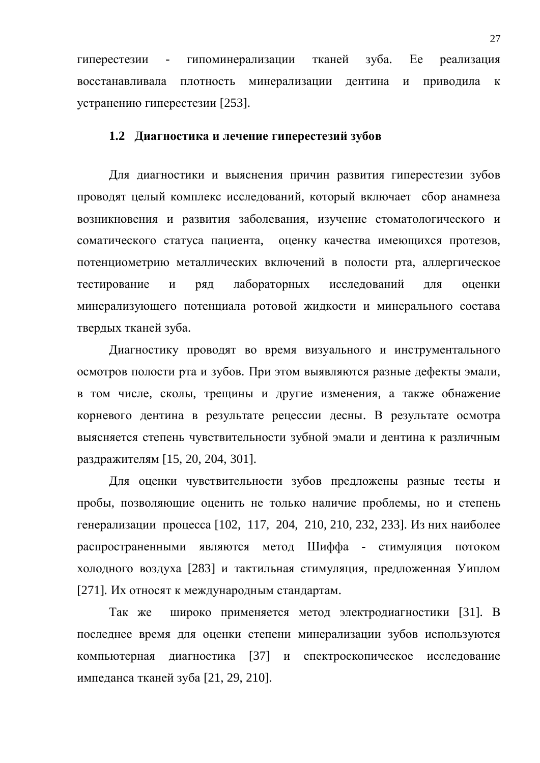гиперестезии - гипоминерализации тканей зуба. Ее реализация восстанавливала плотность минерализации дентина и приводила к устранению гиперестезии [253].

## 1.2 Диагностика и лечение гиперестезий зубов

Для диагностики и выяснения причин развития гиперестезии зубов проводят целый комплекс исследований, который включает сбор анамнеза возникновения и развития заболевания, изучение стоматологического и соматического статуса пациента, оценку качества имеющихся протезов, потенциометрию металлических включений в полости рта, аллергическое тестирование и ряд лабораторных исследований для оценки минерализующего потенциала ротовой жидкости и минерального состава твердых тканей зуба.

Диагностику проводят во время визуального и инструментального осмотров полости рта и зубов. При этом выявляются разные дефекты эмали, в том числе, сколы, трещины и другие изменения, а также обнажение корневого дентина в результате рецессии десны. В результате осмотра выясняется степень чувствительности зубной эмали и дентина к различным раздражителям [15, 20, 204, 301].

Для оценки чувствительности зубов предложены разные тесты и пробы, позволяющие оценить не только наличие проблемы, но и степень генерализации процесса [102, 117, 204, 210, 210, 232, 233]. Из них наиболее распространенными являются метод Шиффа - стимуляция потоком холодного воздуха [283] и тактильная стимуляция, предложенная Уиплом [271]. Их относят к международным стандартам.

Так же широко применяется метод электродиагностики [31]. В последнее время для оценки степени минерализации зубов используются компьютерная диагностика [37] и спектроскопическое исследование импеданса тканей зуба [21, 29, 210].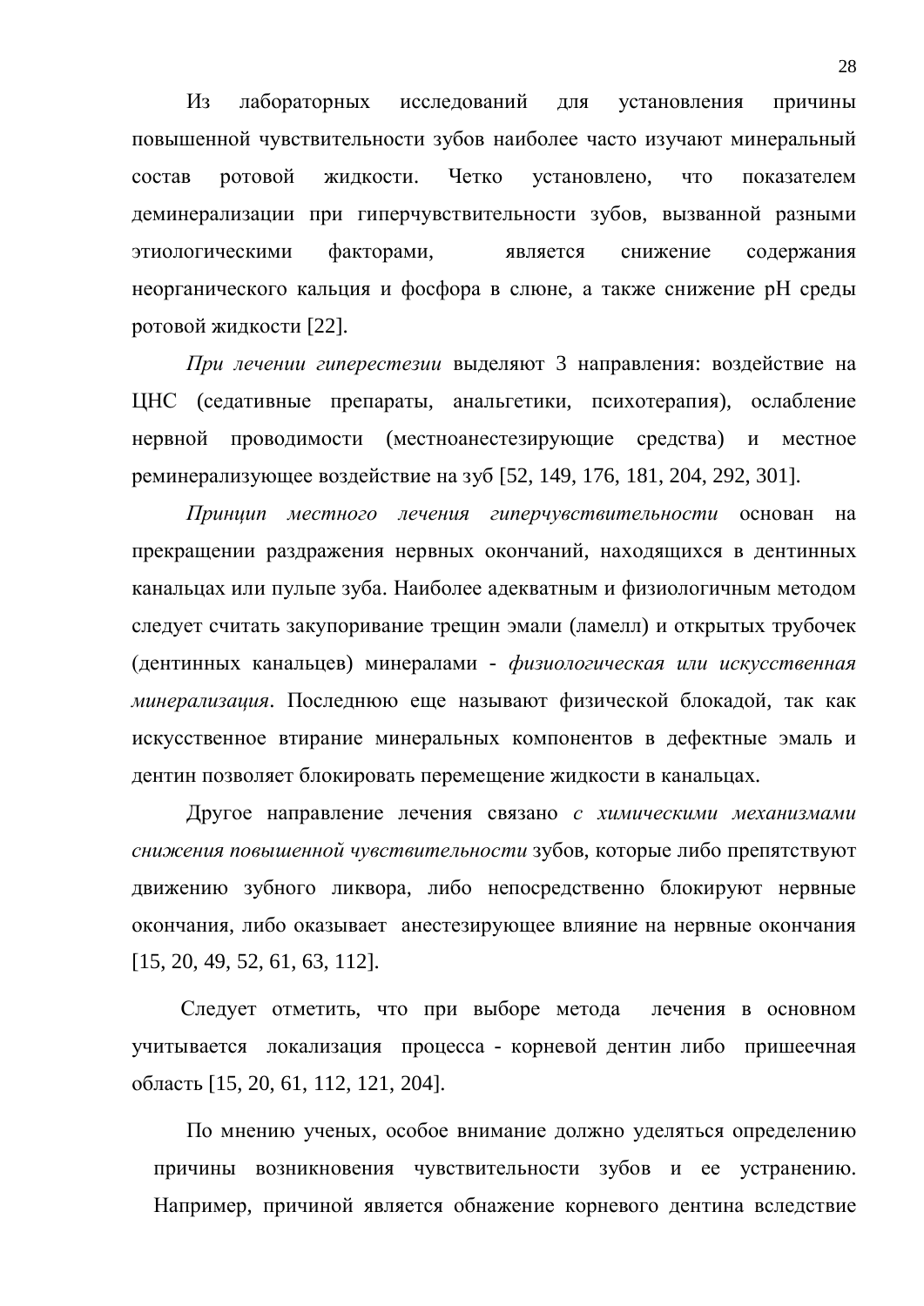Из лабораторных исследований для установления причины повышенной чувствительности зубов наиболее часто изучают минеральный состав ротовой жидкости. Четко установлено, что показателем деминерализации при гиперчувствительности зубов, вызванной разными этиологическими факторами, является снижение содержания неорганического кальция и фосфора в слюне, а также снижение pH среды ротовой жидкости [22].

*При лечении гиперестезии* выделяют 3 направления: воздействие на ЦНС (седативные препараты, анальгетики, психотерапия), ослабление нервной проводимости (местноанестезирующие средства) и местное реминерализующее воздействие на зуб [52, 149, 176, 181, 204, 292, 301].

*Принцип местного лечения гиперчувствительности* основан на прекращении раздражения нервных окончаний, находящихся в дентинных канальцах или пульпе зуба. Наиболее адекватным и физиологичным методом следует считать закупоривание трещин эмали (ламелл) и открытых трубочек (дентинных канальцев) минералами - *физиологическая или искусственная минерализация*. Последнюю еще называют физической блокадой, так как искусственное втирание минеральных компонентов в дефектные эмаль и дентин позволяет блокировать перемещение жидкости в канальцах.

Другое направление лечения связано *с химическими механизмами снижения повышенной чувствительности* зубов, которые либо препятствуют движению зубного ликвора, либо непосредственно блокируют нервные окончания, либо оказывает анестезирующее влияние на нервные окончания [15, 20, 49, 52, 61, 63, 112].

Следует отметить, что при выборе метода лечения в основном учитывается локализация процесса - корневой дентин либо пришеечная область [15, 20, 61, 112, 121, 204].

По мнению ученых, особое внимание должно уделяться определению причины возникновения чувствительности зубов и ее устранению. Например, причиной является обнажение корневого дентина вследствие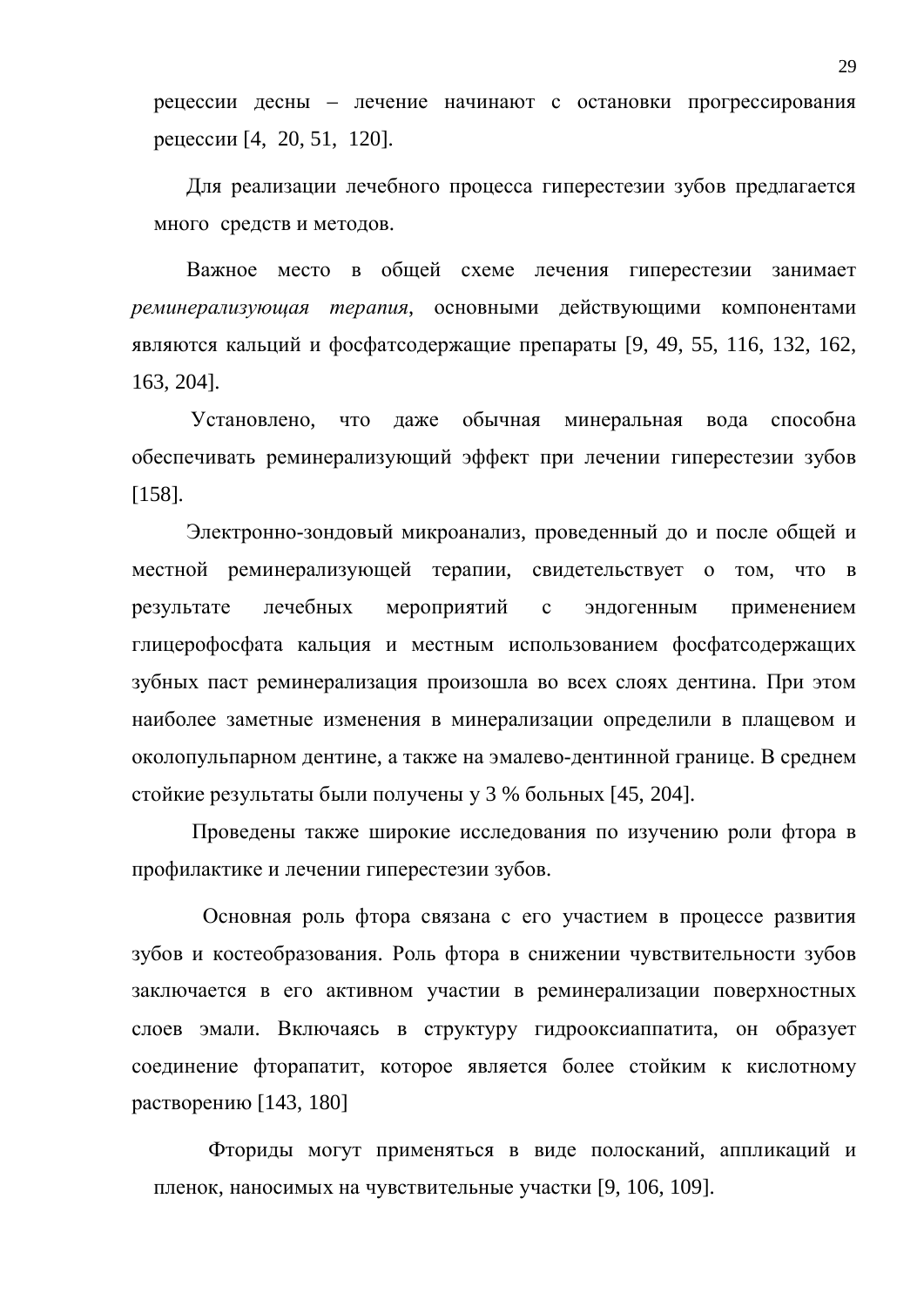рецессии десны – лечение начинают с остановки прогрессирования рецессии [4, 20, 51, 120].

Для реализации лечебного процесса гиперестезии зубов предлагается много средств и методов.

Важное место в общей схеме лечения гиперестезии занимает *реминерализующая терапия*, основными действующими компонентами являются кальций и фосфатсодержащие препараты [9, 49, 55, 116, 132, 162, 163, 204].

Установлено, что даже обычная минеральная вода способна обеспечивать реминерализующий эффект при лечении гиперестезии зубов [158].

Электронно-зондовый микроанализ, проведенный до и после общей и местной реминерализующей терапии, свидетельствует о том, что в результате лечебных мероприятий с эндогенным применением глицерофосфата кальция и местным использованием фосфатсодержащих зубных паст реминерализация произошла во всех слоях дентина. При этом наиболее заметные изменения в минерализации определили в плащевом и околопульпарном дентине, а также на эмалево-дентинной границе. В среднем стойкие результаты были получены у 3 % больных [45, 204].

Проведены также широкие исследования по изучению роли фтора в профилактике и лечении гиперестезии зубов.

Основная роль фтора связана с его участием в процессе развития зубов и костеобразования. Роль фтора в снижении чувствительности зубов заключается в его активном участии в реминерализации поверхностных слоев эмали. Включаясь в структуру гидрооксиаппатита, он образует соединение фторапатит, которое является более стойким к кислотному растворению [143, 180]

Фториды могут применяться в виде полосканий, аппликаций и пленок, наносимых на чувствительные участки [9, 106, 109].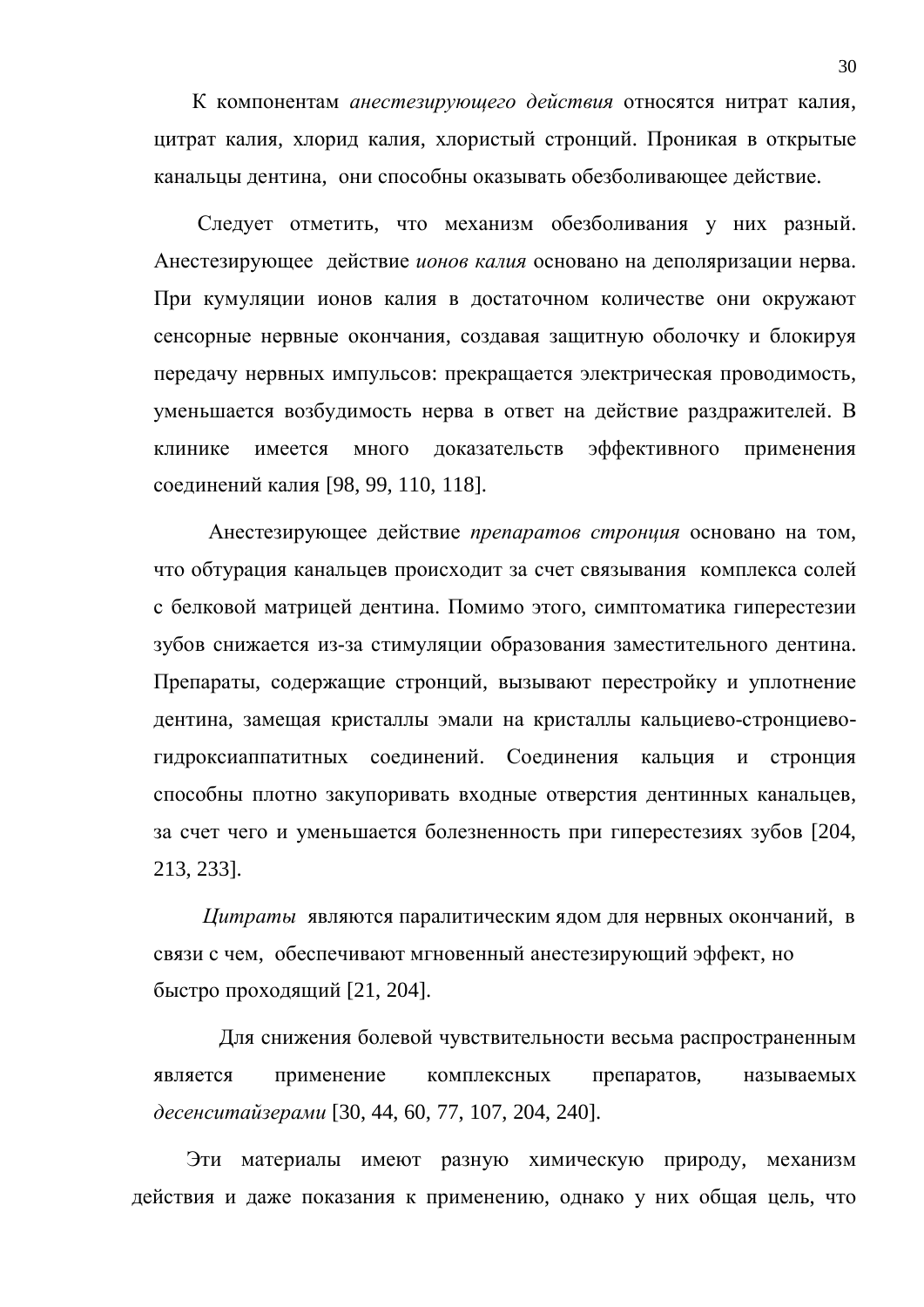К компонентам *анестезирующего действия* относятся нитрат калия, цитрат калия, хлорид калия, хлористый стронций. Проникая в открытые канальцы дентина, они способны оказывать обезболивающее действие.

Следует отметить, что механизм обезболивания у них разный. Анестезирующее действие *ионов калия* основано на деполяризации нерва. При кумуляции ионов калия в достаточном количестве они окружают сенсорные нервные окончания, создавая защитную оболочку и блокируя передачу нервных импульсов: прекращается электрическая проводимость, уменьшается возбудимость нерва в ответ на действие раздражителей. В клинике имеется много доказательств эффективного применения соединений калия [98, 99, 110, 118].

Анестезирующее действие *препаратов стронция* основано на том, что обтурация канальцев происходит за счет связывания комплекса солей с белковой матрицей дентина. Помимо этого, симптоматика гиперестезии зубов снижается из-за стимуляции образования заместительного дентина. Препараты, содержащие стронций, вызывают перестройку и уплотнение дентина, замещая кристаллы эмали на кристаллы кальциево-стронциево-гидроксиаппатитных соединений. Соединения кальция и стронция способны плотно закупоривать входные отверстия дентинных канальцев, за счет чего и уменьшается болезненность при гиперестезиях зубов [204, 213, 233].

*Цитраты* являются паралитическим ядом для нервных окончаний, в связи с чем, обеспечивают мгновенный анестезирующий эффект, но быстро проходящий [21, 204].

Для снижения болевой чувствительности весьма распространенным является применение комплексных препаратов, называемых *десенситайзерами* [30, 44, 60, 77, 107, 204, 240].

Эти материалы имеют разную химическую природу, механизм действия и даже показания к применению, однако у них общая цель, что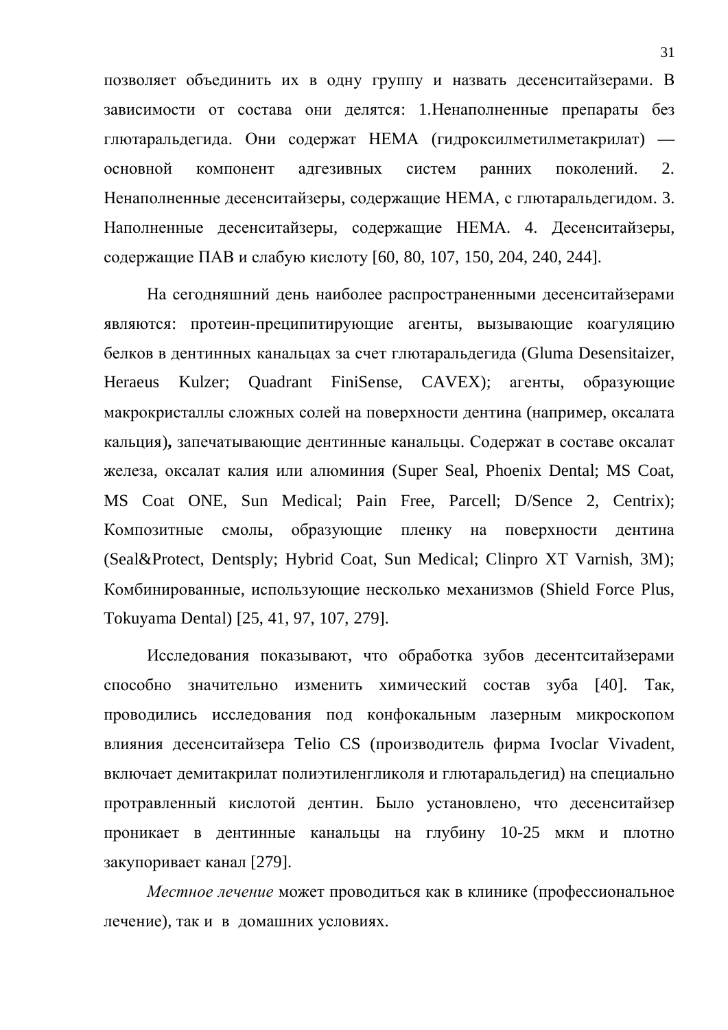позволяет объединить их в одну группу и назвать десенситайзерами. В зависимости от состава они делятся: 1.Ненаполненные препараты без глютаральдегида. Они содержат HEMA (гидроксилметилметакрилат) — основной компонент адгезивных систем ранних поколений. 2. Ненаполненные десенситайзеры, содержащие HEMA, с глютаральдегидом. 3. Наполненные десенситайзеры, содержащие HEMA. 4. Десенситайзеры, содержащие ПАВ и слабую кислоту [60, 80, 107, 150, 204, 240, 244].

На сегодняшний день наиболее распространенными десенситайзерами являются: протеин-преципитирующие агенты, вызывающие коагуляцию белков в дентинных канальцах за счет глютаральдегида (Gluma Desensitaizer, Heraeus Kulzer; Quadrant FiniSense, CAVEX); агенты, образующие макрокристаллы сложных солей на поверхности дентина (например, оксалата кальция**),** запечатывающие дентинные канальцы. Содержат в составе оксалат железа, оксалат калия или алюминия (Super Seal, Phoenix Dental; MS Coat, MS Coat ONE, Sun Medical; Pain Free, Parcell; D/Sence 2, Centrix); Композитные смолы, образующие пленку на поверхности дентина (Seal&Protect, Dentsply; Hybrid Coat, Sun Medical; Clinpro XT Varnish, 3M); Комбинированные, использующие несколько механизмов (Shield Force Plus, Tokuyama Dental) [25, 41, 97, 107, 279].

Исследования показывают, что обработка зубов десентситайзерами способно значительно изменить химический состав зуба [40]. Так, проводились исследования под конфокальным лазерным микроскопом влияния десенситайзера Telio CS (производитель фирма Ivoclar Vivadent, включает демитакрилат полиэтиленгликоля и глютаральдегид) на специально протравленный кислотой дентин. Было установлено, что десенситайзер проникает в дентинные канальцы на глубину 10-25 мкм и плотно закупоривает канал [279].

*Местное лечение* может проводиться как в клинике (профессиональное лечение), так и в домашних условиях.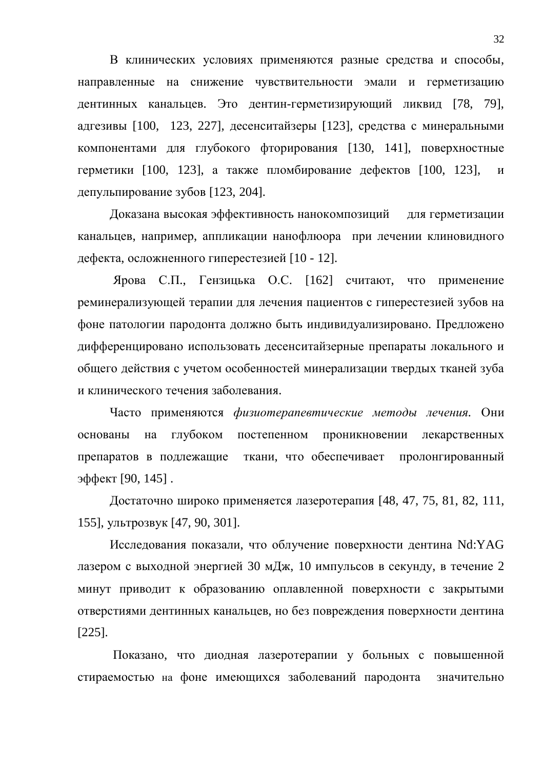В клинических условиях применяются разные средства и способы, направленные на снижение чувствительности эмали и герметизацию дентинных канальцев. Это дентин-герметизирующий ликвид [78, 79], адгезивы [100, 123, 227], десенситайзеры [123], средства с минеральными компонентами для глубокого фторирования [130, 141], поверхностные герметики [100, 123], а также пломбирование дефектов [100, 123], и депульпирование зубов [123, 204].

Доказана высокая эффективность нанокомпозиций для герметизации канальцев, например, аппликации нанофлюора при лечении клиновидного дефекта, осложненного гиперестезией [10 - 12].

Ярова С.П., Гензицька О.С. [162] считают, что применение реминерализующей терапии для лечения пациентов с гиперестезией зубов на фоне патологии пародонта должно быть индивидуализировано. Предложено дифференцировано использовать десенситайзерные препараты локального и общего действия с учетом особенностей минерализации твердых тканей зуба и клинического течения заболевания.

Часто применяются *физиотерапевтические методы лечения*. Они основаны на глубоком постепенном проникновении лекарственных препаратов в подлежащие ткани, что обеспечивает пролонгированный эффект [90, 145] .

Достаточно широко применяется лазеротерапия [48, 47, 75, 81, 82, 111, 155], ультрозвук [47, 90, 301].

Исследования показали, что облучение поверхности дентина Nd:YAG лазером с выходной энергией 30 мДж, 10 импульсов в секунду, в течение 2 минут приводит к образованию оплавленной поверхности с закрытыми отверстиями дентинных канальцев, но без повреждения поверхности дентина [225].

Показано, что диодная лазеротерапии у больных с повышенной стираемостью на фоне имеющихся заболеваний пародонта значительно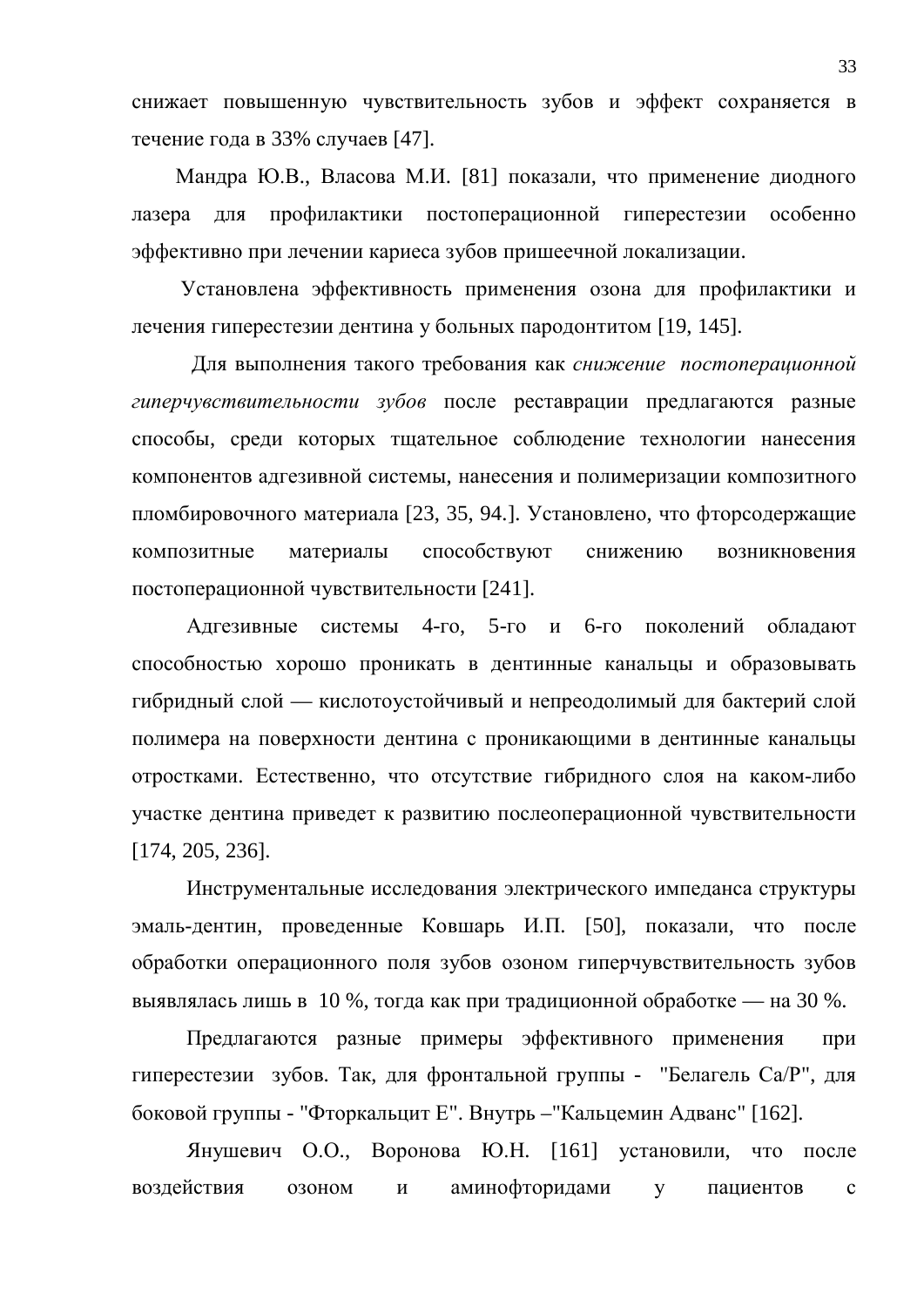снижает повышенную чувствительность зубов и эффект сохраняется в течение года в 33% случаев [47].

Мандра Ю.В., Власова М.И. [81] показали, что применение диодного лазера для профилактики постоперационной гиперестезии особенно эффективно при лечении кариеса зубов пришеечной локализации.

Установлена эффективность применения озона для профилактики и лечения гиперестезии дентина у больных пародонтитом [19, 145].

Для выполнения такого требования как *снижение постоперационной гиперчувствительности зубов* после реставрации предлагаются разные способы, среди которых тщательное соблюдение технологии нанесения компонентов адгезивной системы, нанесения и полимеризации композитного пломбировочного материала [23, 35, 94.]. Установлено, что фторсодержащие композитные материалы способствуют снижению возникновения постоперационной чувствительности [241].

Адгезивные системы 4-го, 5-го и 6-го поколений обладают способностью хорошо проникать в дентинные канальцы и образовывать гибридный слой — кислотоустойчивый и непреодолимый для бактерий слой полимера на поверхности дентина с проникающими в дентинные канальцы отростками. Естественно, что отсутствие гибридного слоя на каком-либо участке дентина приведет к развитию послеоперационной чувствительности [174, 205, 236].

Инструментальные исследования электрического импеданса структуры эмаль-дентин, проведенные Ковшарь И.П. [50], показали, что после обработки операционного поля зубов озоном гиперчувствительность зубов выявлялась лишь в 10 %, тогда как при традиционной обработке — на 30 %.

Предлагаются разные примеры эффективного применения при гиперестезии зубов. Так, для фронтальной группы - "Белагель Са/Р", для боковой группы - "Фторкальцит Е". Внутрь –"Кальцемин Адванс" [162].

Янушевич О.О., Воронова Ю.Н. [161] установили, что после воздействия озоном и аминофторидами у пациентов с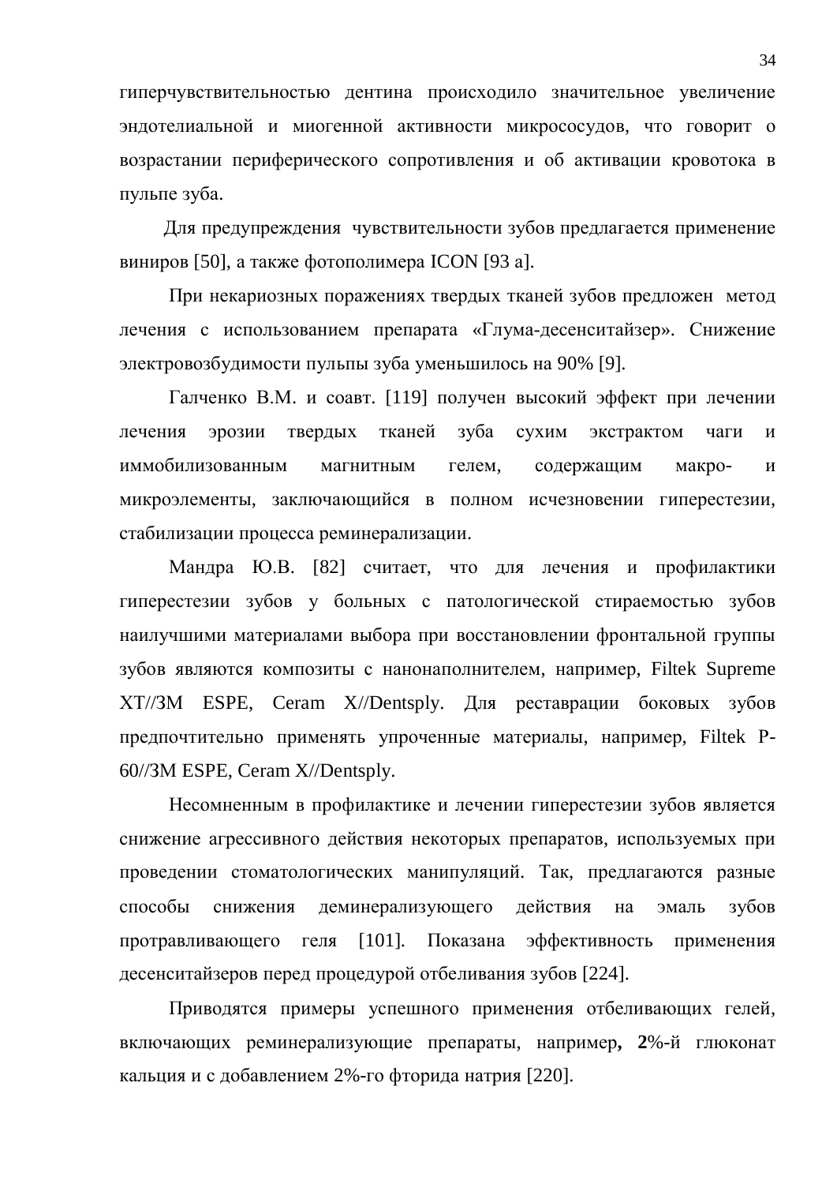гиперчувствительностью дентина происходило значительное увеличение эндотелиальной и миогенной активности микрососудов, что говорит о возрастании периферического сопротивления и об активации кровотока в пульпе зуба.

Для предупреждения чувствительности зубов предлагается применение виниров [50], а также фотополимера ICON [93 а].

При некариозных поражениях твердых тканей зубов предложен метод лечения с использованием препарата «Глума-десенситайзер». Снижение электровозбудимости пульпы зуба уменьшилось на 90% [9].

Галченко В.М. и соавт. [119] получен высокий эффект при лечении лечения эрозии твердых тканей зуба сухим экстрактом чаги и иммобилизованным магнитным гелем, содержащим макро- и микроэлементы, заключающийся в полном исчезновении гиперестезии, стабилизации процесса реминерализации.

Мандра Ю.В. [82] считает, что для лечения и профилактики гиперестезии зубов у больных с патологической стираемостью зубов наилучшими материалами выбора при восстановлении фронтальной группы зубов являются композиты с нанонаполнителем, например, Filtek Supreme XT//3M ESPE, Ceram X//Dentsply. Для реставрации боковых зубов предпочтительно применять упроченные материалы, например, Filtek P-60//3M ESPE, Ceram X//Dentsply.

Несомненным в профилактике и лечении гиперестезии зубов является снижение агрессивного действия некоторых препаратов, используемых при проведении стоматологических манипуляций. Так, предлагаются разные способы снижения деминерализующего действия на эмаль зубов протравливающего геля [101]. Показана эффективность применения десенситайзеров перед процедурой отбеливания зубов [224].

Приводятся примеры успешного применения отбеливающих гелей, включающих реминерализующие препараты, например**, 2**%-й глюконат кальция и с добавлением 2%-го фторида натрия [220].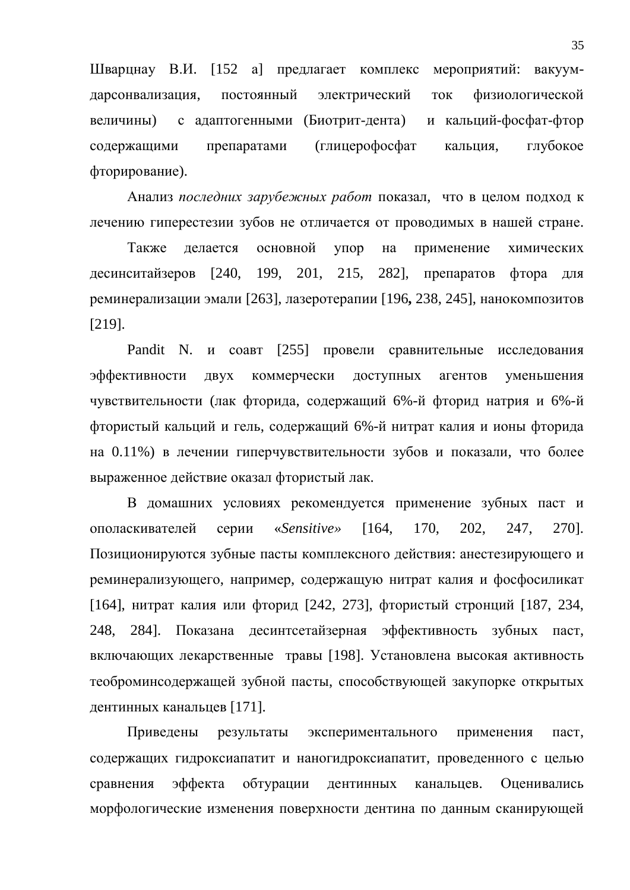Шварцнау В.И. [152 а] предлагает комплекс мероприятий: вакуум-дарсонвализация, постоянный электрический ток физиологической величины) с адаптогенными (Биотрит-дента) и кальций-фосфат-фтор содержащими препаратами (глицерофосфат кальция, глубокое фторирование).

Анализ *последних зарубежных работ* показал, что в целом подход к лечению гиперестезии зубов не отличается от проводимых в нашей стране.

Также делается основной упор на применение химических десинситайзеров [240, 199, 201, 215, 282], препаратов фтора для реминерализации эмали [263], лазеротерапии [196**,** 238, 245], нанокомпозитов [219].

Pandit N. и соавт [255] провели сравнительные исследования эффективности двух коммерчески доступных агентов уменьшения чувствительности (лак фторида, содержащий 6%-й фторид натрия и 6%-й фтористый кальций и гель, содержащий 6%-й нитрат калия и ионы фторида на 0.11%) в лечении гиперчувствительности зубов и показали, что более выраженное действие оказал фтористый лак.

В домашних условиях рекомендуется применение зубных паст и ополаскивателей серии «*Sensitive*» [164, 170, 202, 247, 270]. Позиционируются зубные пасты комплексного действия: анестезирующего и реминерализующего, например, содержащую нитрат калия и фосфосиликат [164], нитрат калия или фторид [242, 273], фтористый стронций [187, 234, 248, 284]. Показана десинтсетайзерная эффективность зубных паст, включающих лекарственные травы [198]. Установлена высокая активность теоброминсодержащей зубной пасты, способствующей закупорке открытых дентинных канальцев [171].

Приведены результаты экспериментального применения паст, содержащих гидроксиапатит и наногидроксиапатит, проведенного с целью сравнения эффекта обтурации дентинных канальцев. Оценивались морфологические изменения поверхности дентина по данным сканирующей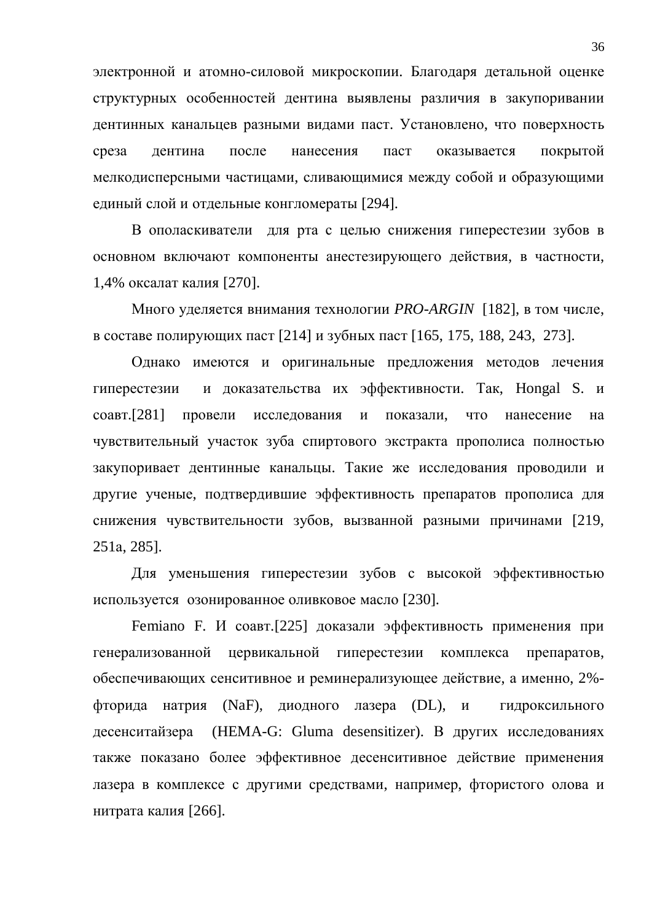электронной и атомно-силовой микроскопии. Благодаря детальной оценке структурных особенностей дентина выявлены различия в закупоривании дентинных канальцев разными видами паст. Установлено, что поверхность среза дентина после нанесения паст оказывается покрытой мелкодисперсными частицами, сливающимися между собой и образующими единый слой и отдельные конгломераты [294].

В ополаскиватели для рта с целью снижения гиперестезии зубов в основном включают компоненты анестезирующего действия, в частности, 1,4% оксалат калия [270].

Много уделяется внимания технологии *PRO-ARGIN* [182], в том числе, в составе полирующих паст [214] и зубных паст [165, 175, 188, 243, 273].

Однако имеются и оригинальные предложения методов лечения гиперестезии и доказательства их эффективности. Так, Hongal S. и соавт.[281] провели исследования и показали, что нанесение на чувствительный участок зуба спиртового экстракта прополиса полностью закупоривает дентинные канальцы. Такие же исследования проводили и другие ученые, подтвердившие эффективность препаратов прополиса для снижения чувствительности зубов, вызванной разными причинами [219, 251а, 285].

Для уменьшения гиперестезии зубов с высокой эффективностью используется озонированное оливковое масло [230].

Femiano F. И соавт.[225] доказали эффективность применения при генерализованной цервикальной гиперестезии комплекса препаратов, обеспечивающих сенситивное и реминерализующее действие, а именно, 2%-фторида натрия (NaF), диодного лазера (DL), и гидроксильного десенситайзера (HEMA-G: Gluma desensitizer). В других исследованиях также показано более эффективное десенситивное действие применения лазера в комплексе с другими средствами, например, фтористого олова и нитрата калия [266].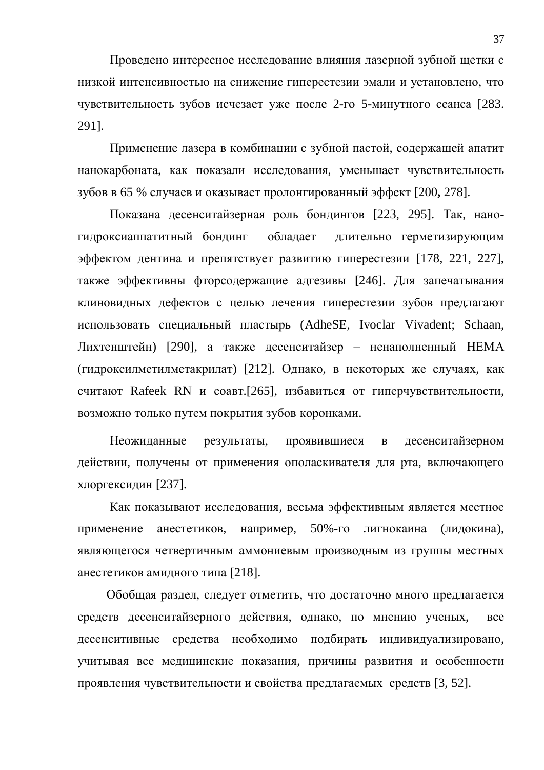Проведено интересное исследование влияния лазерной зубной щетки с низкой интенсивностью на снижение гиперестезии эмали и установлено, что чувствительность зубов исчезает уже после 2-го 5-минутного сеанса [283. 291].

Применение лазера в комбинации с зубной пастой, содержащей апатит нанокарбоната, как показали исследования, уменьшает чувствительность зубов в 65 % случаев и оказывает пролонгированный эффект [200**,** 278].

Показана десенситайзерная роль бондингов [223, 295]. Так, нано-гидроксиаппатитный бондинг обладает длительно герметизирующим эффектом дентина и препятствует развитию гиперестезии [178, 221, 227], также эффективны фторсодержащие адгезивы **[**246]. Для запечатывания клиновидных дефектов с целью лечения гиперестезии зубов предлагают использовать специальный пластырь (AdheSE, Ivoclar Vivadent; Schaan, Лихтенштейн) [290], а также десенситайзер – ненаполненный HEMA (гидроксилметилметакрилат) [212]. Однако, в некоторых же случаях, как считают Rafeek RN и соавт.[265], избавиться от гиперчувствительности, возможно только путем покрытия зубов коронками.

Неожиданные результаты, проявившиеся в десенситайзерном действии, получены от применения ополаскивателя для рта, включающего хлоргексидин [237].

Как показывают исследования, весьма эффективным является местное применение анестетиков, например, 50%-го лигнокаина (лидокина), являющегося четвертичным аммониевым производным из группы местных анестетиков амидного типа [218].

Обобщая раздел, следует отметить, что достаточно много предлагается средств десенситайзерного действия, однако, по мнению ученых, все десенситивные средства необходимо подбирать индивидуализировано, учитывая все медицинские показания, причины развития и особенности проявления чувствительности и свойства предлагаемых средств [3, 52].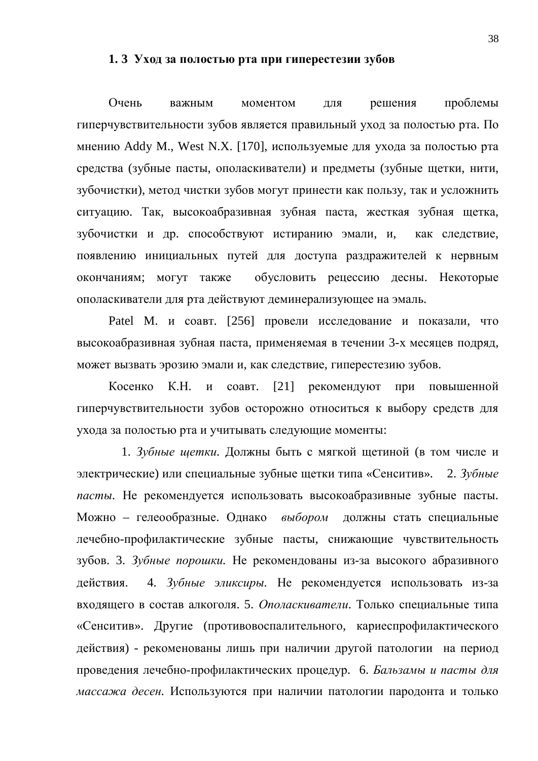## 1. 3 Уход за полостью рта при гиперестезии зубов

Очень важным моментом для решения проблемы гиперчувствительности зубов является правильный уход за полостью рта. По мнению Addy M., West N.X. [170], используемые для ухода за полостью рта средства (зубные пасты, ополаскиватели) и предметы (зубные щетки, нити, зубочистки), метод чистки зубов могут принести как пользу, так и усложнить ситуацию. Так, высокоабразивная зубная паста, жесткая зубная щетка, зубочистки и др. способствуют истиранию эмали, и, как следствие, появлению инициальных путей для доступа раздражителей к нервным окончаниям; могут также обусловить рецессию десны. Некоторые ополаскиватели для рта действуют деминерализующее на эмаль.

Patel M. и соавт. [256] провели исследование и показали, что высокоабразивная зубная паста, применяемая в течении 3-х месяцев подряд, может вызвать эрозию эмали и, как следствие, гиперестезию зубов.

Косенко К.Н. и соавт. [21] рекомендуют при повышенной гиперчувствительности зубов осторожно относиться к выбору средств для ухода за полостью рта и учитывать следующие моменты:

1. *Зубные щетки*. Должны быть с мягкой щетиной (в том числе и электрические) или специальные зубные щетки типа «Сенситив». 2. *Зубные пасты*. Не рекомендуется использовать высокоабразивные зубные пасты. Можно – гелеообразные. Однако *выбором* должны стать специальные лечебно-профилактические зубные пасты, снижающие чувствительность зубов. 3. *Зубные порошки*. Не рекомендованы из-за высокого абразивного действия. 4. *Зубные эликсиры*. Не рекомендуется использовать из-за входящего в состав алкоголя. 5. *Ополаскиватели*. Только специальные типа «Сенситив». Другие (противовоспалительного, кариеспрофилактического действия) - рекоменованы лишь при наличии другой патологии на период проведения лечебно-профилактических процедур. 6. *Бальзамы и пасты для массажа десен*. Используются при наличии патологии пародонта и только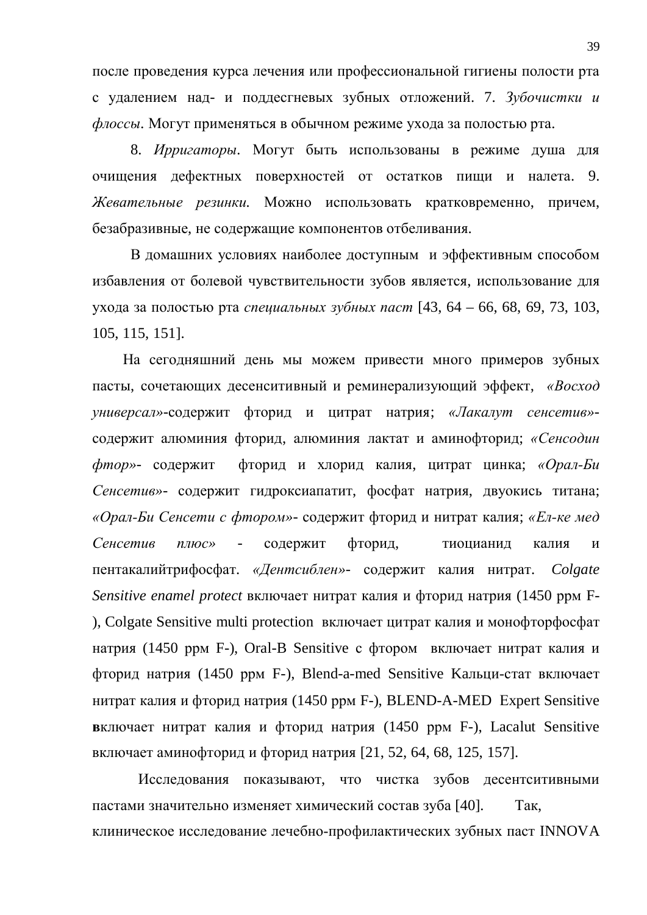после проведения курса лечения или профессиональной гигиены полости рта с удалением над- и поддесгневых зубных отложений. 7. *Зубочистки и флоссы*. Могут применяться в обычном режиме ухода за полостью рта.

8. *Ирригаторы*. Могут быть использованы в режиме душа для очищения дефектных поверхностей от остатков пищи и налета. 9. *Жевательные резинки.* Можно использовать кратковременно, причем, безабразивные, не содержащие компонентов отбеливания.

В домашних условиях наиболее доступным и эффективным способом избавления от болевой чувствительности зубов является, использование для ухода за полостью рта *специальных зубных паст* [43, 64 – 66, 68, 69, 73, 103, 105, 115, 151].

На сегодняшний день мы можем привести много примеров зубных пасты, сочетающих десенситивный и реминерализующий эффект, *«Восход универсал»*-содержит фторид и цитрат натрия; *«Лакалут сенсетив»*-содержит алюминия фторид, алюминия лактат и аминофторид; *«Сенсодин фтор»*- содержит фторид и хлорид калия, цитрат цинка; *«Орал-Би Сенсетив»*- содержит гидроксиапатит, фосфат натрия, двуокись титана; *«Орал-Би Сенсети с фтором»*- содержит фторид и нитрат калия; *«Ел-ке мед Сенсетив плюс»* - содержит фторид, тиоцианид калия и пентакалийтрифосфат. *«Дентсиблен»*- содержит калия нитрат. *Colgate Sensitive enamel protect* включает нитрат калия и фторид натрия (1450 ppм F-), Colgate Sensitive multi protection включает цитрат калия и монофторфосфат натрия (1450 ppм F-), Oral-B Sensitive с фтором включает нитрат калия и фторид натрия (1450 ppм F-), Blend-a-med Sensitive Кальци-стат включает нитрат калия и фторид натрия (1450 ppм F-), BLEND-A-MED Expert Sensitive **в**ключает нитрат калия и фторид натрия (1450 ppм F-), Lacalut Sensitive включает аминофторид и фторид натрия [21, 52, 64, 68, 125, 157].

Исследования показывают, что чистка зубов десентситивными пастами значительно изменяет химический состав зуба [40]. Так, клиническое исследование лечебно-профилактических зубных паст INNOVA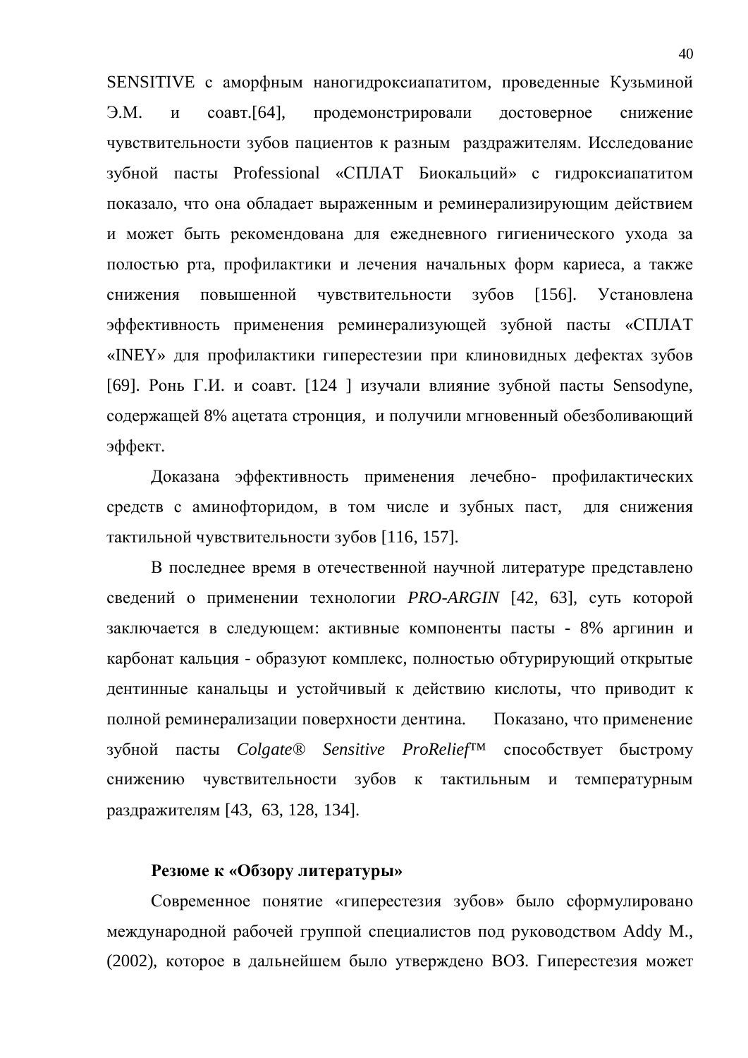SENSITIVE с аморфным наногидроксиапатитом, проведенные Кузьминой Э.М. и соавт.[64], продемонстрировали достоверное снижение чувствительности зубов пациентов к разным раздражителям. Исследование зубной пасты Professional «СПЛАТ Биокальций» с гидроксиапатитом показало, что она обладает выраженным и реминерализирующим действием и может быть рекомендована для ежедневного гигиенического ухода за полостью рта, профилактики и лечения начальных форм кариеса, а также снижения повышенной чувствительности зубов [156]. Установлена эффективность применения реминерализующей зубной пасты «СПЛАТ «INEY» для профилактики гиперестезии при клиновидных дефектах зубов [69]. Ронь Г.И. и соавт. [124 ] изучали влияние зубной пасты Sensodyne, содержащей 8% ацетата стронция, и получили мгновенный обезболивающий эффект.

Доказана эффективность применения лечебно- профилактических средств с аминофторидом, в том числе и зубных паст, для снижения тактильной чувствительности зубов [116, 157].

В последнее время в отечественной научной литературе представлено сведений о применении технологии *PRO-ARGIN* [42, 63], суть которой заключается в следующем: активные компоненты пасты - 8% аргинин и карбонат кальция - образуют комплекс, полностью обтурирующий открытые дентинные канальцы и устойчивый к действию кислоты, что приводит к полной реминерализации поверхности дентина. Показано, что применение зубной пасты *Colgate® Sensitive ProRelief*™ способствует быстрому снижению чувствительности зубов к тактильным и температурным раздражителям [43, 63, 128, 134].

### Резюме к «Обзору литературы»

Современное понятие «гиперестезия зубов» было сформулировано международной рабочей группой специалистов под руководством Addy M., (2002), которое в дальнейшем было утверждено ВОЗ. Гиперестезия может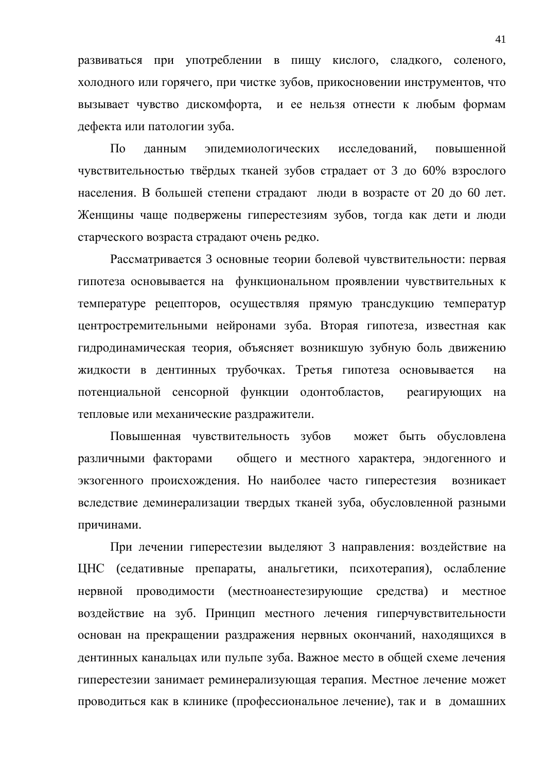развиваться при употреблении в пищу кислого, сладкого, соленого, холодного или горячего, при чистке зубов, прикосновении инструментов, что вызывает чувство дискомфорта, и ее нельзя отнести к любым формам дефекта или патологии зуба.

По данным эпидемиологических исследований, повышенной чувствительностью твёрдых тканей зубов страдает от 3 до 60% взрослого населения. В большей степени страдают люди в возрасте от 20 до 60 лет. Женщины чаще подвержены гиперестезиям зубов, тогда как дети и люди старческого возраста страдают очень редко.

Рассматривается 3 основные теории болевой чувствительности: первая гипотеза основывается на функциональном проявлении чувствительных к температуре рецепторов, осуществляя прямую трансдукцию температур центростремительными нейронами зуба. Вторая гипотеза, известная как гидродинамическая теория, объясняет возникшую зубную боль движению жидкости в дентинных трубочках. Третья гипотеза основывается на потенциальной сенсорной функции одонтобластов, реагирующих на тепловые или механические раздражители.

Повышенная чувствительность зубов может быть обусловлена различными факторами общего и местного характера, эндогенного и экзогенного происхождения. Но наиболее часто гиперестезия возникает вследствие деминерализации твердых тканей зуба, обусловленной разными причинами.

При лечении гиперестезии выделяют 3 направления: воздействие на ЦНС (седативные препараты, анальгетики, психотерапия), ослабление нервной проводимости (местноанестезирующие средства) и местное воздействие на зуб. Принцип местного лечения гиперчувствительности основан на прекращении раздражения нервных окончаний, находящихся в дентинных канальцах или пульпе зуба. Важное место в общей схеме лечения гиперестезии занимает реминерализующая терапия. Местное лечение может проводиться как в клинике (профессиональное лечение), так и в домашних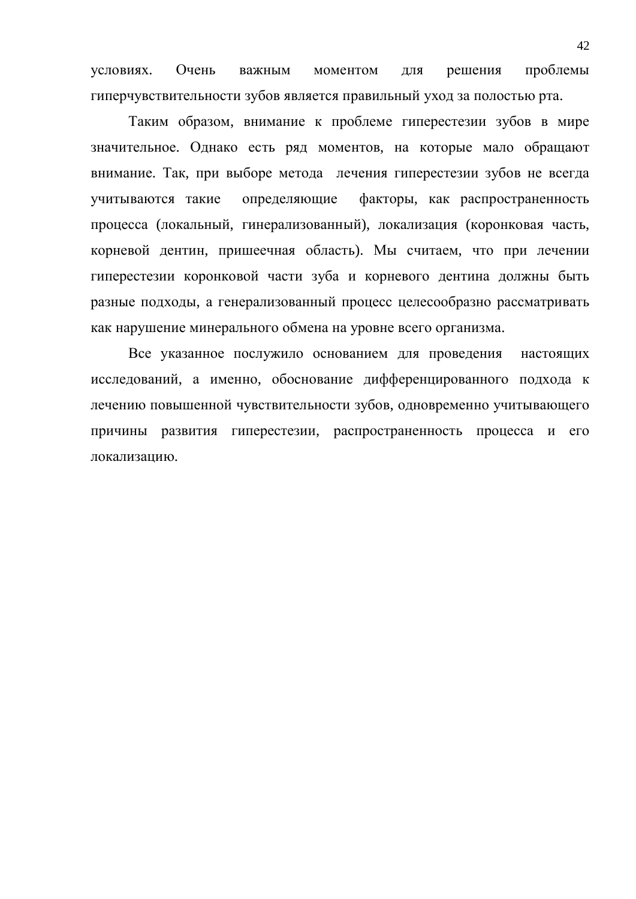условиях. Очень важным моментом для решения проблемы гиперчувствительности зубов является правильный уход за полостью рта.

Таким образом, внимание к проблеме гиперестезии зубов в мире значительное. Однако есть ряд моментов, на которые мало обращают внимание. Так, при выборе метода лечения гиперестезии зубов не всегда учитываются такие определяющие факторы, как распространенность процесса (локальный, гинерализованный), локализация (коронковая часть, корневой дентин, пришеечная область). Мы считаем, что при лечении гиперестезии коронковой части зуба и корневого дентина должны быть разные подходы, а генерализованный процесс целесообразно рассматривать как нарушение минерального обмена на уровне всего организма.

Все указанное послужило основанием для проведения настоящих исследований, а именно, обоснование дифференцированного подхода к лечению повышенной чувствительности зубов, одновременно учитывающего причины развития гиперестезии, распространенность процесса и его локализацию.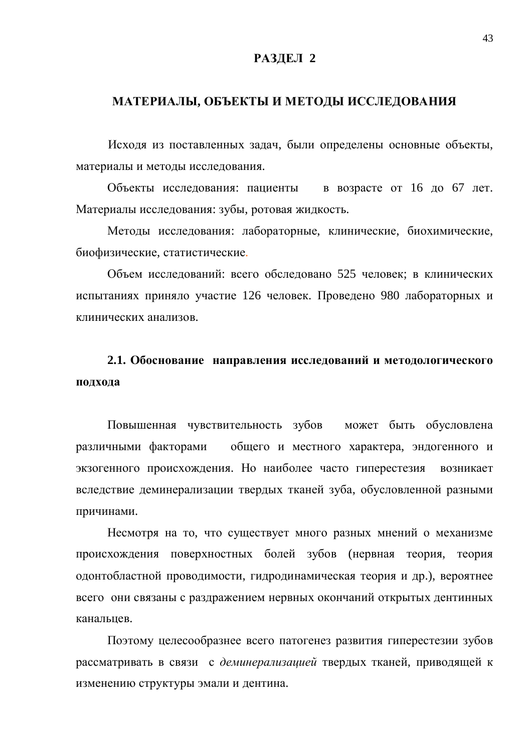# РАЗДЕЛ 2

# МАТЕРИАЛЫ, ОБЪЕКТЫ И МЕТОДЫ ИССЛЕДОВАНИЯ

Исходя из поставленных задач, были определены основные объекты, материалы и методы исследования.

Объекты исследования: пациенты в возрасте от 16 до 67 лет. Материалы исследования: зубы, ротовая жидкость.

Методы исследования: лабораторные, клинические, биохимические, биофизические, статистические.

Объем исследований: всего обследовано 525 человек; в клинических испытаниях приняло участие 126 человек. Проведено 980 лабораторных и клинических анализов.

## 2.1. Обоснование направления исследований и методологического подхода

Повышенная чувствительность зубов может быть обусловлена различными факторами общего и местного характера, эндогенного и экзогенного происхождения. Но наиболее часто гиперестезия возникает вследствие деминерализации твердых тканей зуба, обусловленной разными причинами.

Несмотря на то, что существует много разных мнений о механизме происхождения поверхностных болей зубов (нервная теория, теория одонтобластной проводимости, гидродинамическая теория и др.), вероятнее всего они связаны с раздражением нервных окончаний открытых дентинных канальцев.

Поэтому целесообразнее всего патогенез развития гиперестезии зубов рассматривать в связи с *деминерализацией* твердых тканей, приводящей к изменению структуры эмали и дентина.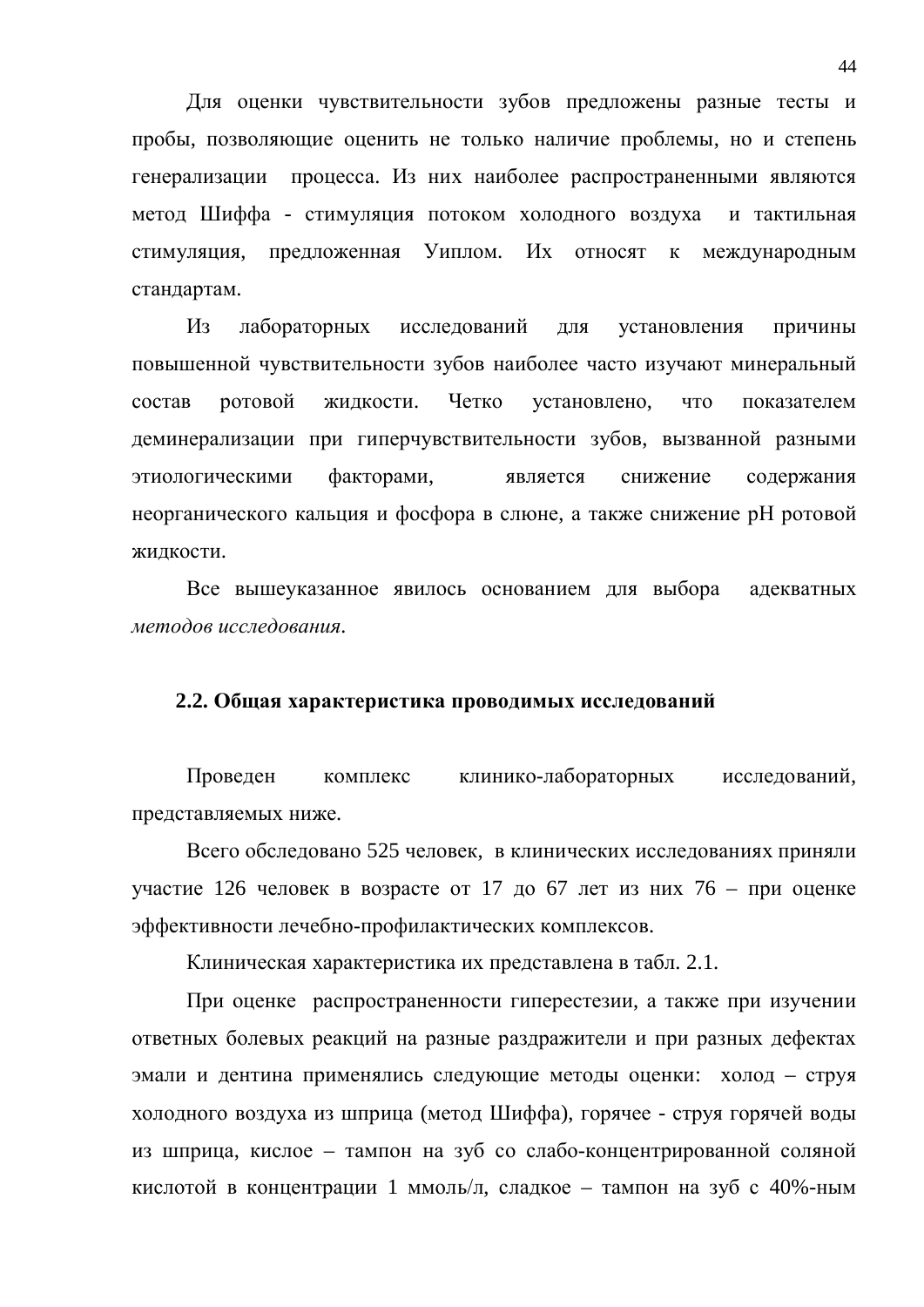Для оценки чувствительности зубов предложены разные тесты и пробы, позволяющие оценить не только наличие проблемы, но и степень генерализации процесса. Из них наиболее распространенными являются метод Шиффа - стимуляция потоком холодного воздуха и тактильная стимуляция, предложенная Уиплом. Их относят к международным стандартам.

Из лабораторных исследований для установления причины повышенной чувствительности зубов наиболее часто изучают минеральный состав ротовой жидкости. Четко установлено, что показателем деминерализации при гиперчувствительности зубов, вызванной разными этиологическими факторами, является снижение содержания неорганического кальция и фосфора в слюне, а также снижение pH ротовой жидкости.

Все вышеуказанное явилось основанием для выбора адекватных *методов исследования*.

## 2.2. Общая характеристика проводимых исследований

Проведен комплекс клинико-лабораторных исследований, представляемых ниже.

Всего обследовано 525 человек, в клинических исследованиях приняли участие 126 человек в возрасте от 17 до 67 лет из них 76 – при оценке эффективности лечебно-профилактических комплексов.

Клиническая характеристика их представлена в табл. 2.1.

При оценке распространенности гиперестезии, а также при изучении ответных болевых реакций на разные раздражители и при разных дефектах эмали и дентина применялись следующие методы оценки: холод – струя холодного воздуха из шприца (метод Шиффа), горячее - струя горячей воды из шприца, кислое – тампон на зуб со слабо-концентрированной соляной кислотой в концентрации 1 ммоль/л, сладкое – тампон на зуб с 40%-ным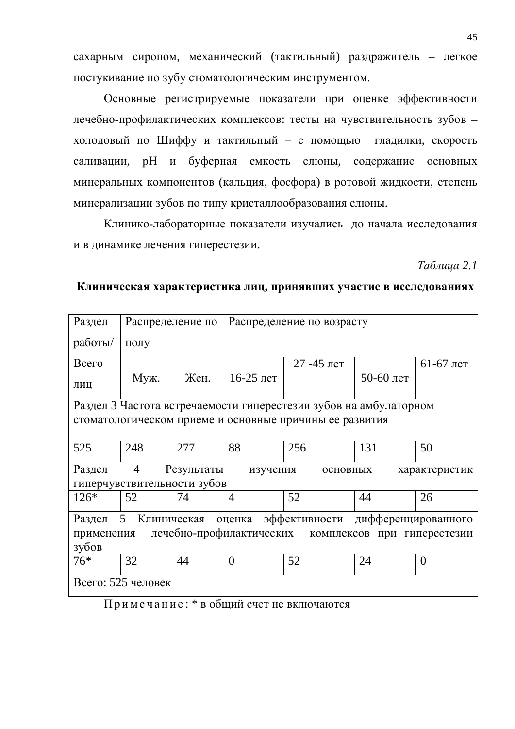сахарным сиропом, механический (тактильный) раздражитель – легкое постукивание по зубу стоматологическим инструментом.

Основные регистрируемые показатели при оценке эффективности лечебно-профилактических комплексов: тесты на чувствительность зубов – холодовый по Шиффу и тактильный – с помощью гладилки, скорость саливации, pH и буферная емкость слюны, содержание основных минеральных компонентов (кальция, фосфора) в ротовой жидкости, степень минерализации зубов по типу кристаллообразования слюны.

Клинико-лабораторные показатели изучались до начала исследования и в динамике лечения гиперестезии.

*Таблица 2.1*

**Клиническая характеристика лиц, принявших участие в исследованиях**

| Раздел работы/ Всего лиц | Распределение по полу | | Распределение по возрасту | | | |
|---|---|---|---|---|---|---|
| | Муж. | Жен. | 16-25 лет | 27 -45 лет | 50-60 лет | 61-67 лет |
| Раздел 3 Частота встречаемости гиперестезии зубов на амбулаторном стоматологическом приеме и основные причины ее развития | | | | | | |
| 525 | 248 | 277 | 88 | 256 | 131 | 50 |
| Раздел 4 Результаты изучения основных характеристик гиперчувствительности зубов | | | | | | |
| 126* | 52 | 74 | 4 | 52 | 44 | 26 |
| Раздел 5 Клиническая оценка эффективности дифференцированного применения лечебно-профилактических комплексов при гиперестезии зубов | | | | | | |
| 76* | 32 | 44 | 0 | 52 | 24 | 0 |
| Всего: 525 человек | | | | | | |

Примечание: * в общий счет не включаются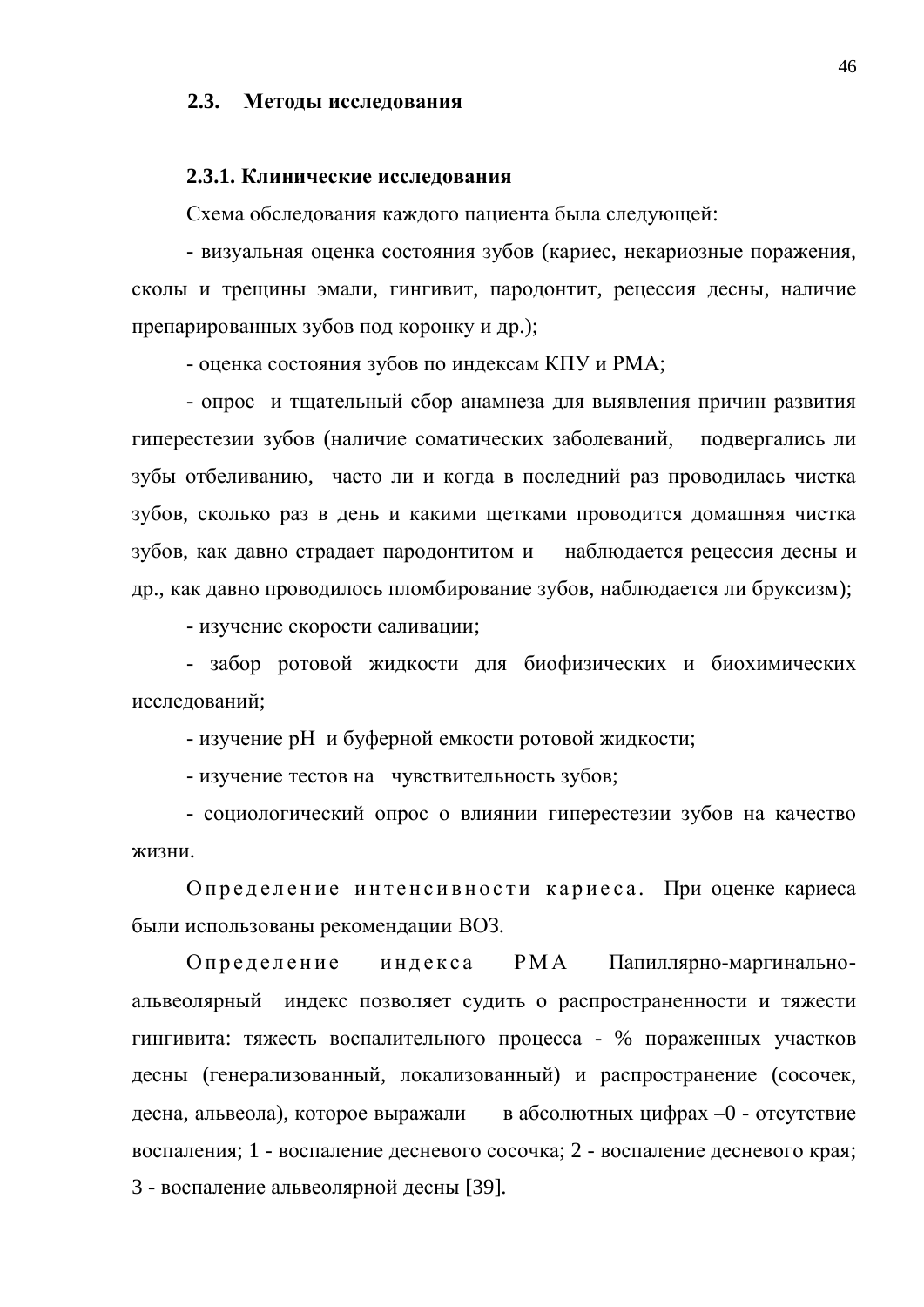## 2.3. Методы исследования

### 2.3.1. Клинические исследования

Схема обследования каждого пациента была следующей:

- визуальная оценка состояния зубов (кариес, некариозные поражения, сколы и трещины эмали, гингивит, пародонтит, рецессия десны, наличие препарированных зубов под коронку и др.);

- оценка состояния зубов по индексам КПУ и РМА;

- опрос и тщательный сбор анамнеза для выявления причин развития гиперестезии зубов (наличие соматических заболеваний, подвергались ли зубы отбеливанию, часто ли и когда в последний раз проводилась чистка зубов, сколько раз в день и какими щетками проводится домашняя чистка зубов, как давно страдает пародонтитом и наблюдается рецессия десны и др., как давно проводилось пломбирование зубов, наблюдается ли бруксизм);

- изучение скорости саливации;

- забор ротовой жидкости для биофизических и биохимических исследований;

- изучение pH и буферной емкости ротовой жидкости;

- изучение тестов на чувствительность зубов;

- социологический опрос о влиянии гиперестезии зубов на качество жизни.

Определение интенсивности кариеса. При оценке кариеса были использованы рекомендации ВОЗ.

Определение индекса РМА Папиллярно-маргинально-альвеолярный индекс позволяет судить о распространенности и тяжести гингивита: тяжесть воспалительного процесса - % пораженных участков десны (генерализованный, локализованный) и распространение (сосочек, десна, альвеола), которое выражали в абсолютных цифрах –0 - отсутствие воспаления; 1 - воспаление десневого сосочка; 2 - воспаление десневого края; 3 - воспаление альвеолярной десны [39].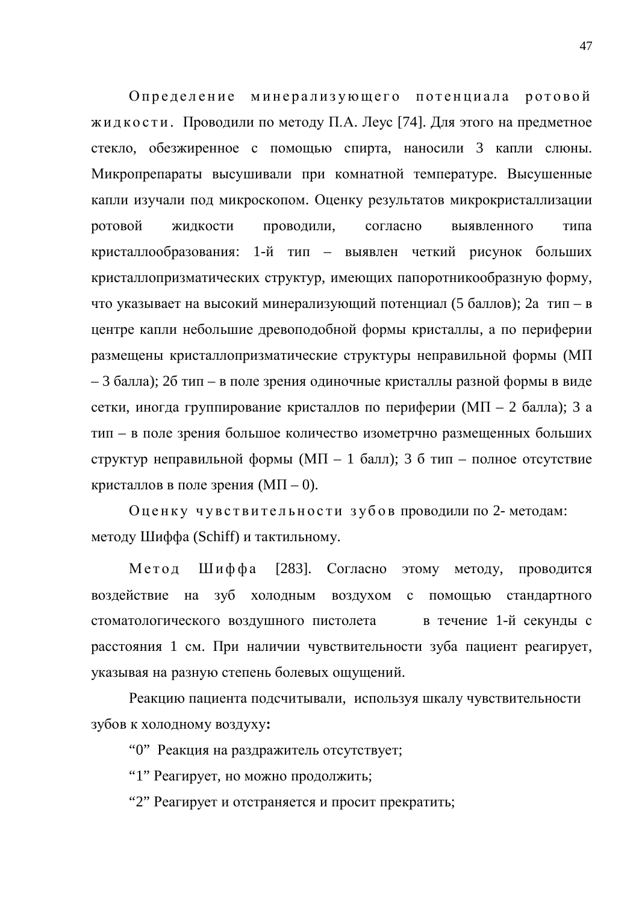*Определение минерализующего потенциала ротовой жидкости.* Проводили по методу П.А. Леус [74]. Для этого на предметное стекло, обезжиренное с помощью спирта, наносили 3 капли слюны. Микропрепараты высушивали при комнатной температуре. Высушенные капли изучали под микроскопом. Оценку результатов микрокристаллизации ротовой жидкости проводили, согласно выявленного типа кристаллообразования: 1-й тип – выявлен четкий рисунок больших кристаллопризматических структур, имеющих папоротникообразную форму, что указывает на высокий минерализующий потенциал (5 баллов); 2а тип – в центре капли небольшие древоподобной формы кристаллы, а по периферии размещены кристаллопризматические структуры неправильной формы (МП – 3 балла); 2б тип – в поле зрения одиночные кристаллы разной формы в виде сетки, иногда группирование кристаллов по периферии (МП – 2 балла); 3 а тип – в поле зрения большое количество изометрчно размещенных больших структур неправильной формы (МП – 1 балл); 3 б тип – полное отсутствие кристаллов в поле зрения (МП – 0).

*Оценку чувствительности зубов* проводили по 2- методам: методу Шиффа (Schiff) и тактильному.

*Метод Шиффа* [283]. Согласно этому методу, проводится воздействие на зуб холодным воздухом с помощью стандартного стоматологического воздушного пистолета в течение 1-й секунды с расстояния 1 см. При наличии чувствительности зуба пациент реагирует, указывая на разную степень болевых ощущений.

Реакцию пациента подсчитывали, используя шкалу чувствительности зубов к холодному воздуху**:**

“0” Реакция на раздражитель отсутствует;

“1” Реагирует, но можно продолжить;

“2” Реагирует и отстраняется и просит прекратить;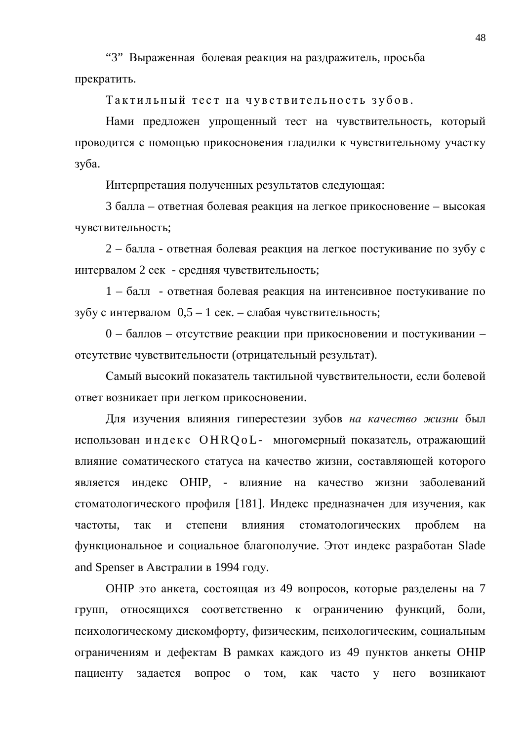“3” Выраженная болевая реакция на раздражитель, просьба прекратить.

Тактильный тест на чувствительность зубов.

Нами предложен упрощенный тест на чувствительность, который проводится с помощью прикосновения гладилки к чувствительному участку зуба.

Интерпретация полученных результатов следующая:

3 балла – ответная болевая реакция на легкое прикосновение – высокая чувствительность;

2 – балла - ответная болевая реакция на легкое постукивание по зубу с интервалом 2 сек - средняя чувствительность;

1 – балл - ответная болевая реакция на интенсивное постукивание по зубу с интервалом 0,5 – 1 сек. – слабая чувствительность;

0 – баллов – отсутствие реакции при прикосновении и постукивании – отсутствие чувствительности (отрицательный результат).

Самый высокий показатель тактильной чувствительности, если болевой ответ возникает при легком прикосновении.

Для изучения влияния гиперестезии зубов *на качество жизни* был использован индекс OHRQoL- многомерный показатель, отражающий влияние соматического статуса на качество жизни, составляющей которого является индекс OHIP, - влияние на качество жизни заболеваний стоматологического профиля [181]. Индекс предназначен для изучения, как частоты, так и степени влияния стоматологических проблем на функциональное и социальное благополучие. Этот индекс разработан Slade and Spenser в Австралии в 1994 году.

OHIP это анкета, состоящая из 49 вопросов, которые разделены на 7 групп, относящихся соответственно к ограничению функций, боли, психологическому дискомфорту, физическим, психологическим, социальным ограничениям и дефектам В рамках каждого из 49 пунктов анкеты OHIP пациенту задается вопрос о том, как часто у него возникают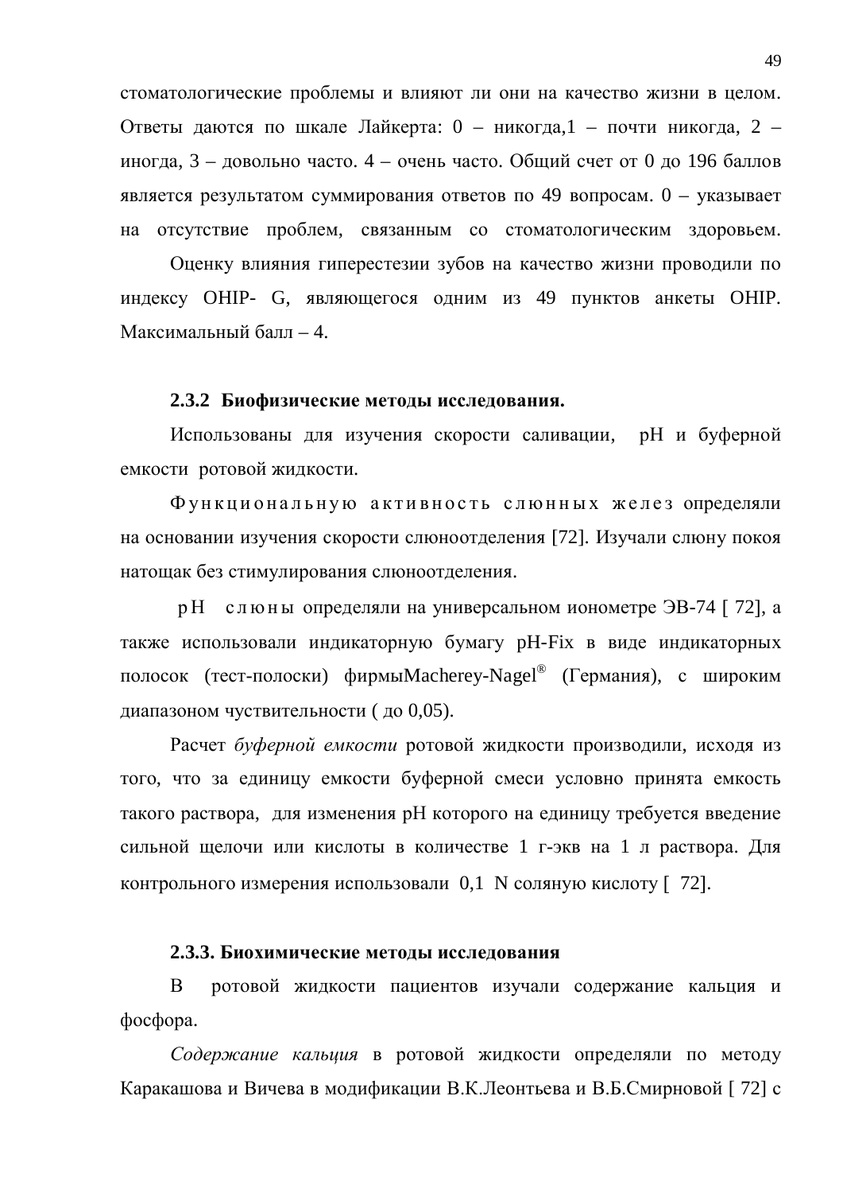стоматологические проблемы и влияют ли они на качество жизни в целом. Ответы даются по шкале Лайкерта: 0 – никогда,1 – почти никогда, 2 – иногда, 3 – довольно часто. 4 – очень часто. Общий счет от 0 до 196 баллов является результатом суммирования ответов по 49 вопросам. 0 – указывает на отсутствие проблем, связанным со стоматологическим здоровьем.

Оценку влияния гиперестезии зубов на качество жизни проводили по индексу OHIP- G, являющегося одним из 49 пунктов анкеты OHIP. Максимальный балл – 4.

### 2.3.2 Биофизические методы исследования.

Использованы для изучения скорости саливации, pH и буферной емкости ротовой жидкости.

Функциональную активность слюнных желез определяли на основании изучения скорости слюноотделения [72]. Изучали слюну покоя натощак без стимулирования слюноотделения.

pH слюны определяли на универсальном иономерте ЭВ-74 [ 72], а также использовали индикаторную бумагу pH-Fix в виде индикаторных полосок (тест-полоски) фирмыMacherey-Nagel® (Германия), с широким диапазоном чуствительности ( до 0,05).

Расчет *буферной емкости* ротовой жидкости производили, исходя из того, что за единицу емкости буферной смеси условно принята емкость такого раствора, для изменения pH которого на единицу требуется введение сильной щелочи или кислоты в количестве 1 г-экв на 1 л раствора. Для контрольного измерения использовали 0,1 N соляную кислоту [ 72].

### 2.3.3. Биохимические методы исследования

В ротовой жидкости пациентов изучали содержание кальция и фосфора.

*Содержание кальция* в ротовой жидкости определяли по методу Каракашова и Вичева в модификации В.К.Леонтьева и В.Б.Смирновой [ 72] с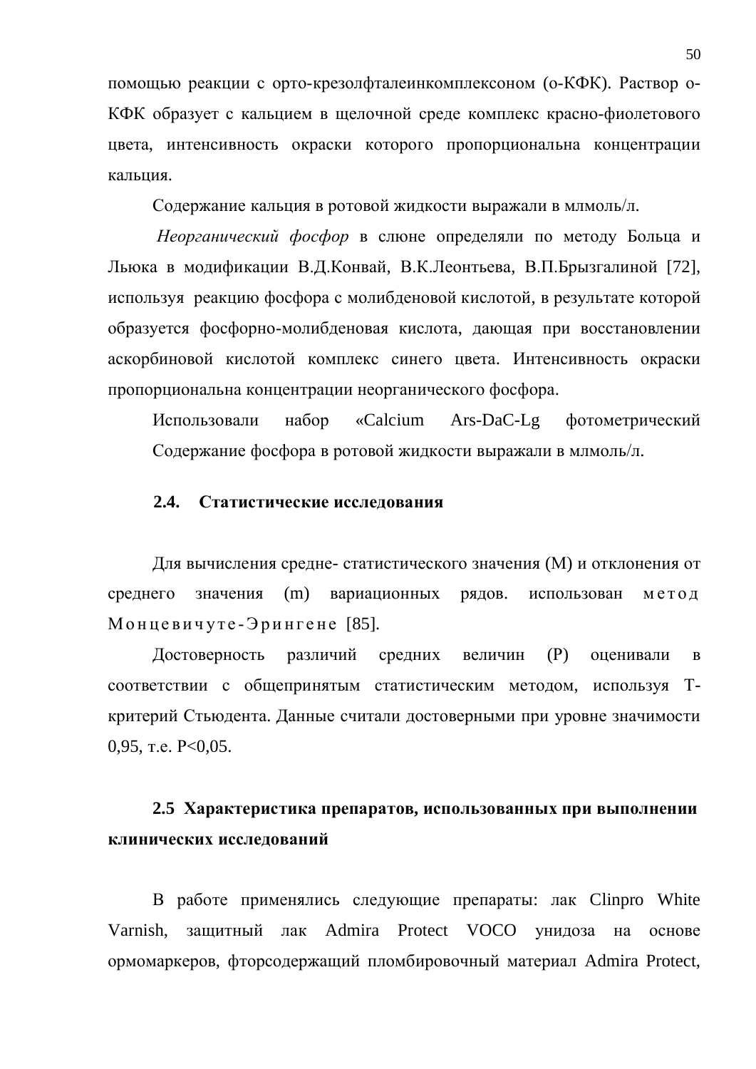помощью реакции с орто-крезолфталеинкомплексоном (о-КФК). Раствор о-КФК образует с кальцием в щелочной среде комплекс красно-фиолетового цвета, интенсивность окраски которого пропорциональна концентрации кальция.

Содержание кальция в ротовой жидкости выражали в млмоль/л.

*Неорганический фосфор* в слюне определяли по методу Больца и Льюка в модификации В.Д.Конвай, В.К.Леонтьева, В.П.Брызгалиной [72], используя реакцию фосфора с молибденовой кислотой, в результате которой образуется фосфорно-молибденовая кислота, дающая при восстановлении аскорбиновой кислотой комплекс синего цвета. Интенсивность окраски пропорциональна концентрации неорганического фосфора.

Использовали набор «Calcium Ars-DaC-Lg фотометрический Содержание фосфора в ротовой жидкости выражали в млмоль/л.

## 2.4. Статистические исследования

Для вычисления средне- статистического значения (M) и отклонения от среднего значения (m) вариационных рядов. использован метод Монцевичуте-Эрингене [85].

Достоверность различий средних величин (P) оценивали в соответствии с общепринятым статистическим методом, используя Т-критерий Стьюдента. Данные считали достоверными при уровне значимости 0,95, т.е. P<0,05.

## 2.5 Характеристика препаратов, использованных при выполнении клинических исследований

В работе применялись следующие препараты: лак Clinpro White Varnish, защитный лак Admira Protect VOCO унидоза на основе ормомаркеров, фторсодержащий пломбировочный материал Admira Protect,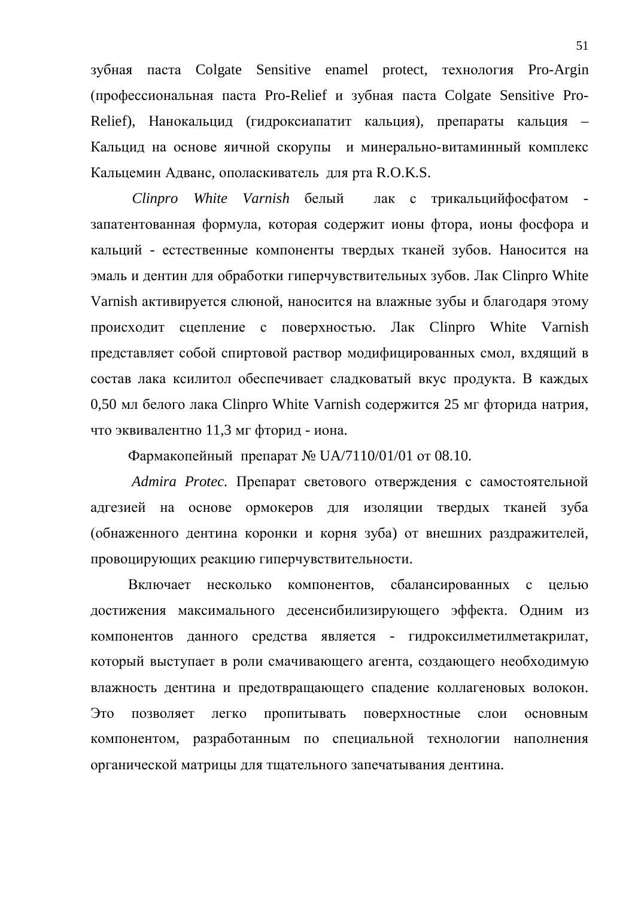зубная паста Colgate Sensitive enamel protect, технология Pro-Argin (профессиональная паста Pro-Relief и зубная паста Colgate Sensitive Pro-Relief), Нанокальцид (гидроксиапатит кальция), препараты кальция – Кальцид на основе яичной скорупы и минерально-витаминный комплекс Кальцемин Адванс, ополаскиватель для рта R.O.K.S.

*Clinpro White Varnish* белый лак с трикальцийфосфатом - запатентованная формула, которая содержит ионы фтора, ионы фосфора и кальций - естественные компоненты твердых тканей зубов. Наносится на эмаль и дентин для обработки гиперчувствительных зубов. Лак Clinpro White Varnish активируется слюной, наносится на влажные зубы и благодаря этому происходит сцепление с поверхностью. Лак Clinpro White Varnish представляет собой спиртовой раствор модифицированных смол, вхдящий в состав лака ксилитол обеспечивает сладковатый вкус продукта. В каждых 0,50 мл белого лака Clinpro White Varnish содержится 25 мг фторида натрия, что эквивалентно 11,3 мг фторид - иона.

Фармакопейный препарат № UA/7110/01/01 от 08.10.

*Admira Protec.* Препарат светового отверждения с самостоятельной адгезией на основе ормокеров для изоляции твердых тканей зуба (обнаженного дентина коронки и корня зуба) от внешних раздражителей, провоцирующих реакцию гиперчувствительности.

Включает несколько компонентов, сбалансированных с целью достижения максимального десенсибилизирующего эффекта. Одним из компонентов данного средства является - гидроксилметилметакрилат, который выступает в роли смачивающего агента, создающего необходимую влажность дентина и предотвращающего спадение коллагеновых волокон. Это позволяет легко пропитывать поверхностные слои основным компонентом, разработанным по специальной технологии наполнения органической матрицы для тщательного запечатывания дентина.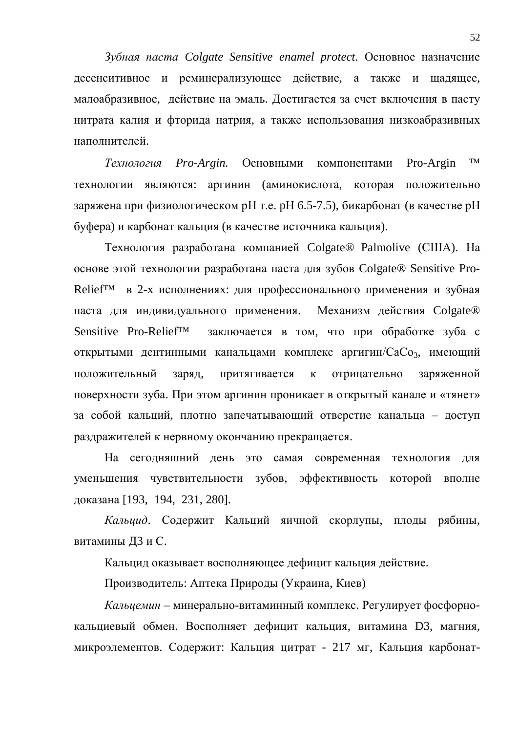*Зубная паста Colgate Sensitive enamel protect*. Основное назначение десенситивное и реминерализующее действие, а также и щадящее, малоабразивное, действие на эмаль. Достигается за счет включения в пасту нитрата калия и фторида натрия, а также использования низкоабразивных наполнителей.

*Технология Pro-Argin.* Основными компонентами Pro-Argin ™ технологии являются: аргинин (аминокислота, которая положительно заряжена при физиологическом pH т.е. pH 6.5-7.5), бикарбонат (в качестве pH буфера) и карбонат кальция (в качестве источника кальция).

Технология разработана компанией Colgate® Palmolive (США). На основе этой технологии разработана паста для зубов Colgate® Sensitive Pro-Relief™ в 2-х исполнениях: для профессионального применения и зубная паста для индивидуального применения. Механизм действия Colgate® Sensitive Pro-Relief™ заключается в том, что при обработке зуба с открытыми дентинными канальцами комплекс аргигин/$CaCo_3$, имеющий положительный заряд, притягивается к отрицательно заряженной поверхности зуба. При этом аргинин проникает в открытый канале и «тянет» за собой кальций, плотно запечатывающий отверстие канальца – доступ раздражителей к нервному окончанию прекращается.

На сегодняшний день это самая современная технология для уменьшения чувствительности зубов, эффективность которой вполне доказана [193, 194, 231, 280].

*Кальцид*. Содержит Кальций яичной скорлупы, плоды рябины, витамины Д3 и С.

Кальцид оказывает восполняющее дефицит кальция действие.

Производитель: Аптека Природы (Украина, Киев)

*Кальцемин* – минерально-витаминный комплекс. Регулирует фосфорно-кальциевый обмен. Восполняет дефицит кальция, витамина D3, магния, микроэлементов. Содержит: Кальция цитрат - 217 мг, Кальция карбонат-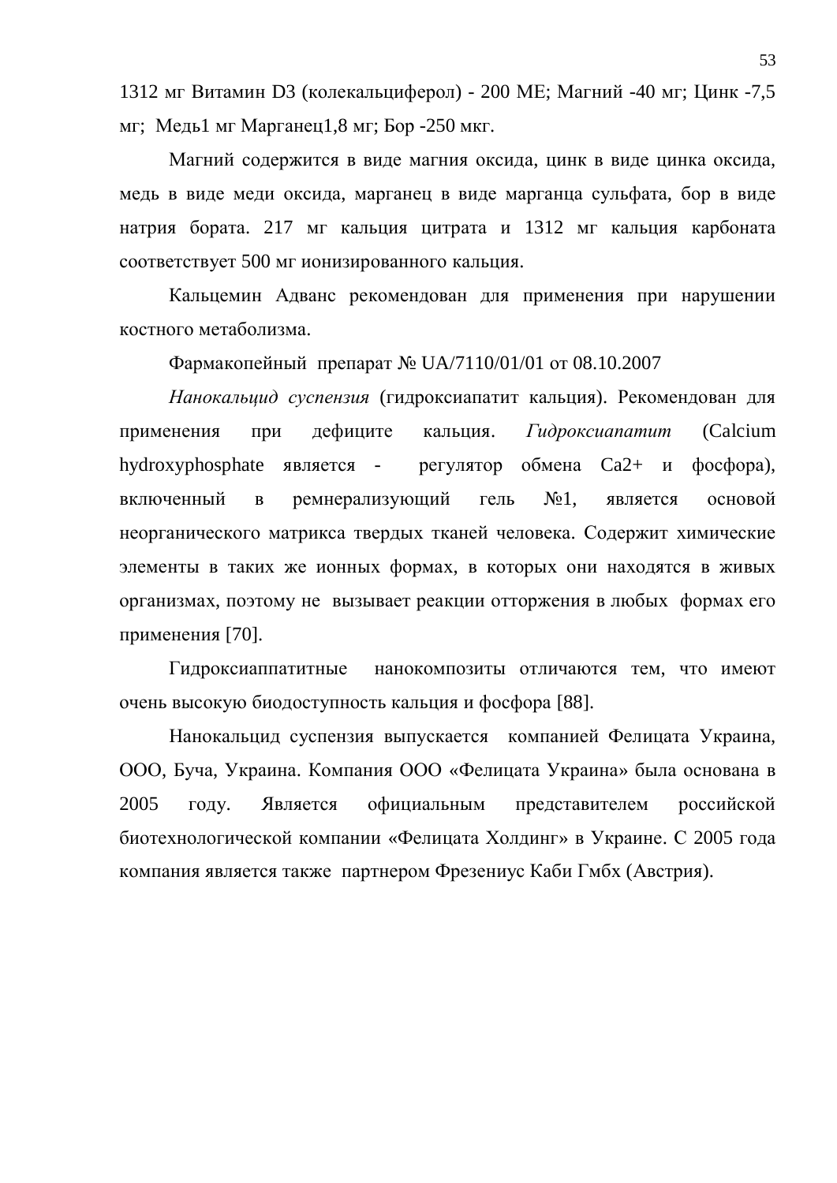1312 мг Витамин D3 (колекальциферол) - 200 МЕ; Магний -40 мг; Цинк -7,5 мг; Медь1 мг Марганец1,8 мг; Бор -250 мкг.

Магний содержится в виде магния оксида, цинк в виде цинка оксида, медь в виде меди оксида, марганец в виде марганца сульфата, бор в виде натрия бората. 217 мг кальция цитрата и 1312 мг кальция карбоната соответствует 500 мг ионизированного кальция.

Кальцемин Адванс рекомендован для применения при нарушении костного метаболизма.

Фармакопейный препарат № UA/7110/01/01 от 08.10.2007

*Нанокальцид суспензия* (гидроксиапатит кальция). Рекомендован для применения при дефиците кальция. *Гидроксиапатит* (Calcium hydroxyphosphate является - регулятор обмена $Ca^{2+}$ и фосфора), включенный в ремнерализующий гель №1, является основой неорганического матрикса твердых тканей человека. Содержит химические элементы в таких же ионных формах, в которых они находятся в живых организмах, поэтому не вызывает реакции отторжения в любых формах его применения [70].

Гидроксиаппатитные нанокомпозиты отличаются тем, что имеют очень высокую биодоступность кальция и фосфора [88].

Нанокальцид суспензия выпускается компанией Фелицата Украина, ООО, Буча, Украина. Компания ООО «Фелицата Украина» была основана в 2005 году. Является официальным представителем российской биотехнологической компании «Фелицата Холдинг» в Украине. С 2005 года компания является также партнером Фрезениус Каби Гмбх (Австрия).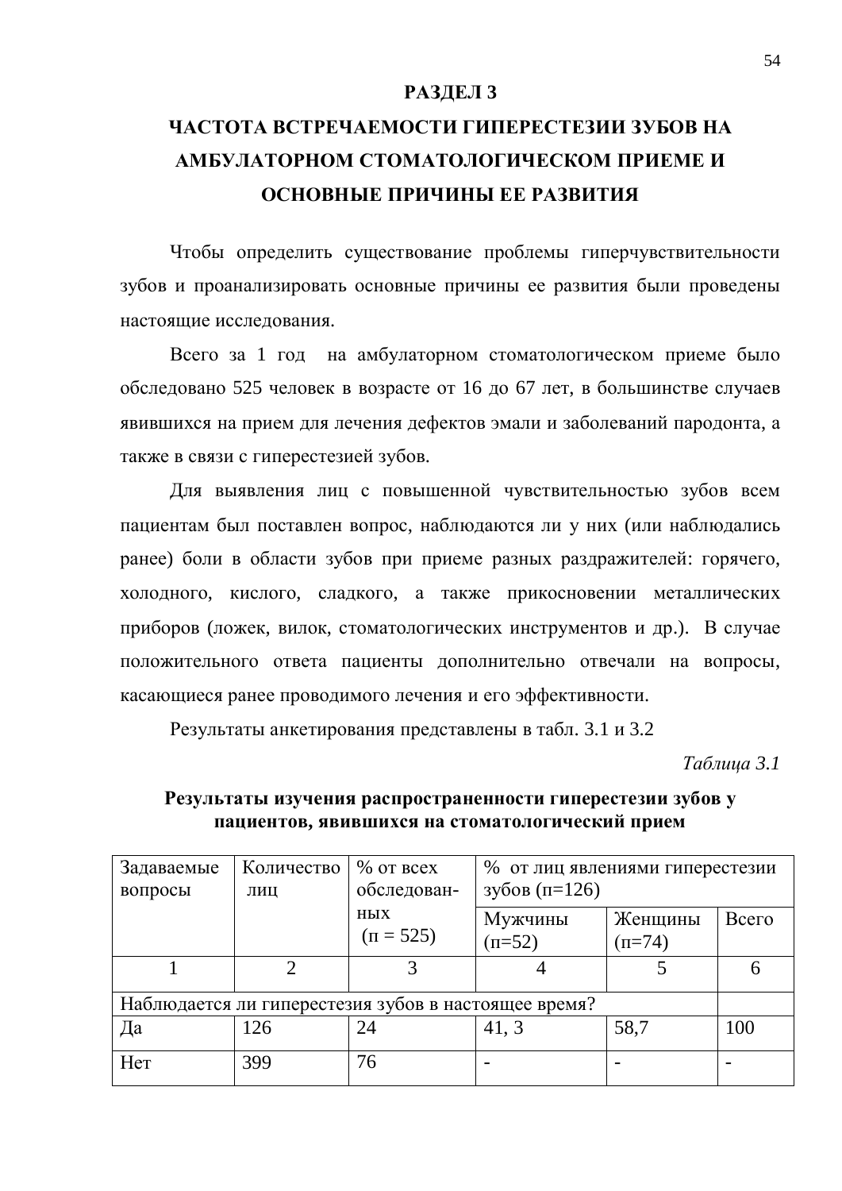# РАЗДЕЛ 3

# ЧАСТОТА ВСТРЕЧАЕМОСТИ ГИПЕРЕСТЕЗИИ ЗУБОВ НА АМБУЛАТОРНОМ СТОМАТОЛОГИЧЕСКОМ ПРИЕМЕ И ОСНОВНЫЕ ПРИЧИНЫ ЕЕ РАЗВИТИЯ

Чтобы определить существование проблемы гиперчувствительности зубов и проанализировать основные причины ее развития были проведены настоящие исследования.

Всего за 1 год на амбулаторном стоматологическом приеме было обследовано 525 человек в возрасте от 16 до 67 лет, в большинстве случаев явившихся на прием для лечения дефектов эмали и заболеваний пародонта, а также в связи с гиперестезией зубов.

Для выявления лиц с повышенной чувствительностью зубов всем пациентам был поставлен вопрос, наблюдаются ли у них (или наблюдались ранее) боли в области зубов при приеме разных раздражителей: горячего, холодного, кислого, сладкого, а также прикосновении металлических приборов (ложек, вилок, стоматологических инструментов и др.). В случае положительного ответа пациенты дополнительно отвечали на вопросы, касающиеся ранее проводимого лечения и его эффективности.

Результаты анкетирования представлены в табл. 3.1 и 3.2

*Таблица 3.1*

**Результаты изучения распространенности гиперестезии зубов у пациентов, явившихся на стоматологический прием**

| Задаваемые вопросы | Количество лиц | % от всех обследованных (п = 525) | % от лиц явлениями гиперестезии зубов (п=126) | | |
|---|---|---|---|---|---|
| | | | Мужчины (п=52) | Женщины (п=74) | Всего |
| 1 | 2 | 3 | 4 | 5 | 6 |
| Наблюдается ли гиперестезия зубов в настоящее время? | | | | | |
| Да | 126 | 24 | 41, 3 | 58,7 | 100 |
| Нет | 399 | 76 | - | - | - |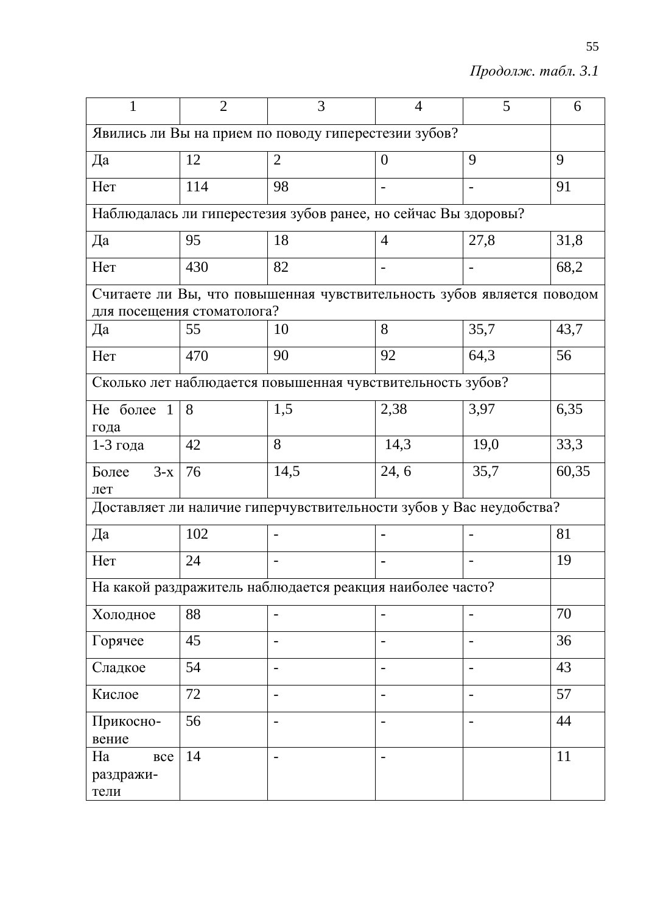*Продолж. табл. 3.1*

| 1 | 2 | 3 | 4 | 5 | 6 |
|---|---|---|---|---|---|
| Явились ли Вы на прием по поводу гиперестезии зубов? | | | | | |
| Да | 12 | 2 | 0 | 9 | 9 |
| Нет | 114 | 98 | - | - | 91 |
| Наблюдалась ли гиперестезия зубов ранее, но сейчас Вы здоровы? | | | | | |
| Да | 95 | 18 | 4 | 27,8 | 31,8 |
| Нет | 430 | 82 | - | - | 68,2 |
| Считаете ли Вы, что повышенная чувствительность зубов является поводом для посещения стоматолога? | | | | | |
| Да | 55 | 10 | 8 | 35,7 | 43,7 |
| Нет | 470 | 90 | 92 | 64,3 | 56 |
| Сколько лет наблюдается повышенная чувствительность зубов? | | | | | |
| Не более 1 года | 8 | 1,5 | 2,38 | 3,97 | 6,35 |
| 1-3 года | 42 | 8 | 14,3 | 19,0 | 33,3 |
| Более 3-х лет | 76 | 14,5 | 24, 6 | 35,7 | 60,35 |
| Доставляет ли наличие гиперчувствительности зубов у Вас неудобства? | | | | | |
| Да | 102 | - | - | - | 81 |
| Нет | 24 | - | - | - | 19 |
| На какой раздражитель наблюдается реакция наиболее часто? | | | | | |
| Холодное | 88 | - | - | - | 70 |
| Горячее | 45 | - | - | - | 36 |
| Сладкое | 54 | - | - | - | 43 |
| Кислое | 72 | - | - | - | 57 |
| Прикосновение | 56 | - | - | - | 44 |
| На все раздражители | 14 | - | - | | 11 |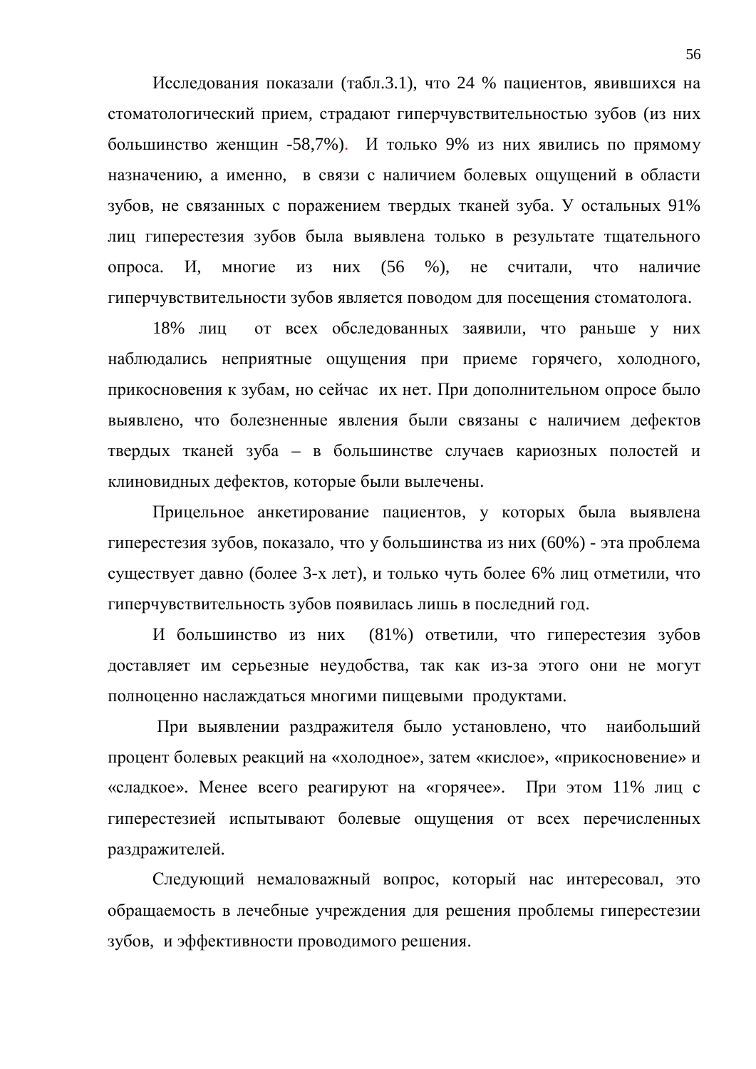Исследования показали (табл.3.1), что 24 % пациентов, явившихся на стоматологический прием, страдают гиперчувствительностью зубов (из них большинство женщин -58,7%). И только 9% из них явились по прямому назначению, а именно, в связи с наличием болевых ощущений в области зубов, не связанных с поражением твердых тканей зуба. У остальных 91% лиц гиперестезия зубов была выявлена только в результате тщательного опроса. И, многие из них (56 %), не считали, что наличие гиперчувствительности зубов является поводом для посещения стоматолога.

18% лиц от всех обследованных заявили, что раньше у них наблюдались неприятные ощущения при приеме горячего, холодного, прикосновения к зубам, но сейчас их нет. При дополнительном опросе было выявлено, что болезненные явления были связаны с наличием дефектов твердых тканей зуба – в большинстве случаев кариозных полостей и клиновидных дефектов, которые были вылечены.

Прицельное анкетирование пациентов, у которых была выявлена гиперестезия зубов, показало, что у большинства из них (60%) - эта проблема существует давно (более 3-х лет), и только чуть более 6% лиц отметили, что гиперчувствительность зубов появилась лишь в последний год.

И большинство из них (81%) ответили, что гиперестезия зубов доставляет им серьезные неудобства, так как из-за этого они не могут полноценно наслаждаться многими пищевыми продуктами.

При выявлении раздражителя было установлено, что наибольший процент болевых реакций на «холодное», затем «кислое», «прикосновение» и «сладкое». Менее всего реагируют на «горячее». При этом 11% лиц с гиперестезией испытывают болевые ощущения от всех перечисленных раздражителей.

Следующий немаловажный вопрос, который нас интересовал, это обращаемость в лечебные учреждения для решения проблемы гиперестезии зубов, и эффективности проводимого решения.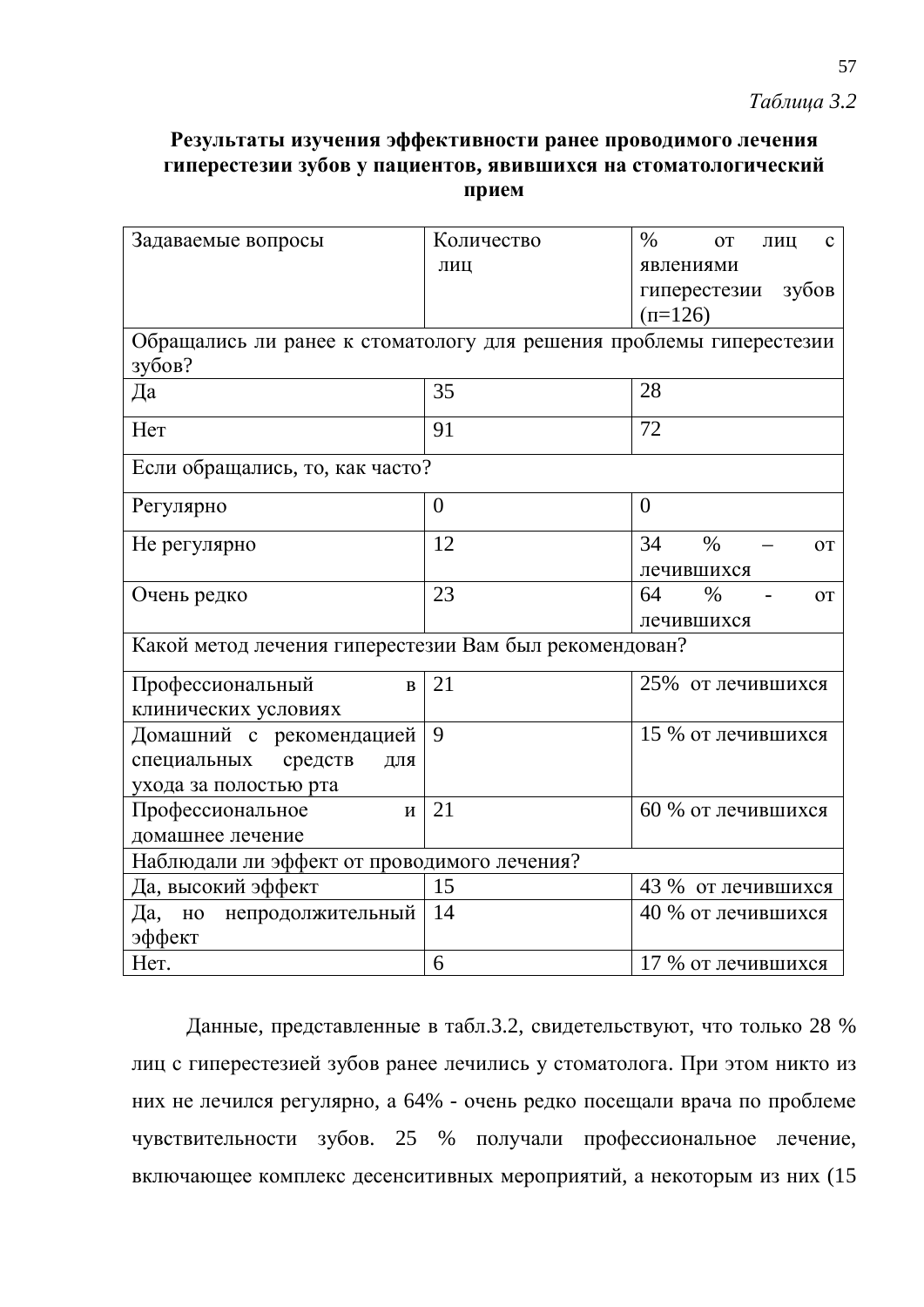*Таблица 3.2*

**Результаты изучения эффективности ранее проводимого лечения гиперестезии зубов у пациентов, явившихся на стоматологический прием**

| Задаваемые вопросы | Количество лиц | % от лиц с явлениями гиперестезии зубов (п=126) |
|---|---|---|
| Обращались ли ранее к стоматологу для решения проблемы гиперестезии зубов? | | |
| Да | 35 | 28 |
| Нет | 91 | 72 |
| Если обращались, то, как часто? | | |
| Регулярно | 0 | 0 |
| Не регулярно | 12 | 34 % – от лечившихся |
| Очень редко | 23 | 64 % - от лечившихся |
| Какой метод лечения гиперестезии Вам был рекомендован? | | |
| Профессиональный в клинических условиях | 21 | 25% от лечившихся |
| Домашний с рекомендацией специальных средств для ухода за полостью рта | 9 | 15 % от лечившихся |
| Профессиональное и домашнее лечение | 21 | 60 % от лечившихся |
| Наблюдали ли эффект от проводимого лечения? | | |
| Да, высокий эффект | 15 | 43 % от лечившихся |
| Да, но непродолжительный эффект | 14 | 40 % от лечившихся |
| Нет. | 6 | 17 % от лечившихся |

Данные, представленные в табл.3.2, свидетельствуют, что только 28 % лиц с гиперестезией зубов ранее лечились у стоматолога. При этом никто из них не лечился регулярно, а 64% - очень редко посещали врача по проблеме чувствительности зубов. 25 % получали профессиональное лечение, включающее комплекс десенситивных мероприятий, а некоторым из них (15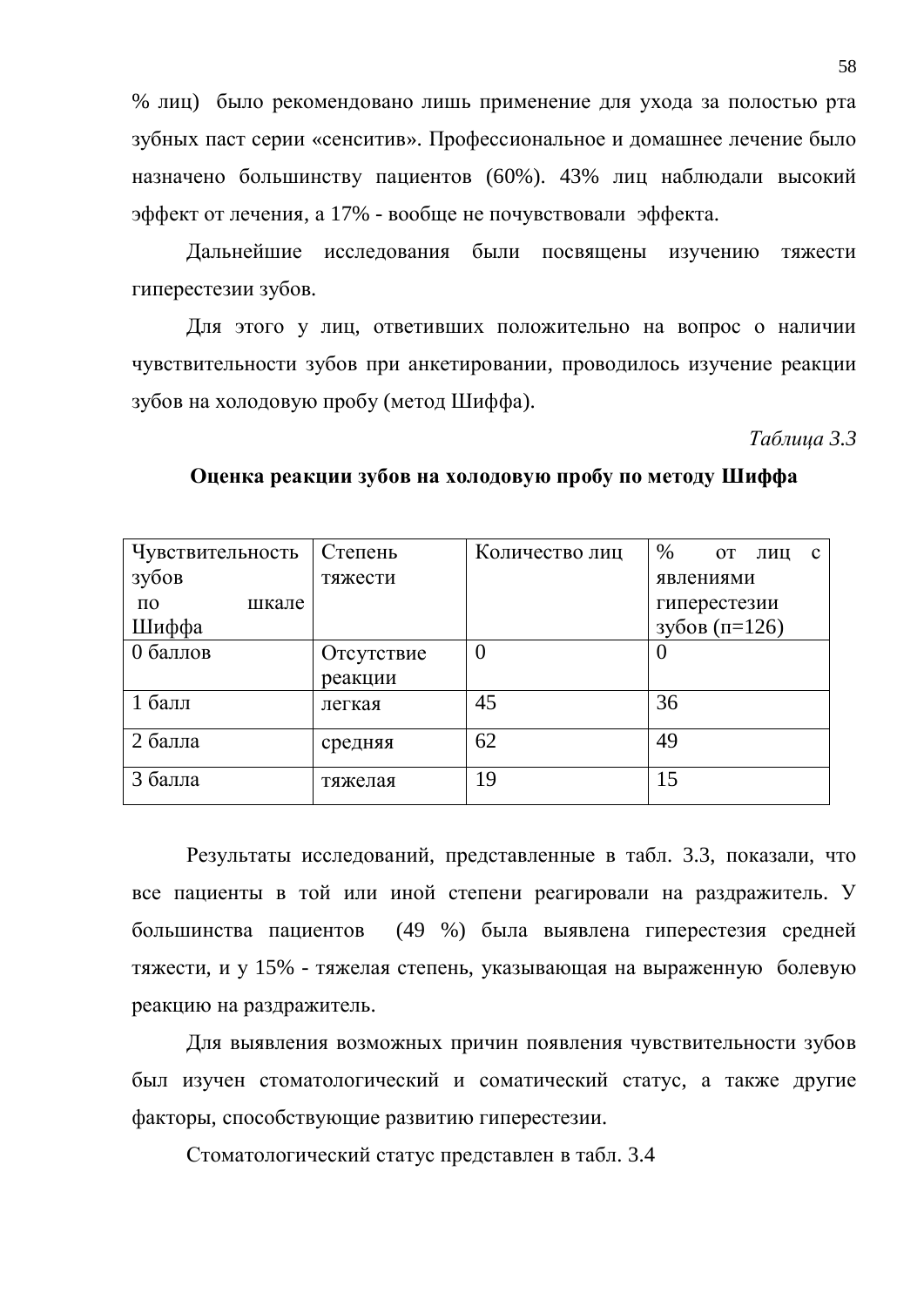% лиц) было рекомендовано лишь применение для ухода за полостью рта зубных паст серии «сенситив». Профессиональное и домашнее лечение было назначено большинству пациентов (60%). 43% лиц наблюдали высокий эффект от лечения, а 17% - вообще не почувствовали эффекта.

Дальнейшие исследования были посвящены изучению тяжести гиперестезии зубов.

Для этого у лиц, ответивших положительно на вопрос о наличии чувствительности зубов при анкетировании, проводилось изучение реакции зубов на холодовую пробу (метод Шиффа).

*Таблица 3.3*

**Оценка реакции зубов на холодовую пробу по методу Шиффа**

| Чувствительность зубов по шкале Шиффа | Степень тяжести | Количество лиц | % от лиц с явлениями гиперестезии зубов (п=126) |
|---|---|---|---|
| 0 баллов | Отсутствие реакции | 0 | 0 |
| 1 балл | легкая | 45 | 36 |
| 2 балла | средняя | 62 | 49 |
| 3 балла | тяжелая | 19 | 15 |

Результаты исследований, представленные в табл. 3.3, показали, что все пациенты в той или иной степени реагировали на раздражитель. У большинства пациентов (49 %) была выявлена гиперестезия средней тяжести, и у 15% - тяжелая степень, указывающая на выраженную болевую реакцию на раздражитель.

Для выявления возможных причин появления чувствительности зубов был изучен стоматологический и соматический статус, а также другие факторы, способствующие развитию гиперестезии.

Стоматологический статус представлен в табл. 3.4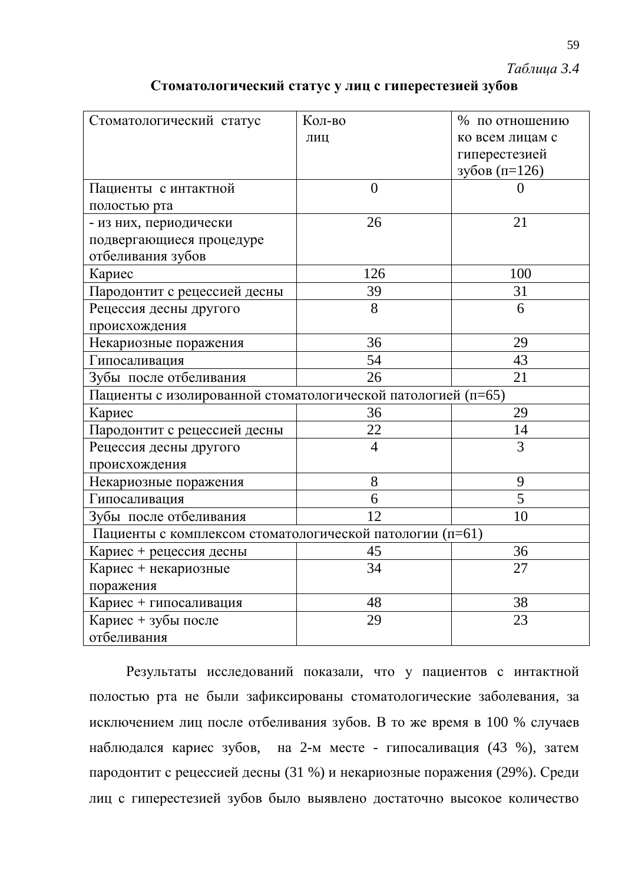*Таблица 3.4*

**Стоматологический статус у лиц с гиперестезией зубов**

| Стоматологический статус | Кол-во лиц | % по отношению ко всем лицам с гиперестезией зубов (п=126) |
|---|---|---|
| Пациенты с интактной полостью рта | 0 | 0 |
| - из них, периодически подвергающиеся процедуре отбеливания зубов | 26 | 21 |
| Кариес | 126 | 100 |
| Пародонтит с рецессией десны | 39 | 31 |
| Рецессия десны другого происхождения | 8 | 6 |
| Некариозные поражения | 36 | 29 |
| Гипосаливация | 54 | 43 |
| Зубы после отбеливания | 26 | 21 |
| Пациенты с изолированной стоматологической патологией (п=65) | | |
| Кариес | 36 | 29 |
| Пародонтит с рецессией десны | 22 | 14 |
| Рецессия десны другого происхождения | 4 | 3 |
| Некариозные поражения | 8 | 9 |
| Гипосаливация | 6 | 5 |
| Зубы после отбеливания | 12 | 10 |
| Пациенты с комплексом стоматологической патологии (п=61) | | |
| Кариес + рецессия десны | 45 | 36 |
| Кариес + некариозные поражения | 34 | 27 |
| Кариес + гипосаливация | 48 | 38 |
| Кариес + зубы после отбеливания | 29 | 23 |

Результаты исследований показали, что у пациентов с интактной полостью рта не были зафиксированы стоматологические заболевания, за исключением лиц после отбеливания зубов. В то же время в 100 % случаев наблюдался кариес зубов, на 2-м месте - гипосаливация (43 %), затем пародонтит с рецессией десны (31 %) и некариозные поражения (29%). Среди лиц с гиперестезией зубов было выявлено достаточно высокое количество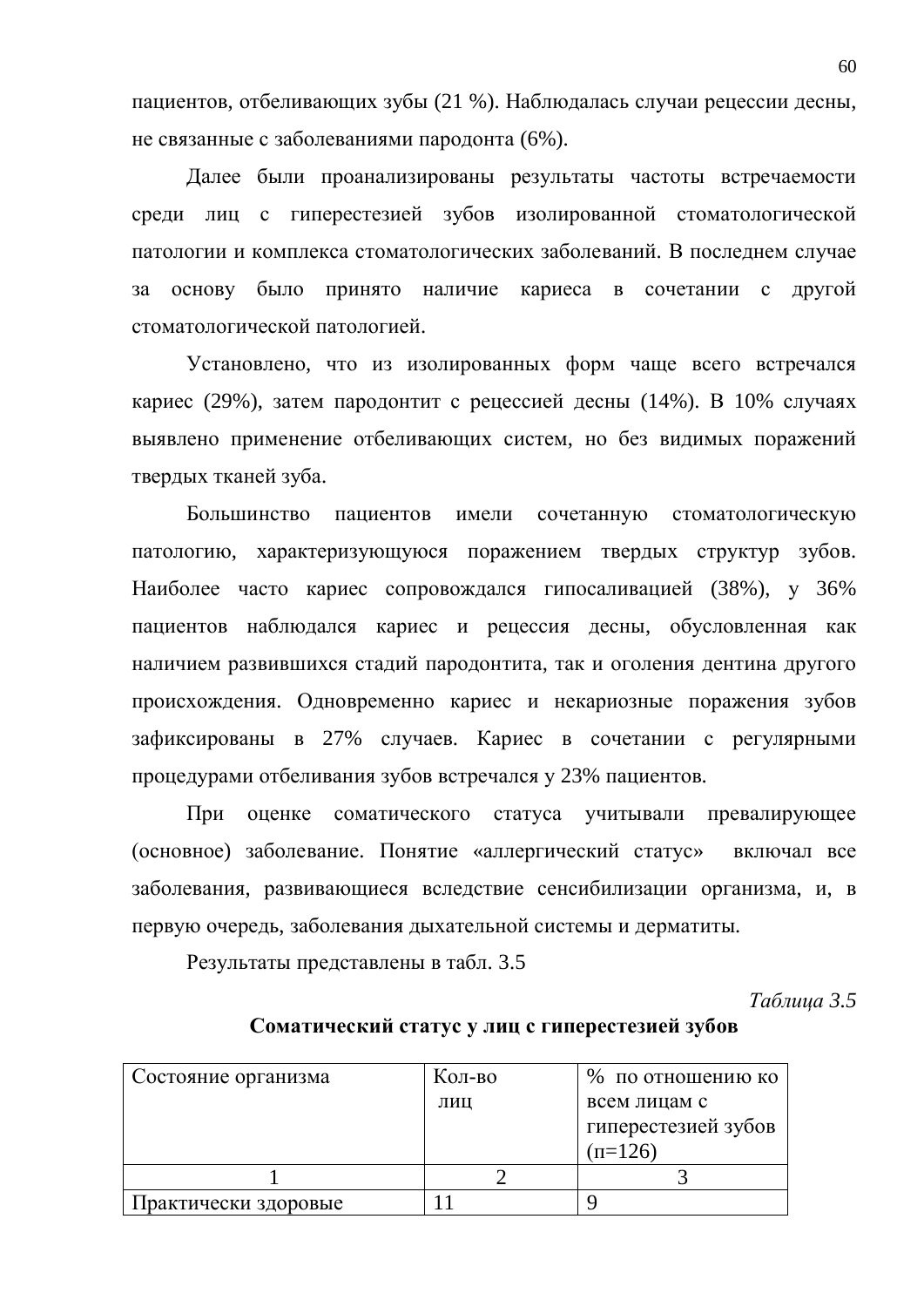пациентов, отбеливающих зубы (21 %). Наблюдалась случаи рецессии десны, не связанные с заболеваниями пародонта (6%).

Далее были проанализированы результаты частоты встречаемости среди лиц с гиперестезией зубов изолированной стоматологической патологии и комплекса стоматологических заболеваний. В последнем случае за основу было принято наличие кариеса в сочетании с другой стоматологической патологией.

Установлено, что из изолированных форм чаще всего встречался кариес (29%), затем пародонтит с рецессией десны (14%). В 10% случаях выявлено применение отбеливающих систем, но без видимых поражений твердых тканей зуба.

Большинство пациентов имели сочетанную стоматологическую патологию, характеризующуюся поражением твердых структур зубов. Наиболее часто кариес сопровождался гипосаливацией (38%), у 36% пациентов наблюдался кариес и рецессия десны, обусловленная как наличием развившихся стадий пародонтита, так и оголения дентина другого происхождения. Одновременно кариес и некариозные поражения зубов зафиксированы в 27% случаев. Кариес в сочетании с регулярными процедурами отбеливания зубов встречался у 23% пациентов.

При оценке соматического статуса учитывали превалирующее (основное) заболевание. Понятие «аллергический статус» включал все заболевания, развивающиеся вследствие сенсибилизации организма, и, в первую очередь, заболевания дыхательной системы и дерматиты.

Результаты представлены в табл. 3.5

*Таблица 3.5*

**Соматический статус у лиц с гиперестезией зубов**

| Состояние организма | Кол-во лиц | % по отношению ко всем лицам с гиперестезией зубов (п=126) |
|---|---|---|
| 1 | 2 | 3 |
| Практически здоровые | 11 | 9 |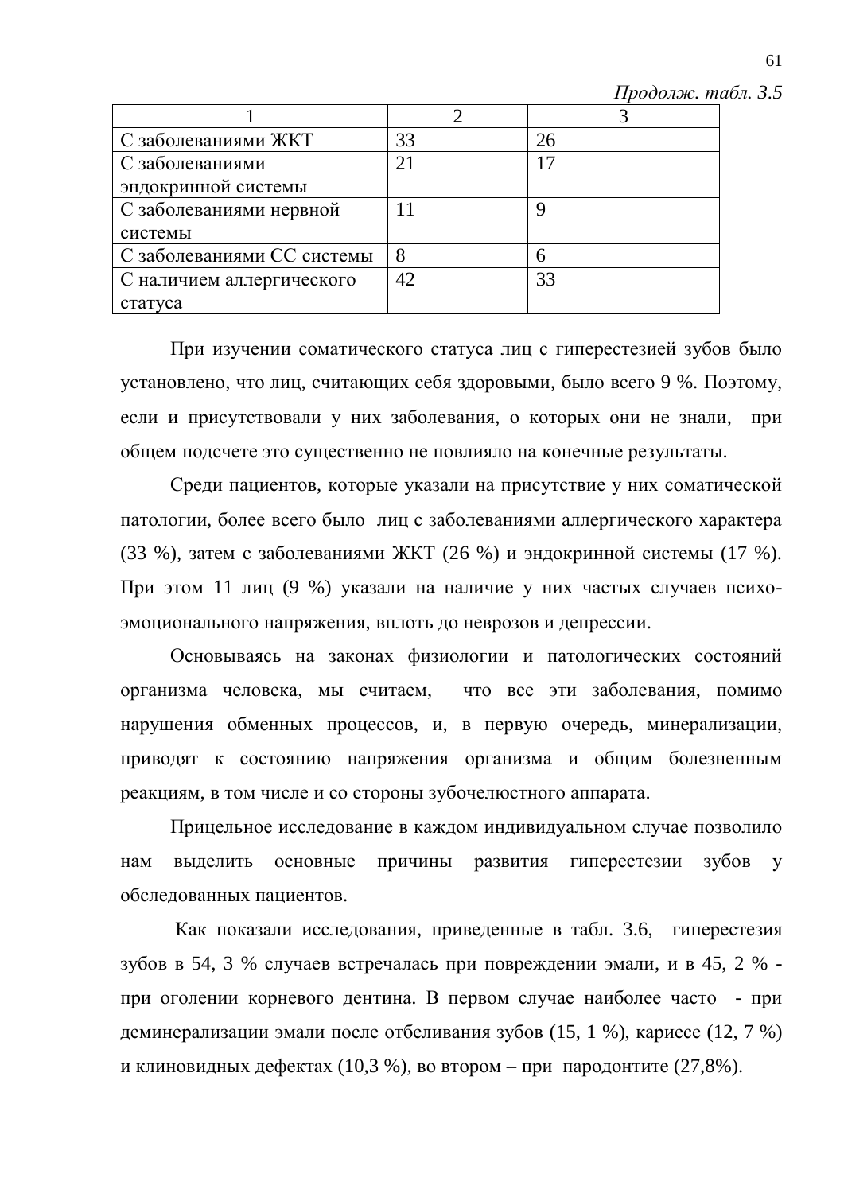*Продолж. табл. 3.5*

| 1 | 2 | 3 |
|---|---|---|
| С заболеваниями ЖКТ | 33 | 26 |
| С заболеваниями эндокринной системы | 21 | 17 |
| С заболеваниями нервной системы | 11 | 9 |
| С заболеваниями СС системы | 8 | 6 |
| С наличием аллергического статуса | 42 | 33 |

При изучении соматического статуса лиц с гиперестезией зубов было установлено, что лиц, считающих себя здоровыми, было всего 9 %. Поэтому, если и присутствовали у них заболевания, о которых они не знали, при общем подсчете это существенно не повлияло на конечные результаты.

Среди пациентов, которые указали на присутствие у них соматической патологии, более всего было лиц с заболеваниями аллергического характера (33 %), затем с заболеваниями ЖКТ (26 %) и эндокринной системы (17 %). При этом 11 лиц (9 %) указали на наличие у них частых случаев психо-эмоционального напряжения, вплоть до неврозов и депрессии.

Основываясь на законах физиологии и патологических состояний организма человека, мы считаем, что все эти заболевания, помимо нарушения обменных процессов, и, в первую очередь, минерализации, приводят к состоянию напряжения организма и общим болезненным реакциям, в том числе и со стороны зубочелюстного аппарата.

Прицельное исследование в каждом индивидуальном случае позволило нам выделить основные причины развития гиперестезии зубов у обследованных пациентов.

Как показали исследования, приведенные в табл. 3.6, гиперестезия зубов в 54, 3 % случаев встречалась при повреждении эмали, и в 45, 2 % - при оголении корневого дентина. В первом случае наиболее часто - при деминерализации эмали после отбеливания зубов (15, 1 %), кариесе (12, 7 %) и клиновидных дефектах (10,3 %), во втором – при пародонтите (27,8%).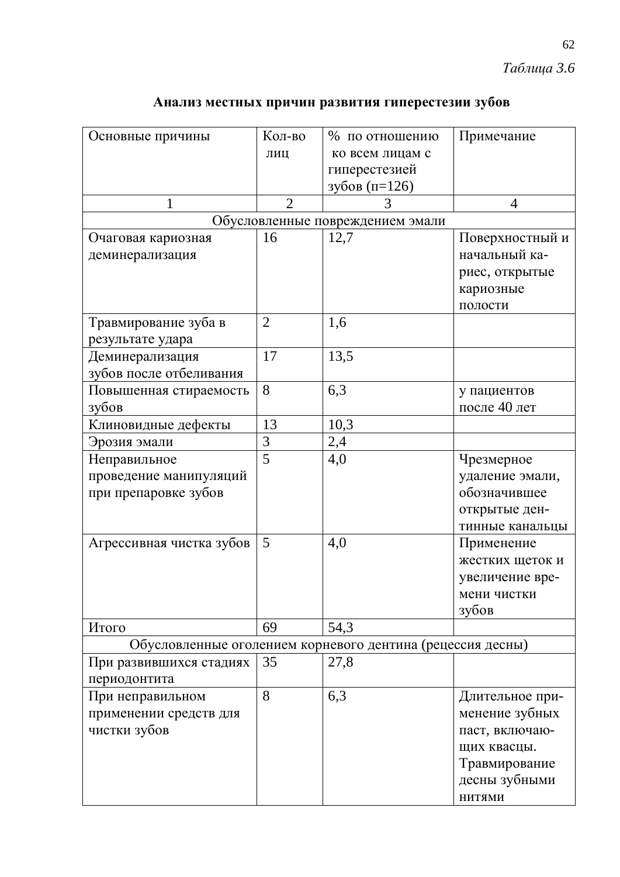*Таблица 3.6*

**Анализ местных причин развития гиперестезии зубов**

| Основные причины | Кол-во лиц | % по отношению ко всем лицам с гиперестезией зубов (п=126) | Примечание |
|---|---|---|---|
| 1 | 2 | 3 | 4 |
| Обусловленные повреждением эмали | | | |
| Очаговая кариозная деминерализация | 16 | 12,7 | Поверхностный и начальный кариес, открытые кариозные полости |
| Травмирование зуба в результате удара | 2 | 1,6 | |
| Деминерализация зубов после отбеливания | 17 | 13,5 | |
| Повышенная стираемость зубов | 8 | 6,3 | у пациентов после 40 лет |
| Клиновидные дефекты | 13 | 10,3 | |
| Эрозия эмали | 3 | 2,4 | |
| Неправильное проведение манипуляций при препаровке зубов | 5 | 4,0 | Чрезмерное удаление эмали, обозначившее открытые дентинные канальцы |
| Агрессивная чистка зубов | 5 | 4,0 | Применение жестких щеток и увеличение времени чистки зубов |
| Итого | 69 | 54,3 | |
| Обусловленные оголением корневого дентина (рецессия десны) | | | |
| При развившихся стадиях периодонтита | 35 | 27,8 | |
| При неправильном применении средств для чистки зубов | 8 | 6,3 | Длительное применение зубных паст, включающих квасцы. Травмирование десны зубными нитями |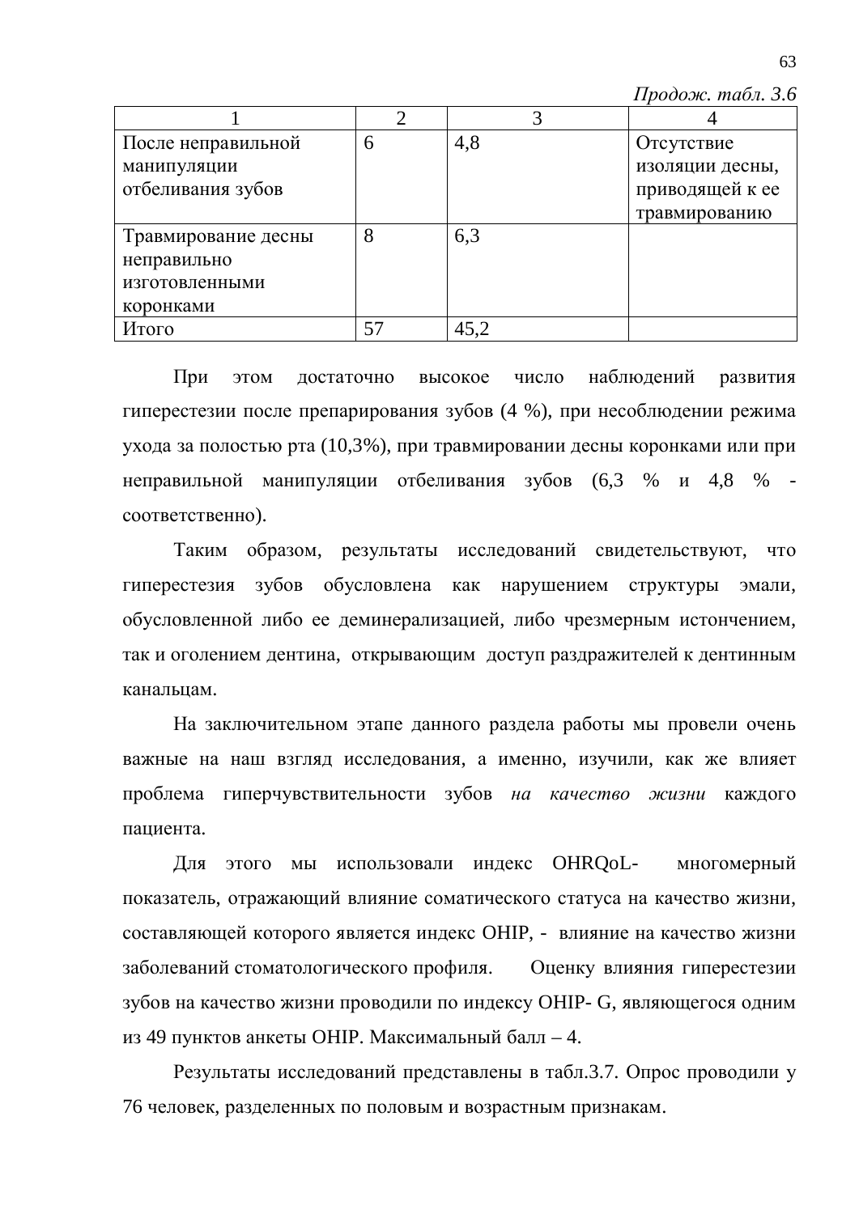*Продож. табл. 3.6*

| 1 | 2 | 3 | 4 |
|---|---|---|---|
| После неправильной манипуляции отбеливания зубов | 6 | 4,8 | Отсутствие изоляции десны, приводящей к ее травмированию |
| Травмирование десны неправильно изготовленными коронками | 8 | 6,3 | |
| Итого | 57 | 45,2 | |

При этом достаточно высокое число наблюдений развития гиперестезии после препарирования зубов (4 %), при несоблюдении режима ухода за полостью рта (10,3%), при травмировании десны коронками или при неправильной манипуляции отбеливания зубов (6,3 % и 4,8 % - соответственно).

Таким образом, результаты исследований свидетельствуют, что гиперестезия зубов обусловлена как нарушением структуры эмали, обусловленной либо ее деминерализацией, либо чрезмерным истончением, так и оголением дентина, открывающим доступ раздражителей к дентинным канальцам.

На заключительном этапе данного раздела работы мы провели очень важные на наш взгляд исследования, а именно, изучили, как же влияет проблема гиперчувствительности зубов *на качество жизни* каждого пациента.

Для этого мы использовали индекс OHRQoL- многомерный показатель, отражающий влияние соматического статуса на качество жизни, составляющей которого является индекс OHIP, - влияние на качество жизни заболеваний стоматологического профиля. Оценку влияния гиперестезии зубов на качество жизни проводили по индексу OHIP- G, являющегося одним из 49 пунктов анкеты OHIP. Максимальный балл – 4.

Результаты исследований представлены в табл.3.7. Опрос проводили у 76 человек, разделенных по половым и возрастным признакам.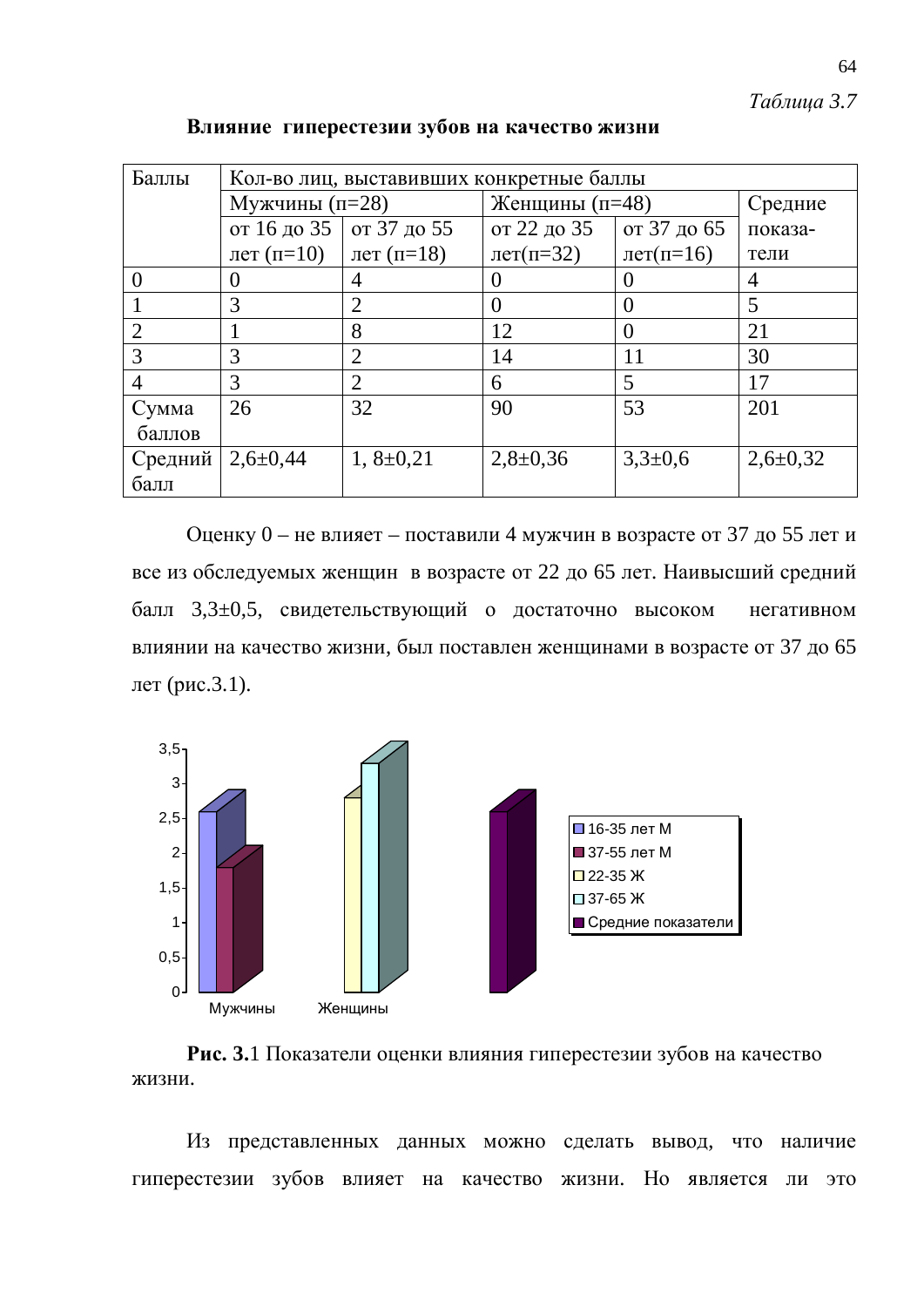*Таблица 3.7*

**Влияние гиперестезии зубов на качество жизни**

| Баллы | Кол-во лиц, выставивших конкретные баллы | | | | |
|---|---|---|---|---|---|
| | Мужчины (п=28) | | Женщины (п=48) | | Средние показа-тели |
| | от 16 до 35 лет (п=10) | от 37 до 55 лет (п=18) | от 22 до 35 лет(п=32) | от 37 до 65 лет(п=16) | |
| 0 | 0 | 4 | 0 | 0 | 4 |
| 1 | 3 | 2 | 0 | 0 | 5 |
| 2 | 1 | 8 | 12 | 0 | 21 |
| 3 | 3 | 2 | 14 | 11 | 30 |
| 4 | 3 | 2 | 6 | 5 | 17 |
| Сумма баллов | 26 | 32 | 90 | 53 | 201 |
| Средний балл | 2,6±0,44 | 1, 8±0,21 | 2,8±0,36 | 3,3±0,6 | 2,6±0,32 |

Оценку 0 – не влияет – поставили 4 мужчин в возрасте от 37 до 55 лет и все из обследуемых женщин в возрасте от 22 до 65 лет. Наивысший средний балл 3,3±0,5, свидетельствующий о достаточно высоком негативном влиянии на качество жизни, был поставлен женщинами в возрасте от 37 до 65 лет (рис.3.1).

**Рис. 3.**1 Показатели оценки влияния гиперестезии зубов на качество жизни.

Из представленных данных можно сделать вывод, что наличие гиперестезии зубов влияет на качество жизни. Но является ли это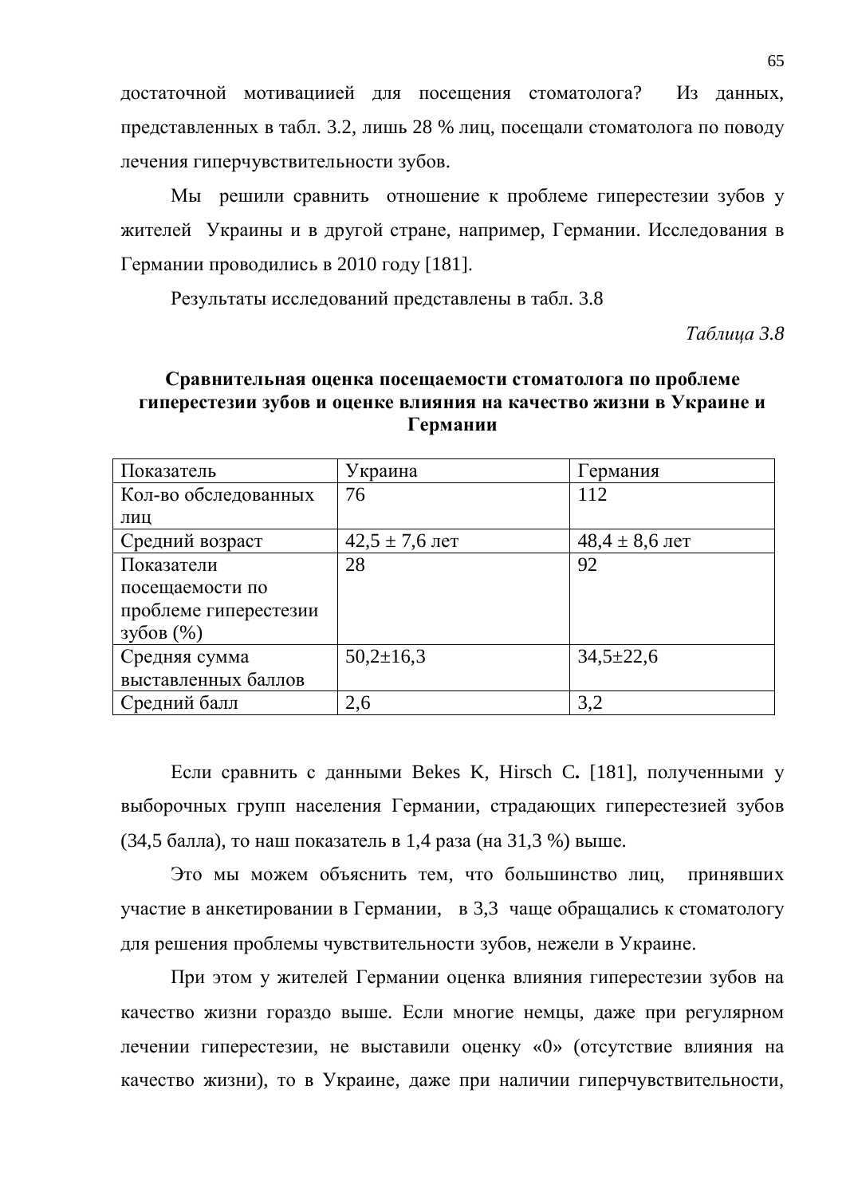достаточной мотивациией для посещения стоматолога? Из данных, представленных в табл. 3.2, лишь 28 % лиц, посещали стоматолога по поводу лечения гиперчувствительности зубов.

Мы решили сравнить отношение к проблеме гиперестезии зубов у жителей Украины и в другой стране, например, Германии. Исследования в Германии проводились в 2010 году [181].

Результаты исследований представлены в табл. 3.8

*Таблица 3.8*

**Сравнительная оценка посещаемости стоматолога по проблеме гиперестезии зубов и оценке влияния на качество жизни в Украине и Германии**

| Показатель | Украина | Германия |
|---|---|---|
| Кол-во обследованных лиц | 76 | 112 |
| Средний возраст | 42,5 ± 7,6 лет | 48,4 ± 8,6 лет |
| Показатели посещаемости по проблеме гиперестезии зубов (%) | 28 | 92 |
| Средняя сумма выставленных баллов | 50,2±16,3 | 34,5±22,6 |
| Средний балл | 2,6 | 3,2 |

Если сравнить с данными Bekes K, Hirsch C**.** [181], полученными у выборочных групп населения Германии, страдающих гиперестезией зубов (34,5 балла), то наш показатель в 1,4 раза (на 31,3 %) выше.

Это мы можем объяснить тем, что большинство лиц, принявших участие в анкетировании в Германии, в 3,3 чаще обращались к стоматологу для решения проблемы чувствительности зубов, нежели в Украине.

При этом у жителей Германии оценка влияния гиперестезии зубов на качество жизни гораздо выше. Если многие немцы, даже при регулярном лечении гиперестезии, не выставили оценку «0» (отсутствие влияния на качество жизни), то в Украине, даже при наличии гиперчувствительности,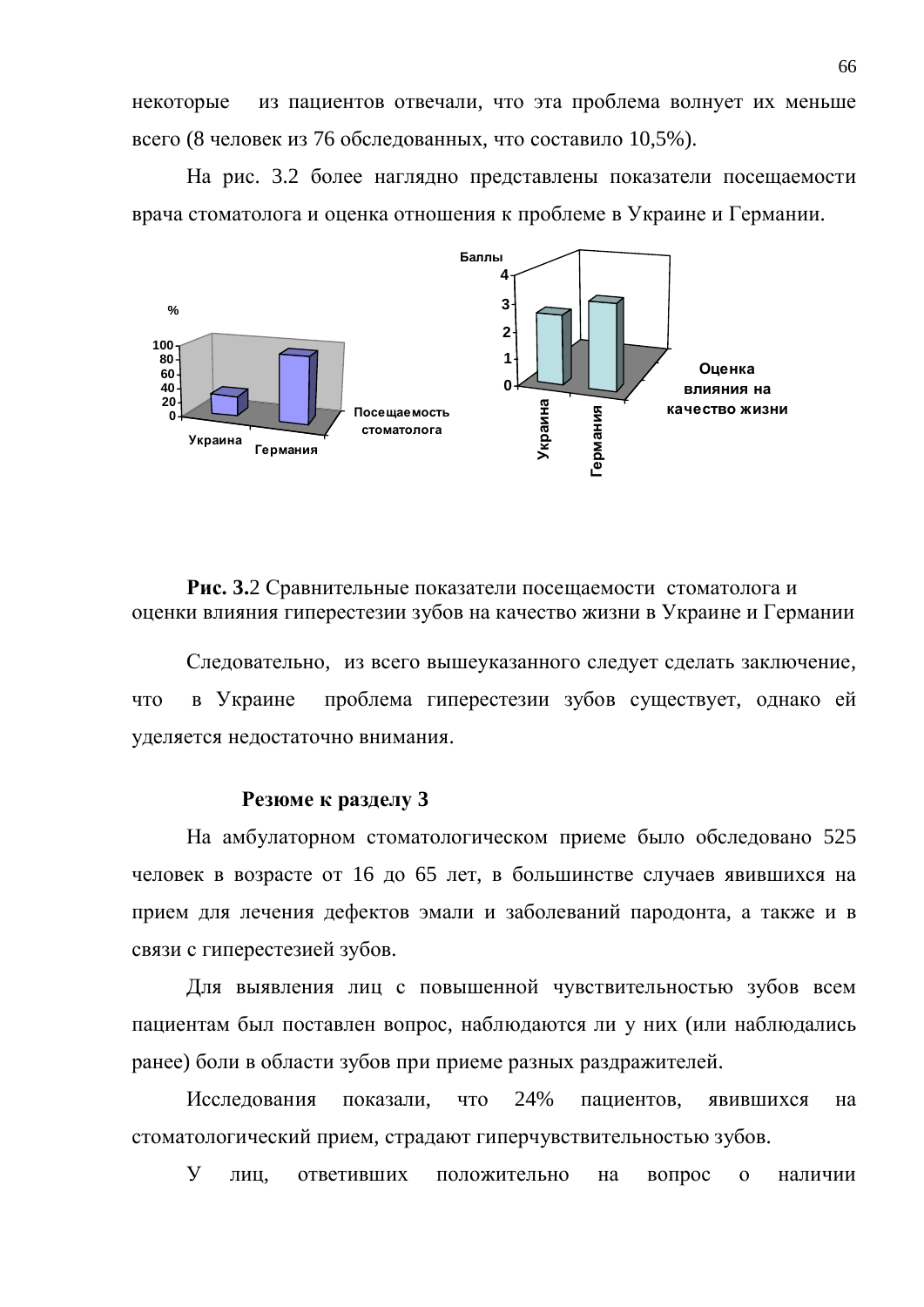некоторые из пациентов отвечали, что эта проблема волнует их меньше всего (8 человек из 76 обследованных, что составило 10,5%).

На рис. 3.2 более наглядно представлены показатели посещаемости врача стоматолога и оценка отношения к проблеме в Украине и Германии.

**Рис. 3.**2 Сравнительные показатели посещаемости стоматолога и оценки влияния гиперестезии зубов на качество жизни в Украине и Германии

Следовательно, из всего вышеуказанного следует сделать заключение, что в Украине проблема гиперестезии зубов существует, однако ей уделяется недостаточно внимания.

### Резюме к разделу 3

На амбулаторном стоматологическом приеме было обследовано 525 человек в возрасте от 16 до 65 лет, в большинстве случаев явившихся на прием для лечения дефектов эмали и заболеваний пародонта, а также и в связи с гиперестезией зубов.

Для выявления лиц с повышенной чувствительностью зубов всем пациентам был поставлен вопрос, наблюдаются ли у них (или наблюдались ранее) боли в области зубов при приеме разных раздражителей.

Исследования показали, что 24% пациентов, явившихся на стоматологический прием, страдают гиперчувствительностью зубов.

У лиц, ответивших положительно на вопрос о наличии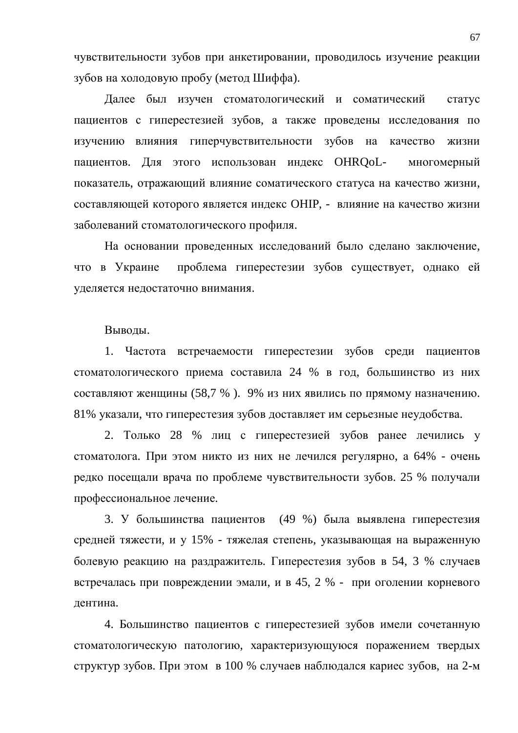чувствительности зубов при анкетировании, проводилось изучение реакции зубов на холодовую пробу (метод Шиффа).

Далее был изучен стоматологический и соматический статус пациентов с гиперестезией зубов, а также проведены исследования по изучению влияния гиперчувствительности зубов на качество жизни пациентов. Для этого использован индекс OHRQoL- многомерный показатель, отражающий влияние соматического статуса на качество жизни, составляющей которого является индекс OHIP, - влияние на качество жизни заболеваний стоматологического профиля.

На основании проведенных исследований было сделано заключение, что в Украине проблема гиперестезии зубов существует, однако ей уделяется недостаточно внимания.

Выводы.

1. Частота встречаемости гиперестезии зубов среди пациентов стоматологического приема составила 24 % в год, большинство из них составляют женщины (58,7 % ). 9% из них явились по прямому назначению. 81% указали, что гиперестезия зубов доставляет им серьезные неудобства.

2. Только 28 % лиц с гиперестезией зубов ранее лечились у стоматолога. При этом никто из них не лечился регулярно, а 64% - очень редко посещали врача по проблеме чувствительности зубов. 25 % получали профессиональное лечение.

3. У большинства пациентов (49 %) была выявлена гиперестезия средней тяжести, и у 15% - тяжелая степень, указывающая на выраженную болевую реакцию на раздражитель. Гиперестезия зубов в 54, 3 % случаев встречалась при повреждении эмали, и в 45, 2 % - при оголении корневого дентина.

4. Большинство пациентов с гиперестезией зубов имели сочетанную стоматологическую патологию, характеризующуюся поражением твердых структур зубов. При этом в 100 % случаев наблюдался кариес зубов, на 2-м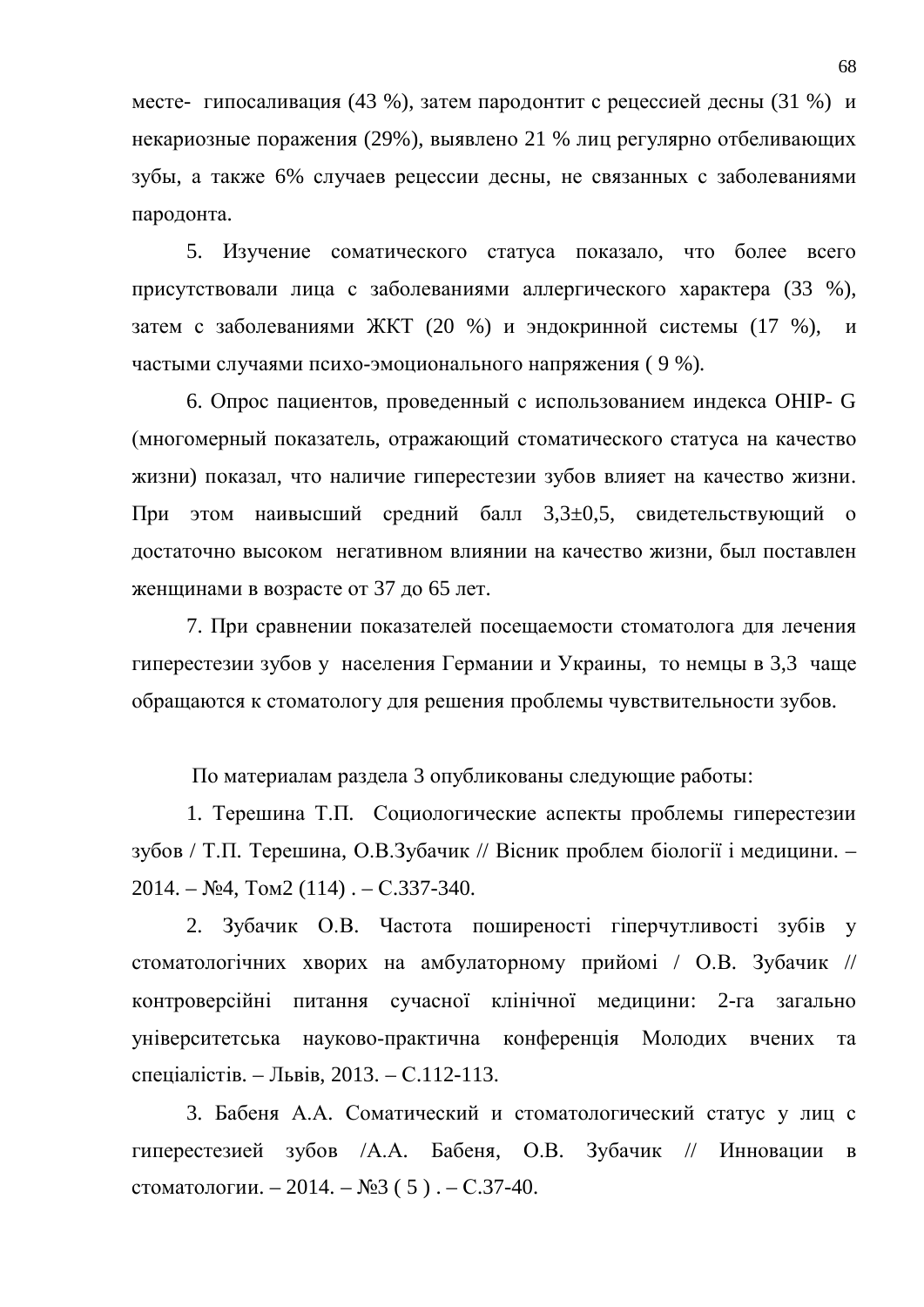месте- гипосаливация (43 %), затем пародонтит с рецессией десны (31 %) и некариозные поражения (29%), выявлено 21 % лиц регулярно отбеливающих зубы, а также 6% случаев рецессии десны, не связанных с заболеваниями пародонта.

5. Изучение соматического статуса показало, что более всего присутствовали лица с заболеваниями аллергического характера (33 %), затем с заболеваниями ЖКТ (20 %) и эндокринной системы (17 %), и частыми случаями психо-эмоционального напряжения ( 9 %).

6. Опрос пациентов, проведенный с использованием индекса OHIP- G (многомерный показатель, отражающий стоматического статуса на качество жизни) показал, что наличие гиперестезии зубов влияет на качество жизни. При этом наивысший средний балл 3,3±0,5, свидетельствующий о достаточно высоком негативном влиянии на качество жизни, был поставлен женщинами в возрасте от 37 до 65 лет.

7. При сравнении показателей посещаемости стоматолога для лечения гиперестезии зубов у населения Германии и Украины, то немцы в 3,3 чаще обращаются к стоматологу для решения проблемы чувствительности зубов.

По материалам раздела 3 опубликованы следующие работы:

1. Терешина Т.П. Социологические аспекты проблемы гиперестезии зубов / Т.П. Терешина, О.В.Зубачик // Вісник проблем біології і медицини. – 2014. – №4, Том2 (114) . – С.337-340.

2. Зубачик О.В. Частота поширеності гіперчутливості зубів у стоматологічних хворих на амбулаторному прийомі / О.В. Зубачик // контроверсійні питання сучасної клінічної медицини: 2-га загально університетська науково-практична конференція Молодих вчених та спеціалістів. – Львів, 2013. – С.112-113.

3. Бабеня А.А. Соматический и стоматологический статус у лиц с гиперестезией зубов /А.А. Бабеня, О.В. Зубачик // Инновации в стоматологии. – 2014. – №3 ( 5 ) . – С.37-40.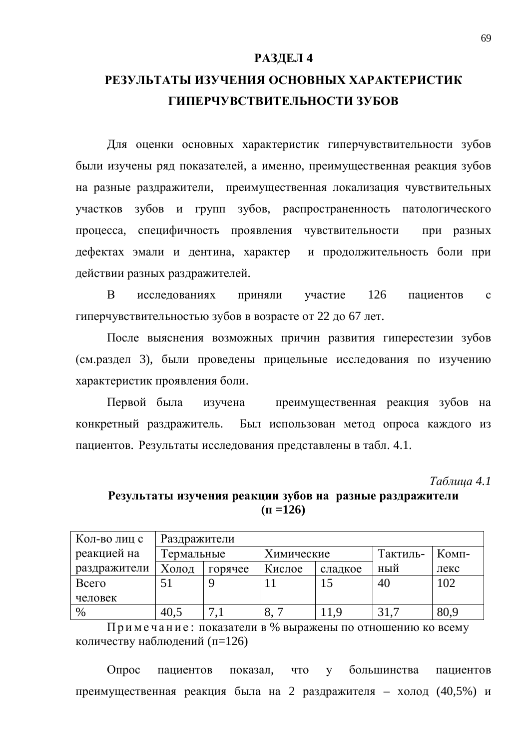# РАЗДЕЛ 4

## РЕЗУЛЬТАТЫ ИЗУЧЕНИЯ ОСНОВНЫХ ХАРАКТЕРИСТИК ГИПЕРЧУВСТВИТЕЛЬНОСТИ ЗУБОВ

Для оценки основных характеристик гиперчувствительности зубов были изучены ряд показателей, а именно, преимущественная реакция зубов на разные раздражители, преимущественная локализация чувствительных участков зубов и групп зубов, распространенность патологического процесса, специфичность проявления чувствительности при разных дефектах эмали и дентина, характер и продолжительность боли при действии разных раздражителей.

В исследованиях приняли участие 126 пациентов с гиперчувствительностью зубов в возрасте от 22 до 67 лет.

После выяснения возможных причин развития гиперестезии зубов (см.раздел 3), были проведены прицельные исследования по изучению характеристик проявления боли.

Первой была изучена преимущественная реакция зубов на конкретный раздражитель. Был использован метод опроса каждого из пациентов. Результаты исследования представлены в табл. 4.1.

*Таблица 4.1*

**Результаты изучения реакции зубов на разные раздражители (п =126)**

| Кол-во лиц с реакцией на раздражители | Раздражители | | | | | |
|---|---|---|---|---|---|---|
| | Термальные | | Химические | | Тактильный | Комплекс |
| | Холод | горячее | Кислое | сладкое | | |
| Всего человек | 51 | 9 | 11 | 15 | 40 | 102 |
| % | 40,5 | 7,1 | 8, 7 | 11,9 | 31,7 | 80,9 |

Примечание: показатели в % выражены по отношению ко всему количеству наблюдений (п=126)

Опрос пациентов показал, что у большинства пациентов преимущественная реакция была на 2 раздражителя – холод (40,5%) и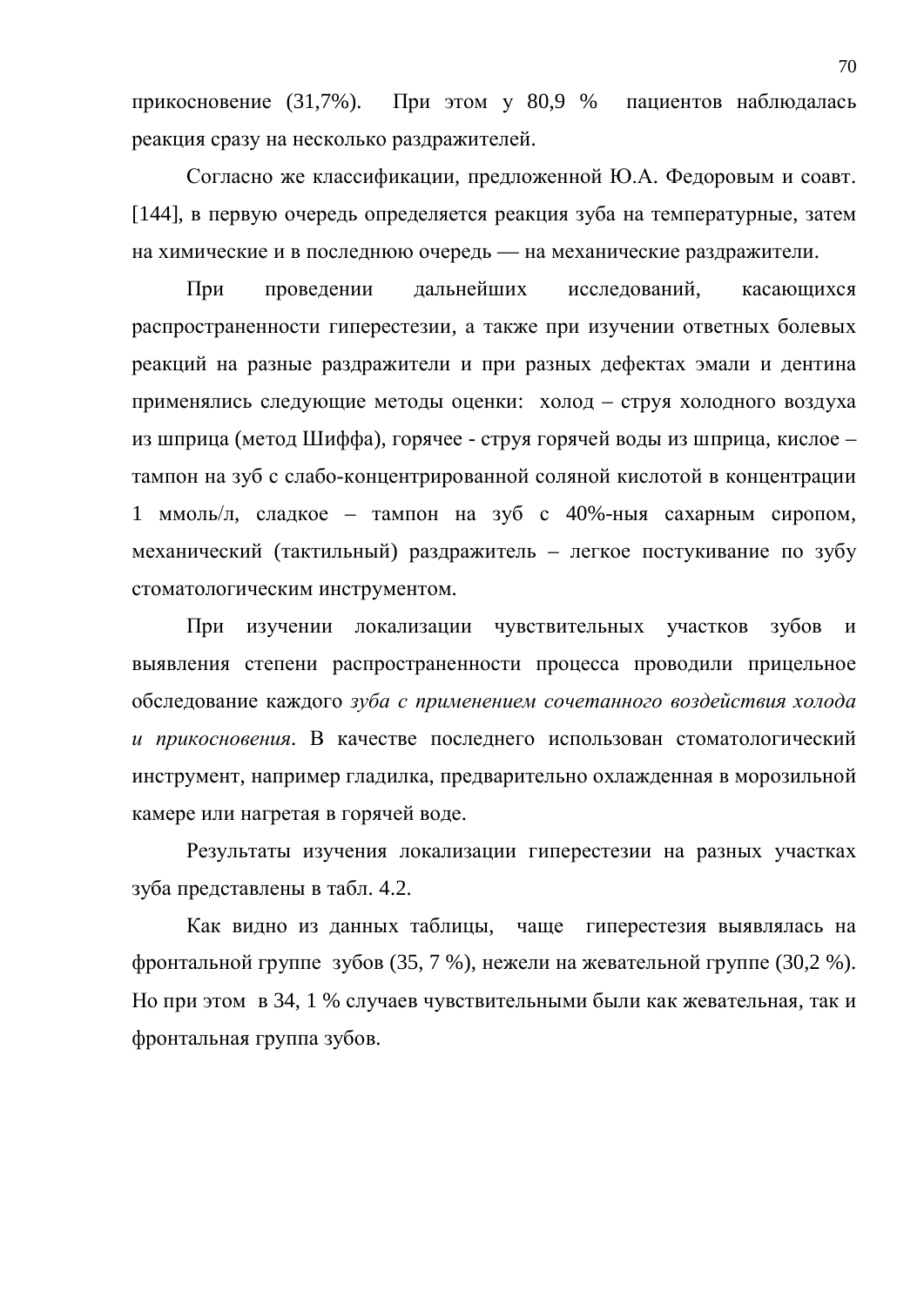прикосновение (31,7%). При этом у 80,9 % пациентов наблюдалась реакция сразу на несколько раздражителей.

Согласно же классификации, предложенной Ю.А. Федоровым и соавт. [144], в первую очередь определяется реакция зуба на температурные, затем на химические и в последнюю очередь — на механические раздражители.

При проведении дальнейших исследований, касающихся распространенности гиперестезии, а также при изучении ответных болевых реакций на разные раздражители и при разных дефектах эмали и дентина применялись следующие методы оценки: холод – струя холодного воздуха из шприца (метод Шиффа), горячее - струя горячей воды из шприца, кислое – тампон на зуб с слабо-концентрированной соляной кислотой в концентрации 1 ммоль/л, сладкое – тампон на зуб с 40%-ныя сахарным сиропом, механический (тактильный) раздражитель – легкое постукивание по зубу стоматологическим инструментом.

При изучении локализации чувствительных участков зубов и выявления степени распространенности процесса проводили прицельное обследование каждого *зуба с применением сочетанного воздействия холода и прикосновения*. В качестве последнего использован стоматологический инструмент, например гладилка, предварительно охлажденная в морозильной камере или нагретая в горячей воде.

Результаты изучения локализации гиперестезии на разных участках зуба представлены в табл. 4.2.

Как видно из данных таблицы, чаще гиперестезия выявлялась на фронтальной группе зубов (35, 7 %), нежели на жевательной группе (30,2 %). Но при этом в 34, 1 % случаев чувствительными были как жевательная, так и фронтальная группа зубов.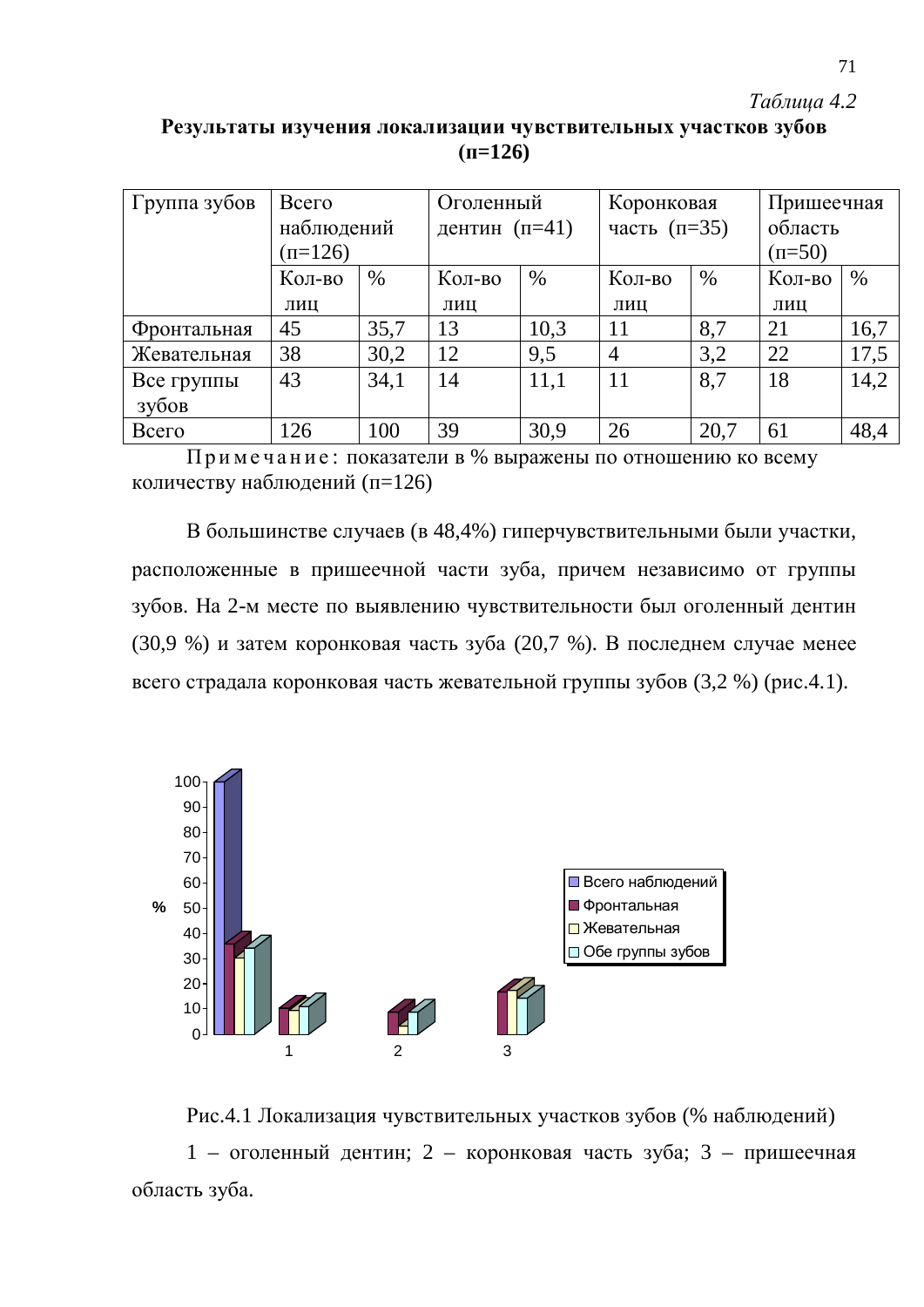*Таблица 4.2*

**Результаты изучения локализации чувствительных участков зубов (n=126)**

| Группа зубов | Всего наблюдений (n=126) | | Оголенный дентин (n=41) | | Коронковая часть (n=35) | | Пришеечная область (n=50) | |
|---|---|---|---|---|---|---|---|---|
| | Кол-во лиц | % | Кол-во лиц | % | Кол-во лиц | % | Кол-во лиц | % |
| Фронтальная | 45 | 35,7 | 13 | 10,3 | 11 | 8,7 | 21 | 16,7 |
| Жевательная | 38 | 30,2 | 12 | 9,5 | 4 | 3,2 | 22 | 17,5 |
| Все группы зубов | 43 | 34,1 | 14 | 11,1 | 11 | 8,7 | 18 | 14,2 |
| Всего | 126 | 100 | 39 | 30,9 | 26 | 20,7 | 61 | 48,4 |

Примечание: показатели в % выражены по отношению ко всему количеству наблюдений (n=126)

В большинстве случаев (в 48,4%) гиперчувствительными были участки, расположенные в пришеечной части зуба, причем независимо от группы зубов. На 2-м месте по выявлению чувствительности был оголенный дентин (30,9 %) и затем коронковая часть зуба (20,7 %). В последнем случае менее всего страдала коронковая часть жевательной группы зубов (3,2 %) (рис.4.1).

Рис.4.1 Локализация чувствительных участков зубов (% наблюдений)

1 – оголенный дентин; 2 – коронковая часть зуба; 3 – пришеечная область зуба.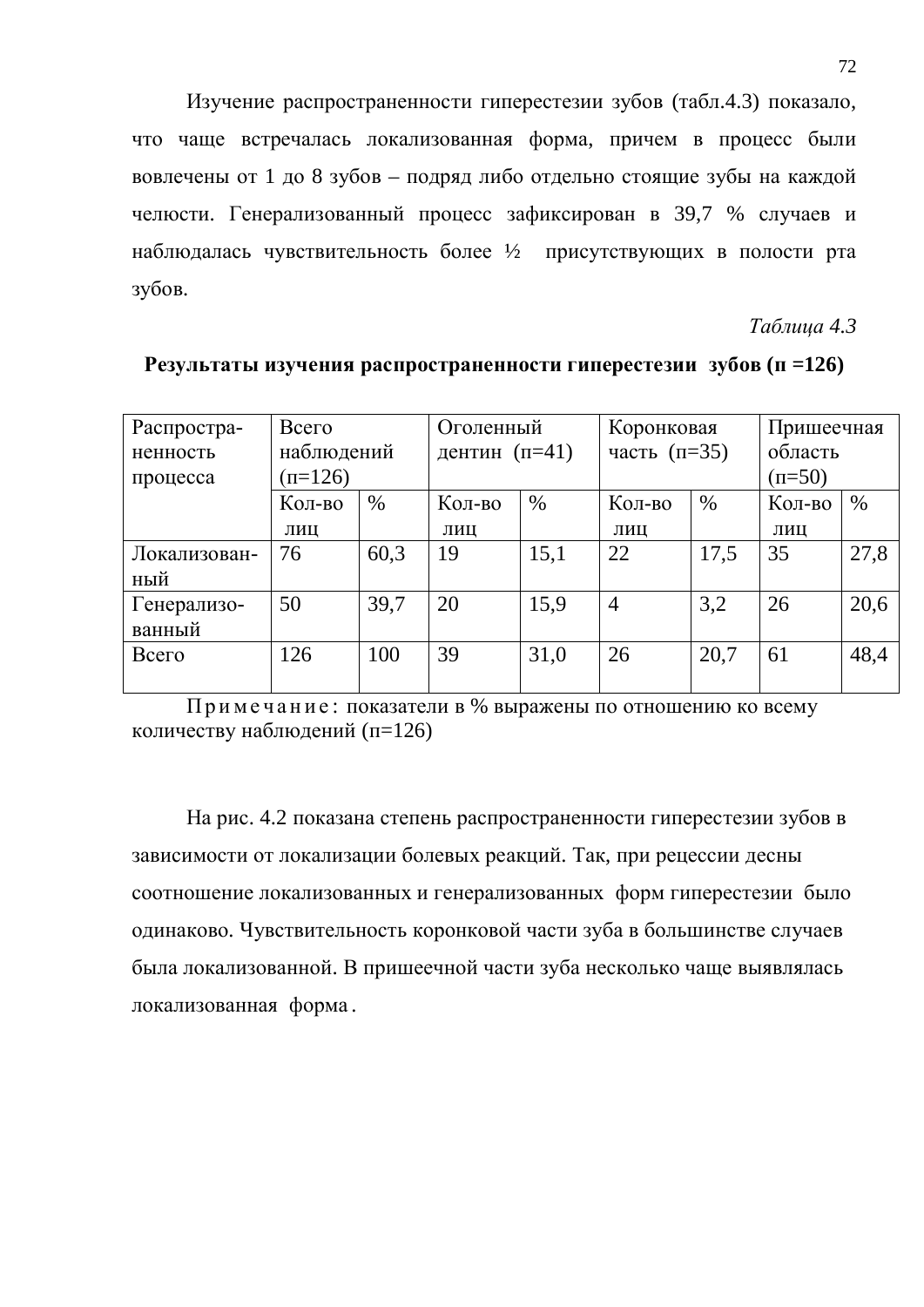Изучение распространенности гиперестезии зубов (табл.4.3) показало, что чаще встречалась локализованная форма, причем в процесс были вовлечены от 1 до 8 зубов – подряд либо отдельно стоящие зубы на каждой челюсти. Генерализованный процесс зафиксирован в 39,7 % случаев и наблюдалась чувствительность более ½ присутствующих в полости рта зубов.

*Таблица 4.3*

**Результаты изучения распространенности гиперестезии зубов (п =126)**

| Распространенность процесса | Всего наблюдений (п=126) | | Оголенный дентин (п=41) | | Коронковая часть (п=35) | | Пришеечная область (п=50) | |
|---|---|---|---|---|---|---|---|---|
| | Кол-во лиц | % | Кол-во лиц | % | Кол-во лиц | % | Кол-во лиц | % |
| Локализованный | 76 | 60,3 | 19 | 15,1 | 22 | 17,5 | 35 | 27,8 |
| Генерализованный | 50 | 39,7 | 20 | 15,9 | 4 | 3,2 | 26 | 20,6 |
| Всего | 126 | 100 | 39 | 31,0 | 26 | 20,7 | 61 | 48,4 |

Примечание: показатели в % выражены по отношению ко всему количеству наблюдений (п=126)

На рис. 4.2 показана степень распространенности гиперестезии зубов в зависимости от локализации болевых реакций. Так, при рецессии десны соотношение локализованных и генерализованных форм гиперестезии было одинаково. Чувствительность коронковой части зуба в большинстве случаев была локализованной. В пришеечной части зуба несколько чаще выявлялась локализованная форма.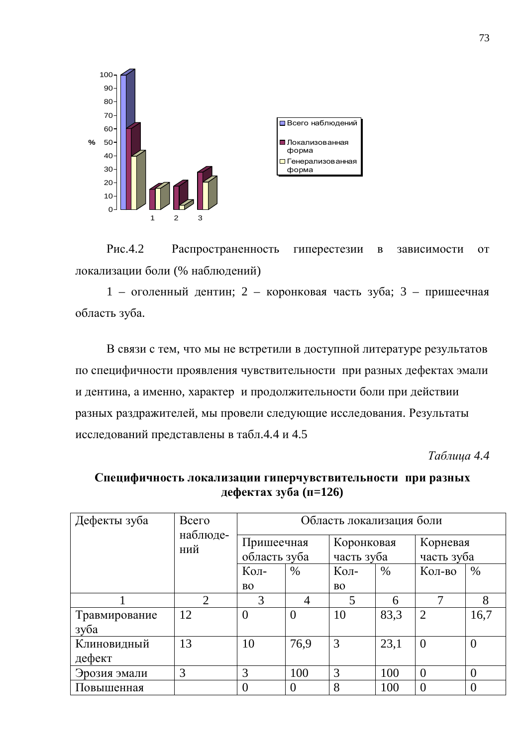Рис.4.2 Распространенность гиперестезии в зависимости от локализации боли (% наблюдений)

1 – оголенный дентин; 2 – коронковая часть зуба; 3 – пришеечная область зуба.

В связи с тем, что мы не встретили в доступной литературе результатов по специфичности проявления чувствительности при разных дефектах эмали и дентина, а именно, характер и продолжительности боли при действии разных раздражителей, мы провели следующие исследования. Результаты исследований представлены в табл.4.4 и 4.5

*Таблица 4.4*

**Специфичность локализации гиперчувствительности при разных дефектах зуба (п=126)**

| Дефекты зуба | Всего наблюдений | Область локализация боли | | | | | |
|---|---|---|---|---|---|---|---|
| | | Пришеечная область зуба | | Коронковая часть зуба | | Корневая часть зуба | |
| | | Кол-во | % | Кол-во | % | Кол-во | % |
| 1 | 2 | 3 | 4 | 5 | 6 | 7 | 8 |
| Травмирование зуба | 12 | 0 | 0 | 10 | 83,3 | 2 | 16,7 |
| Клиновидный дефект | 13 | 10 | 76,9 | 3 | 23,1 | 0 | 0 |
| Эрозия эмали | 3 | 3 | 100 | 3 | 100 | 0 | 0 |
| Повышенная | | 0 | 0 | 8 | 100 | 0 | 0 |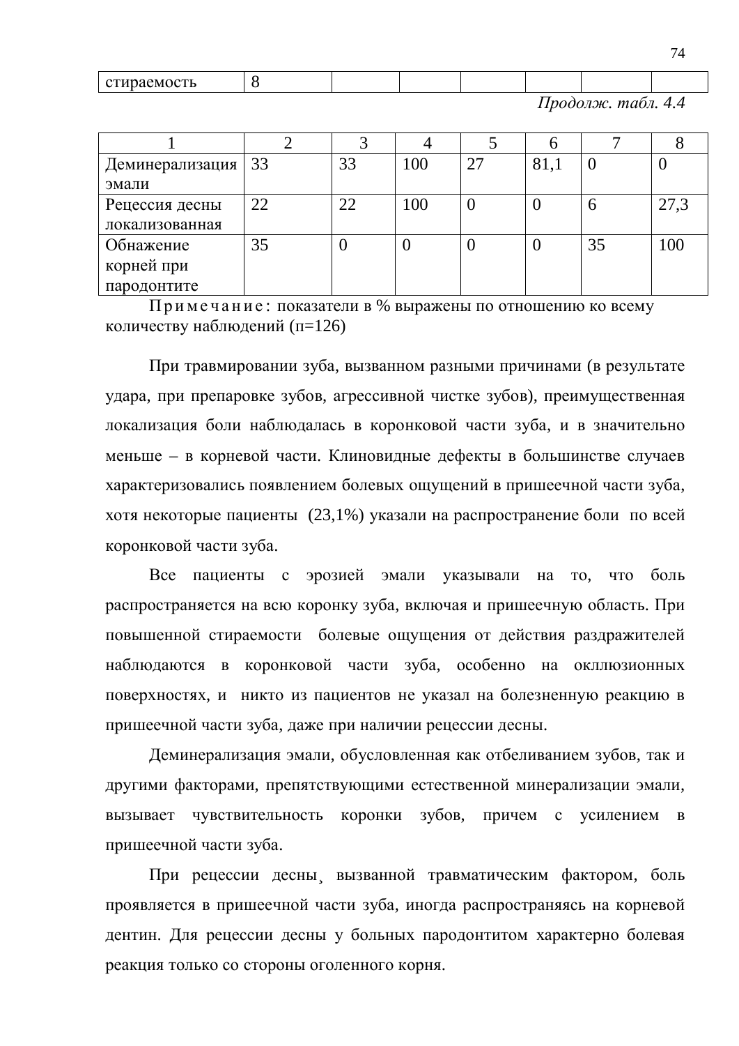| стираемость | 8 | | | | | | |
|---|---|---|---|---|---|---|---|

*Продолж. табл. 4.4*

| 1 | 2 | 3 | 4 | 5 | 6 | 7 | 8 |
|---|---|---|---|---|---|---|---|
| Деминерализация эмали | 33 | 33 | 100 | 27 | 81,1 | 0 | 0 |
| Рецессия десны локализованная | 22 | 22 | 100 | 0 | 0 | 6 | 27,3 |
| Обнажение корней при пародонтите | 35 | 0 | 0 | 0 | 0 | 35 | 100 |

Примечание: показатели в % выражены по отношению ко всему количеству наблюдений (п=126)

При травмировании зуба, вызванном разными причинами (в результате удара, при препаровке зубов, агрессивной чистке зубов), преимущественная локализация боли наблюдалась в коронковой части зуба, и в значительно меньше – в корневой части. Клиновидные дефекты в большинстве случаев характеризовались появлением болевых ощущений в пришеечной части зуба, хотя некоторые пациенты (23,1%) указали на распространение боли по всей коронковой части зуба.

Все пациенты с эрозией эмали указывали на то, что боль распространяется на всю коронку зуба, включая и пришеечную область. При повышенной стираемости болевые ощущения от действия раздражителей наблюдаются в коронковой части зуба, особенно на окклюзионных поверхностях, и никто из пациентов не указал на болезненную реакцию в пришеечной части зуба, даже при наличии рецессии десны.

Деминерализация эмали, обусловленная как отбеливанием зубов, так и другими факторами, препятствующими естественной минерализации эмали, вызывает чувствительность коронки зубов, причем с усилением в пришеечной части зуба.

При рецессии десны¸ вызванной травматическим фактором, боль проявляется в пришеечной части зуба, иногда распространяясь на корневой дентин. Для рецессии десны у больных пародонтитом характерно болевая реакция только со стороны оголенного корня.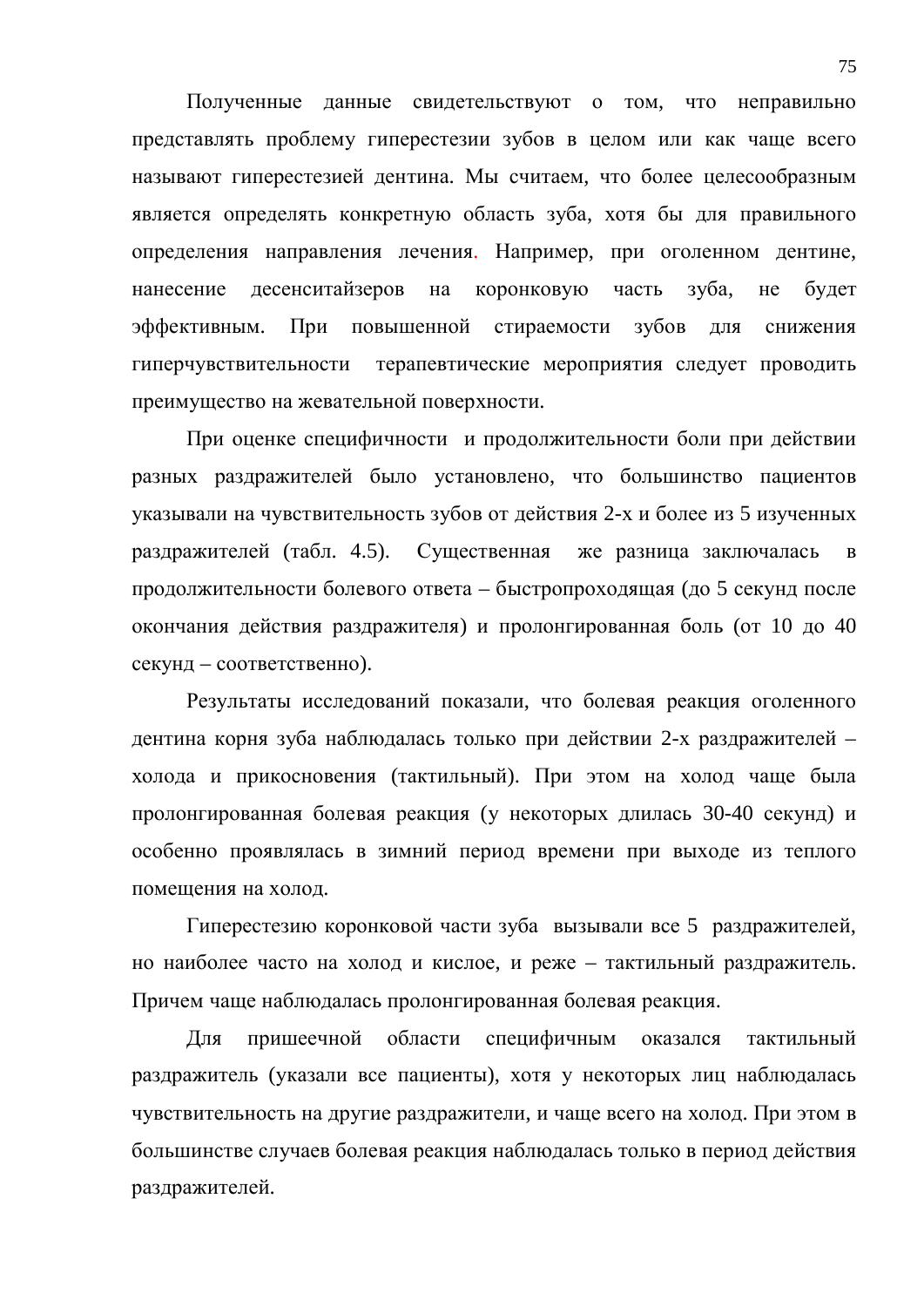Полученные данные свидетельствуют о том, что неправильно представлять проблему гиперестезии зубов в целом или как чаще всего называют гиперестезией дентина. Мы считаем, что более целесообразным является определять конкретную область зуба, хотя бы для правильного определения направления лечения. Например, при оголенном дентине, нанесение десенситайзеров на коронковую часть зуба, не будет эффективным. При повышенной стираемости зубов для снижения гиперчувствительности терапевтические мероприятия следует проводить преимущество на жевательной поверхности.

При оценке специфичности и продолжительности боли при действии разных раздражителей было установлено, что большинство пациентов указывали на чувствительность зубов от действия 2-х и более из 5 изученных раздражителей (табл. 4.5). Существенная же разница заключалась в продолжительности болевого ответа – быстропроходящая (до 5 секунд после окончания действия раздражителя) и пролонгированная боль (от 10 до 40 секунд – соответственно).

Результаты исследований показали, что болевая реакция оголенного дентина корня зуба наблюдалась только при действии 2-х раздражителей – холода и прикосновения (тактильный). При этом на холод чаще была пролонгированная болевая реакция (у некоторых длилась 30-40 секунд) и особенно проявлялась в зимний период времени при выходе из теплого помещения на холод.

Гиперестезию коронковой части зуба вызывали все 5 раздражителей, но наиболее часто на холод и кислое, и реже – тактильный раздражитель. Причем чаще наблюдалась пролонгированная болевая реакция.

Для пришеечной области специфичным оказался тактильный раздражитель (указали все пациенты), хотя у некоторых лиц наблюдалась чувствительность на другие раздражители, и чаще всего на холод. При этом в большинстве случаев болевая реакция наблюдалась только в период действия раздражителей.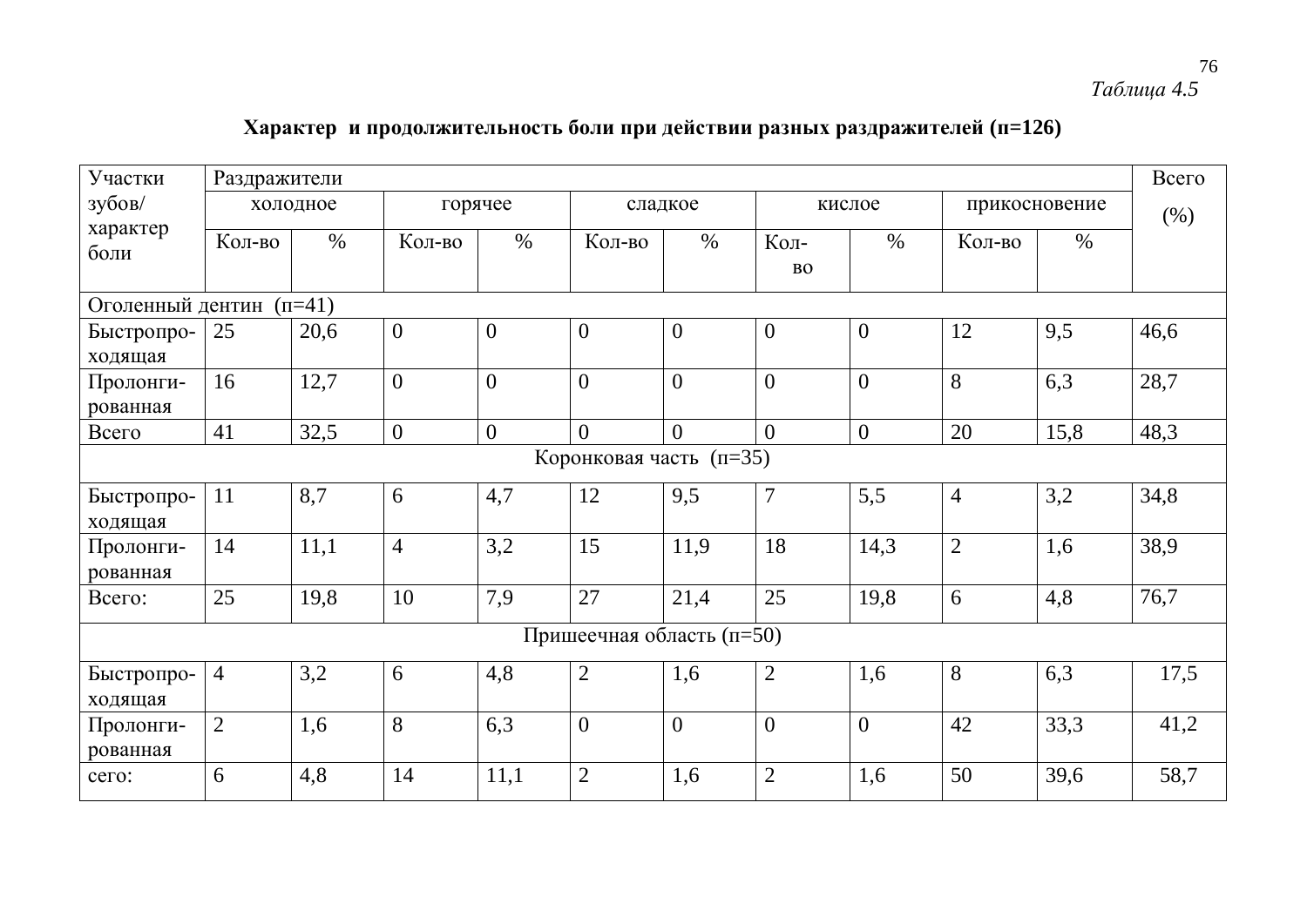*Таблица 4.5*

**Характер и продолжительность боли при действии разных раздражителей (п=126)**

| Участки зубов/ характер боли | Раздражители | | | | | | | | | | Всего (%) |
|---|---|---|---|---|---|---|---|---|---|---|---|
| | холодное | | горячее | | сладкое | | кислое | | прикосновение | | |
| | Кол-во | % | Кол-во | % | Кол-во | % | Кол-во | % | Кол-во | % | |
| Оголенный дентин (п=41) | | | | | | | | | | | |
| Быстропро-ходящая | 25 | 20,6 | 0 | 0 | 0 | 0 | 0 | 0 | 12 | 9,5 | 46,6 |
| Пролонги-рованная | 16 | 12,7 | 0 | 0 | 0 | 0 | 0 | 0 | 8 | 6,3 | 28,7 |
| Всего | 41 | 32,5 | 0 | 0 | 0 | 0 | 0 | 0 | 20 | 15,8 | 48,3 |
| Коронковая часть (п=35) | | | | | | | | | | | |
| Быстропро-ходящая | 11 | 8,7 | 6 | 4,7 | 12 | 9,5 | 7 | 5,5 | 4 | 3,2 | 34,8 |
| Пролонги-рованная | 14 | 11,1 | 4 | 3,2 | 15 | 11,9 | 18 | 14,3 | 2 | 1,6 | 38,9 |
| Всего: | 25 | 19,8 | 10 | 7,9 | 27 | 21,4 | 25 | 19,8 | 6 | 4,8 | 76,7 |
| Пришеечная область (п=50) | | | | | | | | | | | |
| Быстропро-ходящая | 4 | 3,2 | 6 | 4,8 | 2 | 1,6 | 2 | 1,6 | 8 | 6,3 | 17,5 |
| Пролонги-рованная | 2 | 1,6 | 8 | 6,3 | 0 | 0 | 0 | 0 | 42 | 33,3 | 41,2 |
| сего: | 6 | 4,8 | 14 | 11,1 | 2 | 1,6 | 2 | 1,6 | 50 | 39,6 | 58,7 |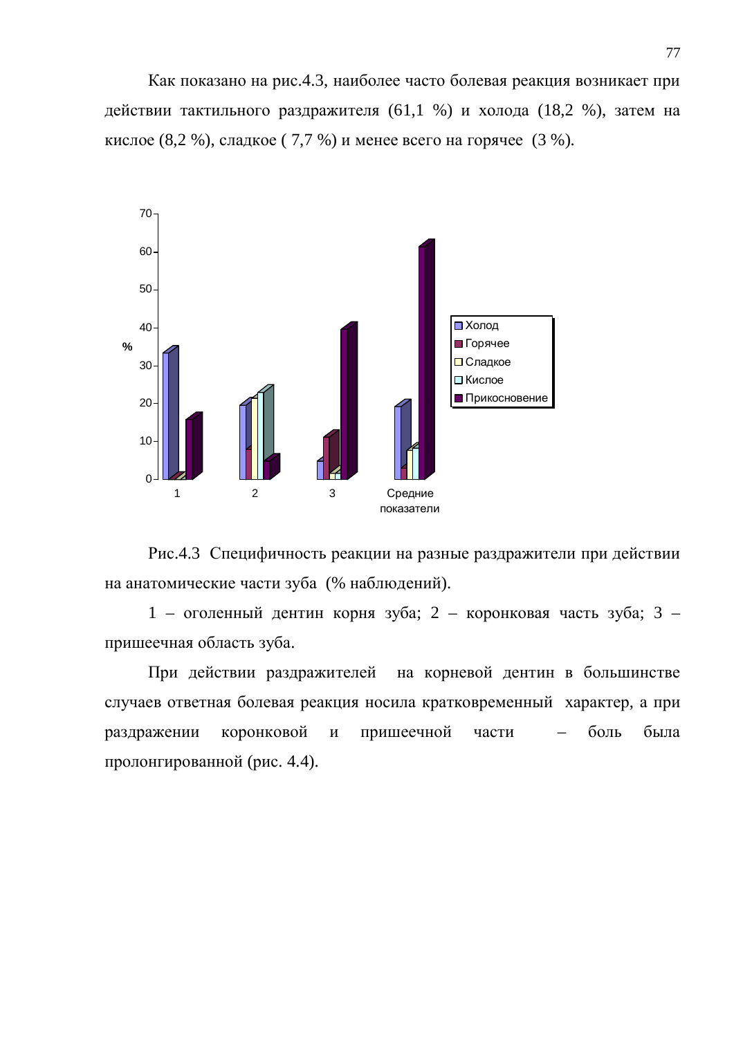Как показано на рис.4.3, наиболее часто болевая реакция возникает при действии тактильного раздражителя (61,1 %) и холода (18,2 %), затем на кислое (8,2 %), сладкое ( 7,7 %) и менее всего на горячее (3 %).

Рис.4.3 Специфичность реакции на разные раздражители при действии на анатомические части зуба (% наблюдений).

1 – оголенный дентин корня зуба; 2 – коронковая часть зуба; 3 – пришеечная область зуба.

При действии раздражителей на корневой дентин в большинстве случаев ответная болевая реакция носила кратковременный характер, а при раздражении коронковой и пришеечной части – боль была пролонгированной (рис. 4.4).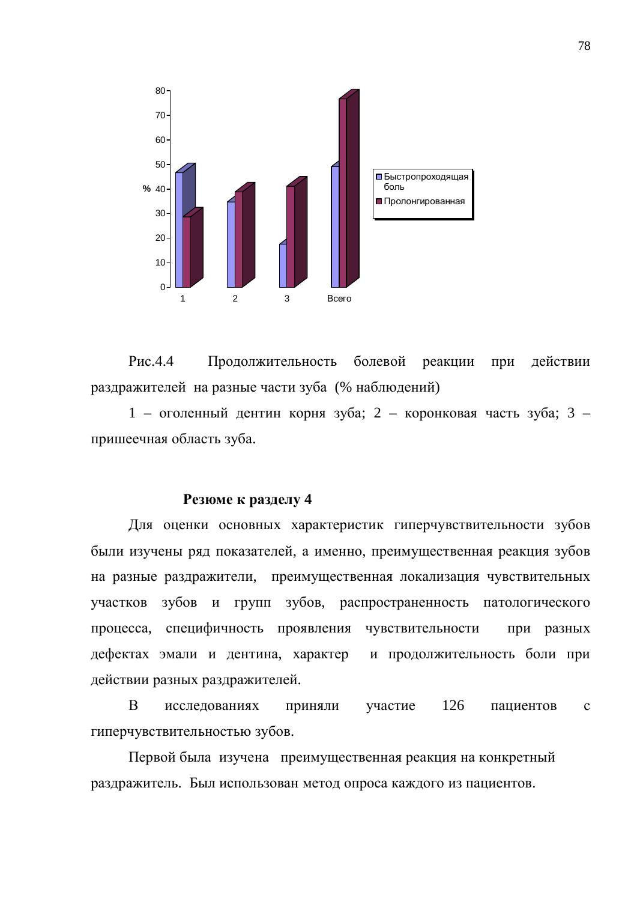Рис.4.4 Продолжительность болевой реакции при действии раздражителей на разные части зуба (% наблюдений)

1 – оголенный дентин корня зуба; 2 – коронковая часть зуба; 3 – пришеечная область зуба.

## Резюме к разделу 4

Для оценки основных характеристик гиперчувствительности зубов были изучены ряд показателей, а именно, преимущественная реакция зубов на разные раздражители, преимущественная локализация чувствительных участков зубов и групп зубов, распространенность патологического процесса, специфичность проявления чувствительности при разных дефектах эмали и дентина, характер и продолжительность боли при действии разных раздражителей.

В исследованиях приняли участие 126 пациентов с гиперчувствительностью зубов.

Первой была изучена преимущественная реакция на конкретный раздражитель. Был использован метод опроса каждого из пациентов.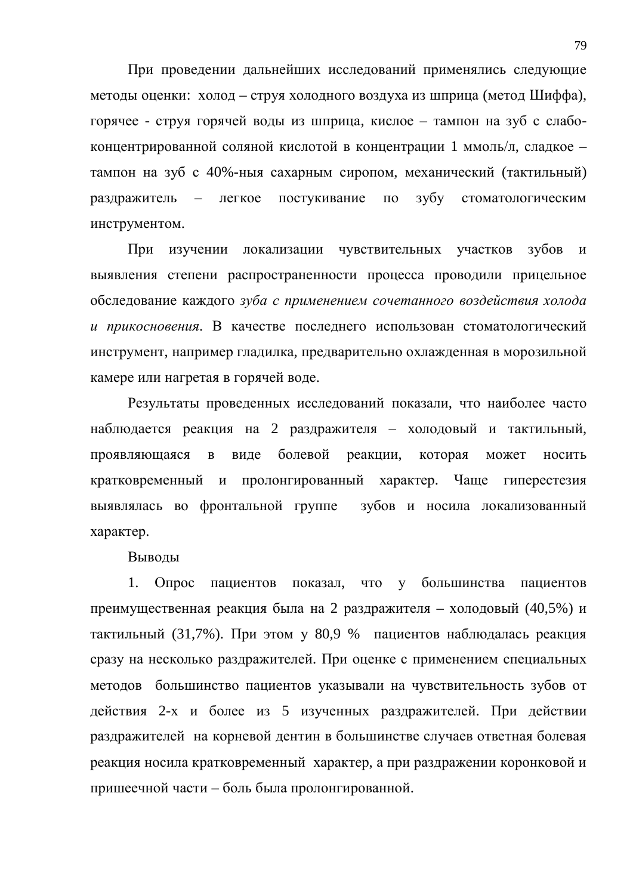При проведении дальнейших исследований применялись следующие методы оценки: холод – струя холодного воздуха из шприца (метод Шиффа), горячее - струя горячей воды из шприца, кислое – тампон на зуб с слабо-концентрированной соляной кислотой в концентрации 1 ммоль/л, сладкое – тампон на зуб с 40%-ныя сахарным сиропом, механический (тактильный) раздражитель – легкое постукивание по зубу стоматологическим инструментом.

При изучении локализации чувствительных участков зубов и выявления степени распространенности процесса проводили прицельное обследование каждого *зуба с применением сочетанного воздействия холода и прикосновения*. В качестве последнего использован стоматологический инструмент, например гладилка, предварительно охлажденная в морозильной камере или нагретая в горячей воде.

Результаты проведенных исследований показали, что наиболее часто наблюдается реакция на 2 раздражителя – холодовый и тактильный, проявляющаяся в виде болевой реакции, которая может носить кратковременный и пролонгированный характер. Чаще гиперестезия выявлялась во фронтальной группе зубов и носила локализованный характер.

Выводы

1. Опрос пациентов показал, что у большинства пациентов преимущественная реакция была на 2 раздражителя – холодовый (40,5%) и тактильный (31,7%). При этом у 80,9 % пациентов наблюдалась реакция сразу на несколько раздражителей. При оценке с применением специальных методов большинство пациентов указывали на чувствительность зубов от действия 2-х и более из 5 изученных раздражителей. При действии раздражителей на корневой дентин в большинстве случаев ответная болевая реакция носила кратковременный характер, а при раздражении коронковой и пришеечной части – боль была пролонгированной.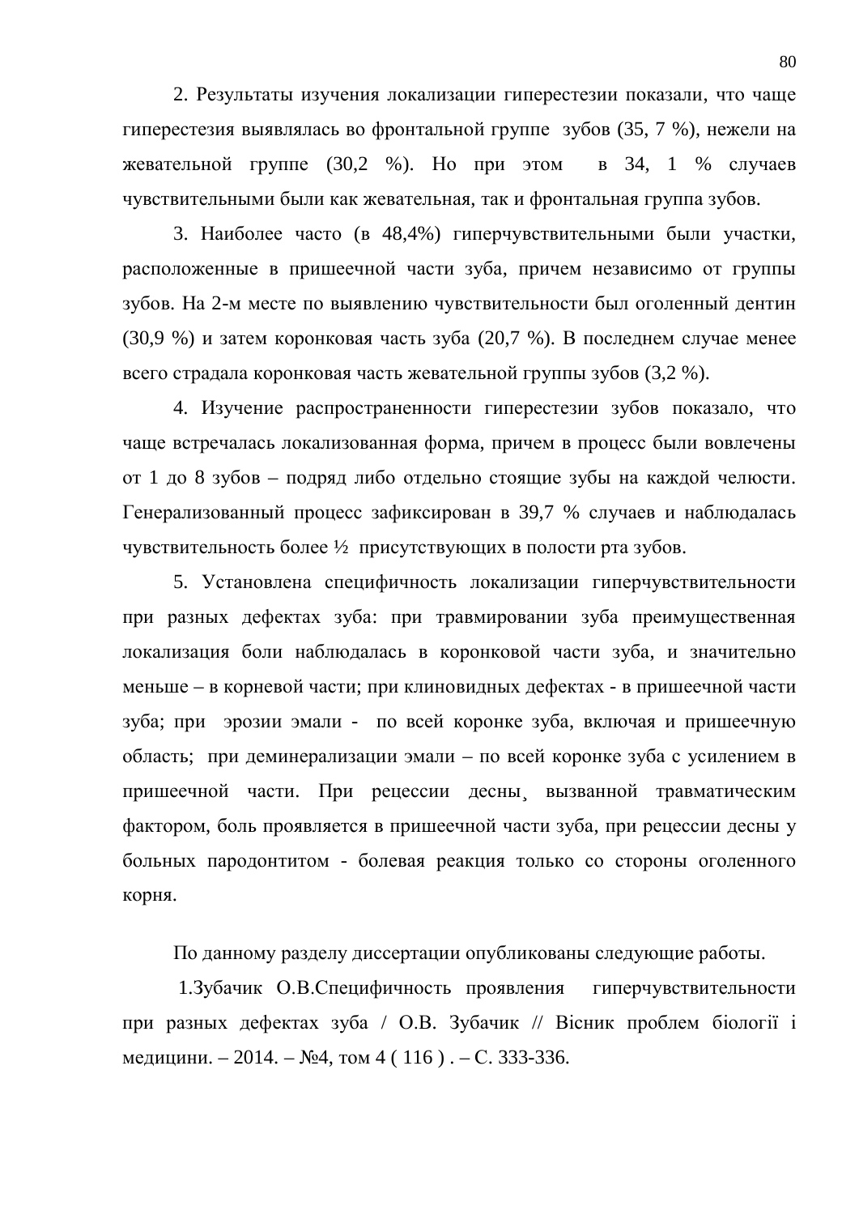2. Результаты изучения локализации гиперестезии показали, что чаще гиперестезия выявлялась во фронтальной группе зубов (35, 7 %), нежели на жевательной группе (30,2 %). Но при этом в 34, 1 % случаев чувствительными были как жевательная, так и фронтальная группа зубов.

3. Наиболее часто (в 48,4%) гиперчувствительными были участки, расположенные в пришеечной части зуба, причем независимо от группы зубов. На 2-м месте по выявлению чувствительности был оголенный дентин (30,9 %) и затем коронковая часть зуба (20,7 %). В последнем случае менее всего страдала коронковая часть жевательной группы зубов (3,2 %).

4. Изучение распространенности гиперестезии зубов показало, что чаще встречалась локализованная форма, причем в процесс были вовлечены от 1 до 8 зубов – подряд либо отдельно стоящие зубы на каждой челюсти. Генерализованный процесс зафиксирован в 39,7 % случаев и наблюдалась чувствительность более ½ присутствующих в полости рта зубов.

5. Установлена специфичность локализации гиперчувствительности при разных дефектах зуба: при травмировании зуба преимущественная локализация боли наблюдалась в коронковой части зуба, и значительно меньше – в корневой части; при клиновидных дефектах - в пришеечной части зуба; при эрозии эмали - по всей коронке зуба, включая и пришеечную область; при деминерализации эмали – по всей коронке зуба с усилением в пришеечной части. При рецессии десны¸ вызванной травматическим фактором, боль проявляется в пришеечной части зуба, при рецессии десны у больных пародонтитом - болевая реакция только со стороны оголенного корня.

По данному разделу диссертации опубликованы следующие работы.

1.Зубачик О.В.Специфичность проявления гиперчувствительности при разных дефектах зуба / О.В. Зубачик // Вісник проблем біології і медицини. – 2014. – №4, том 4 ( 116 ) . – С. 333-336.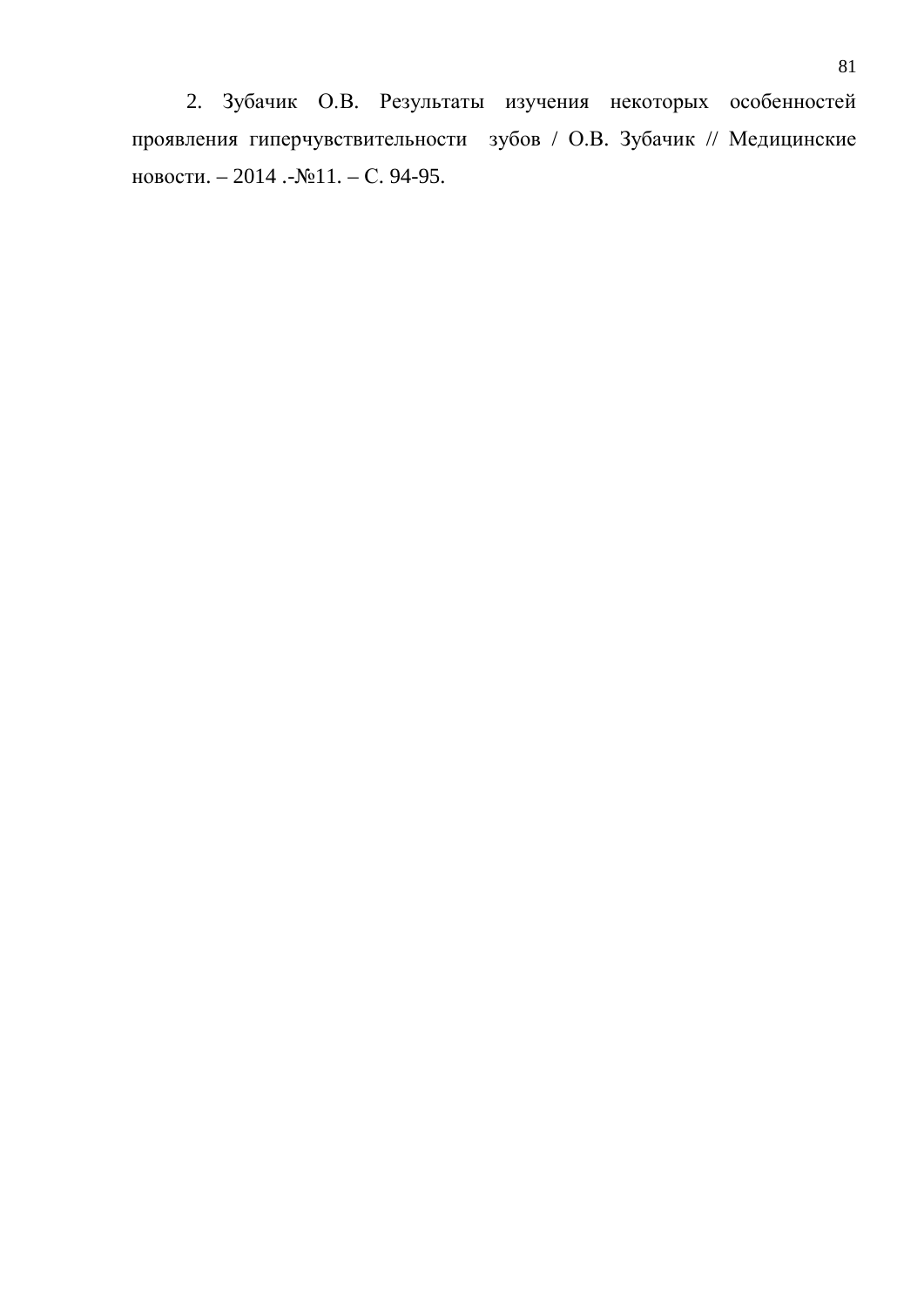2. Зубачик О.В. Результаты изучения некоторых особенностей проявления гиперчувствительности зубов / О.В. Зубачик // Медицинские новости. – 2014 .-№11. – С. 94-95.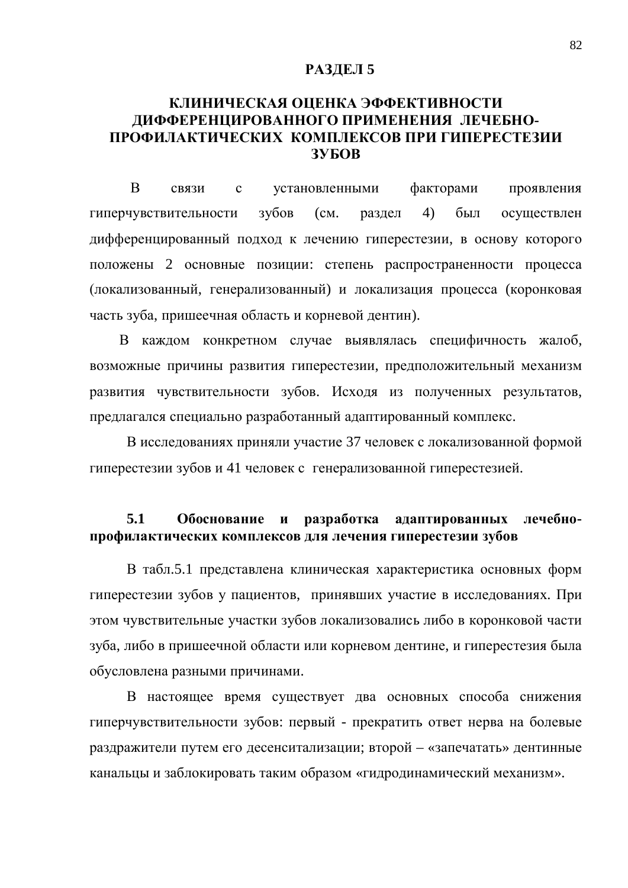# РАЗДЕЛ 5

# КЛИНИЧЕСКАЯ ОЦЕНКА ЭФФЕКТИВНОСТИ ДИФФЕРЕНЦИРОВАННОГО ПРИМЕНЕНИЯ ЛЕЧЕБНО-ПРОФИЛАКТИЧЕСКИХ КОМПЛЕКСОВ ПРИ ГИПЕРЕСТЕЗИИ ЗУБОВ

В связи с установленными факторами проявления гиперчувствительности зубов (см. раздел 4) был осуществлен дифференцированный подход к лечению гиперестезии, в основу которого положены 2 основные позиции: степень распространенности процесса (локализованный, генерализованный) и локализация процесса (коронковая часть зуба, пришеечная область и корневой дентин).

В каждом конкретном случае выявлялась специфичность жалоб, возможные причины развития гиперестезии, предположительный механизм развития чувствительности зубов. Исходя из полученных результатов, предлагался специально разработанный адаптированный комплекс.

В исследованиях приняли участие 37 человек с локализованной формой гиперестезии зубов и 41 человек с генерализованной гиперестезией.

## 5.1 Обоснование и разработка адаптированных лечебно-профилактических комплексов для лечения гиперестезии зубов

В табл.5.1 представлена клиническая характеристика основных форм гиперестезии зубов у пациентов, принявших участие в исследованиях. При этом чувствительные участки зубов локализовались либо в коронковой части зуба, либо в пришеечной области или корневом дентине, и гиперестезия была обусловлена разными причинами.

В настоящее время существует два основных способа снижения гиперчувствительности зубов: первый - прекратить ответ нерва на болевые раздражители путем его десенситализации; второй – «запечатать» дентинные канальцы и заблокировать таким образом «гидродинамический механизм».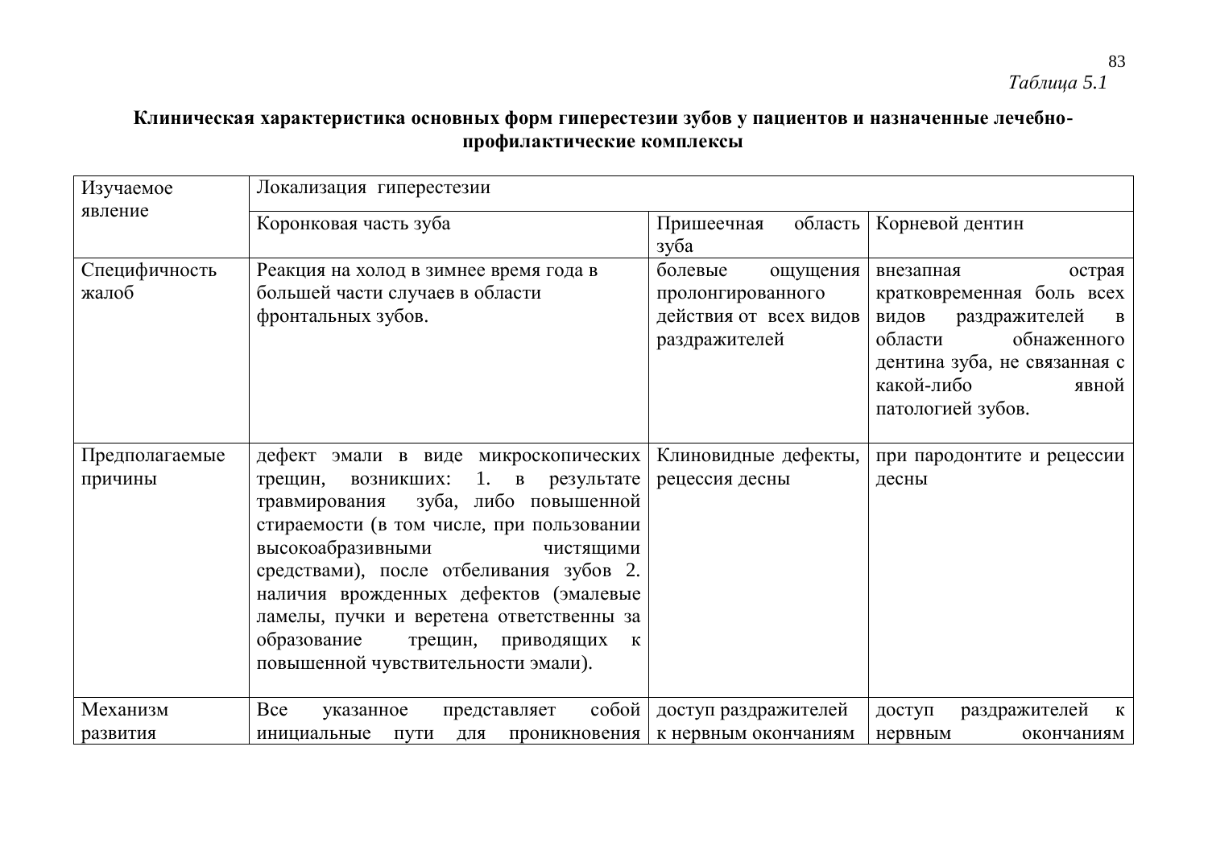*Таблица 5.1*

**Клиническая характеристика основных форм гиперестезии зубов у пациентов и назначенные лечебно-профилактические комплексы**

| Изучаемое явление | Локализация гиперестезии | | |
|---|---|---|---|
| | Коронковая часть зуба | Пришеечная область зуба | Корневой дентин |
| Специфичность жалоб | Реакция на холод в зимнее время года в большей части случаев в области фронтальных зубов. | болевые ощущения пролонгированного действия от всех видов раздражителей | внезапная острая кратковременная боль всех видов раздражителей в области обнаженного дентина зуба, не связанная с какой-либо явной патологией зубов. |
| Предполагаемые причины | дефект эмали в виде микроскопических трещин, возникших: 1. в результате травмирования зуба, либо повышенной стираемости (в том числе, при пользовании высокоабразивными чистящими средствами), после отбеливания зубов 2. наличия врожденных дефектов (эмалевые ламелы, пучки и веретена ответственны за образование трещин, приводящих к повышенной чувствительности эмали). | Клиновидные дефекты, рецессия десны | при пародонтите и рецессии десны |
| Механизм развития | Все указанное представляет собой инициальные пути для проникновения | доступ раздражителей к нервным окончаниям | доступ раздражителей к нервным окончаниям |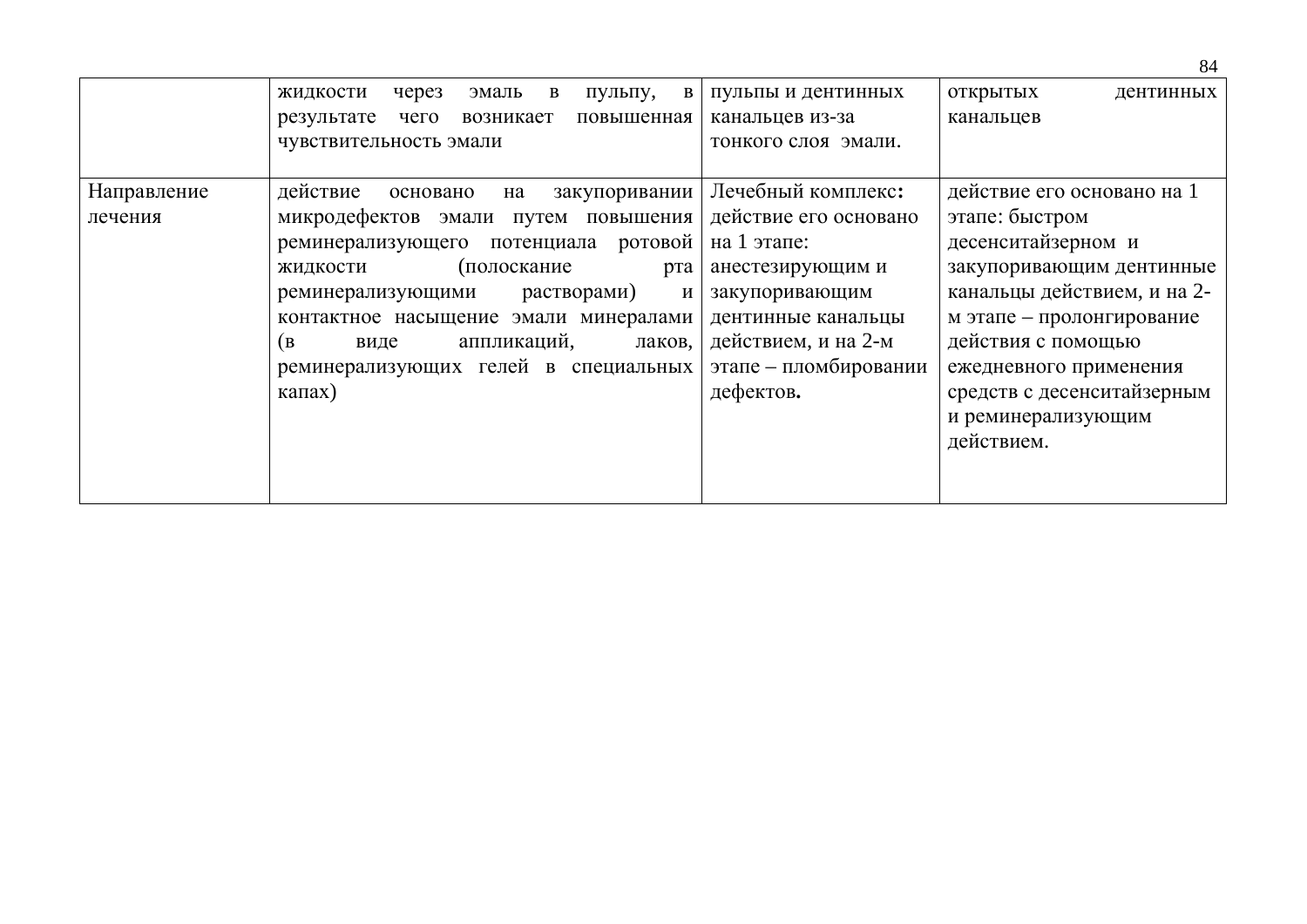| | | | |
|---|---|---|---|
| | жидкости через эмаль в пульпу, в результате чего возникает повышенная чувствительность эмали | пульпы и дентинных канальцев из-за тонкого слоя эмали. | открытых дентинных канальцев |
| Направление лечения | действие основано на закупоривании микродефектов эмали путем повышения реминерализующего потенциала ротовой жидкости (полоскание рта реминерализующими растворами) и контактное насыщение эмали минералами (в виде аппликаций, лаков, реминерализующих гелей в специальных капах) | Лечебный комплекс**:** действие его основано на 1 этапе: анестезирующим и закупоривающим дентинные канальцы действием, и на 2-м этапе – пломбировании дефектов**.** | действие его основано на 1 этапе: быстром десенситайзерном и закупоривающим дентинные канальцы действием, и на 2-м этапе – пролонгирование действия с помощью ежедневного применения средств с десенситайзерным и реминерализующим действием. |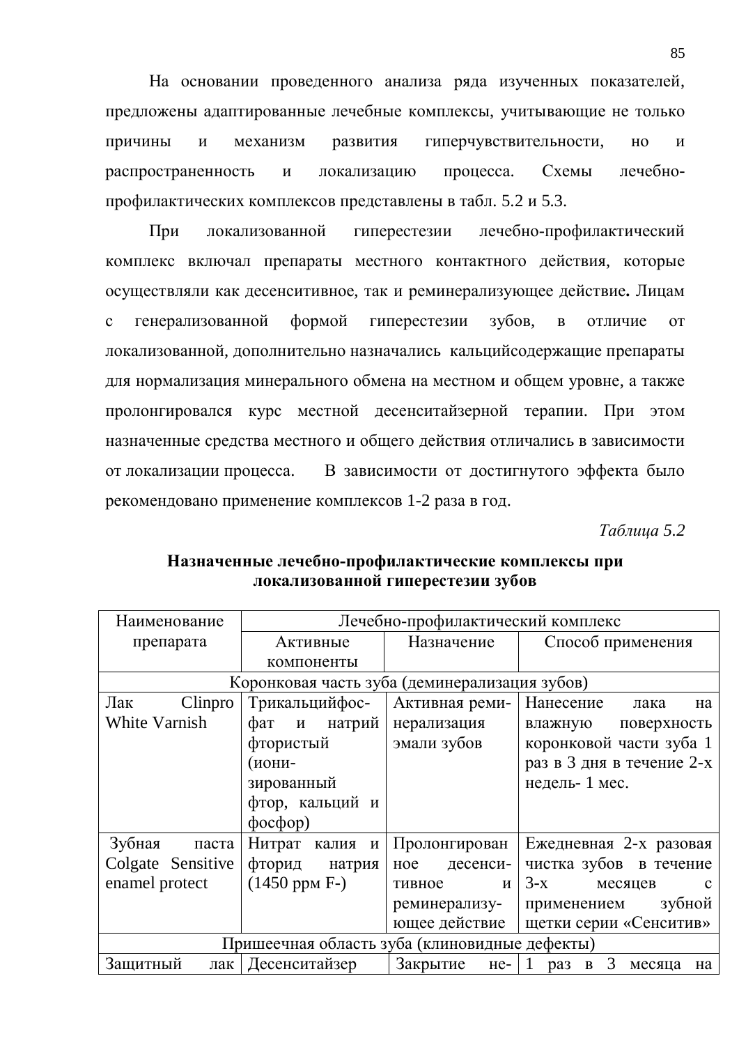На основании проведенного анализа ряда изученных показателей, предложены адаптированные лечебные комплексы, учитывающие не только причины и механизм развития гиперчувствительности, но и распространенность и локализацию процесса. Схемы лечебно-профилактических комплексов представлены в табл. 5.2 и 5.3.

При локализованной гиперестезии лечебно-профилактический комплекс включал препараты местного контактного действия, которые осуществляли как десенситивное, так и реминерализующее действие**.** Лицам с генерализованной формой гиперестезии зубов, в отличие от локализованной, дополнительно назначались кальцийсодержащие препараты для нормализация минерального обмена на местном и общем уровне, а также пролонгировался курс местной десенситайзерной терапии. При этом назначенные средства местного и общего действия отличались в зависимости от локализации процесса. В зависимости от достигнутого эффекта было рекомендовано применение комплексов 1-2 раза в год.

*Таблица 5.2*

**Назначенные лечебно-профилактические комплексы при локализованной гиперестезии зубов**

| Наименование препарата | Лечебно-профилактический комплекс | | |
|---|---|---|---|
| | Активные компоненты | Назначение | Способ применения |
| Коронковая часть зуба (деминерализация зубов) | | | |
| Лак Clinpro White Varnish | Трикальцийфосфат и натрий фтористый (ионизированный фтор, кальций и фосфор) | Активная реминерализация эмали зубов | Нанесение лака на влажную поверхность коронковой части зуба 1 раз в 3 дня в течение 2-х недель- 1 мес. |
| Зубная паста Colgate Sensitive enamel protect | Нитрат калия и фторид натрия (1450 ppм F-) | Пролонгированное десенситивное и реминерализующее действие | Ежедневная 2-х разовая чистка зубов в течение 3-х месяцев с применением зубной щетки серии «Сенситив» |
| Пришеечная область зуба (клиновидные дефекты) | | | |
| Защитный лак | Десенситайзер | Закрытие не- | 1 раз в 3 месяца на |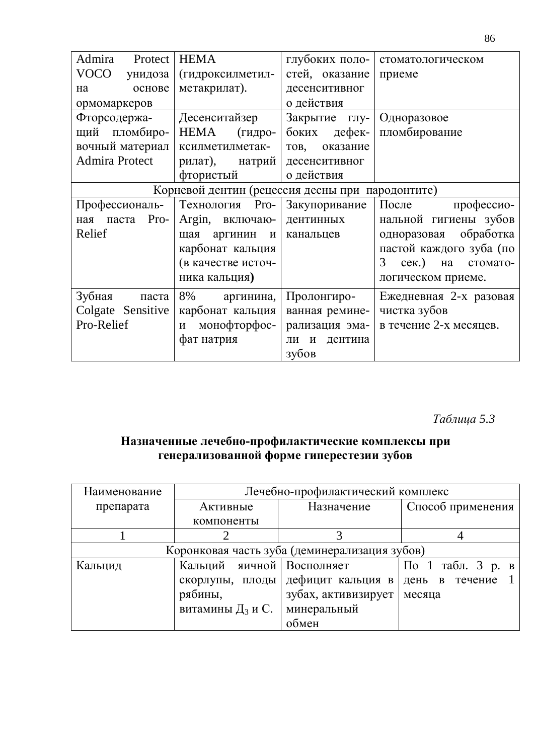| Admira Protect VOCO унидоза на основе ормомаркеров | HEMA (гидроксилметил-метакрилат). | глубоких полостей, оказание десенситивного действия | стоматологическом приеме |
|---|---|---|---|
| Фторсодержащий пломбировочный материал Admira Protect | Десенситайзер HEMA (гидроксилметилметакрилат), натрий фтористый | Закрытие глубоких дефектов, оказание десенситивного действия | Одноразовое пломбирование |
| Корневой дентин (рецессия десны при пародонтите) | | | |
| Профессиональная паста Pro-Relief | Технология Pro-Argin, включающая аргинин и карбонат кальция (в качестве источника кальция**)** | Закупоривание дентинных канальцев | После профессиональной гигиены зубов одноразовая обработка пастой каждого зуба (по 3 сек.) на стоматологическом приеме. |
| Зубная паста Colgate Sensitive Pro-Relief | 8% аргинина, карбонат кальция и монофторфосфат натрия | Пролонгированная реминерализация эмали и дентина зубов | Ежедневная 2-х разовая чистка зубов в течение 2-х месяцев. |

*Таблица 5.3*

**Назначенные лечебно-профилактические комплексы при генерализованной форме гиперестезии зубов**

| Наименование препарата | Лечебно-профилактический комплекс | | |
|---|---|---|---|
| | Активные компоненты | Назначение | Способ применения |
| 1 | 2 | 3 | 4 |
| Коронковая часть зуба (деминерализация зубов) | | | |
| Кальцид | Кальций яичной скорлупы, плоды рябины, витамины Д$_3$ и С. | Восполняет дефицит кальция в зубах, активизирует минеральный обмен | По 1 табл. 3 р. в день в течение 1 месяца |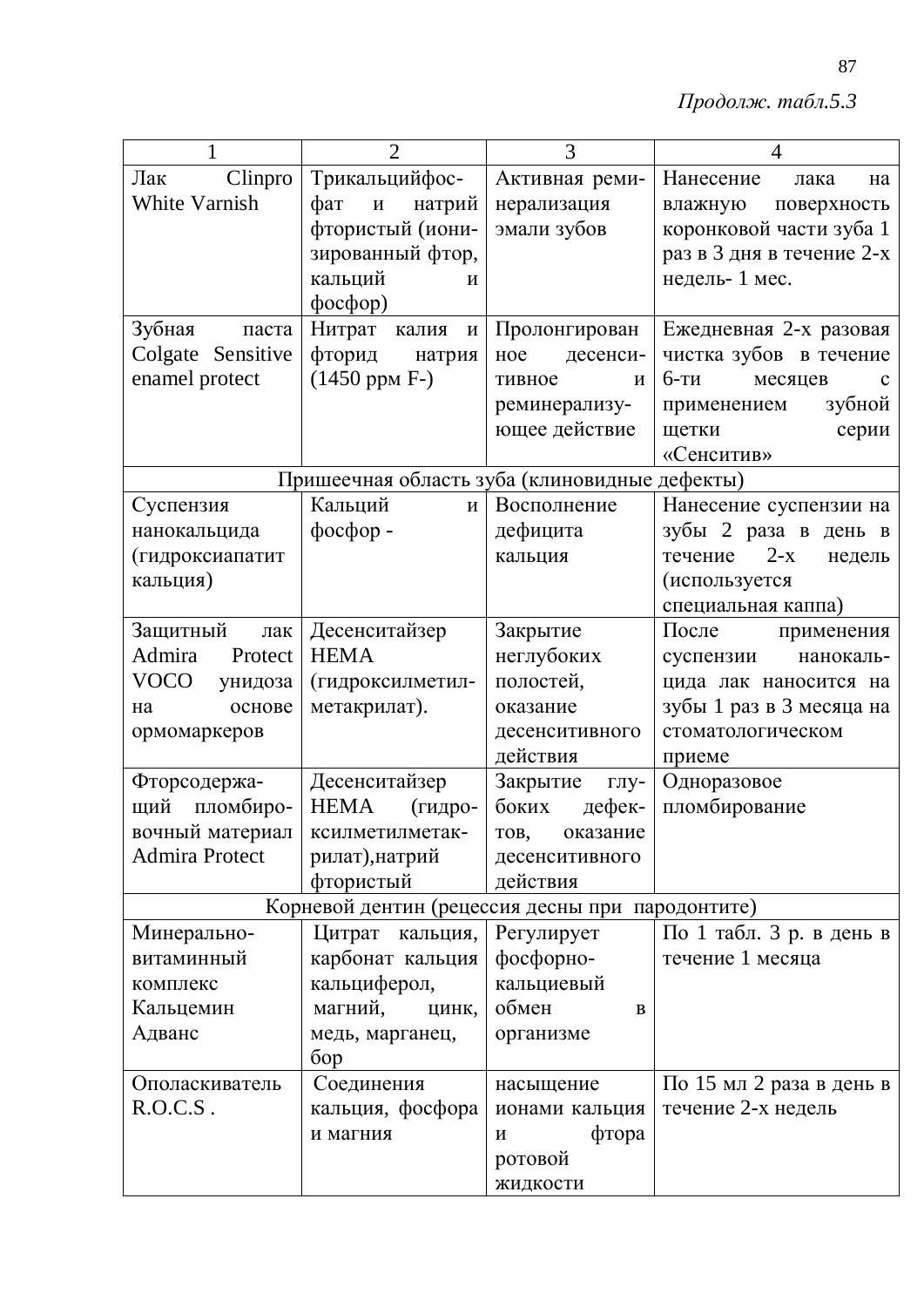*Продолж. табл.5.3*

| 1 | 2 | 3 | 4 |
|---|---|---|---|
| Лак Clinpro White Varnish | Трикальцийфосфат и натрий фтористый (ионизированный фтор, кальций и фосфор) | Активная реминерализация эмали зубов | Нанесение лака на влажную поверхность коронковой части зуба 1 раз в 3 дня в течение 2-х недель- 1 мес. |
| Зубная паста Colgate Sensitive enamel protect | Нитрат калия и фторид натрия (1450 ppм F-) | Пролонгированное десенситивное и реминерализующее действие | Ежедневная 2-х разовая чистка зубов в течение 6-ти месяцев с применением зубной щетки серии «Сенситив» |
| Пришеечная область зуба (клиновидные дефекты) | | | |
| Суспензия нанокальцида (гидроксиапатит кальция) | Кальций и фосфор - | Восполнение дефицита кальция | Нанесение суспензии на зубы 2 раза в день в течение 2-х недель (используется специальная каппа) |
| Защитный лак Admira Protect VOCO унидоза на основе ормомаркеров | Десенситайзер HEMA (гидроксилметилметакрилат). | Закрытие неглубоких полостей, оказание десенситивного действия | После применения суспензии нанокальцида лак наносится на зубы 1 раз в 3 месяца на стоматологическом приеме |
| Фторсодержащий пломбировочный материал Admira Protect | Десенситайзер HEMA (гидроксилметилметакрилат),натрий фтористый | Закрытие глубоких дефектов, оказание десенситивного действия | Одноразовое пломбирование |
| Корневой дентин (рецессия десны при пародонтите) | | | |
| Минерально-витаминный комплекс Кальцемин Адванс | Цитрат кальция, карбонат кальция кальциферол, магний, цинк, медь, марганец, бор | Регулирует фосфорно-кальциевый обмен в организме | По 1 табл. 3 р. в день в течение 1 месяца |
| Ополаскиватель R.O.C.S . | Соединения кальция, фосфора и магния | насыщение ионами кальция и фтора ротовой жидкости | По 15 мл 2 раза в день в течение 2-х недель |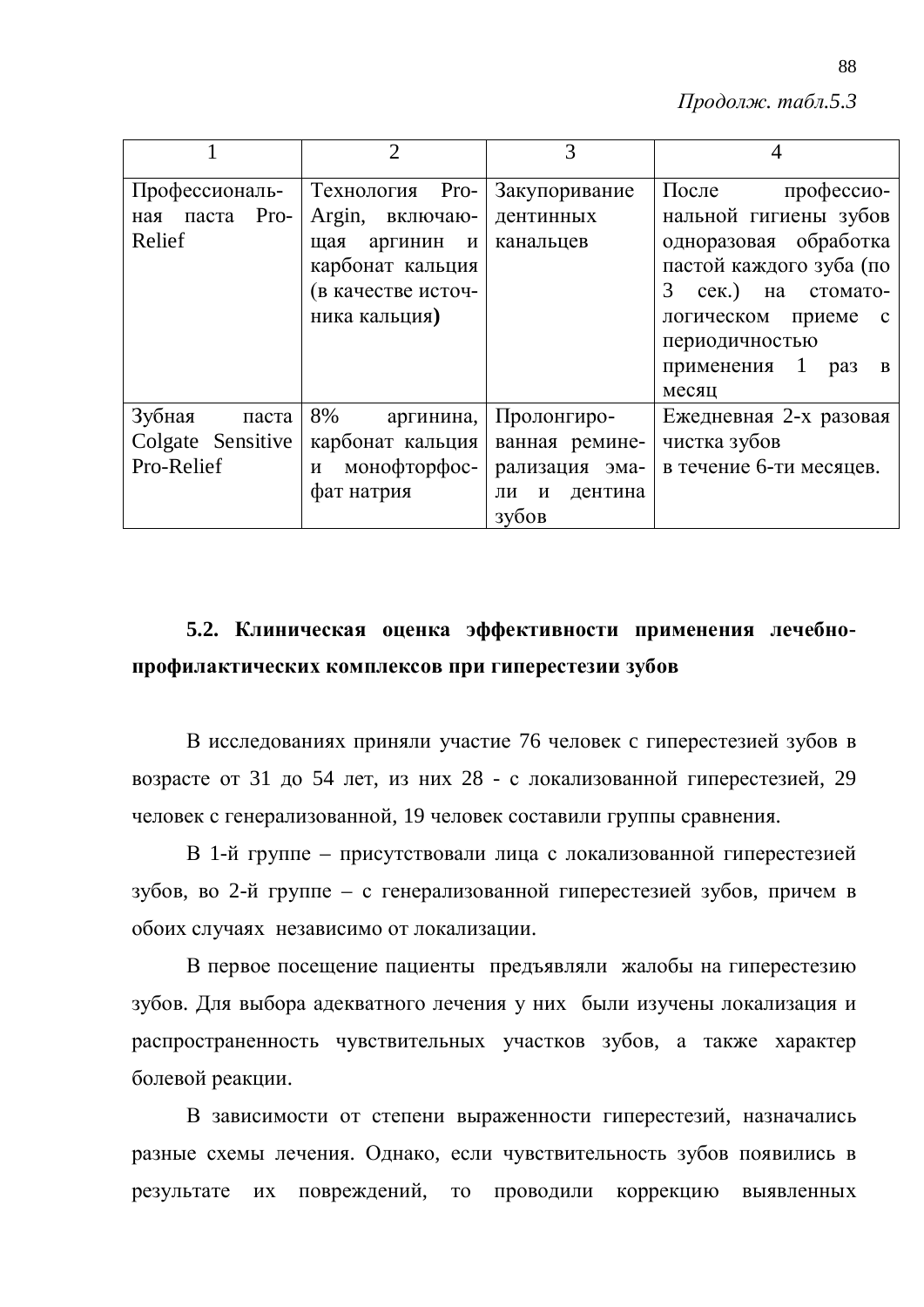*Продолж. табл.5.3*

| 1 | 2 | 3 | 4 |
|---|---|---|---|
| Профессиональная паста Pro-Relief | Технология Pro-Argin, включающая аргинин и карбонат кальция (в качестве источника кальция**)** | Закупоривание дентинных канальцев | После профессиональной гигиены зубов одноразовая обработка пастой каждого зуба (по 3 сек.) на стоматологическом приеме с периодичностью применения 1 раз в месяц |
| Зубная паста Colgate Sensitive Pro-Relief | 8% аргинина, карбонат кальция и монофторфосфат натрия | Пролонгированная реминерализация эмали и дентина зубов | Ежедневная 2-х разовая чистка зубов в течение 6-ти месяцев. |

## 5.2. Клиническая оценка эффективности применения лечебно-профилактических комплексов при гиперестезии зубов

В исследованиях приняли участие 76 человек с гиперестезией зубов в возрасте от 31 до 54 лет, из них 28 - с локализованной гиперестезией, 29 человек с генерализованной, 19 человек составили группы сравнения.

В 1-й группе – присутствовали лица с локализованной гиперестезией зубов, во 2-й группе – с генерализованной гиперестезией зубов, причем в обоих случаях независимо от локализации.

В первое посещение пациенты предъявляли жалобы на гиперестезию зубов. Для выбора адекватного лечения у них были изучены локализация и распространенность чувствительных участков зубов, а также характер болевой реакции.

В зависимости от степени выраженности гиперестезий, назначались разные схемы лечения. Однако, если чувствительность зубов появились в результате их повреждений, то проводили коррекцию выявленных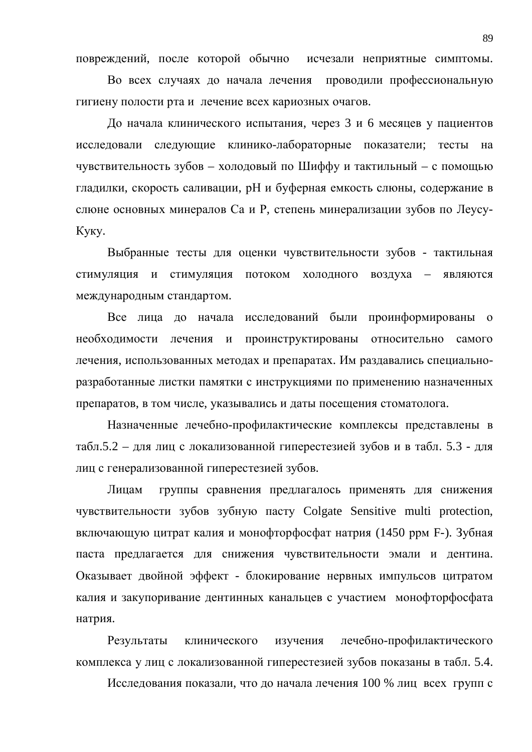повреждений, после которой обычно исчезали неприятные симптомы.

Во всех случаях до начала лечения проводили профессиональную гигиену полости рта и лечение всех кариозных очагов.

До начала клинического испытания, через 3 и 6 месяцев у пациентов исследовали следующие клинико-лабораторные показатели; тесты на чувствительность зубов – холодовый по Шиффу и тактильный – с помощью гладилки, скорость саливации, рН и буферная емкость слюны, содержание в слюне основных минералов Са и Р, степень минерализации зубов по Леусу-Куку.

Выбранные тесты для оценки чувствительности зубов - тактильная стимуляция и стимуляция потоком холодного воздуха – являются международным стандартом.

Все лица до начала исследований были проинформированы о необходимости лечения и проинструктированы относительно самого лечения, использованных методах и препаратах. Им раздавались специально-разработанные листки памятки с инструкциями по применению назначенных препаратов, в том числе, указывались и даты посещения стоматолога.

Назначенные лечебно-профилактические комплексы представлены в табл.5.2 – для лиц с локализованной гиперестезией зубов и в табл. 5.3 - для лиц с генерализованной гиперестезией зубов.

Лицам группы сравнения предлагалось применять для снижения чувствительности зубов зубную пасту Colgate Sensitive multi protection, включающую цитрат калия и монофторфосфат натрия (1450 ppm F-). Зубная паста предлагается для снижения чувствительности эмали и дентина. Оказывает двойной эффект - блокирование нервных импульсов цитратом калия и закупоривание дентинных канальцев с участием монофторфосфата натрия.

Результаты клинического изучения лечебно-профилактического комплекса у лиц с локализованной гиперестезией зубов показаны в табл. 5.4.

Исследования показали, что до начала лечения 100 % лиц всех групп с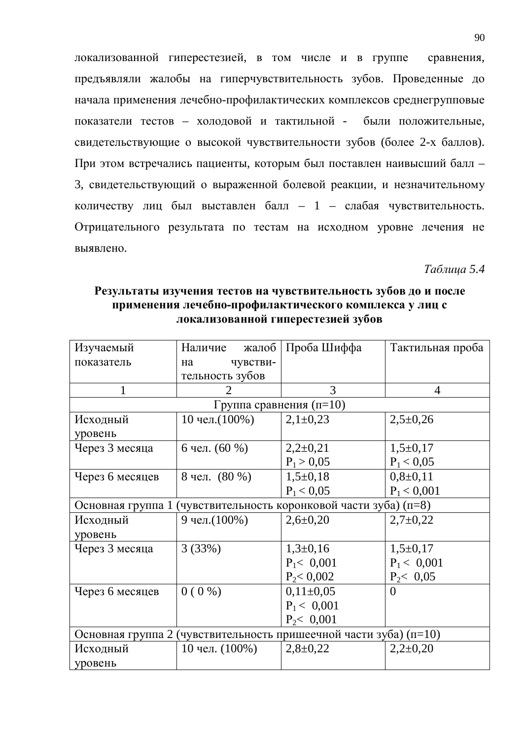локализованной гиперестезией, в том числе и в группе сравнения, предъявляли жалобы на гиперчувствительность зубов. Проведенные до начала применения лечебно-профилактических комплексов среднегрупповые показатели тестов – холодовой и тактильной - были положительные, свидетельствующие о высокой чувствительности зубов (более 2-х баллов). При этом встречались пациенты, которым был поставлен наивысший балл – 3, свидетельствующий о выраженной болевой реакции, и незначительному количеству лиц был выставлен балл – 1 – слабая чувствительность. Отрицательного результата по тестам на исходном уровне лечения не выявлено.

*Таблица 5.4*

**Результаты изучения тестов на чувствительность зубов до и после применения лечебно-профилактического комплекса у лиц с локализованной гиперестезией зубов**

| Изучаемый показатель | Наличие жалоб на чувстви-тельность зубов | Проба Шиффа | Тактильная проба |
|---|---|---|---|
| 1 | 2 | 3 | 4 |
| Группа сравнения (п=10) | | | |
| Исходный уровень | 10 чел.(100%) | 2,1±0,23 | 2,5±0,26 |
| Через 3 месяца | 6 чел. (60 %) | 2,2±0,21 $P_1 > 0,05$ | 1,5±0,17 $P_1 < 0,05$ |
| Через 6 месяцев | 8 чел. (80 %) | 1,5±0,18 $P_1 < 0,05$ | 0,8±0,11 $P_1 < 0,001$ |
| Основная группа 1 (чувствительность коронковой части зуба) (п=8) | | | |
| Исходный уровень | 9 чел.(100%) | 2,6±0,20 | 2,7±0,22 |
| Через 3 месяца | 3 (33%) | 1,3±0,16 $P_1 < 0,001$ $P_2 < 0,002$ | 1,5±0,17 $P_1 < 0,001$ $P_2 < 0,05$ |
| Через 6 месяцев | 0 ( 0 %) | 0,11±0,05 $P_1 < 0,001$ $P_2 < 0,001$ | 0 |
| Основная группа 2 (чувствительность пришеечной части зуба) (п=10) | | | |
| Исходный уровень | 10 чел. (100%) | 2,8±0,22 | 2,2±0,20 |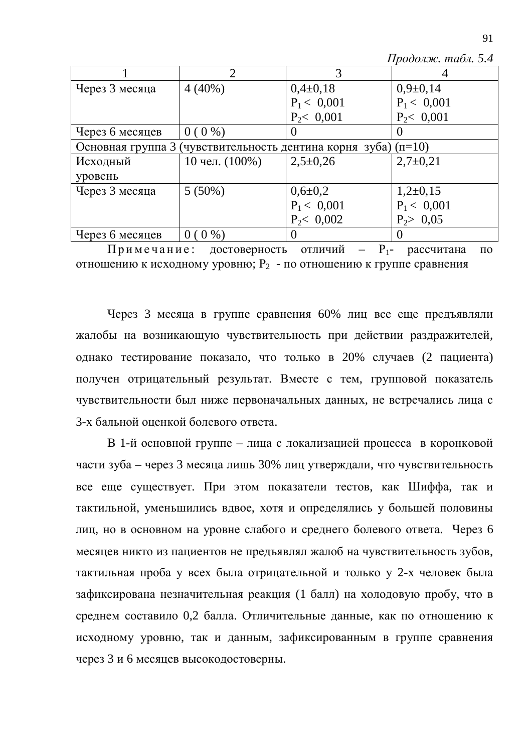*Продолж. табл. 5.4*

| 1 | 2 | 3 | 4 |
|---|---|---|---|
| Через 3 месяца | 4 (40%) | 0,4±0,18<br>$P_1 <$ 0,001<br>$P_2 <$ 0,001 | 0,9±0,14<br>$P_1 <$ 0,001<br>$P_2 <$ 0,001 |
| Через 6 месяцев | 0 ( 0 %) | 0 | 0 |
| Основная группа 3 (чувствительность дентина корня зуба) (п=10) | | | |
| Исходный уровень | 10 чел. (100%) | 2,5±0,26 | 2,7±0,21 |
| Через 3 месяца | 5 (50%) | 0,6±0,2<br>$P_1 <$ 0,001<br>$P_2 <$ 0,002 | 1,2±0,15<br>$P_1 <$ 0,001<br>$P_2 >$ 0,05 |
| Через 6 месяцев | 0 ( 0 %) | 0 | 0 |

Примечание: достоверность отличий – $P_1$- рассчитана по отношению к исходному уровню; $P_2$ - по отношению к группе сравнения

Через 3 месяца в группе сравнения 60% лиц все еще предъявляли жалобы на возникающую чувствительность при действии раздражителей, однако тестирование показало, что только в 20% случаев (2 пациента) получен отрицательный результат. Вместе с тем, групповой показатель чувствительности был ниже первоначальных данных, не встречались лица с 3-х бальной оценкой болевого ответа.

В 1-й основной группе – лица с локализацией процесса в коронковой части зуба – через 3 месяца лишь 30% лиц утверждали, что чувствительность все еще существует. При этом показатели тестов, как Шиффа, так и тактильной, уменьшились вдвое, хотя и определялись у большей половины лиц, но в основном на уровне слабого и среднего болевого ответа. Через 6 месяцев никто из пациентов не предъявлял жалоб на чувствительность зубов, тактильная проба у всех была отрицательной и только у 2-х человек была зафиксирована незначительная реакция (1 балл) на холодовую пробу, что в среднем составило 0,2 балла. Отличительные данные, как по отношению к исходному уровню, так и данным, зафиксированным в группе сравнения через 3 и 6 месяцев высокодостоверны.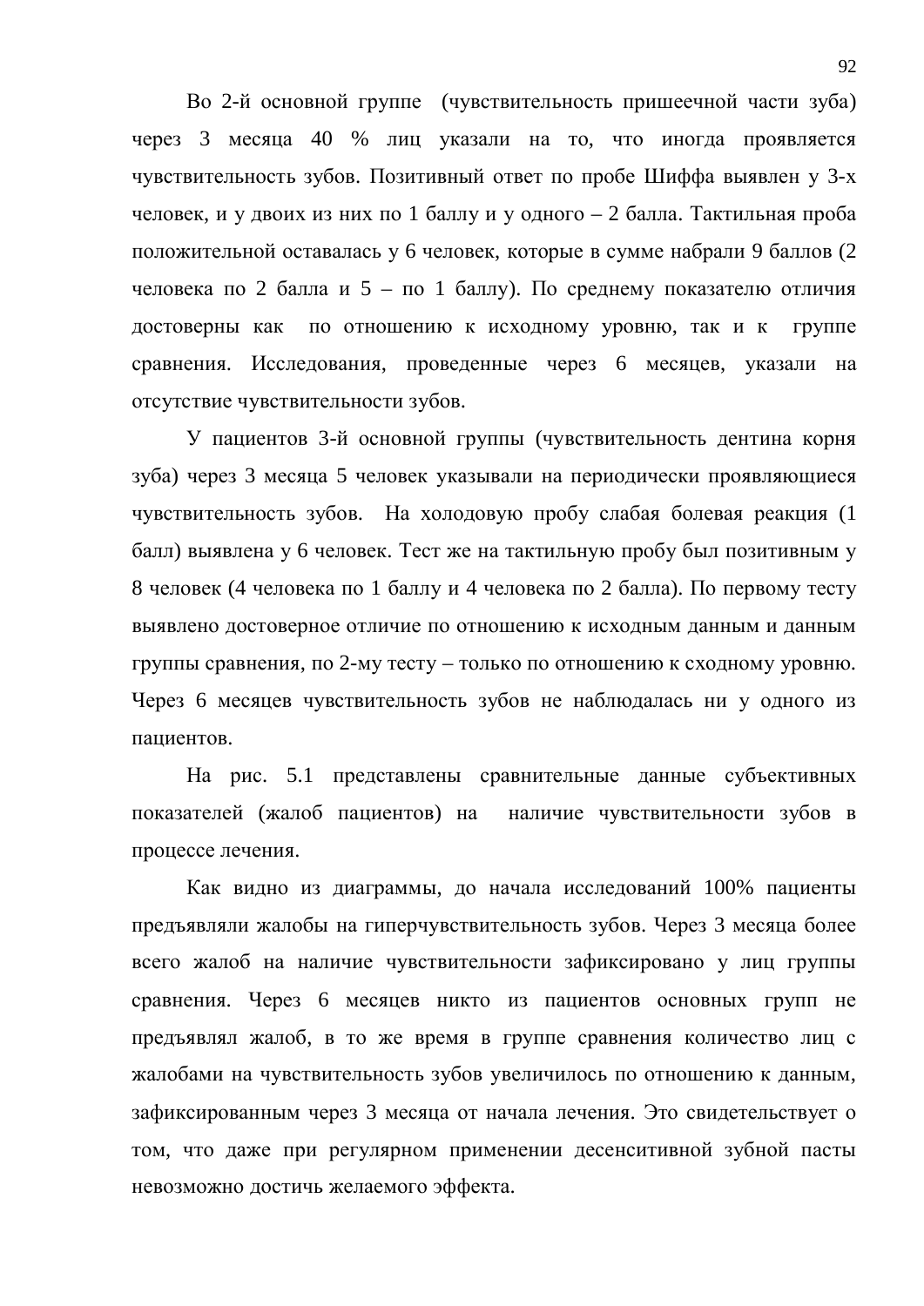Во 2-й основной группе (чувствительность пришеечной части зуба) через 3 месяца 40 % лиц указали на то, что иногда проявляется чувствительность зубов. Позитивный ответ по пробе Шиффа выявлен у 3-х человек, и у двоих из них по 1 баллу и у одного – 2 балла. Тактильная проба положительной оставалась у 6 человек, которые в сумме набрали 9 баллов (2 человека по 2 балла и 5 – по 1 баллу). По среднему показателю отличия достоверны как по отношению к исходному уровню, так и к группе сравнения. Исследования, проведенные через 6 месяцев, указали на отсутствие чувствительности зубов.

У пациентов 3-й основной группы (чувствительность дентина корня зуба) через 3 месяца 5 человек указывали на периодически проявляющиеся чувствительность зубов. На холодовую пробу слабая болевая реакция (1 балл) выявлена у 6 человек. Тест же на тактильную пробу был позитивным у 8 человек (4 человека по 1 баллу и 4 человека по 2 балла). По первому тесту выявлено достоверное отличие по отношению к исходным данным и данным группы сравнения, по 2-му тесту – только по отношению к сходному уровню. Через 6 месяцев чувствительность зубов не наблюдалась ни у одного из пациентов.

На рис. 5.1 представлены сравнительные данные субъективных показателей (жалоб пациентов) на наличие чувствительности зубов в процессе лечения.

Как видно из диаграммы, до начала исследований 100% пациенты предъявляли жалобы на гиперчувствительность зубов. Через 3 месяца более всего жалоб на наличие чувствительности зафиксировано у лиц группы сравнения. Через 6 месяцев никто из пациентов основных групп не предъявлял жалоб, в то же время в группе сравнения количество лиц с жалобами на чувствительность зубов увеличилось по отношению к данным, зафиксированным через 3 месяца от начала лечения. Это свидетельствует о том, что даже при регулярном применении десенситивной зубной пасты невозможно достичь желаемого эффекта.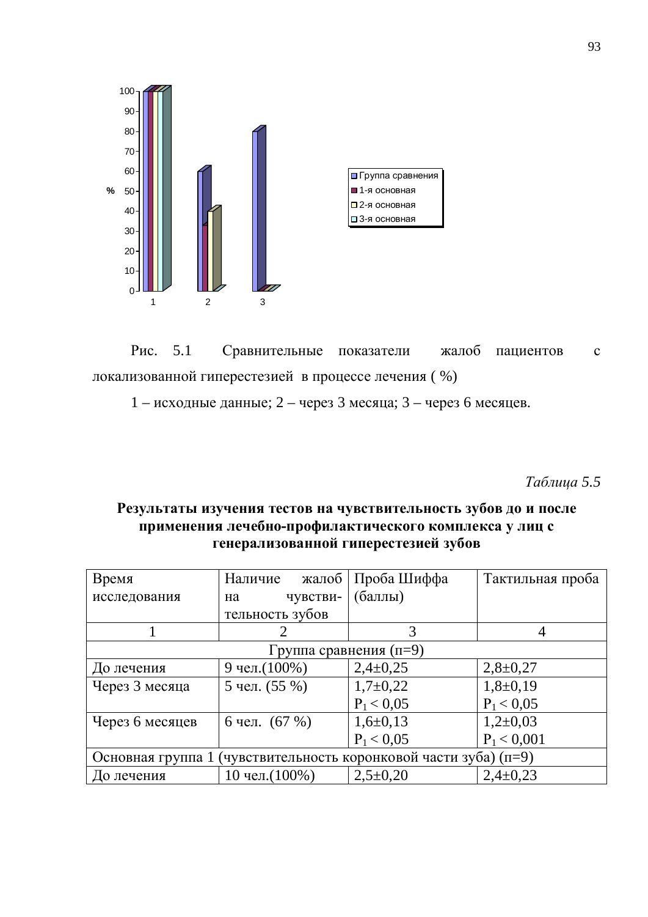Рис. 5.1 Сравнительные показатели жалоб пациентов с локализованной гиперестезией в процессе лечения ( %)

1 – исходные данные; 2 – через 3 месяца; 3 – через 6 месяцев.

*Таблица 5.5*

**Результаты изучения тестов на чувствительность зубов до и после применения лечебно-профилактического комплекса у лиц с генерализованной гиперестезией зубов**

| Время исследования | Наличие жалоб на чувстви-тельность зубов | Проба Шиффа (баллы) | Тактильная проба |
|---|---|---|---|
| 1 | 2 | 3 | 4 |
| Группа сравнения (п=9) | | | |
| До лечения | 9 чел.(100%) | 2,4±0,25 | 2,8±0,27 |
| Через 3 месяца | 5 чел. (55 %) | 1,7±0,22 $P_1 < 0,05$ | 1,8±0,19 $P_1 < 0,05$ |
| Через 6 месяцев | 6 чел. (67 %) | 1,6±0,13 $P_1 < 0,05$ | 1,2±0,03 $P_1 < 0,001$ |
| Основная группа 1 (чувствительность коронковой части зуба) (п=9) | | | |
| До лечения | 10 чел.(100%) | 2,5±0,20 | 2,4±0,23 |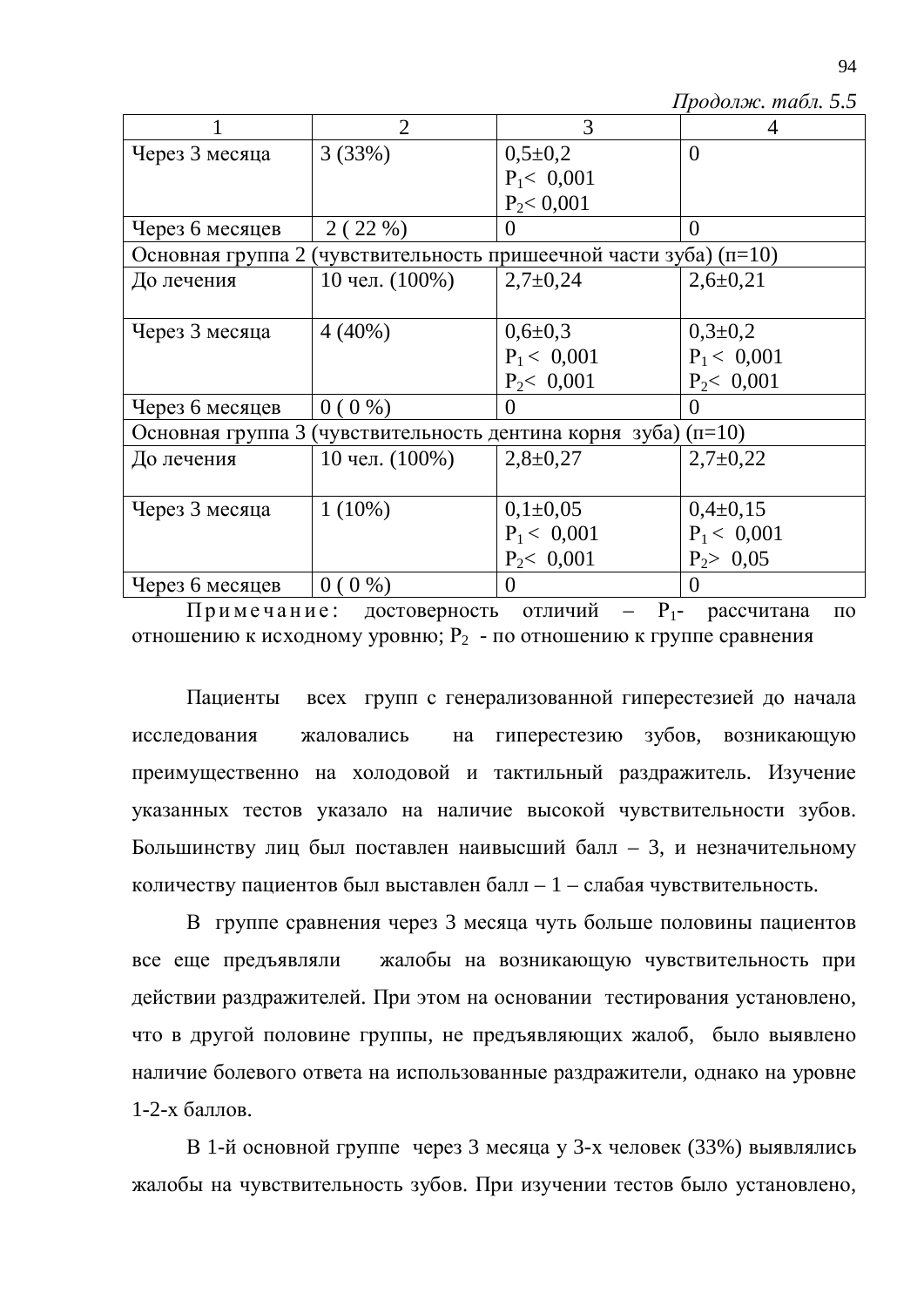*Продолж. табл. 5.5*

| 1 | 2 | 3 | 4 |
|---|---|---|---|
| Через 3 месяца | 3 (33%) | 0,5±0,2<br>$P_1 < 0,001$<br>$P_2 < 0,001$ | 0 |
| Через 6 месяцев | 2 ( 22 %) | 0 | 0 |
| Основная группа 2 (чувствительность пришеечной части зуба) (п=10) | | | |
| До лечения | 10 чел. (100%) | 2,7±0,24 | 2,6±0,21 |
| Через 3 месяца | 4 (40%) | 0,6±0,3<br>$P_1 < 0,001$<br>$P_2 < 0,001$ | 0,3±0,2<br>$P_1 < 0,001$<br>$P_2 < 0,001$ |
| Через 6 месяцев | 0 ( 0 %) | 0 | 0 |
| Основная группа 3 (чувствительность дентина корня зуба) (п=10) | | | |
| До лечения | 10 чел. (100%) | 2,8±0,27 | 2,7±0,22 |
| Через 3 месяца | 1 (10%) | 0,1±0,05<br>$P_1 < 0,001$<br>$P_2 < 0,001$ | 0,4±0,15<br>$P_1 < 0,001$<br>$P_2 > 0,05$ |
| Через 6 месяцев | 0 ( 0 %) | 0 | 0 |

Примечание: достоверность отличий – $P_1$- рассчитана по отношению к исходному уровню; $P_2$ - по отношению к группе сравнения

Пациенты всех групп с генерализованной гиперестезией до начала исследования жаловались на гиперестезию зубов, возникающую преимущественно на холодовой и тактильный раздражитель. Изучение указанных тестов указало на наличие высокой чувствительности зубов. Большинству лиц был поставлен наивысший балл – 3, и незначительному количеству пациентов был выставлен балл – 1 – слабая чувствительность.

В группе сравнения через 3 месяца чуть больше половины пациентов все еще предъявляли жалобы на возникающую чувствительность при действии раздражителей. При этом на основании тестирования установлено, что в другой половине группы, не предъявляющих жалоб, было выявлено наличие болевого ответа на использованные раздражители, однако на уровне 1-2-х баллов.

В 1-й основной группе через 3 месяца у 3-х человек (33%) выявлялись жалобы на чувствительность зубов. При изучении тестов было установлено,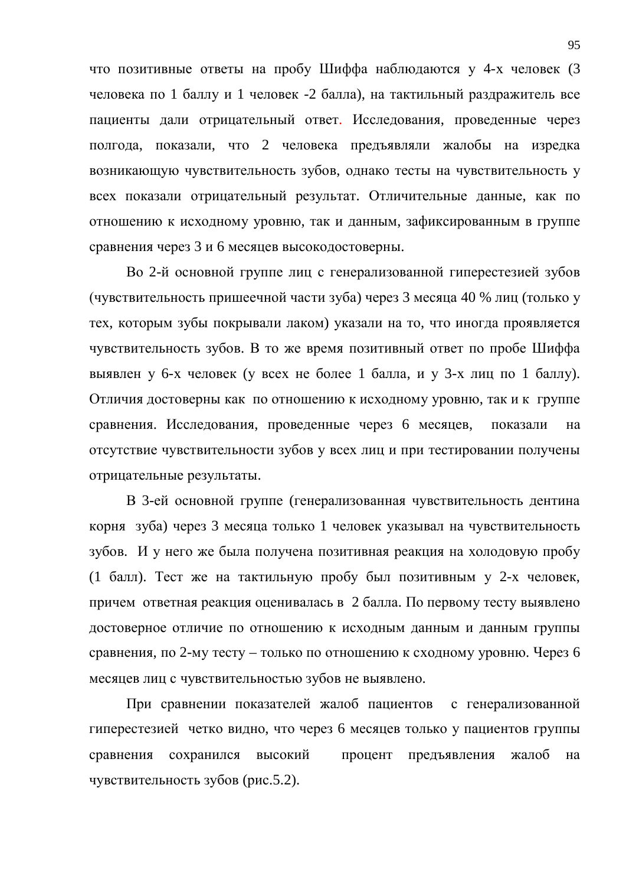что позитивные ответы на пробу Шиффа наблюдаются у 4-х человек (3 человека по 1 баллу и 1 человек -2 балла), на тактильный раздражитель все пациенты дали отрицательный ответ. Исследования, проведенные через полгода, показали, что 2 человека предъявляли жалобы на изредка возникающую чувствительность зубов, однако тесты на чувствительность у всех показали отрицательный результат. Отличительные данные, как по отношению к исходному уровню, так и данным, зафиксированным в группе сравнения через 3 и 6 месяцев высокодостоверны.

Во 2-й основной группе лиц с генерализованной гиперестезией зубов (чувствительность пришеечной части зуба) через 3 месяца 40 % лиц (только у тех, которым зубы покрывали лаком) указали на то, что иногда проявляется чувствительность зубов. В то же время позитивный ответ по пробе Шиффа выявлен у 6-х человек (у всех не более 1 балла, и у 3-х лиц по 1 баллу). Отличия достоверны как по отношению к исходному уровню, так и к группе сравнения. Исследования, проведенные через 6 месяцев, показали на отсутствие чувствительности зубов у всех лиц и при тестировании получены отрицательные результаты.

В 3-ей основной группе (генерализованная чувствительность дентина корня зуба) через 3 месяца только 1 человек указывал на чувствительность зубов. И у него же была получена позитивная реакция на холодовую пробу (1 балл). Тест же на тактильную пробу был позитивным у 2-х человек, причем ответная реакция оценивалась в 2 балла. По первому тесту выявлено достоверное отличие по отношению к исходным данным и данным группы сравнения, по 2-му тесту – только по отношению к сходному уровню. Через 6 месяцев лиц с чувствительностью зубов не выявлено.

При сравнении показателей жалоб пациентов с генерализованной гиперестезией четко видно, что через 6 месяцев только у пациентов группы сравнения сохранился высокий процент предъявления жалоб на чувствительность зубов (рис.5.2).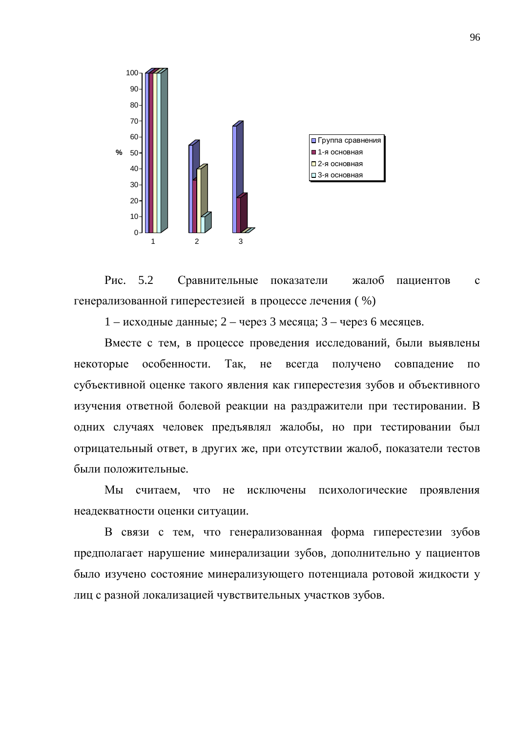Рис. 5.2 Сравнительные показатели жалоб пациентов с генерализованной гиперестезией в процессе лечения ( %)

1 – исходные данные; 2 – через 3 месяца; 3 – через 6 месяцев.

Вместе с тем, в процессе проведения исследований, были выявлены некоторые особенности. Так, не всегда получено совпадение по субъективной оценке такого явления как гиперестезия зубов и объективного изучения ответной болевой реакции на раздражители при тестировании. В одних случаях человек предъявлял жалобы, но при тестировании был отрицательный ответ, в других же, при отсутствии жалоб, показатели тестов были положительные.

Мы считаем, что не исключены психологические проявления неадекватности оценки ситуации.

В связи с тем, что генерализованная форма гиперестезии зубов предполагает нарушение минерализации зубов, дополнительно у пациентов было изучено состояние минерализующего потенциала ротовой жидкости у лиц с разной локализацией чувствительных участков зубов.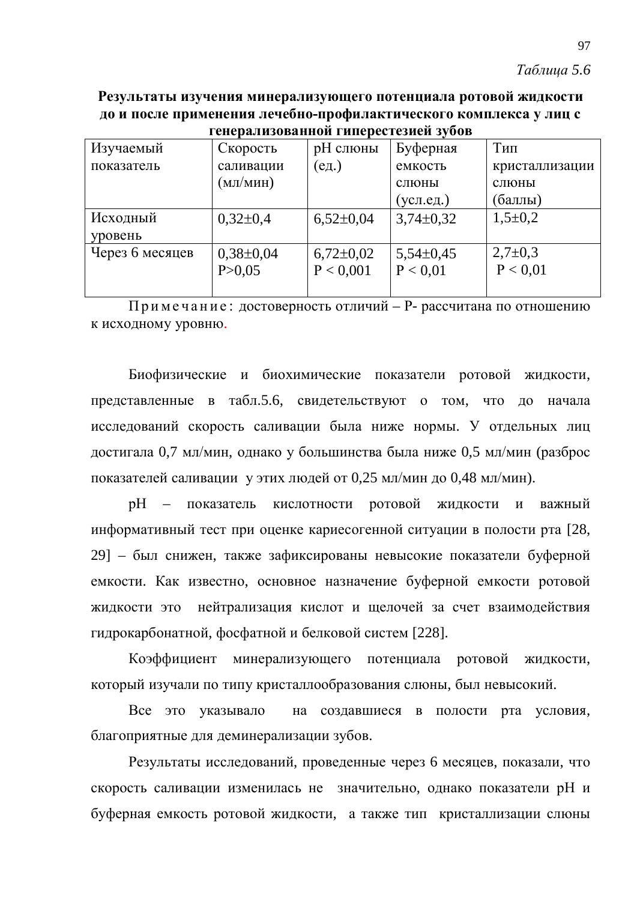*Таблица 5.6*

**Результаты изучения минерализующего потенциала ротовой жидкости до и после применения лечебно-профилактического комплекса у лиц с генерализованной гиперестезией зубов**

| Изучаемый показатель | Скорость саливации (мл/мин) | pH слюны (ед.) | Буферная емкость слюны (усл.ед.) | Тип кристаллизации слюны (баллы) |
|---|---|---|---|---|
| Исходный уровень | 0,32±0,4 | 6,52±0,04 | 3,74±0,32 | 1,5±0,2 |
| Через 6 месяцев | 0,38±0,04 P>0,05 | 6,72±0,02 P < 0,001 | 5,54±0,45 P < 0,01 | 2,7±0,3 P < 0,01 |

Примечание: достоверность отличий – P- рассчитана по отношению к исходному уровню.

Биофизические и биохимические показатели ротовой жидкости, представленные в табл.5.6, свидетельствуют о том, что до начала исследований скорость саливации была ниже нормы. У отдельных лиц достигала 0,7 мл/мин, однако у большинства была ниже 0,5 мл/мин (разброс показателей саливации у этих людей от 0,25 мл/мин до 0,48 мл/мин).

pH – показатель кислотности ротовой жидкости и важный информативный тест при оценке кариесогенной ситуации в полости рта [28, 29] – был снижен, также зафиксированы невысокие показатели буферной емкости. Как известно, основное назначение буферной емкости ротовой жидкости это нейтрализация кислот и щелочей за счет взаимодействия гидрокарбонатной, фосфатной и белковой систем [228].

Коэффициент минерализующего потенциала ротовой жидкости, который изучали по типу кристаллообразования слюны, был невысокий.

Все это указывало на создавшиеся в полости рта условия, благоприятные для деминерализации зубов.

Результаты исследований, проведенные через 6 месяцев, показали, что скорость саливации изменилась не значительно, однако показатели pH и буферная емкость ротовой жидкости, а также тип кристаллизации слюны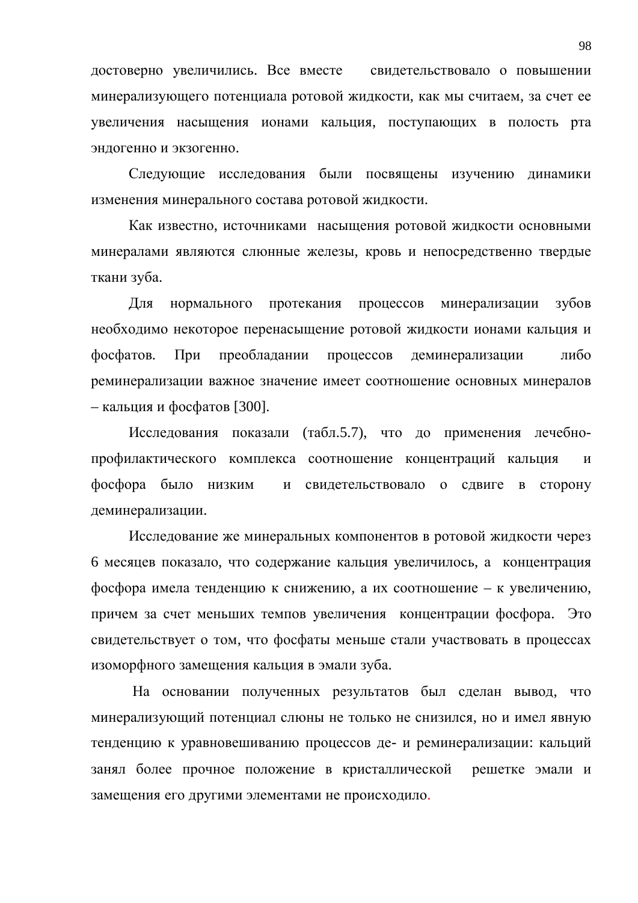достоверно увеличились. Все вместе свидетельствовало о повышении минерализующего потенциала ротовой жидкости, как мы считаем, за счет ее увеличения насыщения ионами кальция, поступающих в полость рта эндогенно и экзогенно.

Следующие исследования были посвящены изучению динамики изменения минерального состава ротовой жидкости.

Как известно, источниками насыщения ротовой жидкости основными минералами являются слюнные железы, кровь и непосредственно твердые ткани зуба.

Для нормального протекания процессов минерализации зубов необходимо некоторое перенасыщение ротовой жидкости ионами кальция и фосфатов. При преобладании процессов деминерализации либо реминерализации важное значение имеет соотношение основных минералов – кальция и фосфатов [300].

Исследования показали (табл.5.7), что до применения лечебно-профилактического комплекса соотношение концентраций кальция и фосфора было низким и свидетельствовало о сдвиге в сторону деминерализации.

Исследование же минеральных компонентов в ротовой жидкости через 6 месяцев показало, что содержание кальция увеличилось, а концентрация фосфора имела тенденцию к снижению, а их соотношение – к увеличению, причем за счет меньших темпов увеличения концентрации фосфора. Это свидетельствует о том, что фосфаты меньше стали участвовать в процессах изоморфного замещения кальция в эмали зуба.

На основании полученных результатов был сделан вывод, что минерализующий потенциал слюны не только не снизился, но и имел явную тенденцию к уравновешиванию процессов де- и реминерализации: кальций занял более прочное положение в кристаллической решетке эмали и замещения его другими элементами не происходило.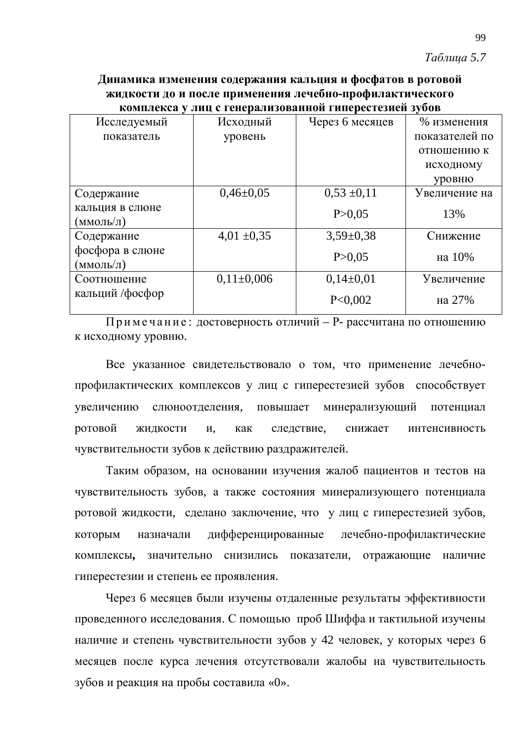*Таблица 5.7*

**Динамика изменения содержания кальция и фосфатов в ротовой жидкости до и после применения лечебно-профилактического комплекса у лиц с генерализованной гиперестезией зубов**

| Исследуемый показатель | Исходный уровень | Через 6 месяцев | % изменения показателей по отношению к исходному уровню |
|---|---|---|---|
| Содержание кальция в слюне (ммоль/л) | 0,46±0,05 | 0,53 ±0,11<br>Р>0,05 | Увеличение на 13% |
| Содержание фосфора в слюне (ммоль/л) | 4,01 ±0,35 | 3,59±0,38<br>Р>0,05 | Снижение на 10% |
| Соотношение кальций /фосфор | 0,11±0,006 | 0,14±0,01<br>Р<0,002 | Увеличение на 27% |

Примечание: достоверность отличий – Р- рассчитана по отношению к исходному уровню.

Все указанное свидетельствовало о том, что применение лечебно-профилактических комплексов у лиц с гиперестезией зубов способствует увеличению слюноотделения, повышает минерализующий потенциал ротовой жидкости и, как следствие, снижает интенсивность чувствительности зубов к действию раздражителей.

Таким образом, на основании изучения жалоб пациентов и тестов на чувствительность зубов, а также состояния минерализующего потенциала ротовой жидкости, сделано заключение, что у лиц с гиперестезией зубов, которым назначали дифференцированные лечебно-профилактические комплексы**,** значительно снизились показатели, отражающие наличие гиперестезии и степень ее проявления.

Через 6 месяцев были изучены отдаленные результаты эффективности проведенного исследования. С помощью проб Шиффа и тактильной изучены наличие и степень чувствительности зубов у 42 человек, у которых через 6 месяцев после курса лечения отсутствовали жалобы на чувствительность зубов и реакция на пробы составила «0».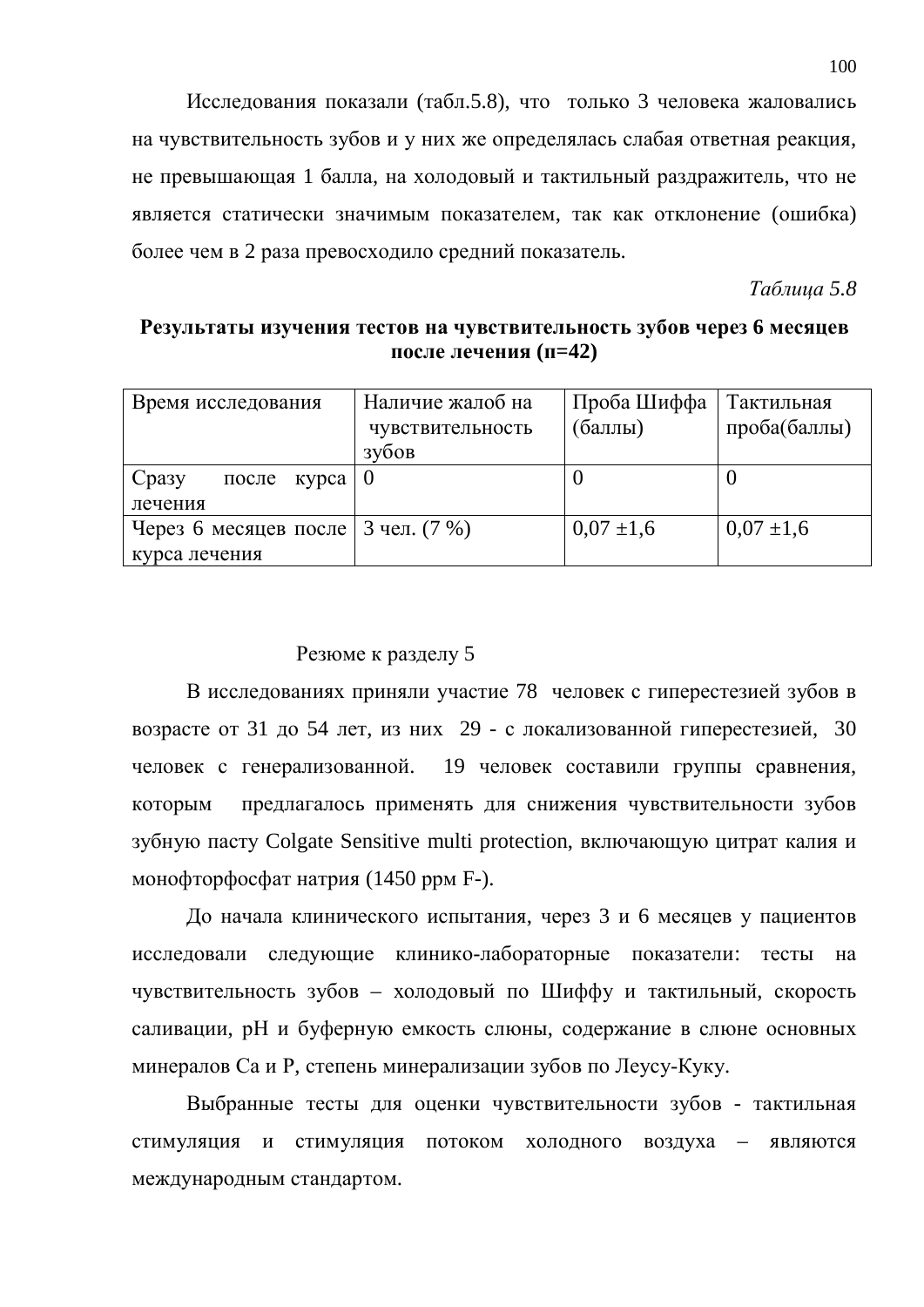Исследования показали (табл.5.8), что только 3 человека жаловались на чувствительность зубов и у них же определялась слабая ответная реакция, не превышающая 1 балла, на холодовый и тактильный раздражитель, что не является статически значимым показателем, так как отклонение (ошибка) более чем в 2 раза превосходило средний показатель.

*Таблица 5.8*

**Результаты изучения тестов на чувствительность зубов через 6 месяцев после лечения (п=42)**

| Время исследования | Наличие жалоб на чувствительность зубов | Проба Шиффа (баллы) | Тактильная проба(баллы) |
|---|---|---|---|
| Сразу после курса лечения | 0 | 0 | 0 |
| Через 6 месяцев после курса лечения | 3 чел. (7 %) | 0,07 ±1,6 | 0,07 ±1,6 |

Резюме к разделу 5

В исследованиях приняли участие 78 человек с гиперестезией зубов в возрасте от 31 до 54 лет, из них 29 - с локализованной гиперестезией, 30 человек с генерализованной. 19 человек составили группы сравнения, которым предлагалось применять для снижения чувствительности зубов зубную пасту Colgate Sensitive multi protection, включающую цитрат калия и монофторфосфат натрия (1450 ppм F-).

До начала клинического испытания, через 3 и 6 месяцев у пациентов исследовали следующие клинико-лабораторные показатели: тесты на чувствительность зубов – холодовый по Шиффу и тактильный, скорость саливации, pH и буферную емкость слюны, содержание в слюне основных минералов Ca и P, степень минерализации зубов по Леусу-Куку.

Выбранные тесты для оценки чувствительности зубов - тактильная стимуляция и стимуляция потоком холодного воздуха – являются международным стандартом.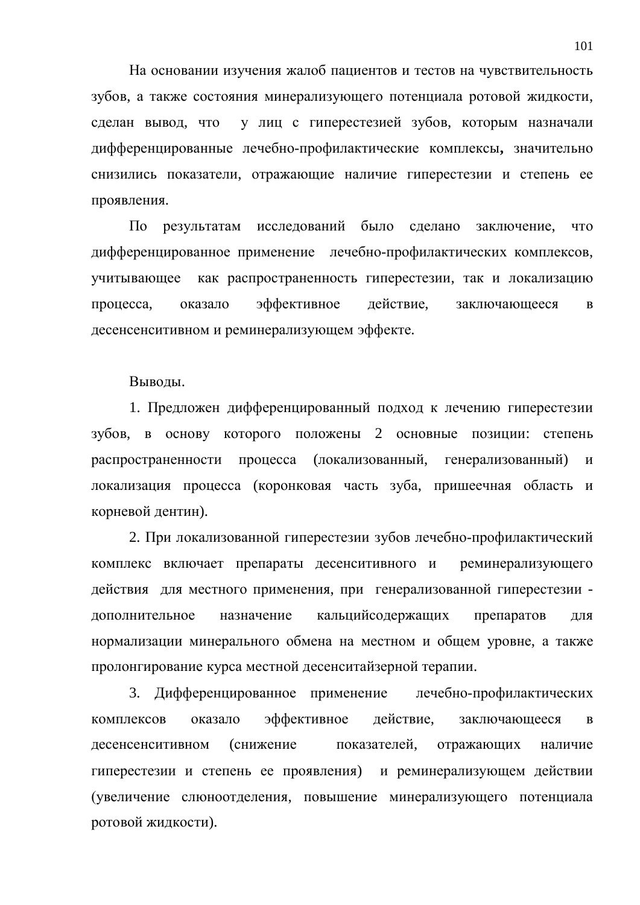На основании изучения жалоб пациентов и тестов на чувствительность зубов, а также состояния минерализующего потенциала ротовой жидкости, сделан вывод, что у лиц с гиперестезией зубов, которым назначали дифференцированные лечебно-профилактические комплексы**,** значительно снизились показатели, отражающие наличие гиперестезии и степень ее проявления.

По результатам исследований было сделано заключение, что дифференцированное применение лечебно-профилактических комплексов, учитывающее как распространенность гиперестезии, так и локализацию процесса, оказало эффективное действие, заключающееся в десенсенситивном и реминерализующем эффекте.

Выводы.

1. Предложен дифференцированный подход к лечению гиперестезии зубов, в основу которого положены 2 основные позиции: степень распространенности процесса (локализованный, генерализованный) и локализация процесса (коронковая часть зуба, пришеечная область и корневой дентин).

2. При локализованной гиперестезии зубов лечебно-профилактический комплекс включает препараты десенситивного и реминерализующего действия для местного применения, при генерализованной гиперестезии - дополнительное назначение кальцийсодержащих препаратов для нормализации минерального обмена на местном и общем уровне, а также пролонгирование курса местной десенситайзерной терапии.

3. Дифференцированное применение лечебно-профилактических комплексов оказало эффективное действие, заключающееся в десенсенситивном (снижение показателей, отражающих наличие гиперестезии и степень ее проявления) и реминерализующем действии (увеличение слюноотделения, повышение минерализующего потенциала ротовой жидкости).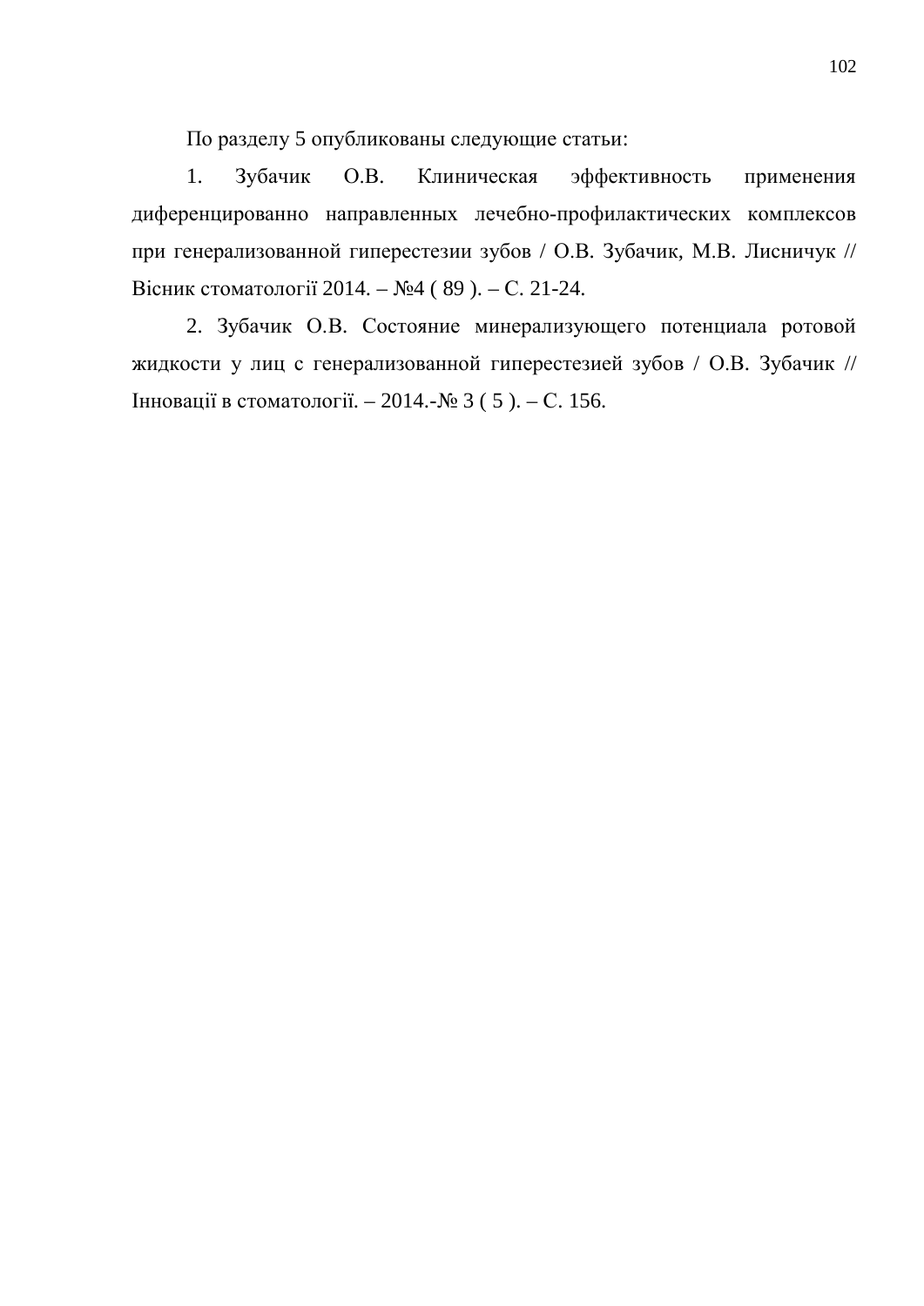По разделу 5 опубликованы следующие статьи:

1. Зубачик О.В. Клиническая эффективность применения диференцированно направленных лечебно-профилактических комплексов при генерализованной гиперестезии зубов / О.В. Зубачик, М.В. Лисничук // Вісник стоматології 2014. – №4 ( 89 ). – С. 21-24.

2. Зубачик О.В. Состояние минерализующего потенциала ротовой жидкости у лиц с генерализованной гиперестезией зубов / О.В. Зубачик // Інновації в стоматології. – 2014.-№ 3 ( 5 ). – С. 156.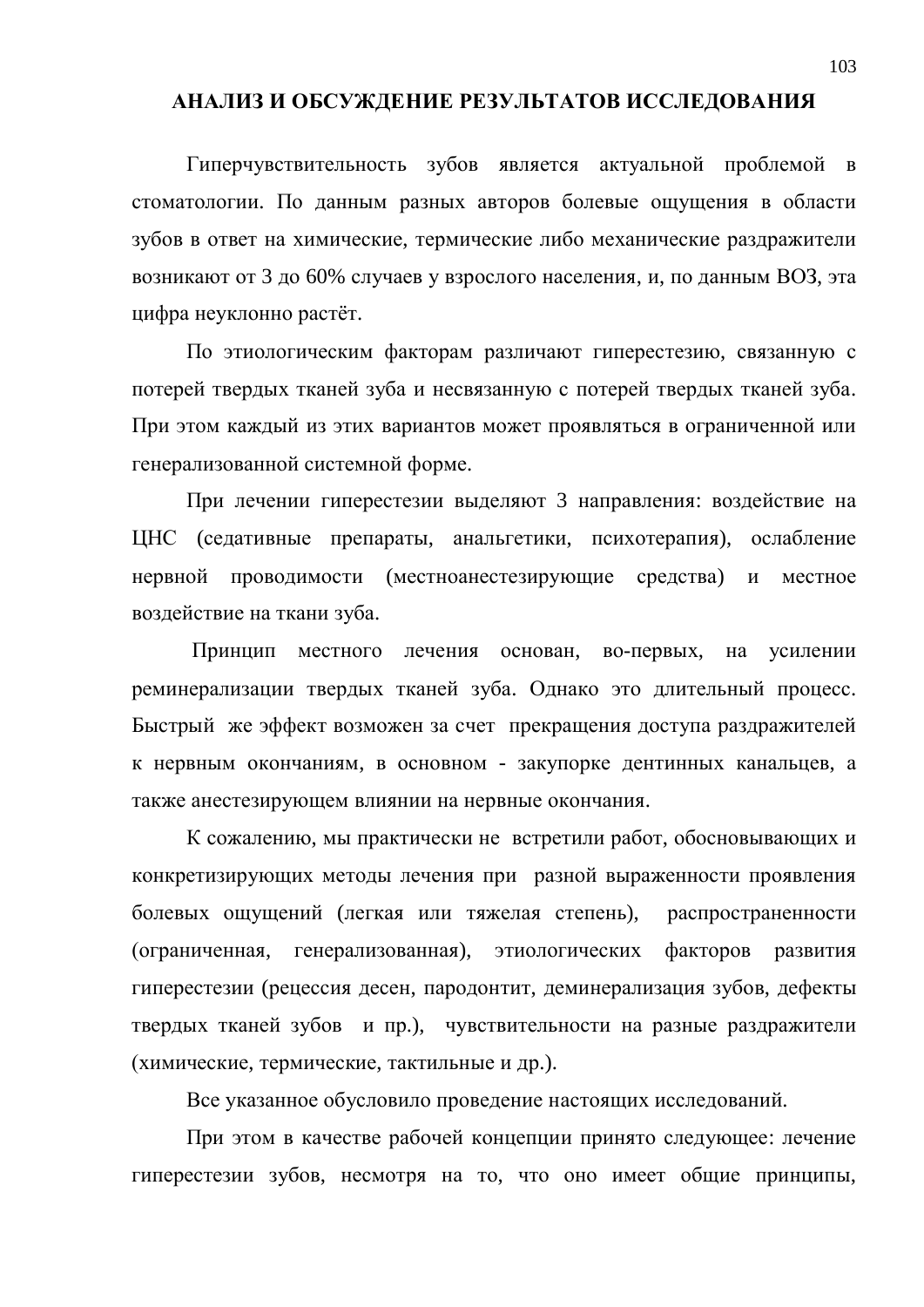# АНАЛИЗ И ОБСУЖДЕНИЕ РЕЗУЛЬТАТОВ ИССЛЕДОВАНИЯ

Гиперчувствительность зубов является актуальной проблемой в стоматологии. По данным разных авторов болевые ощущения в области зубов в ответ на химические, термические либо механические раздражители возникают от 3 до 60% случаев у взрослого населения, и, по данным ВОЗ, эта цифра неуклонно растёт.

По этиологическим факторам различают гиперестезию, связанную с потерей твердых тканей зуба и несвязанную с потерей твердых тканей зуба. При этом каждый из этих вариантов может проявляться в ограниченной или генерализованной системной форме.

При лечении гиперестезии выделяют 3 направления: воздействие на ЦНС (седативные препараты, анальгетики, психотерапия), ослабление нервной проводимости (местноанестезирующие средства) и местное воздействие на ткани зуба.

Принцип местного лечения основан, во-первых, на усилении реминерализации твердых тканей зуба. Однако это длительный процесс. Быстрый же эффект возможен за счет прекращения доступа раздражителей к нервным окончаниям, в основном - закупорке дентинных канальцев, а также анестезирующем влиянии на нервные окончания.

К сожалению, мы практически не встретили работ, обосновывающих и конкретизирующих методы лечения при разной выраженности проявления болевых ощущений (легкая или тяжелая степень), распространенности (ограниченная, генерализованная), этиологических факторов развития гиперестезии (рецессия десен, пародонтит, деминерализация зубов, дефекты твердых тканей зубов и пр.), чувствительности на разные раздражители (химические, термические, тактильные и др.).

Все указанное обусловило проведение настоящих исследований.

При этом в качестве рабочей концепции принято следующее: лечение гиперестезии зубов, несмотря на то, что оно имеет общие принципы,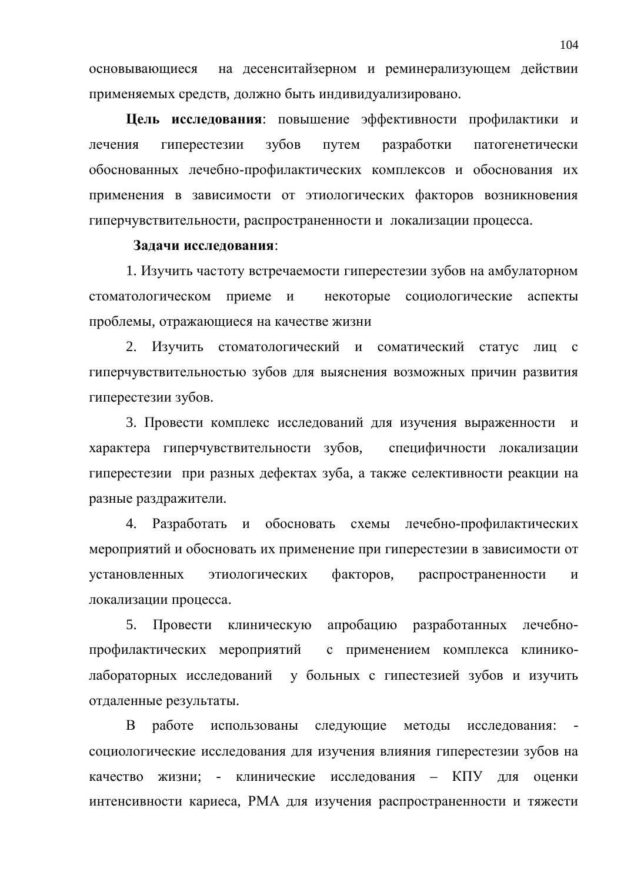основывающиеся на десенситайзерном и реминерализующем действии применяемых средств, должно быть индивидуализировано.

**Цель исследования**: повышение эффективности профилактики и лечения гиперестезии зубов путем разработки патогенетически обоснованных лечебно-профилактических комплексов и обоснования их применения в зависимости от этиологических факторов возникновения гиперчувствительности, распространенности и локализации процесса.

**Задачи исследования**:

1. Изучить частоту встречаемости гиперестезии зубов на амбулаторном стоматологическом приеме и некоторые социологические аспекты проблемы, отражающиеся на качестве жизни

2. Изучить стоматологический и соматический статус лиц с гиперчувствительностью зубов для выяснения возможных причин развития гиперестезии зубов.

3. Провести комплекс исследований для изучения выраженности и характера гиперчувствительности зубов, специфичности локализации гиперестезии при разных дефектах зуба, а также селективности реакции на разные раздражители.

4. Разработать и обосновать схемы лечебно-профилактических мероприятий и обосновать их применение при гиперестезии в зависимости от установленных этиологических факторов, распространенности и локализации процесса.

5. Провести клиническую апробацию разработанных лечебно-профилактических мероприятий с применением комплекса клинико-лабораторных исследований у больных с гипестезией зубов и изучить отдаленные результаты.

В работе использованы следующие методы исследования: - социологические исследования для изучения влияния гиперестезии зубов на качество жизни; - клинические исследования – КПУ для оценки интенсивности кариеса, РМА для изучения распространенности и тяжести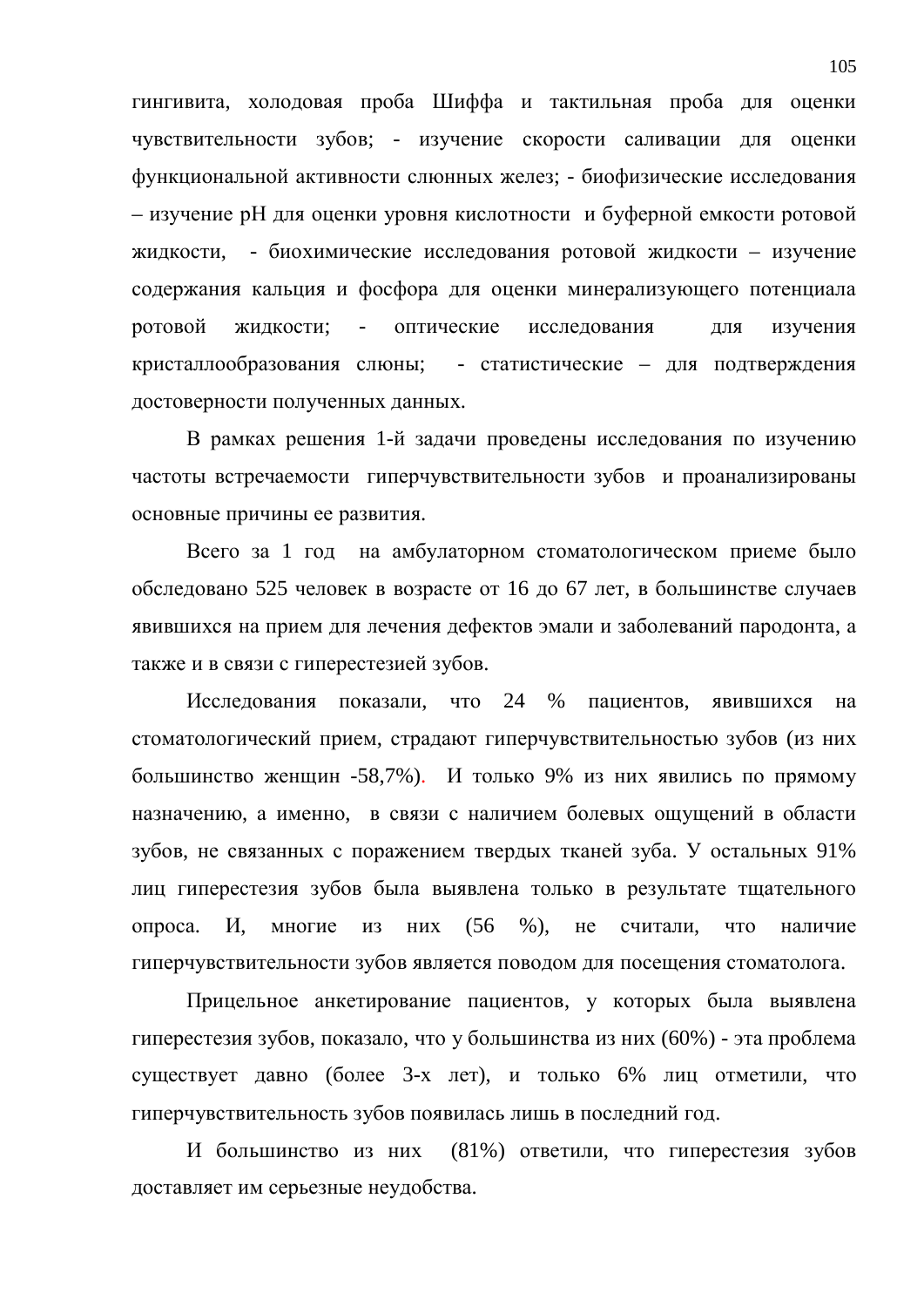гингивита, холодовая проба Шиффа и тактильная проба для оценки чувствительности зубов; - изучение скорости саливации для оценки функциональной активности слюнных желез; - биофизические исследования – изучение pH для оценки уровня кислотности и буферной емкости ротовой жидкости, - биохимические исследования ротовой жидкости – изучение содержания кальция и фосфора для оценки минерализующего потенциала ротовой жидкости; - оптические исследования для изучения кристаллообразования слюны; - статистические – для подтверждения достоверности полученных данных.

В рамках решения 1-й задачи проведены исследования по изучению частоты встречаемости гиперчувствительности зубов и проанализированы основные причины ее развития.

Всего за 1 год на амбулаторном стоматологическом приеме было обследовано 525 человек в возрасте от 16 до 67 лет, в большинстве случаев явившихся на прием для лечения дефектов эмали и заболеваний пародонта, а также и в связи с гиперестезией зубов.

Исследования показали, что 24 % пациентов, явившихся на стоматологический прием, страдают гиперчувствительностью зубов (из них большинство женщин -58,7%). И только 9% из них явились по прямому назначению, а именно, в связи с наличием болевых ощущений в области зубов, не связанных с поражением твердых тканей зуба. У остальных 91% лиц гиперестезия зубов была выявлена только в результате тщательного опроса. И, многие из них (56 %), не считали, что наличие гиперчувствительности зубов является поводом для посещения стоматолога.

Прицельное анкетирование пациентов, у которых была выявлена гиперестезия зубов, показало, что у большинства из них (60%) - эта проблема существует давно (более 3-х лет), и только 6% лиц отметили, что гиперчувствительность зубов появилась лишь в последний год.

И большинство из них (81%) ответили, что гиперестезия зубов доставляет им серьезные неудобства.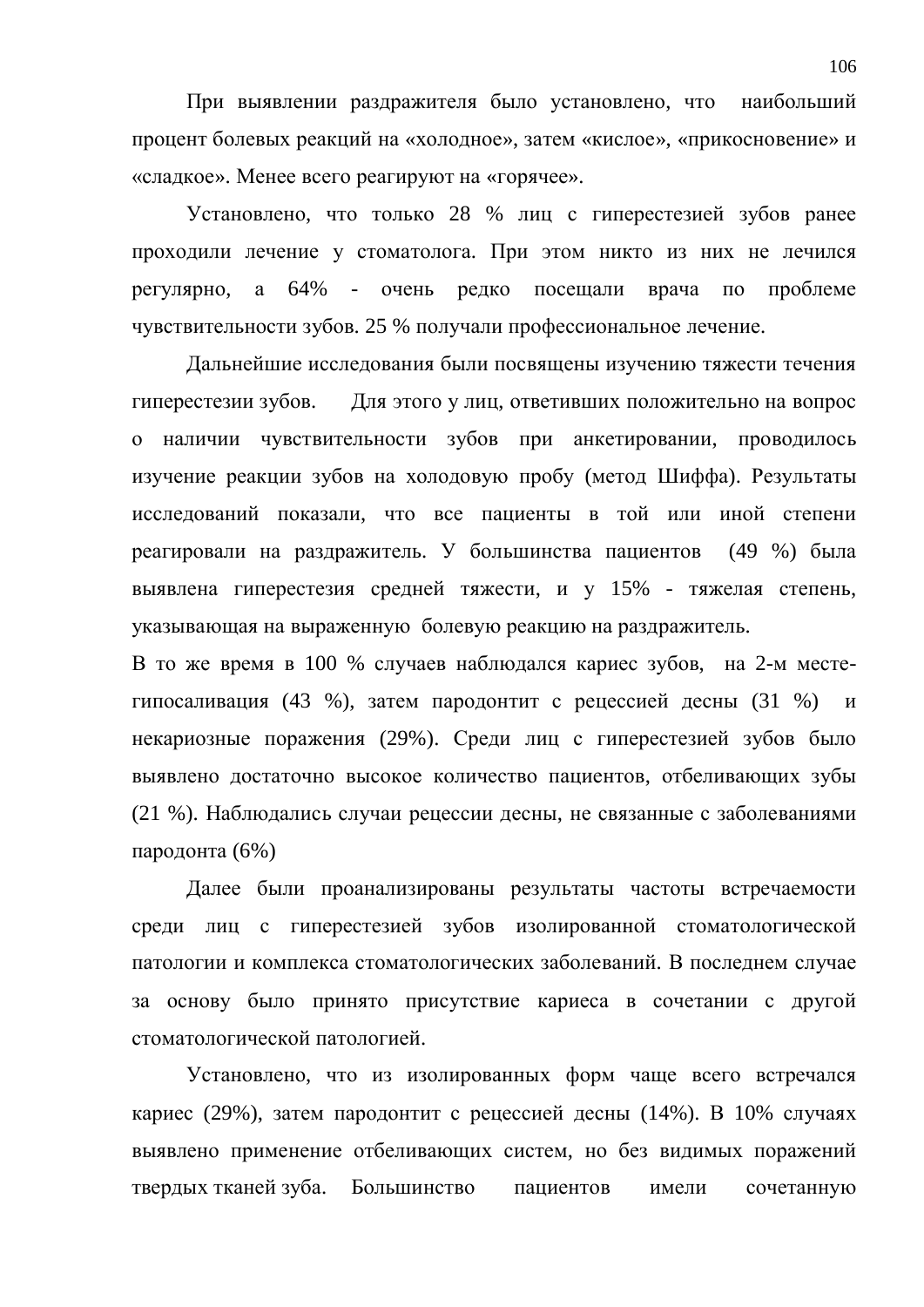При выявлении раздражителя было установлено, что наибольший процент болевых реакций на «холодное», затем «кислое», «прикосновение» и «сладкое». Менее всего реагируют на «горячее».

Установлено, что только 28 % лиц с гиперестезией зубов ранее проходили лечение у стоматолога. При этом никто из них не лечился регулярно, а 64% - очень редко посещали врача по проблеме чувствительности зубов. 25 % получали профессиональное лечение.

Дальнейшие исследования были посвящены изучению тяжести течения гиперестезии зубов. Для этого у лиц, ответивших положительно на вопрос о наличии чувствительности зубов при анкетировании, проводилось изучение реакции зубов на холодовую пробу (метод Шиффа). Результаты исследований показали, что все пациенты в той или иной степени реагировали на раздражитель. У большинства пациентов (49 %) была выявлена гиперестезия средней тяжести, и у 15% - тяжелая степень, указывающая на выраженную болевую реакцию на раздражитель.

В то же время в 100 % случаев наблюдался кариес зубов, на 2-м месте-гипосаливация (43 %), затем пародонтит с рецессией десны (31 %) и некариозные поражения (29%). Среди лиц с гиперестезией зубов было выявлено достаточно высокое количество пациентов, отбеливающих зубы (21 %). Наблюдались случаи рецессии десны, не связанные с заболеваниями пародонта (6%)

Далее были проанализированы результаты частоты встречаемости среди лиц с гиперестезией зубов изолированной стоматологической патологии и комплекса стоматологических заболеваний. В последнем случае за основу было принято присутствие кариеса в сочетании с другой стоматологической патологией.

Установлено, что из изолированных форм чаще всего встречался кариес (29%), затем пародонтит с рецессией десны (14%). В 10% случаях выявлено применение отбеливающих систем, но без видимых поражений твердых тканей зуба. Большинство пациентов имели сочетанную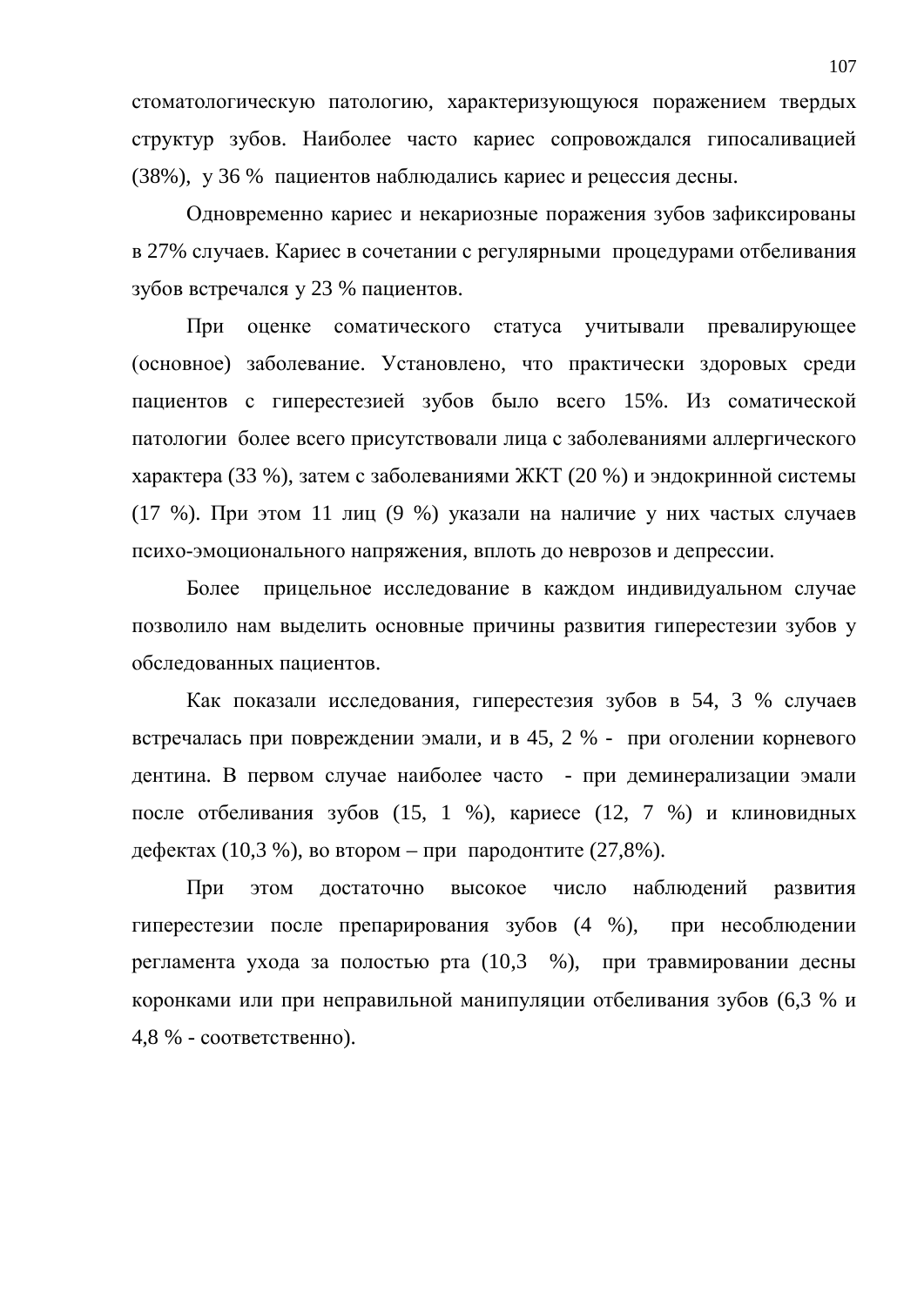стоматологическую патологию, характеризующуюся поражением твердых структур зубов. Наиболее часто кариес сопровождался гипосаливацией (38%), у 36 % пациентов наблюдались кариес и рецессия десны.

Одновременно кариес и некариозные поражения зубов зафиксированы в 27% случаев. Кариес в сочетании с регулярными процедурами отбеливания зубов встречался у 23 % пациентов.

При оценке соматического статуса учитывали превалирующее (основное) заболевание. Установлено, что практически здоровых среди пациентов с гиперестезией зубов было всего 15%. Из соматической патологии более всего присутствовали лица с заболеваниями аллергического характера (33 %), затем с заболеваниями ЖКТ (20 %) и эндокринной системы (17 %). При этом 11 лиц (9 %) указали на наличие у них частых случаев психо-эмоционального напряжения, вплоть до неврозов и депрессии.

Более прицельное исследование в каждом индивидуальном случае позволило нам выделить основные причины развития гиперестезии зубов у обследованных пациентов.

Как показали исследования, гиперестезия зубов в 54, 3 % случаев встречалась при повреждении эмали, и в 45, 2 % - при оголении корневого дентина. В первом случае наиболее часто - при деминерализации эмали после отбеливания зубов (15, 1 %), кариесе (12, 7 %) и клиновидных дефектах (10,3 %), во втором – при пародонтите (27,8%).

При этом достаточно высокое число наблюдений развития гиперестезии после препарирования зубов (4 %), при несоблюдении регламента ухода за полостью рта (10,3 %), при травмировании десны коронками или при неправильной манипуляции отбеливания зубов (6,3 % и 4,8 % - соответственно).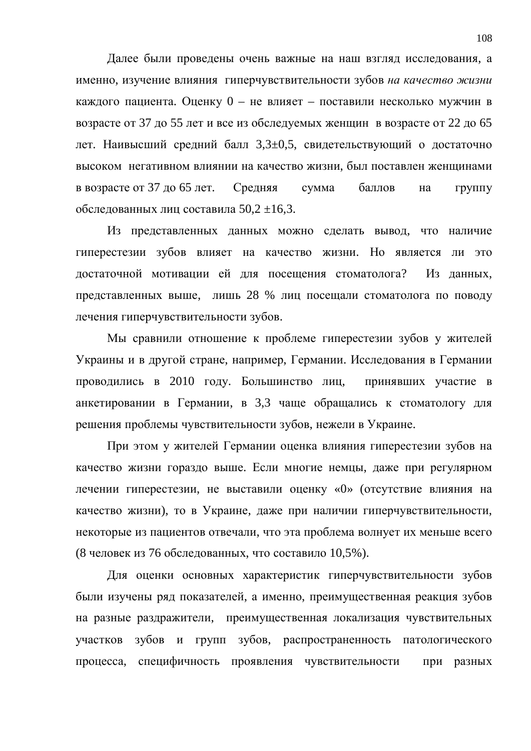Далее были проведены очень важные на наш взгляд исследования, а именно, изучение влияния гиперчувствительности зубов *на качество жизни* каждого пациента. Оценку 0 – не влияет – поставили несколько мужчин в возрасте от 37 до 55 лет и все из обследуемых женщин в возрасте от 22 до 65 лет. Наивысший средний балл 3,3±0,5, свидетельствующий о достаточно высоком негативном влиянии на качество жизни, был поставлен женщинами в возрасте от 37 до 65 лет. Средняя сумма баллов на группу обследованных лиц составила 50,2 ±16,3.

Из представленных данных можно сделать вывод, что наличие гиперестезии зубов влияет на качество жизни. Но является ли это достаточной мотивации ей для посещения стоматолога? Из данных, представленных выше, лишь 28 % лиц посещали стоматолога по поводу лечения гиперчувствительности зубов.

Мы сравнили отношение к проблеме гиперестезии зубов у жителей Украины и в другой стране, например, Германии. Исследования в Германии проводились в 2010 году. Большинство лиц, принявших участие в анкетировании в Германии, в 3,3 чаще обращались к стоматологу для решения проблемы чувствительности зубов, нежели в Украине.

При этом у жителей Германии оценка влияния гиперестезии зубов на качество жизни гораздо выше. Если многие немцы, даже при регулярном лечении гиперестезии, не выставили оценку «0» (отсутствие влияния на качество жизни), то в Украине, даже при наличии гиперчувствительности, некоторые из пациентов отвечали, что эта проблема волнует их меньше всего (8 человек из 76 обследованных, что составило 10,5%).

Для оценки основных характеристик гиперчувствительности зубов были изучены ряд показателей, а именно, преимущественная реакция зубов на разные раздражители, преимущественная локализация чувствительных участков зубов и групп зубов, распространенность патологического процесса, специфичность проявления чувствительности при разных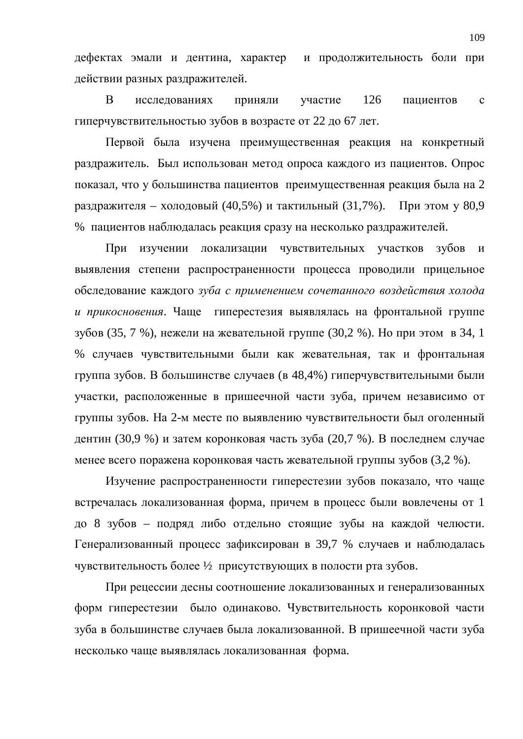дефектах эмали и дентина, характер и продолжительность боли при действии разных раздражителей.

В исследованиях приняли участие 126 пациентов с гиперчувствительностью зубов в возрасте от 22 до 67 лет.

Первой была изучена преимущественная реакция на конкретный раздражитель. Был использован метод опроса каждого из пациентов. Опрос показал, что у большинства пациентов преимущественная реакция была на 2 раздражителя – холодовый (40,5%) и тактильный (31,7%). При этом у 80,9 % пациентов наблюдалась реакция сразу на несколько раздражителей.

При изучении локализации чувствительных участков зубов и выявления степени распространенности процесса проводили прицельное обследование каждого *зуба с применением сочетанного воздействия холода и прикосновения*. Чаще гиперестезия выявлялась на фронтальной группе зубов (35, 7 %), нежели на жевательной группе (30,2 %). Но при этом в 34, 1 % случаев чувствительными были как жевательная, так и фронтальная группа зубов. В большинстве случаев (в 48,4%) гиперчувствительными были участки, расположенные в пришеечной части зуба, причем независимо от группы зубов. На 2-м месте по выявлению чувствительности был оголенный дентин (30,9 %) и затем коронковая часть зуба (20,7 %). В последнем случае менее всего поражена коронковая часть жевательной группы зубов (3,2 %).

Изучение распространенности гиперестезии зубов показало, что чаще встречалась локализованная форма, причем в процесс были вовлечены от 1 до 8 зубов – подряд либо отдельно стоящие зубы на каждой челюсти. Генерализованный процесс зафиксирован в 39,7 % случаев и наблюдалась чувствительность более ½ присутствующих в полости рта зубов.

При рецессии десны соотношение локализованных и генерализованных форм гиперестезии было одинаково. Чувствительность коронковой части зуба в большинстве случаев была локализованной. В пришеечной части зуба несколько чаще выявлялась локализованная форма.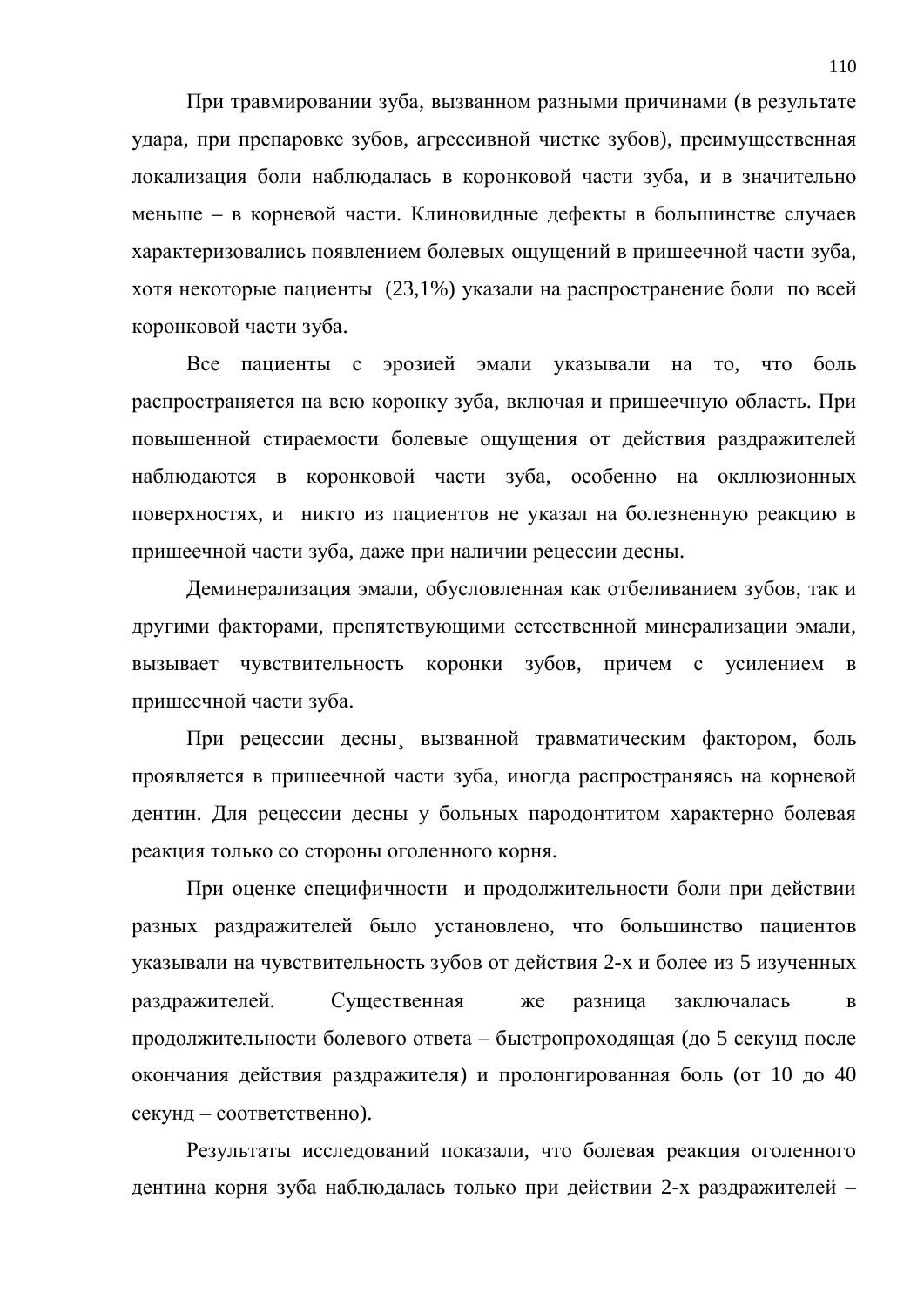При травмировании зуба, вызванном разными причинами (в результате удара, при препаровке зубов, агрессивной чистке зубов), преимущественная локализация боли наблюдалась в коронковой части зуба, и в значительно меньше – в корневой части. Клиновидные дефекты в большинстве случаев характеризовались появлением болевых ощущений в пришеечной части зуба, хотя некоторые пациенты (23,1%) указали на распространение боли по всей коронковой части зуба.

Все пациенты с эрозией эмали указывали на то, что боль распространяется на всю коронку зуба, включая и пришеечную область. При повышенной стираемости болевые ощущения от действия раздражителей наблюдаются в коронковой части зуба, особенно на окклюзионных поверхностях, и никто из пациентов не указал на болезненную реакцию в пришеечной части зуба, даже при наличии рецессии десны.

Деминерализация эмали, обусловленная как отбеливанием зубов, так и другими факторами, препятствующими естественной минерализации эмали, вызывает чувствительность коронки зубов, причем с усилением в пришеечной части зуба.

При рецессии десны¸ вызванной травматическим фактором, боль проявляется в пришеечной части зуба, иногда распространяясь на корневой дентин. Для рецессии десны у больных пародонтитом характерно болевая реакция только со стороны оголенного корня.

При оценке специфичности и продолжительности боли при действии разных раздражителей было установлено, что большинство пациентов указывали на чувствительность зубов от действия 2-х и более из 5 изученных раздражителей. Существенная же разница заключалась в продолжительности болевого ответа – быстропроходящая (до 5 секунд после окончания действия раздражителя) и пролонгированная боль (от 10 до 40 секунд – соответственно).

Результаты исследований показали, что болевая реакция оголенного дентина корня зуба наблюдалась только при действии 2-х раздражителей –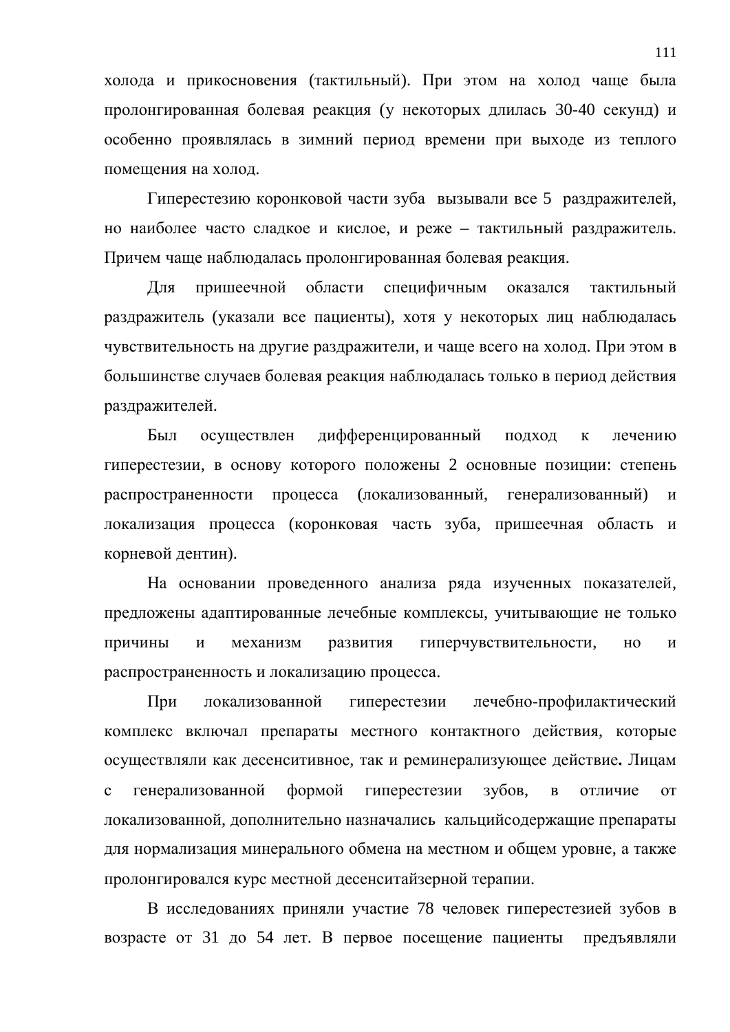холода и прикосновения (тактильный). При этом на холод чаще была пролонгированная болевая реакция (у некоторых длилась 30-40 секунд) и особенно проявлялась в зимний период времени при выходе из теплого помещения на холод.

Гиперестезию коронковой части зуба вызывали все 5 раздражителей, но наиболее часто сладкое и кислое, и реже – тактильный раздражитель. Причем чаще наблюдалась пролонгированная болевая реакция.

Для пришеечной области специфичным оказался тактильный раздражитель (указали все пациенты), хотя у некоторых лиц наблюдалась чувствительность на другие раздражители, и чаще всего на холод. При этом в большинстве случаев болевая реакция наблюдалась только в период действия раздражителей.

Был осуществлен дифференцированный подход к лечению гиперестезии, в основу которого положены 2 основные позиции: степень распространенности процесса (локализованный, генерализованный) и локализация процесса (коронковая часть зуба, пришеечная область и корневой дентин).

На основании проведенного анализа ряда изученных показателей, предложены адаптированные лечебные комплексы, учитывающие не только причины и механизм развития гиперчувствительности, но и распространенность и локализацию процесса.

При локализованной гиперестезии лечебно-профилактический комплекс включал препараты местного контактного действия, которые осуществляли как десенситивное, так и реминерализующее действие**.** Лицам с генерализованной формой гиперестезии зубов, в отличие от локализованной, дополнительно назначались кальцийсодержащие препараты для нормализация минерального обмена на местном и общем уровне, а также пролонгировался курс местной десенситайзерной терапии.

В исследованиях приняли участие 78 человек гиперестезией зубов в возрасте от 31 до 54 лет. В первое посещение пациенты предъявляли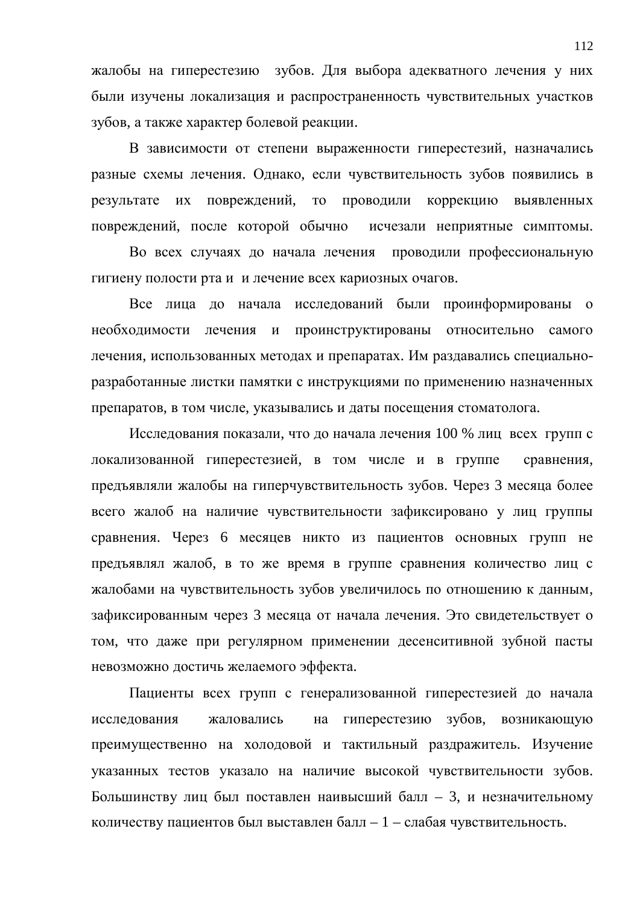жалобы на гиперестезию зубов. Для выбора адекватного лечения у них были изучены локализация и распространенность чувствительных участков зубов, а также характер болевой реакции.

В зависимости от степени выраженности гиперестезий, назначались разные схемы лечения. Однако, если чувствительность зубов появились в результате их повреждений, то проводили коррекцию выявленных повреждений, после которой обычно исчезали неприятные симптомы.

Во всех случаях до начала лечения проводили профессиональную гигиену полости рта и и лечение всех кариозных очагов.

Все лица до начала исследований были проинформированы о необходимости лечения и проинструктированы относительно самого лечения, использованных методах и препаратах. Им раздавались специально-разработанные листки памятки с инструкциями по применению назначенных препаратов, в том числе, указывались и даты посещения стоматолога.

Исследования показали, что до начала лечения 100 % лиц всех групп с локализованной гиперестезией, в том числе и в группе сравнения, предъявляли жалобы на гиперчувствительность зубов. Через 3 месяца более всего жалоб на наличие чувствительности зафиксировано у лиц группы сравнения. Через 6 месяцев никто из пациентов основных групп не предъявлял жалоб, в то же время в группе сравнения количество лиц с жалобами на чувствительность зубов увеличилось по отношению к данным, зафиксированным через 3 месяца от начала лечения. Это свидетельствует о том, что даже при регулярном применении десенситивной зубной пасты невозможно достичь желаемого эффекта.

Пациенты всех групп с генерализованной гиперестезией до начала исследования жаловались на гиперестезию зубов, возникающую преимущественно на холодовой и тактильный раздражитель. Изучение указанных тестов указало на наличие высокой чувствительности зубов. Большинству лиц был поставлен наивысший балл – 3, и незначительному количеству пациентов был выставлен балл – 1 – слабая чувствительность.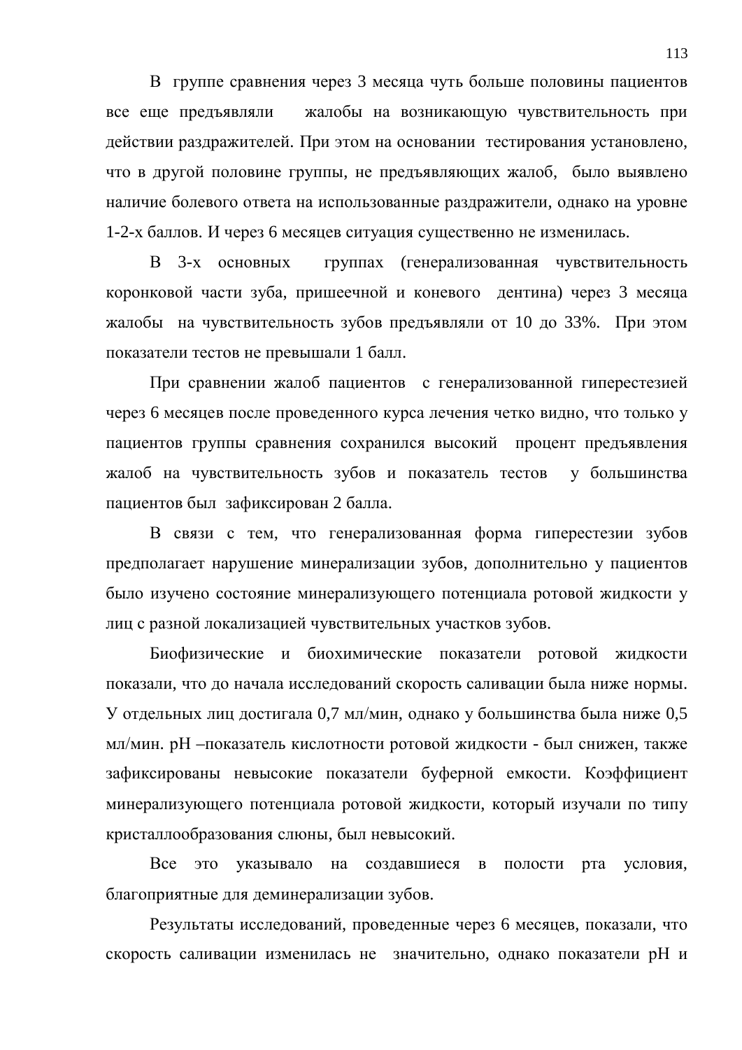В группе сравнения через 3 месяца чуть больше половины пациентов все еще предъявляли жалобы на возникающую чувствительность при действии раздражителей. При этом на основании тестирования установлено, что в другой половине группы, не предъявляющих жалоб, было выявлено наличие болевого ответа на использованные раздражители, однако на уровне 1-2-х баллов. И через 6 месяцев ситуация существенно не изменилась.

В 3-х основных группах (генерализованная чувствительность коронковой части зуба, пришеечной и коневого дентина) через 3 месяца жалобы на чувствительность зубов предъявляли от 10 до 33%. При этом показатели тестов не превышали 1 балл.

При сравнении жалоб пациентов с генерализованной гиперестезией через 6 месяцев после проведенного курса лечения четко видно, что только у пациентов группы сравнения сохранился высокий процент предъявления жалоб на чувствительность зубов и показатель тестов у большинства пациентов был зафиксирован 2 балла.

В связи с тем, что генерализованная форма гиперестезии зубов предполагает нарушение минерализации зубов, дополнительно у пациентов было изучено состояние минерализующего потенциала ротовой жидкости у лиц с разной локализацией чувствительных участков зубов.

Биофизические и биохимические показатели ротовой жидкости показали, что до начала исследований скорость саливации была ниже нормы. У отдельных лиц достигала 0,7 мл/мин, однако у большинства была ниже 0,5 мл/мин. pH –показатель кислотности ротовой жидкости - был снижен, также зафиксированы невысокие показатели буферной емкости. Коэффициент минерализующего потенциала ротовой жидкости, который изучали по типу кристаллообразования слюны, был невысокий.

Все это указывало на создавшиеся в полости рта условия, благоприятные для деминерализации зубов.

Результаты исследований, проведенные через 6 месяцев, показали, что скорость саливации изменилась не значительно, однако показатели pH и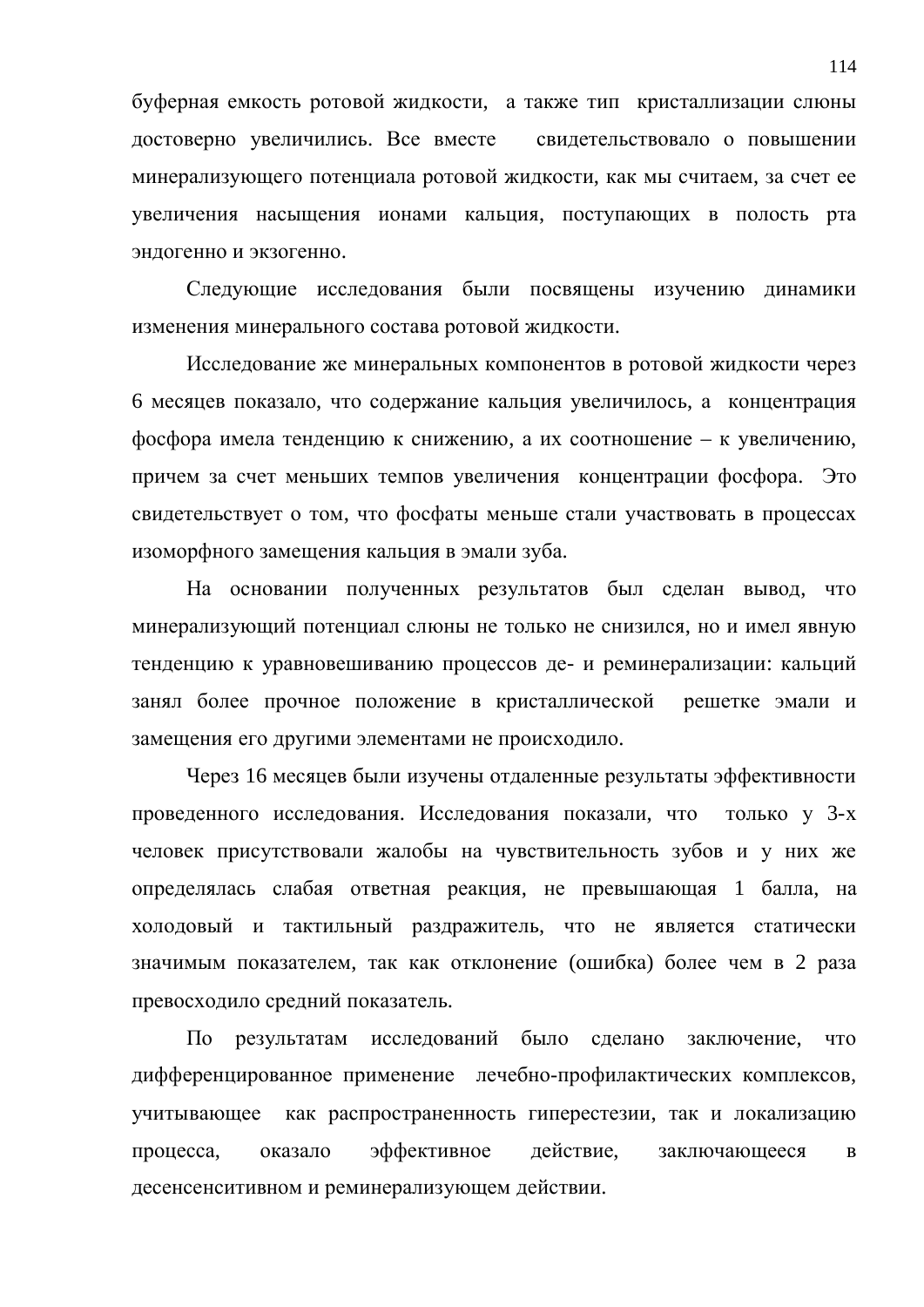буферная емкость ротовой жидкости, а также тип кристаллизации слюны достоверно увеличились. Все вместе свидетельствовало о повышении минерализующего потенциала ротовой жидкости, как мы считаем, за счет ее увеличения насыщения ионами кальция, поступающих в полость рта эндогенно и экзогенно.

Следующие исследования были посвящены изучению динамики изменения минерального состава ротовой жидкости.

Исследование же минеральных компонентов в ротовой жидкости через 6 месяцев показало, что содержание кальция увеличилось, а концентрация фосфора имела тенденцию к снижению, а их соотношение – к увеличению, причем за счет меньших темпов увеличения концентрации фосфора. Это свидетельствует о том, что фосфаты меньше стали участвовать в процессах изоморфного замещения кальция в эмали зуба.

На основании полученных результатов был сделан вывод, что минерализующий потенциал слюны не только не снизился, но и имел явную тенденцию к уравновешиванию процессов де- и реминерализации: кальций занял более прочное положение в кристаллической решетке эмали и замещения его другими элементами не происходило.

Через 16 месяцев были изучены отдаленные результаты эффективности проведенного исследования. Исследования показали, что только у 3-х человек присутствовали жалобы на чувствительность зубов и у них же определялась слабая ответная реакция, не превышающая 1 балла, на холодовый и тактильный раздражитель, что не является статически значимым показателем, так как отклонение (ошибка) более чем в 2 раза превосходило средний показатель.

По результатам исследований было сделано заключение, что дифференцированное применение лечебно-профилактических комплексов, учитывающее как распространенность гиперестезии, так и локализацию процесса, оказало эффективное действие, заключающееся в десенсенситивном и реминерализующем действии.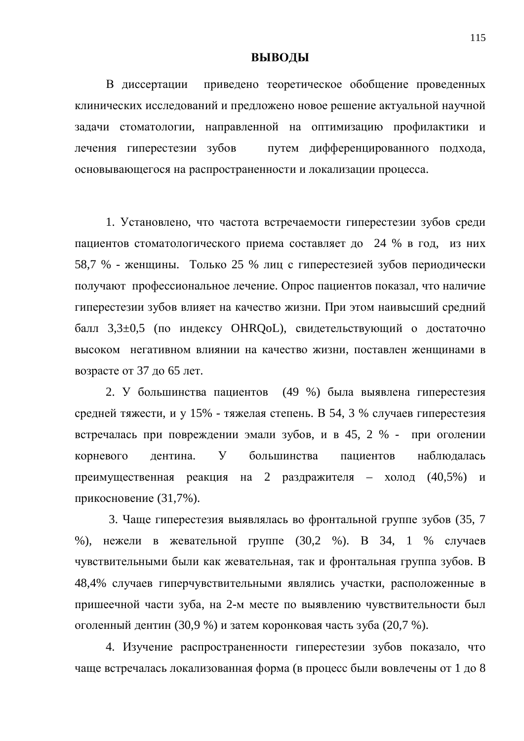## ВЫВОДЫ

В диссертации приведено теоретическое обобщение проведенных клинических исследований и предложено новое решение актуальной научной задачи стоматологии, направленной на оптимизацию профилактики и лечения гиперестезии зубов путем дифференцированного подхода, основывающегося на распространенности и локализации процесса.

1. Установлено, что частота встречаемости гиперестезии зубов среди пациентов стоматологического приема составляет до 24 % в год, из них 58,7 % - женщины. Только 25 % лиц с гиперестезией зубов периодически получают профессиональное лечение. Опрос пациентов показал, что наличие гиперестезии зубов влияет на качество жизни. При этом наивысший средний балл 3,3±0,5 (по индексу OHRQoL), свидетельствующий о достаточно высоком негативном влиянии на качество жизни, поставлен женщинами в возрасте от 37 до 65 лет.

2. У большинства пациентов (49 %) была выявлена гиперестезия средней тяжести, и у 15% - тяжелая степень. В 54, 3 % случаев гиперестезия встречалась при повреждении эмали зубов, и в 45, 2 % - при оголении корневого дентина. У большинства пациентов наблюдалась преимущественная реакция на 2 раздражителя – холод (40,5%) и прикосновение (31,7%).

3. Чаще гиперестезия выявлялась во фронтальной группе зубов (35, 7 %), нежели в жевательной группе (30,2 %). В 34, 1 % случаев чувствительными были как жевательная, так и фронтальная группа зубов. В 48,4% случаев гиперчувствительными являлись участки, расположенные в пришеечной части зуба, на 2-м месте по выявлению чувствительности был оголенный дентин (30,9 %) и затем коронковая часть зуба (20,7 %).

4. Изучение распространенности гиперестезии зубов показало, что чаще встречалась локализованная форма (в процесс были вовлечены от 1 до 8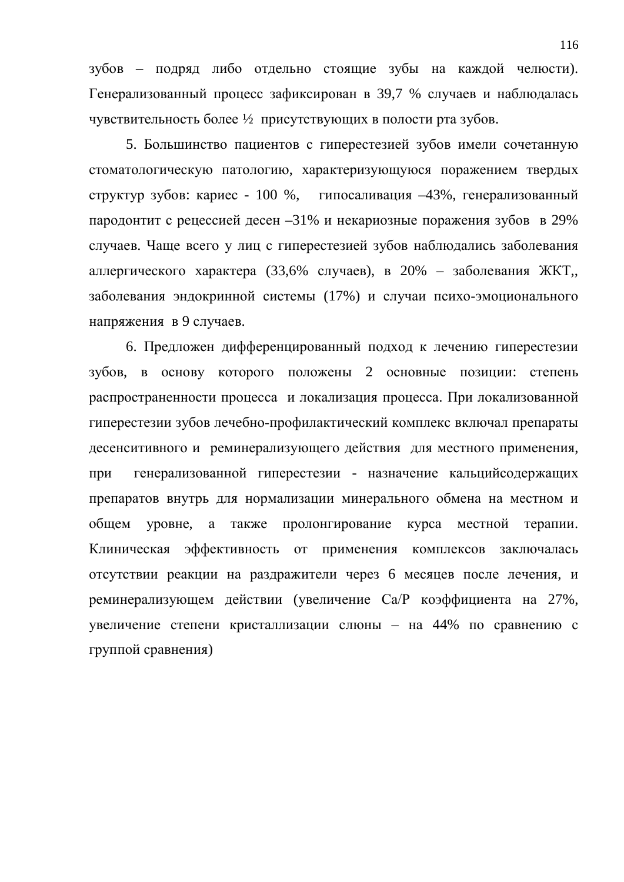зубов – подряд либо отдельно стоящие зубы на каждой челюсти). Генерализованный процесс зафиксирован в 39,7 % случаев и наблюдалась чувствительность более ½ присутствующих в полости рта зубов.

5. Большинство пациентов с гиперестезией зубов имели сочетанную стоматологическую патологию, характеризующуюся поражением твердых структур зубов: кариес - 100 %, гипосаливация –43%, генерализованный пародонтит с рецессией десен –31% и некариозные поражения зубов в 29% случаев. Чаще всего у лиц с гиперестезией зубов наблюдались заболевания аллергического характера (33,6% случаев), в 20% – заболевания ЖКТ,, заболевания эндокринной системы (17%) и случаи психо-эмоционального напряжения в 9 случаев.

6. Предложен дифференцированный подход к лечению гиперестезии зубов, в основу которого положены 2 основные позиции: степень распространенности процесса и локализация процесса. При локализованной гиперестезии зубов лечебно-профилактический комплекс включал препараты десенситивного и реминерализующего действия для местного применения, при генерализованной гиперестезии - назначение кальцийсодержащих препаратов внутрь для нормализации минерального обмена на местном и общем уровне, а также пролонгирование курса местной терапии. Клиническая эффективность от применения комплексов заключалась отсутствии реакции на раздражители через 6 месяцев после лечения, и реминерализующем действии (увеличение Ca/P коэффициента на 27%, увеличение степени кристаллизации слюны – на 44% по сравнению с группой сравнения)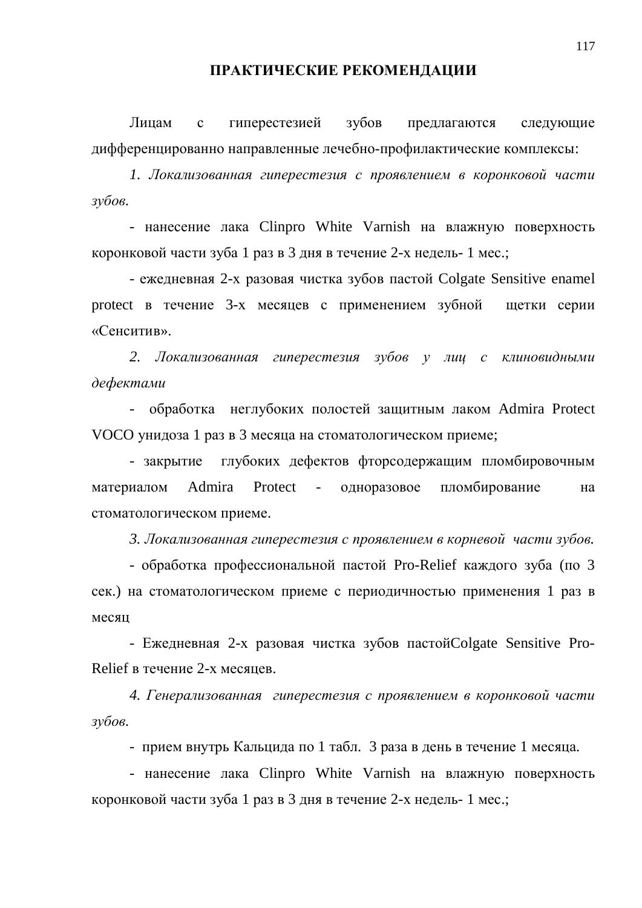## ПРАКТИЧЕСКИЕ РЕКОМЕНДАЦИИ

Лицам с гиперестезией зубов предлагаются следующие дифференцированно направленные лечебно-профилактические комплексы:

*1. Локализованная гиперестезия с проявлением в коронковой части зубов.*

- нанесение лака Clinpro White Varnish на влажную поверхность коронковой части зуба 1 раз в 3 дня в течение 2-х недель- 1 мес.;

- ежедневная 2-х разовая чистка зубов пастой Colgate Sensitive enamel protect в течение 3-х месяцев с применением зубной щетки серии «Сенситив».

*2. Локализованная гиперестезия зубов у лиц с клиновидными дефектами*

- обработка неглубоких полостей защитным лаком Admira Protect VOCO унидоза 1 раз в 3 месяца на стоматологическом приеме;

- закрытие глубоких дефектов фторсодержащим пломбировочным материалом Admira Protect - одноразовое пломбирование на стоматологическом приеме.

*3. Локализованная гиперестезия с проявлением в корневой части зубов.*

- обработка профессиональной пастой Pro-Relief каждого зуба (по 3 сек.) на стоматологическом приеме с периодичностью применения 1 раз в месяц

- Ежедневная 2-х разовая чистка зубов пастойColgate Sensitive Pro-Relief в течение 2-х месяцев.

*4. Генерализованная гиперестезия с проявлением в коронковой части зубов.*

- прием внутрь Кальцида по 1 табл. 3 раза в день в течение 1 месяца.

- нанесение лака Clinpro White Varnish на влажную поверхность коронковой части зуба 1 раз в 3 дня в течение 2-х недель- 1 мес.;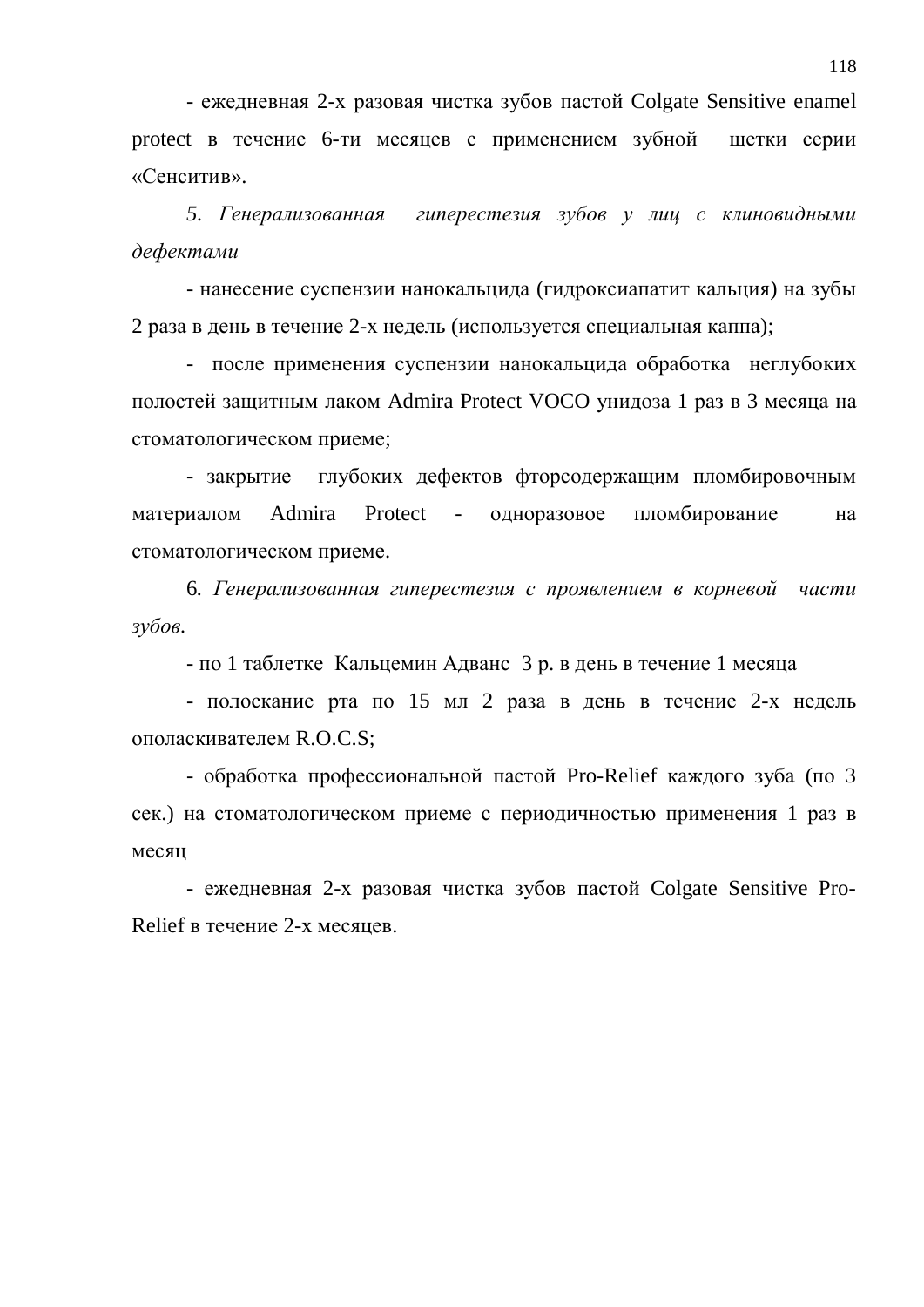- ежедневная 2-х разовая чистка зубов пастой Colgate Sensitive enamel protect в течение 6-ти месяцев с применением зубной щетки серии «Сенситив».

*5. Генерализованная гиперестезия зубов у лиц с клиновидными дефектами*

- нанесение суспензии нанокальцида (гидроксиапатит кальция) на зубы 2 раза в день в течение 2-х недель (используется специальная каппа);

- после применения суспензии нанокальцида обработка неглубоких полостей защитным лаком Admira Protect VOCO унидоза 1 раз в 3 месяца на стоматологическом приеме;

- закрытие глубоких дефектов фторсодержащим пломбировочным материалом Admira Protect - одноразовое пломбирование на стоматологическом приеме.

6. *Генерализованная гиперестезия с проявлением в корневой части зубов.*

- по 1 таблетке Кальцемин Адванс 3 р. в день в течение 1 месяца

- полоскание рта по 15 мл 2 раза в день в течение 2-х недель ополаскивателем R.O.C.S;

- обработка профессиональной пастой Pro-Relief каждого зуба (по 3 сек.) на стоматологическом приеме с периодичностью применения 1 раз в месяц

- ежедневная 2-х разовая чистка зубов пастой Colgate Sensitive Pro-Relief в течение 2-х месяцев.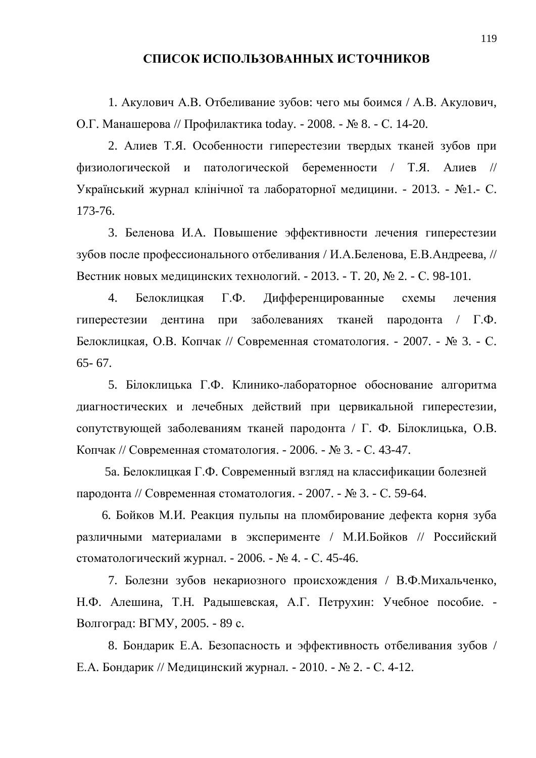# СПИСОК ИСПОЛЬЗОВАННЫХ ИСТОЧНИКОВ

1. Акулович А.В. Отбеливание зубов: чего мы боимся / А.В. Акулович, О.Г. Манашерова // Профилактика today. - 2008. - № 8. - С. 14-20.

2. Алиев Т.Я. Особенности гиперестезии твердых тканей зубов при физиологической и патологической беременности / Т.Я. Алиев // Український журнал клінічної та лабораторної медицини. - 2013. - №1.- С. 173-76.

3. Беленова И.А. Повышение эффективности лечения гиперестезии зубов после профессионального отбеливания / И.А.Беленова, Е.В.Андреева, // Вестник новых медицинских технологий. - 2013. - Т. 20, № 2. - С. 98-101.

4. Белоклицкая Г.Ф. Дифференцированные схемы лечения гиперестезии дентина при заболеваниях тканей пародонта / Г.Ф. Белоклицкая, О.В. Копчак // Современная стоматология. - 2007. - № 3. - С. 65- 67.

5. Білоклицька Г.Ф. Клинико-лабораторное обоснование алгоритма диагностических и лечебных действий при цервикальной гиперестезии, сопутствующей заболеваниям тканей пародонта / Г. Ф. Білоклицька, О.В. Копчак // Современная стоматология. - 2006. - № 3. - С. 43-47.

5а. Белоклицкая Г.Ф. Современный взгляд на классификации болезней пародонта // Современная стоматология. - 2007. - № 3. - С. 59-64.

6. Бойков М.И. Реакция пульпы на пломбирование дефекта корня зуба различными материалами в эксперименте / М.И.Бойков // Российский стоматологический журнал. - 2006. - № 4. - С. 45-46.

7. Болезни зубов некариозного происхождения / В.Ф.Михальченко, Н.Ф. Алешина, Т.Н. Радышевская, А.Г. Петрухин: Учебное пособие. - Волгоград: ВГМУ, 2005. - 89 с.

8. Бондарик Е.А. Безопасность и эффективность отбеливания зубов / Е.А. Бондарик // Медицинский журнал. - 2010. - № 2. - С. 4-12.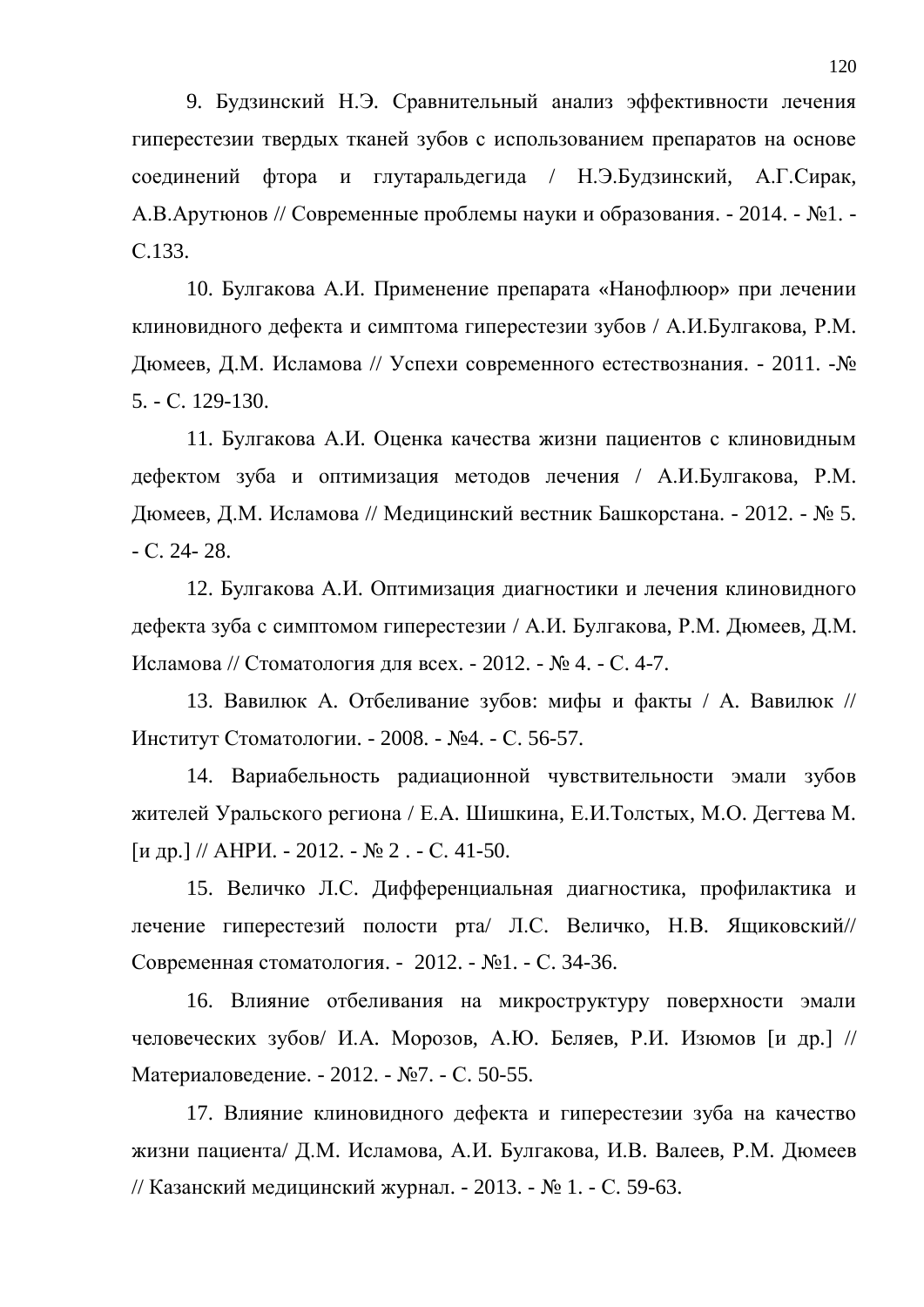9. Будзинский Н.Э. Сравнительный анализ эффективности лечения гиперестезии твердых тканей зубов с использованием препаратов на основе соединений фтора и глутаральдегида / Н.Э.Будзинский, А.Г.Сирак, А.В.Арутюнов // Современные проблемы науки и образования. - 2014. - №1. - С.133.

10. Булгакова А.И. Применение препарата «Нанофлюор» при лечении клиновидного дефекта и симптома гиперестезии зубов / А.И.Булгакова, Р.М. Дюмеев, Д.М. Исламова // Успехи современного естествознания. - 2011. -№ 5. - С. 129-130.

11. Булгакова А.И. Оценка качества жизни пациентов с клиновидным дефектом зуба и оптимизация методов лечения / А.И.Булгакова, Р.М. Дюмеев, Д.М. Исламова // Медицинский вестник Башкорстана. - 2012. - № 5. - С. 24- 28.

12. Булгакова А.И. Оптимизация диагностики и лечения клиновидного дефекта зуба с симптомом гиперестезии / А.И. Булгакова, Р.М. Дюмеев, Д.М. Исламова // Стоматология для всех. - 2012. - № 4. - С. 4-7.

13. Вавилюк А. Отбеливание зубов: мифы и факты / А. Вавилюк // Институт Стоматологии. - 2008. - №4. - С. 56-57.

14. Вариабельность радиационной чувствительности эмали зубов жителей Уральского региона / Е.А. Шишкина, Е.И.Толстых, М.О. Дегтева М. [и др.] // АНРИ. - 2012. - № 2 . - С. 41-50.

15. Величко Л.С. Дифференциальная диагностика, профилактика и лечение гиперестезий полости рта/ Л.С. Величко, Н.В. Ящиковский// Современная стоматология. - 2012. - №1. - С. 34-36.

16. Влияние отбеливания на микроструктуру поверхности эмали человеческих зубов/ И.А. Морозов, А.Ю. Беляев, Р.И. Изюмов [и др.] // Материаловедение. - 2012. - №7. - С. 50-55.

17. Влияние клиновидного дефекта и гиперестезии зуба на качество жизни пациента/ Д.М. Исламова, А.И. Булгакова, И.В. Валеев, Р.М. Дюмеев // Казанский медицинский журнал. - 2013. - № 1. - С. 59-63.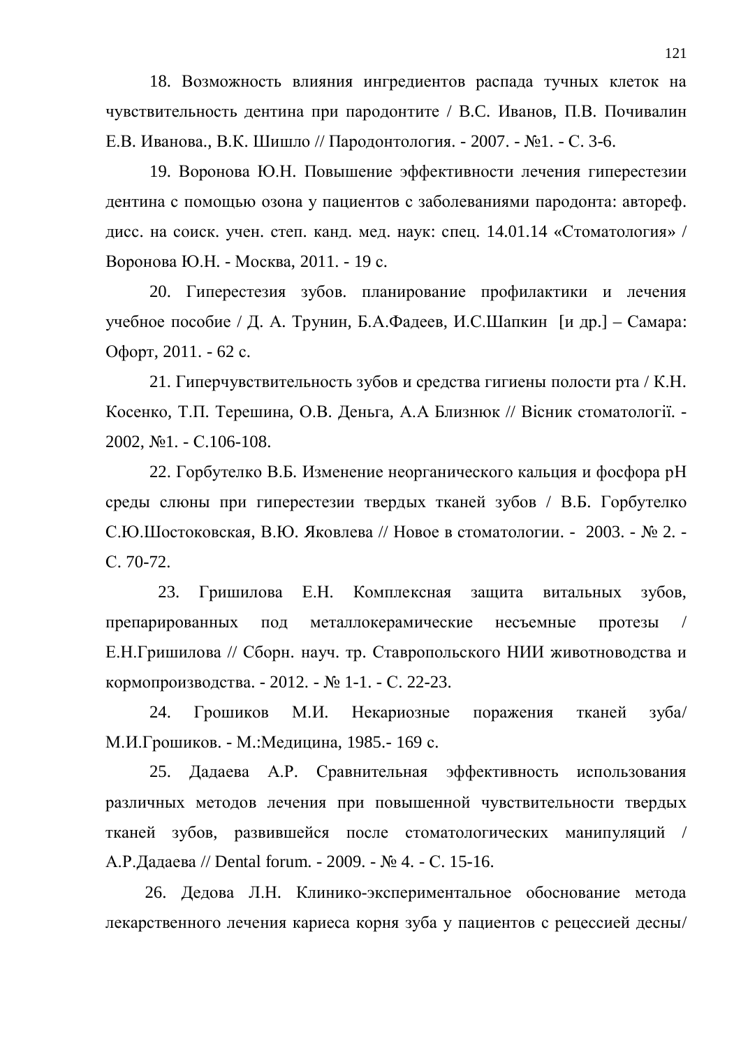18. Возможность влияния ингредиентов распада тучных клеток на чувствительность дентина при пародонтите / В.С. Иванов, П.В. Почивалин Е.В. Иванова., В.К. Шишло // Пародонтология. - 2007. - №1. - С. 3-6.

19. Воронова Ю.Н. Повышение эффективности лечения гиперестезии дентина с помощью озона у пациентов с заболеваниями пародонта: автореф. дисс. на соиск. учен. степ. канд. мед. наук: спец. 14.01.14 «Стоматология» / Воронова Ю.Н. - Москва, 2011. - 19 с.

20. Гиперестезия зубов. планирование профилактики и лечения учебное пособие / Д. А. Трунин, Б.А.Фадеев, И.С.Шапкин [и др.] – Самара: Офорт, 2011. - 62 с.

21. Гиперчувствительность зубов и средства гигиены полости рта / К.Н. Косенко, Т.П. Терешина, О.В. Деньга, А.А Близнюк // Вісник стоматології. - 2002, №1. - С.106-108.

22. Горбутелко В.Б. Изменение неорганического кальция и фосфора рН среды слюны при гиперестезии твердых тканей зубов / В.Б. Горбутелко С.Ю.Шостоковская, В.Ю. Яковлева // Новое в стоматологии. - 2003. - № 2. - С. 70-72.

23. Гришилова Е.Н. Комплексная защита витальных зубов, препарированных под металлокерамические несъемные протезы / Е.Н.Гришилова // Сборн. науч. тр. Ставропольского НИИ животноводства и кормопроизводства. - 2012. - № 1-1. - С. 22-23.

24. Грошиков М.И. Некариозные поражения тканей зуба/ М.И.Грошиков. - М.:Медицина, 1985.- 169 с.

25. Дадаева А.Р. Сравнительная эффективность использования различных методов лечения при повышенной чувствительности твердых тканей зубов, развившейся после стоматологических манипуляций / А.Р.Дадаева // Dental forum. - 2009. - № 4. - С. 15-16.

26. Дедова Л.Н. Клинико-экспериментальное обоснование метода лекарственного лечения кариеса корня зуба у пациентов с рецессией десны/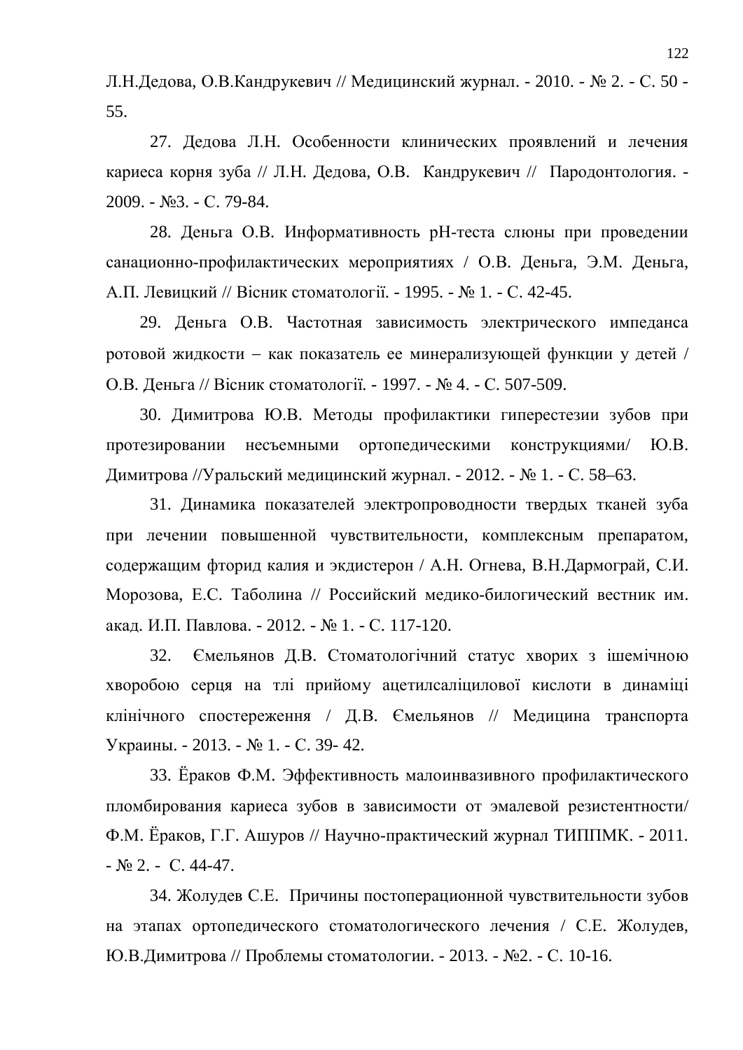Л.Н.Дедова, О.В.Кандрукевич // Медицинский журнал. - 2010. - № 2. - С. 50 - 55.

27. Дедова Л.Н. Особенности клинических проявлений и лечения кариеса корня зуба // Л.Н. Дедова, О.В. Кандрукевич // Пародонтология. - 2009. - №3. - С. 79-84.

28. Деньга О.В. Информативность рН-теста слюны при проведении санационно-профилактических мероприятиях / О.В. Деньга, Э.М. Деньга, А.П. Левицкий // Вісник стоматології. - 1995. - № 1. - С. 42-45.

29. Деньга О.В. Частотная зависимость электрического импеданса ротовой жидкости – как показатель ее минерализующей функции у детей / О.В. Деньга // Вісник стоматології. - 1997. - № 4. - С. 507-509.

30. Димитрова Ю.В. Методы профилактики гиперестезии зубов при протезировании несъемными ортопедическими конструкциями/ Ю.В. Димитрова //Уральский медицинский журнал. - 2012. - № 1. - С. 58–63.

31. Динамика показателей электропроводности твердых тканей зуба при лечении повышенной чувствительности, комплексным препаратом, содержащим фторид калия и экдистерон / А.Н. Огнева, В.Н.Дармограй, С.И. Морозова, Е.С. Таболина // Российский медико-билогический вестник им. акад. И.П. Павлова. - 2012. - № 1. - С. 117-120.

32. Ємельянов Д.В. Стоматологічний статус хворих з ішемічною хворобою серця на тлі прийому ацетилсаліцилової кислоти в динаміці клінічного спостереження / Д.В. Ємельянов // Медицина транспорта Украины. - 2013. - № 1. - С. 39- 42.

33. Ёраков Ф.М. Эффективность малоинвазивного профилактического пломбирования кариеса зубов в зависимости от эмалевой резистентности/ Ф.М. Ёраков, Г.Г. Ашуров // Научно-практический журнал ТИППМК. - 2011. - № 2. - С. 44-47.

34. Жолудев С.Е. Причины постоперационной чувствительности зубов на этапах ортопедического стоматологического лечения / С.Е. Жолудев, Ю.В.Димитрова // Проблемы стоматологии. - 2013. - №2. - С. 10-16.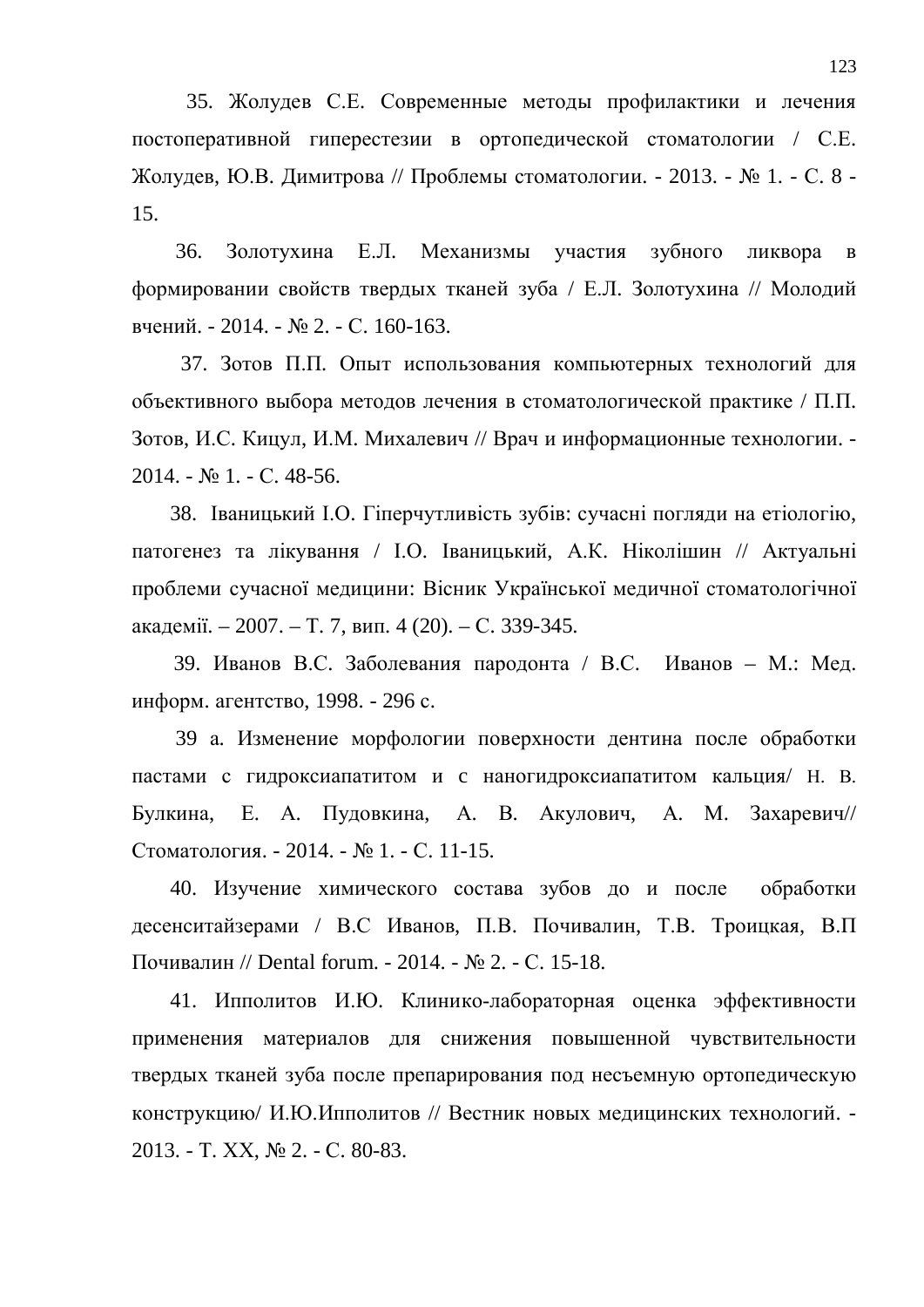35. Жолудев С.Е. Современные методы профилактики и лечения постоперативной гиперестезии в ортопедической стоматологии / С.Е. Жолудев, Ю.В. Димитрова // Проблемы стоматологии. - 2013. - № 1. - С. 8 - 15.

36. Золотухина Е.Л. Механизмы участия зубного ликвора в формировании свойств твердых тканей зуба / Е.Л. Золотухина // Молодий вчений. - 2014. - № 2. - С. 160-163.

37. Зотов П.П. Опыт использования компьютерных технологий для объективного выбора методов лечения в стоматологической практике / П.П. Зотов, И.С. Кицул, И.М. Михалевич // Врач и информационные технологии. - 2014. - № 1. - С. 48-56.

38. Іваницький І.О. Гіперчутливість зубів: сучасні погляди на етіологію, патогенез та лікування / І.О. Іваницький, А.К. Ніколішин // Актуальні проблеми сучасної медицини: Вісник Української медичної стоматологічної академії. – 2007. – Т. 7, вип. 4 (20). – С. 339-345.

39. Иванов В.С. Заболевания пародонта / В.С. Иванов – М.: Мед. информ. агентство, 1998. - 296 с.

39 а. Изменение морфологии поверхности дентина после обработки пастами с гидроксиапатитом и с наногидроксиапатитом кальция/ Н. В. Булкина, Е. А. Пудовкина, А. В. Акулович, А. М. Захаревич// Стоматология. - 2014. - № 1. - С. 11-15.

40. Изучение химического состава зубов до и после обработки десенситайзерами / В.С Иванов, П.В. Почивалин, Т.В. Троицкая, В.П Почивалин // Dental forum. - 2014. - № 2. - С. 15-18.

41. Ипполитов И.Ю. Клинико-лабораторная оценка эффективности применения материалов для снижения повышенной чувствительности твердых тканей зуба после препарирования под несъемную ортопедическую конструкцию/ И.Ю.Ипполитов // Вестник новых медицинских технологий. - 2013. - Т. XX, № 2. - С. 80-83.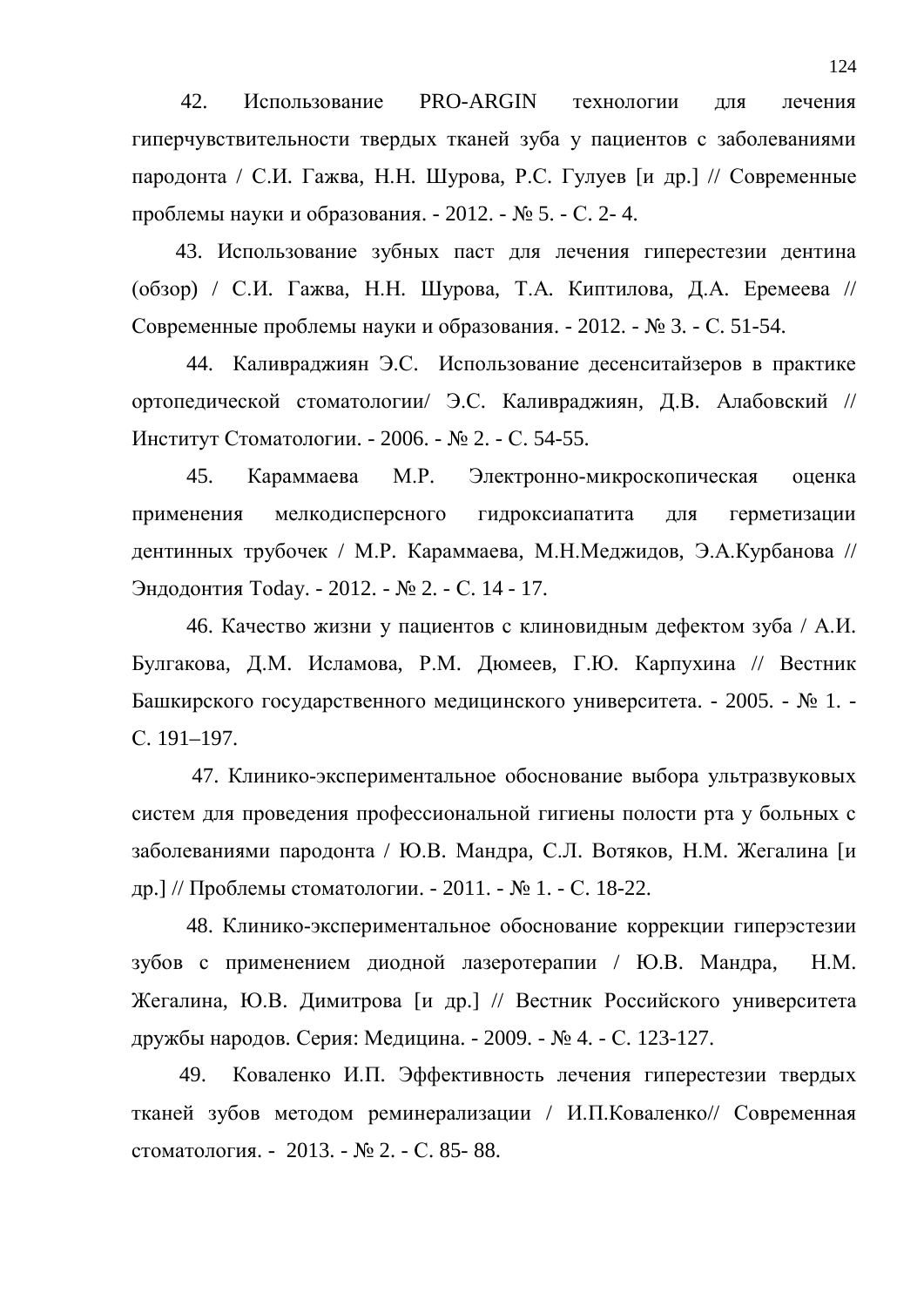42. Использование PRO-ARGIN технологии для лечения гиперчувствительности твердых тканей зуба у пациентов с заболеваниями пародонта / С.И. Гажва, Н.Н. Шурова, Р.С. Гулуев [и др.] // Современные проблемы науки и образования. - 2012. - № 5. - С. 2- 4.

43. Использование зубных паст для лечения гиперестезии дентина (обзор) / С.И. Гажва, Н.Н. Шурова, Т.А. Киптилова, Д.А. Еремеева // Современные проблемы науки и образования. - 2012. - № 3. - С. 51-54.

44. Каливраджиян Э.С. Использование десенситайзеров в практике ортопедической стоматологии/ Э.С. Каливраджиян, Д.В. Алабовский // Институт Стоматологии. - 2006. - № 2. - С. 54-55.

45. Караммаева М.Р. Электронно-микроскопическая оценка применения мелкодисперсного гидроксиапатита для герметизации дентинных трубочек / М.Р. Караммаева, М.Н.Меджидов, Э.А.Курбанова // Эндодонтия Today. - 2012. - № 2. - С. 14 - 17.

46. Качество жизни у пациентов с клиновидным дефектом зуба / А.И. Булгакова, Д.М. Исламова, Р.М. Дюмеев, Г.Ю. Карпухина // Вестник Башкирского государственного медицинского университета. - 2005. - № 1. - С. 191–197.

47. Клинико-экспериментальное обоснование выбора ультразвуковых систем для проведения профессиональной гигиены полости рта у больных с заболеваниями пародонта / Ю.В. Мандра, С.Л. Вотяков, Н.М. Жегалина [и др.] // Проблемы стоматологии. - 2011. - № 1. - С. 18-22.

48. Клинико-экспериментальное обоснование коррекции гиперэстезии зубов с применением диодной лазеротерапии / Ю.В. Мандра, Н.М. Жегалина, Ю.В. Димитрова [и др.] // Вестник Российского университета дружбы народов. Серия: Медицина. - 2009. - № 4. - С. 123-127.

49. Коваленко И.П. Эффективность лечения гиперестезии твердых тканей зубов методом реминерализации / И.П.Коваленко// Современная стоматология. - 2013. - № 2. - С. 85- 88.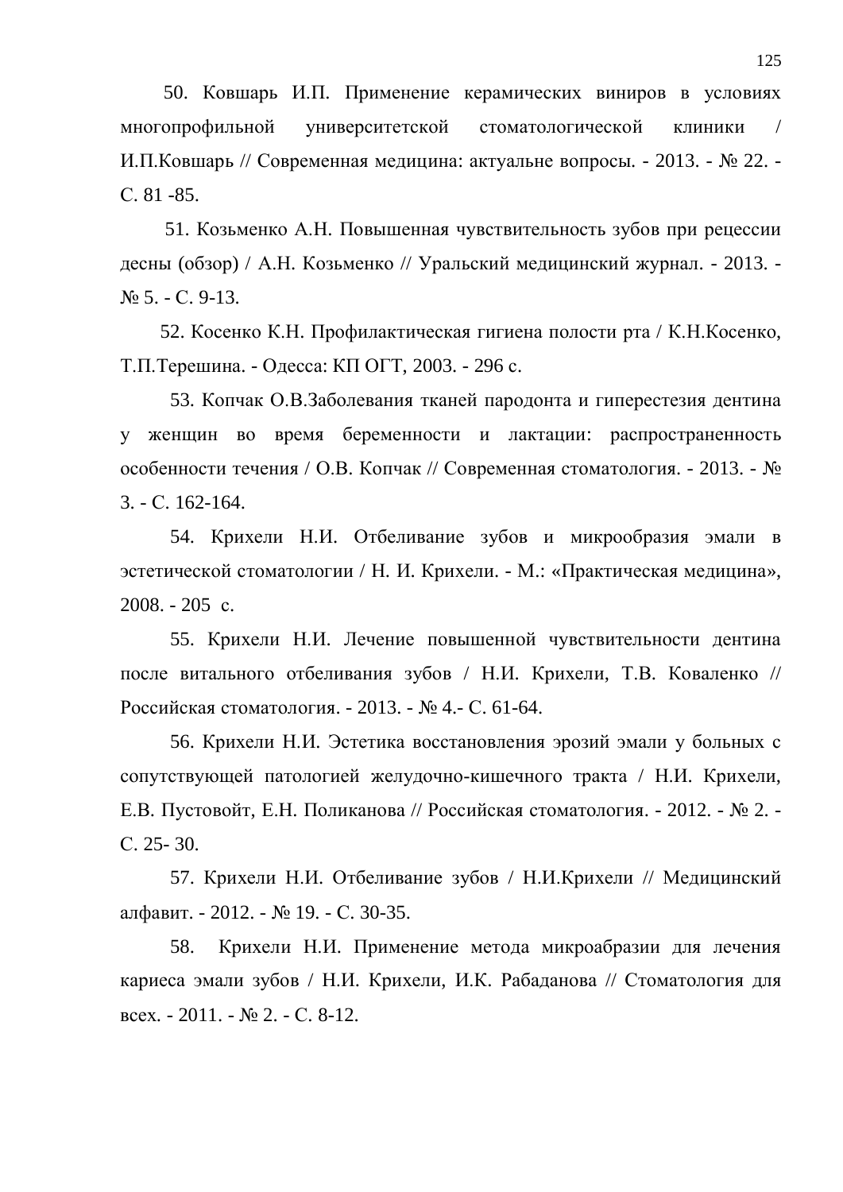50. Ковшарь И.П. Применение керамических виниров в условиях многопрофильной университетской стоматологической клиники / И.П.Ковшарь // Современная медицина: актуальне вопросы. - 2013. - № 22. - С. 81 -85.

51. Козьменко А.Н. Повышенная чувствительность зубов при рецессии десны (обзор) / А.Н. Козьменко // Уральский медицинский журнал. - 2013. - № 5. - С. 9-13.

52. Косенко К.Н. Профилактическая гигиена полости рта / К.Н.Косенко, Т.П.Терешина. - Одесса: КП ОГТ, 2003. - 296 с.

53. Копчак О.В.Заболевания тканей пародонта и гиперестезия дентина у женщин во время беременности и лактации: распространенность особенности течения / О.В. Копчак // Современная стоматология. - 2013. - № 3. - С. 162-164.

54. Крихели Н.И. Отбеливание зубов и микрообразия эмали в эстетической стоматологии / Н. И. Крихели. - М.: «Практическая медицина», 2008. - 205 с.

55. Крихели Н.И. Лечение повышенной чувствительности дентина после витального отбеливания зубов / Н.И. Крихели, Т.В. Коваленко // Российская стоматология. - 2013. - № 4.- С. 61-64.

56. Крихели Н.И. Эстетика восстановления эрозий эмали у больных с сопутствующей патологией желудочно-кишечного тракта / Н.И. Крихели, Е.В. Пустовойт, Е.Н. Поликанова // Российская стоматология. - 2012. - № 2. - С. 25- 30.

57. Крихели Н.И. Отбеливание зубов / Н.И.Крихели // Медицинский алфавит. - 2012. - № 19. - С. 30-35.

58. Крихели Н.И. Применение метода микроабразии для лечения кариеса эмали зубов / Н.И. Крихели, И.К. Рабаданова // Стоматология для всех. - 2011. - № 2. - С. 8-12.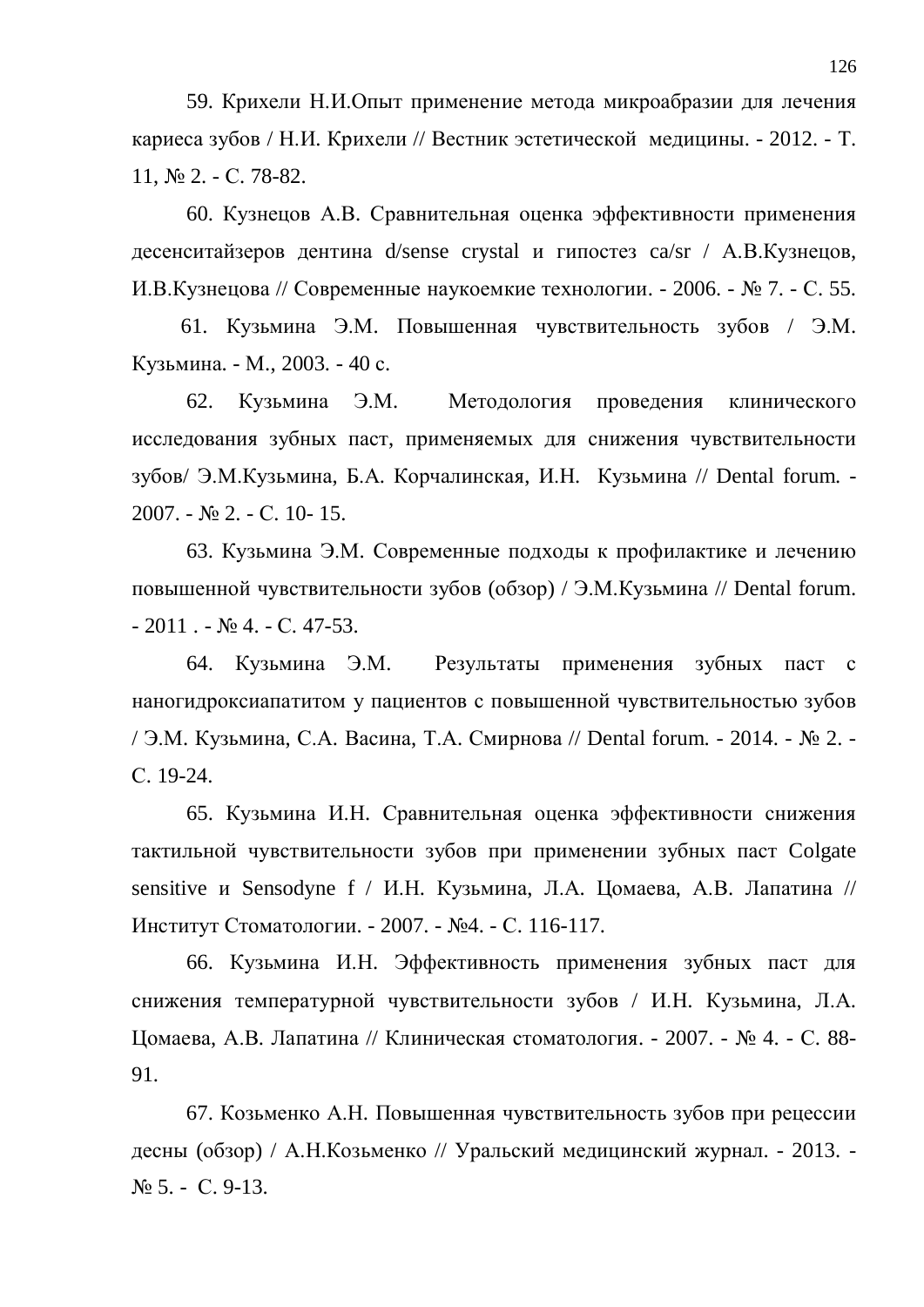59. Крихели Н.И.Опыт применение метода микроабразии для лечения кариеса зубов / Н.И. Крихели // Вестник эстетической медицины. - 2012. - Т. 11, № 2. - С. 78-82.

60. Кузнецов А.В. Сравнительная оценка эффективности применения десенситайзеров дентина d/sense crystal и гипостез ca/sr / А.В.Кузнецов, И.В.Кузнецова // Современные наукоемкие технологии. - 2006. - № 7. - С. 55.

61. Кузьмина Э.М. Повышенная чувствительность зубов / Э.М. Кузьмина. - М., 2003. - 40 с.

62. Кузьмина Э.М. Методология проведения клинического исследования зубных паст, применяемых для снижения чувствительности зубов/ Э.М.Кузьмина, Б.А. Корчалинская, И.Н. Кузьмина // Dental forum. - 2007. - № 2. - С. 10- 15.

63. Кузьмина Э.М. Современные подходы к профилактике и лечению повышенной чувствительности зубов (обзор) / Э.М.Кузьмина // Dental forum. - 2011 . - № 4. - С. 47-53.

64. Кузьмина Э.М. Результаты применения зубных паст с наногидроксиапатитом у пациентов с повышенной чувствительностью зубов / Э.М. Кузьмина, С.А. Васина, Т.А. Смирнова // Dental forum. - 2014. - № 2. - С. 19-24.

65. Кузьмина И.Н. Сравнительная оценка эффективности снижения тактильной чувствительности зубов при применении зубных паст Colgate sensitive и Sensodyne f / И.Н. Кузьмина, Л.А. Цомаева, А.В. Лапатина // Институт Стоматологии. - 2007. - №4. - С. 116-117.

66. Кузьмина И.Н. Эффективность применения зубных паст для снижения температурной чувствительности зубов / И.Н. Кузьмина, Л.А. Цомаева, А.В. Лапатина // Клиническая стоматология. - 2007. - № 4. - С. 88-91.

67. Козьменко А.Н. Повышенная чувствительность зубов при рецессии десны (обзор) / А.Н.Козьменко // Уральский медицинский журнал. - 2013. - № 5. - С. 9-13.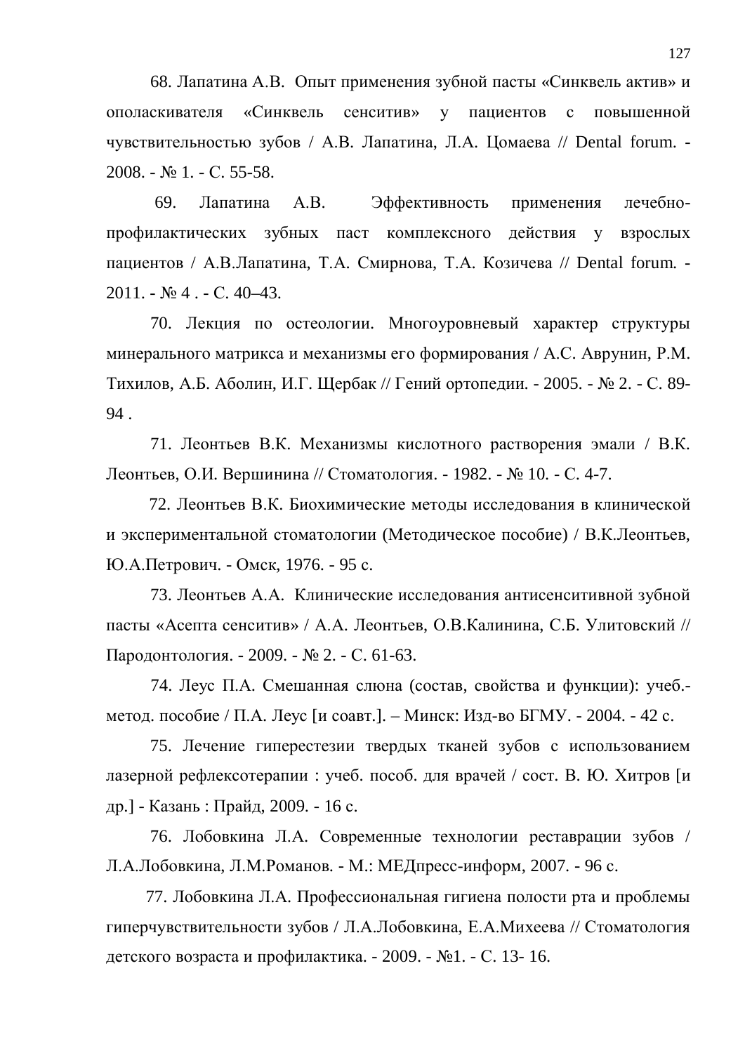68. Лапатина А.В. Опыт применения зубной пасты «Синквель актив» и ополаскивателя «Синквель сенситив» у пациентов с повышенной чувствительностью зубов / А.В. Лапатина, Л.А. Цомаева // Dental forum. - 2008. - № 1. - С. 55-58.

69. Лапатина А.В. Эффективность применения лечебно-профилактических зубных паст комплексного действия у взрослых пациентов / А.В.Лапатина, Т.А. Смирнова, Т.А. Козичева // Dental forum. - 2011. - № 4 . - С. 40–43.

70. Лекция по остеологии. Многоуровневый характер структуры минерального матрикса и механизмы его формирования / А.С. Аврунин, Р.М. Тихилов, А.Б. Аболин, И.Г. Щербак // Гений ортопедии. - 2005. - № 2. - С. 89-94 .

71. Леонтьев В.К. Механизмы кислотного растворения эмали / В.К. Леонтьев, О.И. Вершинина // Стоматология. - 1982. - № 10. - С. 4-7.

72. Леонтьев В.К. Биохимические методы исследования в клинической и экспериментальной стоматологии (Методическое пособие) / В.К.Леонтьев, Ю.А.Петрович. - Омск, 1976. - 95 с.

73. Леонтьев А.А. Клинические исследования антисенситивной зубной пасты «Асепта сенситив» / А.А. Леонтьев, О.В.Калинина, С.Б. Улитовский // Пародонтология. - 2009. - № 2. - С. 61-63.

74. Леус П.А. Смешанная слюна (состав, свойства и функции): учеб.-метод. пособие / П.А. Леус [и соавт.]. – Минск: Изд-во БГМУ. - 2004. - 42 с.

75. Лечение гиперестезии твердых тканей зубов с использованием лазерной рефлексотерапии : учеб. пособ. для врачей / сост. В. Ю. Хитров [и др.] - Казань : Прайд, 2009. - 16 с.

76. Лобовкина Л.А. Современные технологии реставрации зубов / Л.А.Лобовкина, Л.М.Романов. - М.: МЕДпресс-информ, 2007. - 96 с.

77. Лобовкина Л.А. Профессиональная гигиена полости рта и проблемы гиперчувствительности зубов / Л.А.Лобовкина, Е.А.Михеева // Стоматология детского возраста и профилактика. - 2009. - №1. - С. 13- 16.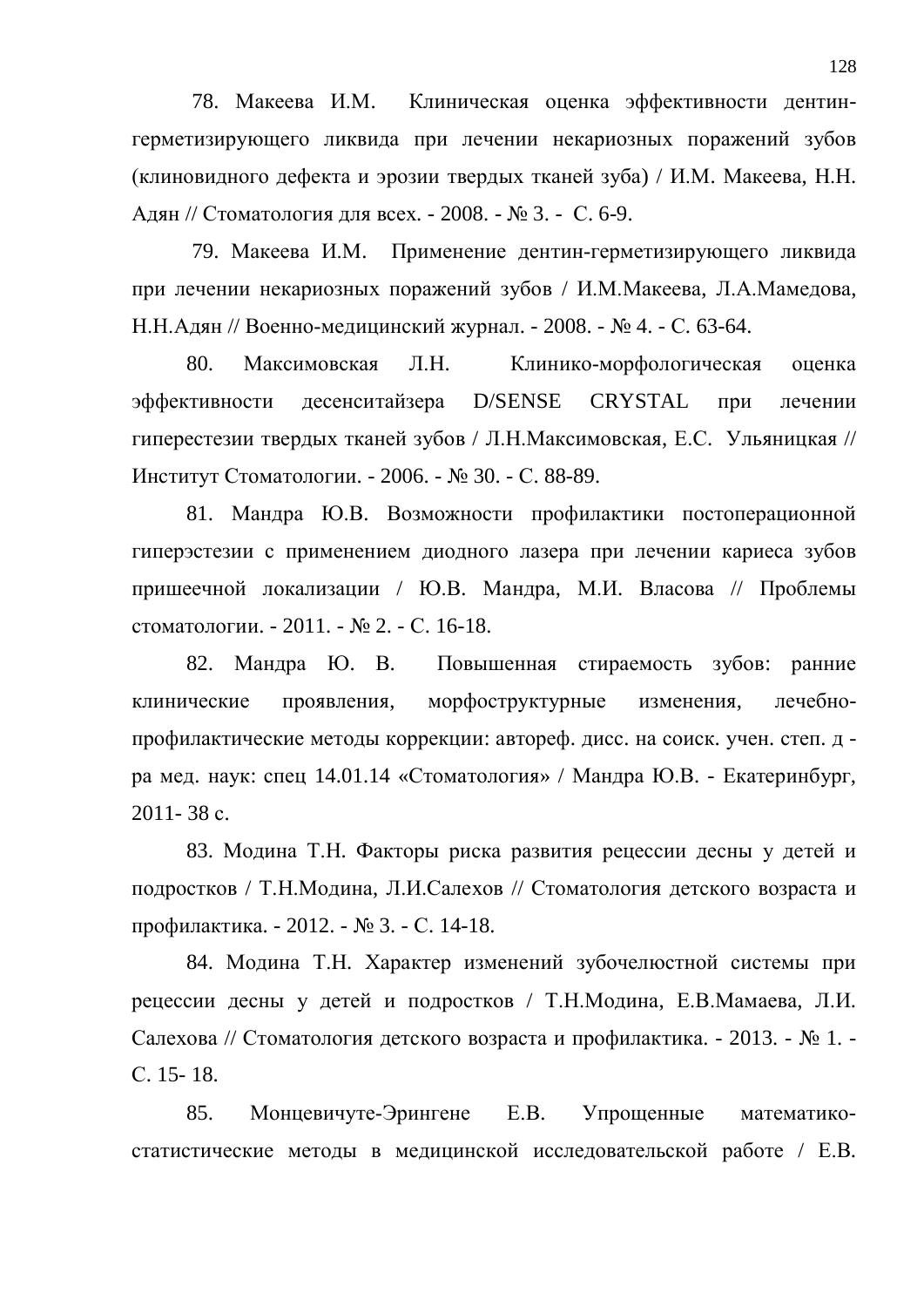78. Макеева И.М.  Клиническая оценка эффективности дентин-герметизирующего ликвида при лечении некариозных поражений зубов (клиновидного дефекта и эрозии твердых тканей зуба) / И.М. Макеева, Н.Н. Адян // Стоматология для всех. - 2008. - № 3. -  С. 6-9.

79. Макеева И.М.  Применение дентин-герметизирующего ликвида при лечении некариозных поражений зубов / И.М.Макеева, Л.А.Мамедова, Н.Н.Адян // Военно-медицинский журнал. - 2008. - № 4. - С. 63-64.

80. Максимовская Л.Н.  Клинико-морфологическая оценка эффективности десенситайзера D/SENSE CRYSTAL при лечении гиперестезии твердых тканей зубов / Л.Н.Максимовская, Е.С.  Ульяницкая // Институт Стоматологии. - 2006. - № 30. - С. 88-89.

81. Мандра Ю.В. Возможности профилактики постоперационной гиперэстезии с применением диодного лазера при лечении кариеса зубов пришеечной локализации / Ю.В. Мандра, М.И. Власова // Проблемы стоматологии. - 2011. - № 2. - С. 16-18.

82. Мандра Ю. В.  Повышенная стираемость зубов: ранние клинические проявления, морфоструктурные изменения, лечебно-профилактические методы коррекции: автореф. дисс. на соиск. учен. степ. д - ра мед. наук: спец 14.01.14 «Стоматология» / Мандра Ю.В. - Екатеринбург, 2011- 38 с.

83. Модина Т.Н. Факторы риска развития рецессии десны у детей и подростков / Т.Н.Модина, Л.И.Салехов // Стоматология детского возраста и профилактика. - 2012. - № 3. - С. 14-18.

84. Модина Т.Н. Характер изменений зубочелюстной системы при рецессии десны у детей и подростков / Т.Н.Модина, Е.В.Мамаева, Л.И. Салехова // Стоматология детского возраста и профилактика. - 2013. - № 1. - С. 15- 18.

85. Монцевичуте-Эрингене Е.В. Упрощенные математико-статистические методы в медицинской исследовательской работе / Е.В.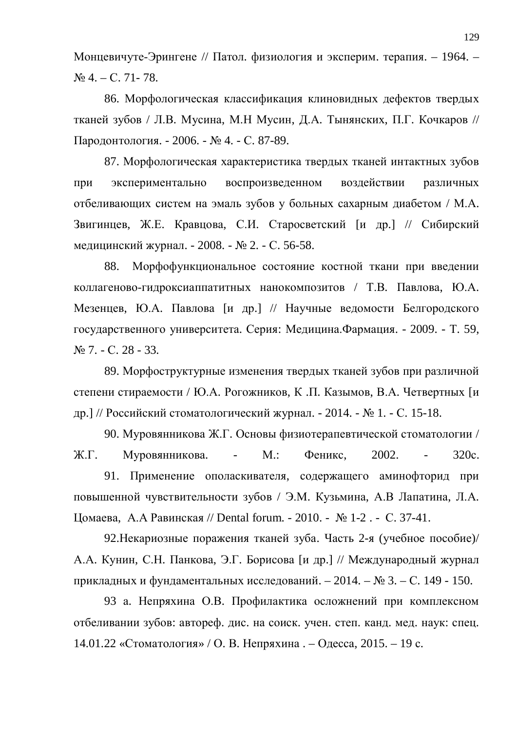Монцевичуте-Эрингене // Патол. физиология и эксперим. терапия. – 1964. – № 4. – С. 71- 78.

86. Морфологическая классификация клиновидных дефектов твердых тканей зубов / Л.В. Мусина, М.Н Мусин, Д.А. Тынянских, П.Г. Кочкаров // Пародонтология. - 2006. - № 4. - С. 87-89.

87. Морфологическая характеристика твердых тканей интактных зубов при экспериментально воспроизведенном воздействии различных отбеливающих систем на эмаль зубов у больных сахарным диабетом / М.А. Звигинцев, Ж.Е. Кравцова, С.И. Старосветский [и др.] // Сибирский медицинский журнал. - 2008. - № 2. - С. 56-58.

88. Морфофункциональное состояние костной ткани при введении коллагеново-гидроксиаппатитных нанокомпозитов / Т.В. Павлова, Ю.А. Мезенцев, Ю.А. Павлова [и др.] // Научные ведомости Белгородского государственного университета. Серия: Медицина.Фармация. - 2009. - Т. 59, № 7. - С. 28 - 33.

89. Морфоструктурные изменения твердых тканей зубов при различной степени стираемости / Ю.А. Рогожников, К .П. Казымов, В.А. Четвертных [и др.] // Российский стоматологический журнал. - 2014. - № 1. - С. 15-18.

90. Муровянникова Ж.Г. Основы физиотерапевтической стоматологии / Ж.Г. Муровянникова. - М.: Феникс, 2002. - 320с.

91. Применение ополаскивателя, содержащего аминофторид при повышенной чувствительности зубов / Э.М. Кузьмина, А.В Лапатина, Л.А. Цомаева, А.А Равинская // Dental forum. - 2010. - № 1-2 . - С. 37-41.

92.Некариозные поражения тканей зуба. Часть 2-я (учебное пособие)/ А.А. Кунин, С.Н. Панкова, Э.Г. Борисова [и др.] // Международный журнал прикладных и фундаментальных исследований. – 2014. – № 3. – С. 149 - 150.

93 а. Непряхина О.В. Профилактика осложнений при комплексном отбеливании зубов: автореф. дис. на соиск. учен. степ. канд. мед. наук: спец. 14.01.22 «Стоматология» / О. В. Непряхина . – Одесса, 2015. – 19 с.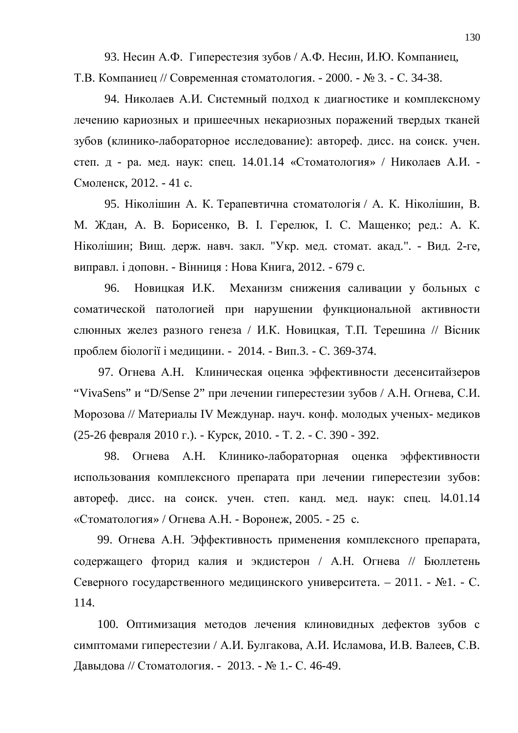93. Несин А.Ф. Гиперестезия зубов / А.Ф. Несин, И.Ю. Компаниец, Т.В. Компаниец // Современная стоматология. - 2000. - № 3. - С. 34-38.

94. Николаев А.И. Системный подход к диагностике и комплексному лечению кариозных и пришеечных некариозных поражений твердых тканей зубов (клинико-лабораторное исследование): автореф. дисс. на соиск. учен. степ. д - ра. мед. наук: спец. 14.01.14 «Стоматология» / Николаев А.И. - Смоленск, 2012. - 41 с.

95. Ніколішин А. К. Терапевтична стоматологія / А. К. Ніколішин, В. М. Ждан, А. В. Борисенко, В. І. Герелюк, І. С. Мащенко; ред.: А. К. Ніколішин; Вищ. держ. навч. закл. "Укр. мед. стомат. акад.". - Вид. 2-ге, виправл. і доповн. - Вінниця : Нова Книга, 2012. - 679 с.

96. Новицкая И.К. Механизм снижения саливации у больных с соматической патологией при нарушении функциональной активности слюнных желез разного генеза / И.К. Новицкая, Т.П. Терешина // Вісник проблем біології і медицини. - 2014. - Вип.3. - С. 369-374.

97. Огнева А.Н. Клиническая оценка эффективности десенситайзеров “VivaSens” и “D/Sense 2” при лечении гиперестезии зубов / А.Н. Огнева, С.И. Морозова // Материалы IV Междунар. науч. конф. молодых ученых- медиков (25-26 февраля 2010 г.). - Курск, 2010. - Т. 2. - С. 390 - 392.

98. Огнева А.Н. Клинико-лабораторная оценка эффективности использования комплексного препарата при лечении гиперестезии зубов: автореф. дисс. на соиск. учен. степ. канд. мед. наук: спец. l4.01.14 «Стоматология» / Огнева А.Н. - Воронеж, 2005. - 25 с.

99. Огнева А.Н. Эффективность применения комплексного препарата, содержащего фторид калия и экдистерон / А.Н. Огнева // Бюллетень Северного государственного медицинского университета. – 2011. - №1. - С. 114.

100. Оптимизация методов лечения клиновидных дефектов зубов с симптомами гиперестезии / А.И. Булгакова, А.И. Исламова, И.В. Валеев, С.В. Давыдова // Стоматология. - 2013. - № 1.- С. 46-49.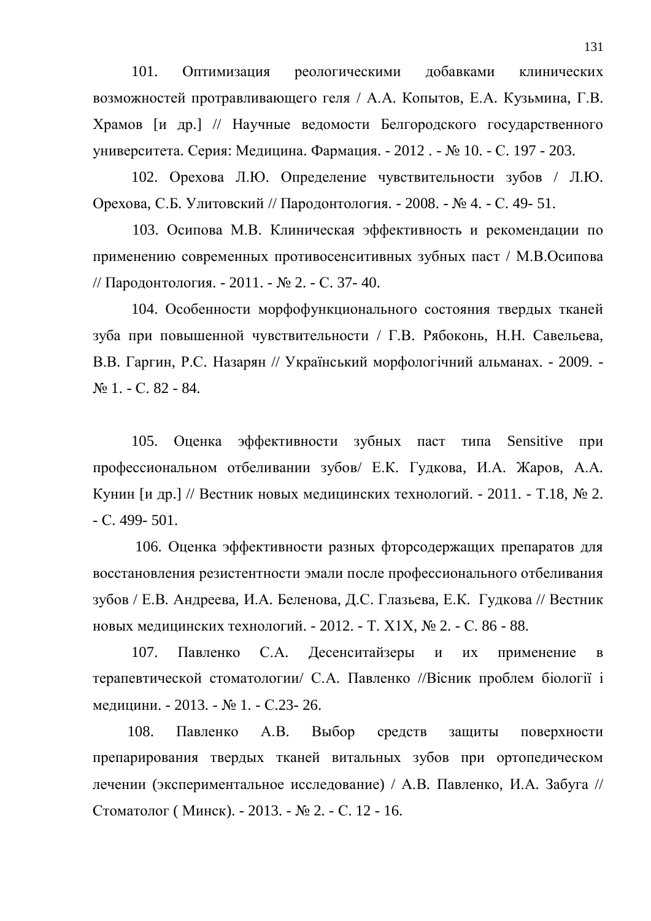101. Оптимизация реологическими добавками клинических возможностей протравливающего геля / А.А. Копытов, Е.А. Кузьмина, Г.В. Храмов [и др.] // Научные ведомости Белгородского государственного университета. Серия: Медицина. Фармация. - 2012 . - № 10. - С. 197 - 203.

102. Орехова Л.Ю. Определение чувствительности зубов / Л.Ю. Орехова, С.Б. Улитовский // Пародонтология. - 2008. - № 4. - С. 49- 51.

103. Осипова М.В. Клиническая эффективность и рекомендации по применению современных противосенситивных зубных паст / М.В.Осипова // Пародонтология. - 2011. - № 2. - С. 37- 40.

104. Особенности морфофункционального состояния твердых тканей зуба при повышенной чувствительности / Г.В. Рябоконь, Н.Н. Савельева, В.В. Гаргин, Р.С. Назарян // Український морфологічний альманах. - 2009. - № 1. - С. 82 - 84.

105. Оценка эффективности зубных паст типа Sensitive при профессиональном отбеливании зубов/ Е.К. Гудкова, И.А. Жаров, А.А. Кунин [и др.] // Вестник новых медицинских технологий. - 2011. - Т.18, № 2. - С. 499- 501.

106. Оценка эффективности разных фторсодержащих препаратов для восстановления резистентности эмали после профессионального отбеливания зубов / Е.В. Андреева, И.А. Беленова, Д.С. Глазьева, Е.К. Гудкова // Вестник новых медицинских технологий. - 2012. - Т. Х1Х, № 2. - С. 86 - 88.

107. Павленко С.А. Десенситайзеры и их применение в терапевтической стоматологии/ С.А. Павленко //Вісник проблем біології і медицини. - 2013. - № 1. - С.23- 26.

108. Павленко А.В. Выбор средств защиты поверхности препарирования твердых тканей витальных зубов при ортопедическом лечении (экспериментальное исследование) / А.В. Павленко, И.А. Забуга // Стоматолог ( Минск). - 2013. - № 2. - С. 12 - 16.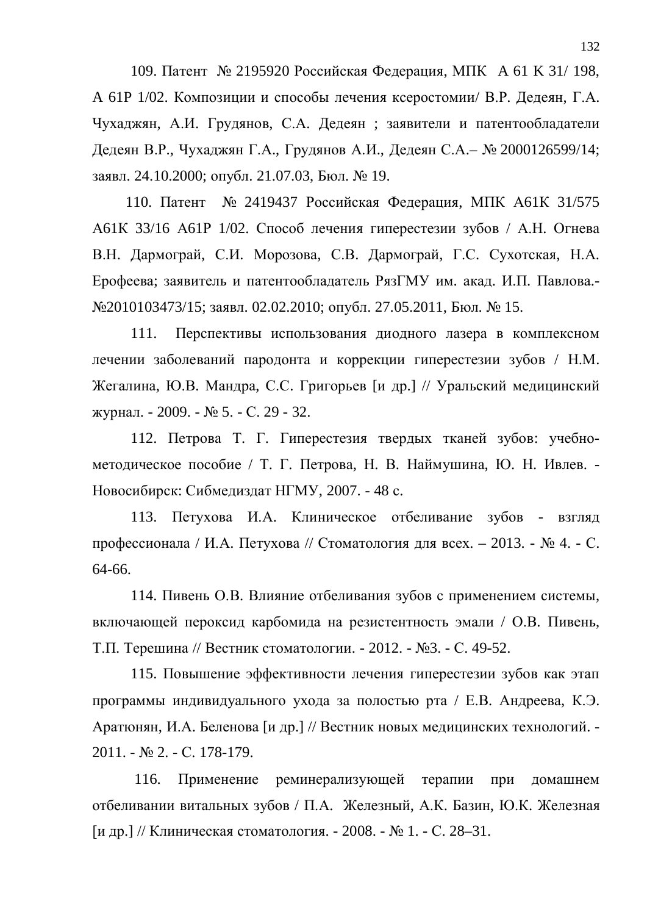109. Патент № 2195920 Российская Федерация, МПК А 61 К 31/ 198, А 61Р 1/02. Композиции и способы лечения ксеростомии/ В.Р. Дедеян, Г.А. Чухаджян, А.И. Грудянов, С.А. Дедеян ; заявители и патентообладатели Дедеян В.Р., Чухаджян Г.А., Грудянов А.И., Дедеян С.А.– № 2000126599/14; заявл. 24.10.2000; опубл. 21.07.03, Бюл. № 19.

110. Патент № 2419437 Российская Федерация, МПК A61K 31/575 A61K 33/16 A61P 1/02. Способ лечения гиперестезии зубов / А.Н. Огнева В.Н. Дармограй, С.И. Морозова, С.В. Дармограй, Г.С. Сухотская, Н.А. Ерофеева; заявитель и патентообладатель РязГМУ им. акад. И.П. Павлова.- №2010103473/15; заявл. 02.02.2010; опубл. 27.05.2011, Бюл. № 15.

111. Перспективы использования диодного лазера в комплексном лечении заболеваний пародонта и коррекции гиперестезии зубов / Н.М. Жегалина, Ю.В. Мандра, С.С. Григорьев [и др.] // Уральский медицинский журнал. - 2009. - № 5. - С. 29 - 32.

112. Петрова Т. Г. Гиперестезия твердых тканей зубов: учебно-методическое пособие / Т. Г. Петрова, Н. В. Наймушина, Ю. Н. Ивлев. - Новосибирск: Сибмедиздат НГМУ, 2007. - 48 с.

113. Петухова И.А. Клиническое отбеливание зубов - взгляд профессионала / И.А. Петухова // Стоматология для всех. – 2013. - № 4. - С. 64-66.

114. Пивень О.В. Влияние отбеливания зубов с применением системы, включающей пероксид карбомида на резистентность эмали / О.В. Пивень, Т.П. Терешина // Вестник стоматологии. - 2012. - №3. - С. 49-52.

115. Повышение эффективности лечения гиперестезии зубов как этап программы индивидуального ухода за полостью рта / Е.В. Андреева, К.Э. Аратюнян, И.А. Беленова [и др.] // Вестник новых медицинских технологий. - 2011. - № 2. - С. 178-179.

116. Применение реминерализующей терапии при домашнем отбеливании витальных зубов / П.А. Железный, А.К. Базин, Ю.К. Железная [и др.] // Клиническая стоматология. - 2008. - № 1. - С. 28–31.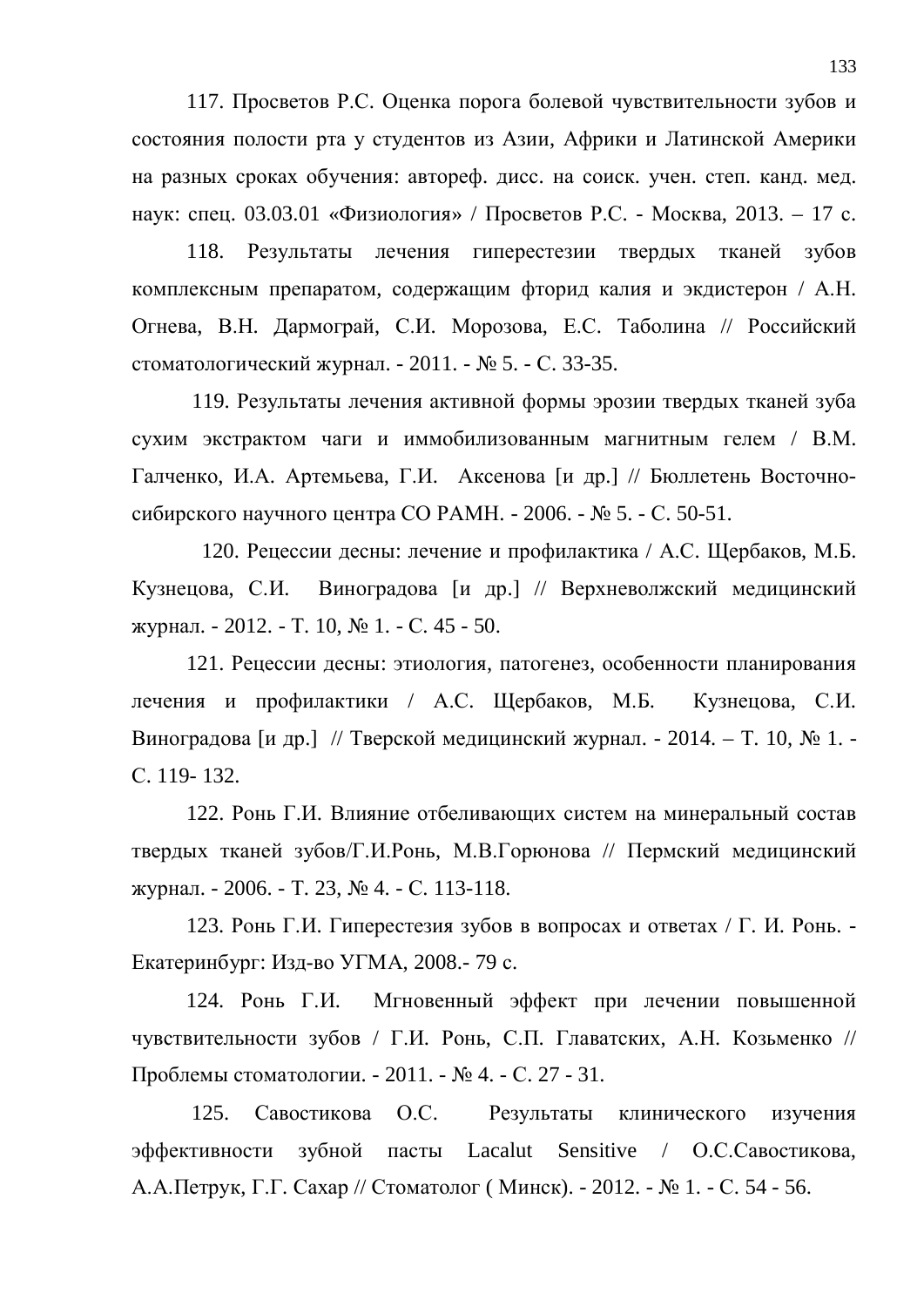117. Просветов Р.С. Оценка порога болевой чувствительности зубов и состояния полости рта у студентов из Азии, Африки и Латинской Америки на разных сроках обучения: автореф. дисс. на соиск. учен. степ. канд. мед. наук: спец. 03.03.01 «Физиология» / Просветов Р.С. - Москва, 2013. – 17 с.

118. Результаты лечения гиперестезии твердых тканей зубов комплексным препаратом, содержащим фторид калия и экдистерон / А.Н. Огнева, В.Н. Дармограй, С.И. Морозова, Е.С. Таболина // Российский стоматологический журнал. - 2011. - № 5. - С. 33-35.

119. Результаты лечения активной формы эрозии твердых тканей зуба сухим экстрактом чаги и иммобилизованным магнитным гелем / В.М. Галченко, И.А. Артемьева, Г.И. Аксенова [и др.] // Бюллетень Восточно-сибирского научного центра СО РАМН. - 2006. - № 5. - С. 50-51.

120. Рецессии десны: лечение и профилактика / А.С. Щербаков, М.Б. Кузнецова, С.И. Виноградова [и др.] // Верхневолжский медицинский журнал. - 2012. - Т. 10, № 1. - С. 45 - 50.

121. Рецессии десны: этиология, патогенез, особенности планирования лечения и профилактики / А.С. Щербаков, М.Б. Кузнецова, С.И. Виноградова [и др.] // Тверской медицинский журнал. - 2014. – Т. 10, № 1. - С. 119- 132.

122. Ронь Г.И. Влияние отбеливающих систем на минеральный состав твердых тканей зубов/Г.И.Ронь, М.В.Горюнова // Пермский медицинский журнал. - 2006. - Т. 23, № 4. - С. 113-118.

123. Ронь Г.И. Гиперестезия зубов в вопросах и ответах / Г. И. Ронь. - Екатеринбург: Изд-во УГМА, 2008.- 79 с.

124. Ронь Г.И. Мгновенный эффект при лечении повышенной чувствительности зубов / Г.И. Ронь, С.П. Главатских, А.Н. Козьменко // Проблемы стоматологии. - 2011. - № 4. - С. 27 - 31.

125. Савостикова О.С. Результаты клинического изучения эффективности зубной пасты Lacalut Sensitive / О.С.Савостикова, А.А.Петрук, Г.Г. Сахар // Стоматолог ( Минск). - 2012. - № 1. - С. 54 - 56.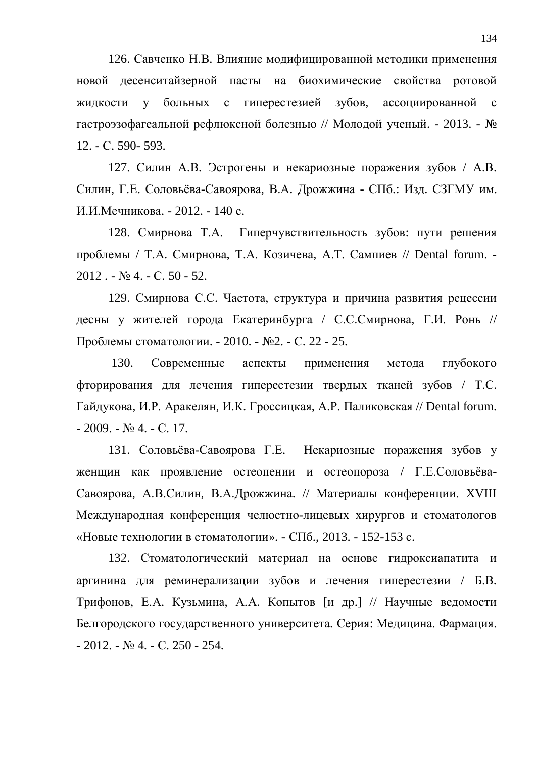126. Савченко Н.В. Влияние модифицированной методики применения новой десенситайзерной пасты на биохимические свойства ротовой жидкости у больных с гиперестезией зубов, ассоциированной с гастроэзофагеальной рефлюксной болезнью // Молодой ученый. - 2013. - № 12. - С. 590- 593.

127. Силин А.В. Эстрогены и некариозные поражения зубов / А.В. Силин, Г.Е. Соловьёва-Савоярова, В.А. Дрожжина - СПб.: Изд. СЗГМУ им. И.И.Мечникова. - 2012. - 140 с.

128. Смирнова Т.А. Гиперчувствительность зубов: пути решения проблемы / Т.А. Смирнова, Т.А. Козичева, А.Т. Сампиев // Dental forum. - 2012 . - № 4. - С. 50 - 52.

129. Смирнова С.С. Частота, структура и причина развития рецессии десны у жителей города Екатеринбурга / С.С.Смирнова, Г.И. Ронь // Проблемы стоматологии. - 2010. - №2. - С. 22 - 25.

130. Современные аспекты применения метода глубокого фторирования для лечения гиперестезии твердых тканей зубов / Т.С. Гайдукова, И.Р. Аракелян, И.К. Гроссицкая, А.Р. Паликовская // Dental forum. - 2009. - № 4. - С. 17.

131. Соловьёва-Савоярова Г.Е. Некариозные поражения зубов у женщин как проявление остеопении и остеопороза / Г.Е.Соловьёва-Савоярова, А.В.Силин, В.А.Дрожжина. // Материалы конференции. XVIII Международная конференция челюстно-лицевых хирургов и стоматологов «Новые технологии в стоматологии». - СПб., 2013. - 152-153 с.

132. Стоматологический материал на основе гидроксиапатита и аргинина для реминерализации зубов и лечения гиперестезии / Б.В. Трифонов, Е.А. Кузьмина, А.А. Копытов [и др.] // Научные ведомости Белгородского государственного университета. Серия: Медицина. Фармация. - 2012. - № 4. - С. 250 - 254.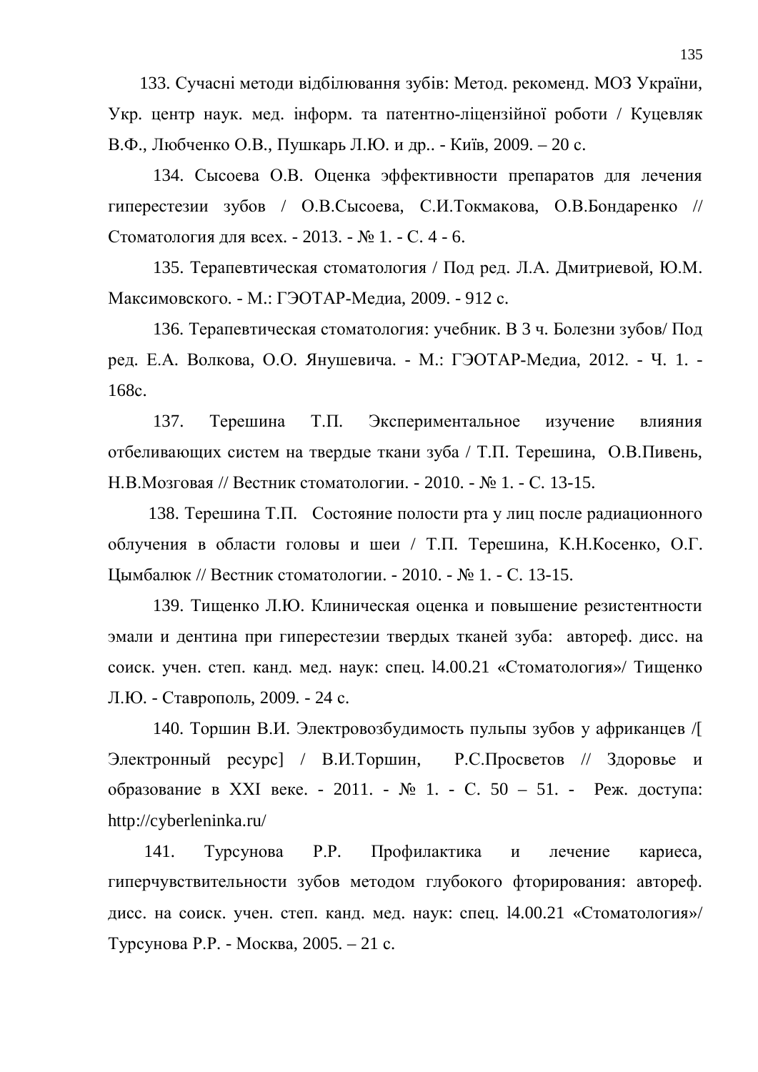133. Сучасні методи відбілювання зубів: Метод. рекоменд. МОЗ України, Укр. центр наук. мед. інформ. та патентно-ліцензійної роботи / Куцевляк В.Ф., Любченко О.В., Пушкарь Л.Ю. и др.. - Київ, 2009. – 20 с.

134. Сысоева О.В. Оценка эффективности препаратов для лечения гиперестезии зубов / О.В.Сысоева, С.И.Токмакова, О.В.Бондаренко // Стоматология для всех. - 2013. - № 1. - С. 4 - 6.

135. Терапевтическая стоматология / Под ред. Л.А. Дмитриевой, Ю.М. Максимовского. - М.: ГЭОТАР-Медиа, 2009. - 912 с.

136. Терапевтическая стоматология: учебник. В 3 ч. Болезни зубов/ Под ред. Е.А. Волкова, О.О. Янушевича. - М.: ГЭОТАР-Медиа, 2012. - Ч. 1. - 168с.

137. Терешина Т.П. Экспериментальное изучение влияния отбеливающих систем на твердые ткани зуба / Т.П. Терешина, О.В.Пивень, Н.В.Мозговая // Вестник стоматологии. - 2010. - № 1. - С. 13-15.

138. Терешина Т.П. Состояние полости рта у лиц после радиационного облучения в области головы и шеи / Т.П. Терешина, К.Н.Косенко, О.Г. Цымбалюк // Вестник стоматологии. - 2010. - № 1. - С. 13-15.

139. Тищенко Л.Ю. Клиническая оценка и повышение резистентности эмали и дентина при гиперестезии твердых тканей зуба: автореф. дисс. на соиск. учен. степ. канд. мед. наук: спец. l4.00.21 «Стоматология»/ Тищенко Л.Ю. - Ставрополь, 2009. - 24 с.

140. Торшин В.И. Электровозбудимость пульпы зубов у африканцев /[ Электронный ресурс] / В.И.Торшин, Р.С.Просветов // Здоровье и образование в XXI веке. - 2011. - № 1. - С. 50 – 51. - Реж. доступа: http://cyberleninka.ru/

141. Турсунова Р.Р. Профилактика и лечение кариеса, гиперчувствительности зубов методом глубокого фторирования: автореф. дисс. на соиск. учен. степ. канд. мед. наук: спец. l4.00.21 «Стоматология»/ Турсунова Р.Р. - Москва, 2005. – 21 с.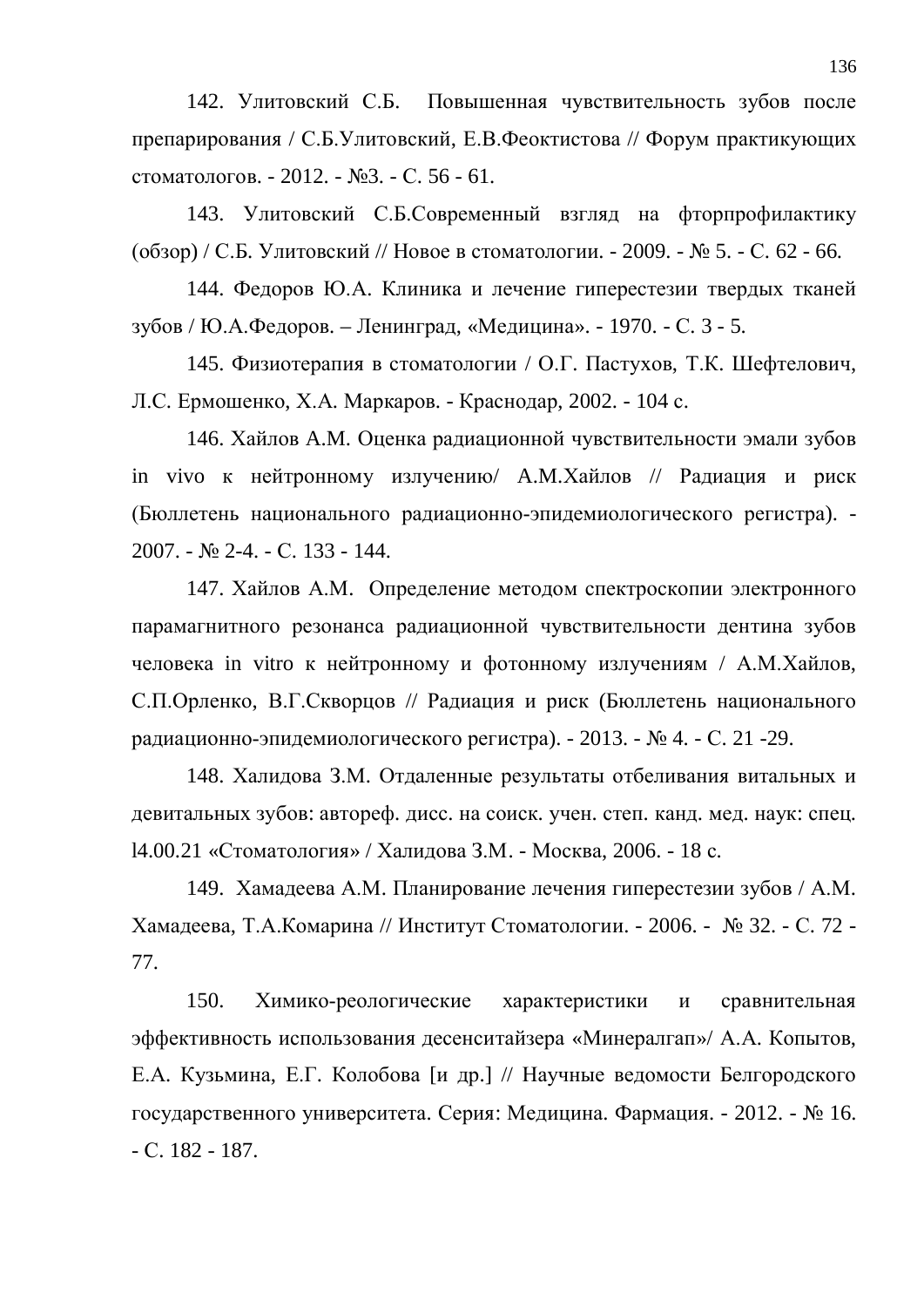142. Улитовский С.Б. Повышенная чувствительность зубов после препарирования / С.Б.Улитовский, Е.В.Феоктистова // Форум практикующих стоматологов. - 2012. - №3. - С. 56 - 61.

143. Улитовский С.Б.Современный взгляд на фторпрофилактику (обзор) / С.Б. Улитовский // Новое в стоматологии. - 2009. - № 5. - С. 62 - 66.

144. Федоров Ю.А. Клиника и лечение гиперестезии твердых тканей зубов / Ю.А.Федоров. – Ленинград, «Медицина». - 1970. - С. 3 - 5.

145. Физиотерапия в стоматологии / О.Г. Пастухов, Т.К. Шефтелович, Л.С. Ермошенко, Х.А. Маркаров. - Краснодар, 2002. - 104 с.

146. Хайлов А.М. Оценка радиационной чувствительности эмали зубов in vivo к нейтронному излучению/ А.М.Хайлов // Радиация и риск (Бюллетень национального радиационно-эпидемиологического регистра). - 2007. - № 2-4. - С. 133 - 144.

147. Хайлов А.М. Определение методом спектроскопии электронного парамагнитного резонанса радиационной чувствительности дентина зубов человека in vitro к нейтронному и фотонному излучениям / А.М.Хайлов, С.П.Орленко, В.Г.Скворцов // Радиация и риск (Бюллетень национального радиационно-эпидемиологического регистра). - 2013. - № 4. - С. 21 -29.

148. Халидова З.М. Отдаленные результаты отбеливания витальных и девитальных зубов: автореф. дисс. на соиск. учен. степ. канд. мед. наук: спец. l4.00.21 «Стоматология» / Халидова З.М. - Москва, 2006. - 18 с.

149. Хамадеева А.М. Планирование лечения гиперестезии зубов / А.М. Хамадеева, Т.А.Комарина // Институт Стоматологии. - 2006. - № 32. - С. 72 - 77.

150. Химико-реологические характеристики и сравнительная эффективность использования десенситайзера «Минералгап»/ А.А. Копытов, Е.А. Кузьмина, Е.Г. Колобова [и др.] // Научные ведомости Белгородского государственного университета. Серия: Медицина. Фармация. - 2012. - № 16. - С. 182 - 187.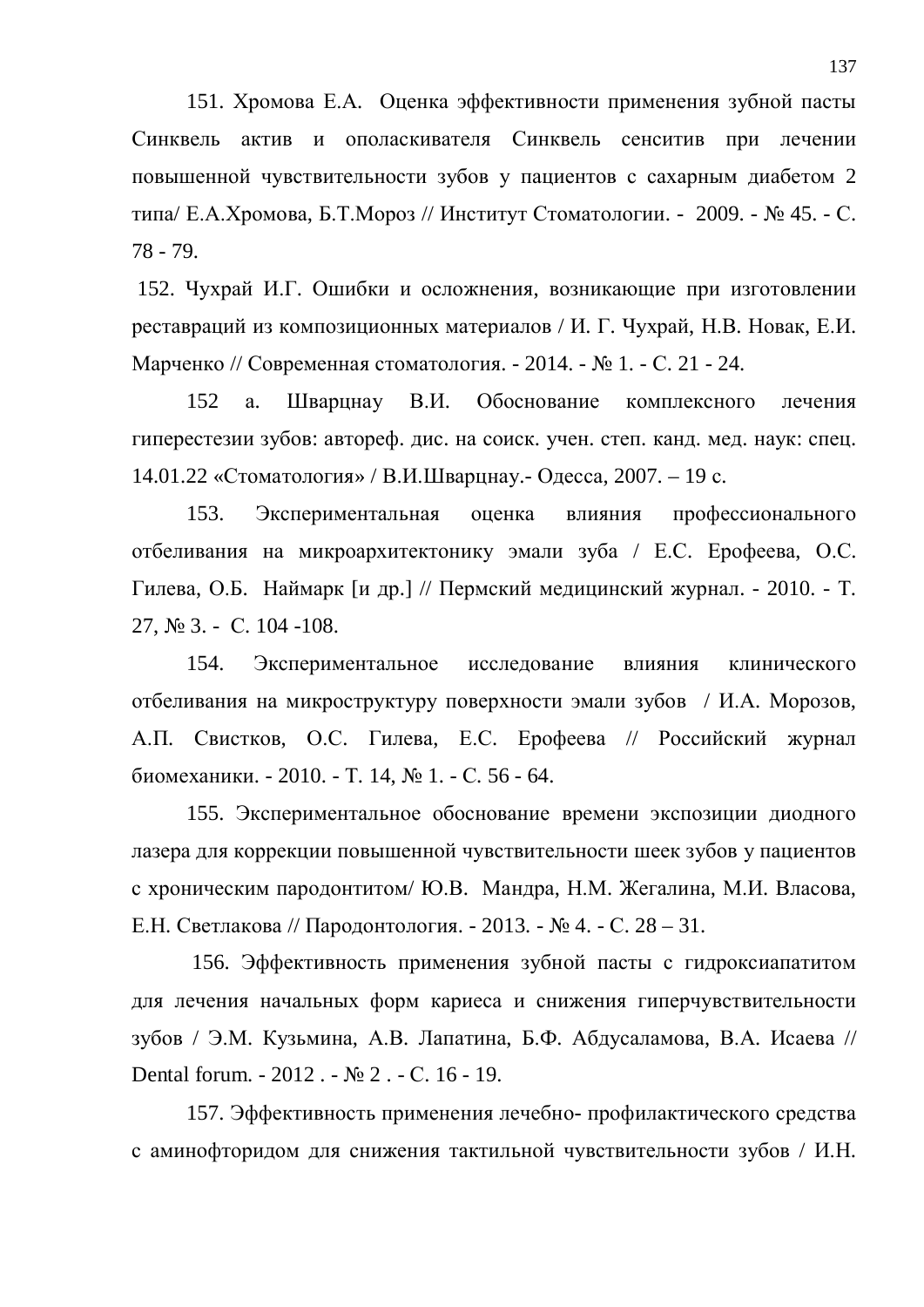151. Хромова Е.А. Оценка эффективности применения зубной пасты Синквель актив и ополаскивателя Синквель сенситив при лечении повышенной чувствительности зубов у пациентов с сахарным диабетом 2 типа/ Е.А.Хромова, Б.Т.Мороз // Институт Стоматологии. - 2009. - № 45. - С. 78 - 79.

152. Чухрай И.Г. Ошибки и осложнения, возникающие при изготовлении реставраций из композиционных материалов / И. Г. Чухрай, Н.В. Новак, Е.И. Марченко // Современная стоматология. - 2014. - № 1. - С. 21 - 24.

152 а. Шварцнау В.И. Обоснование комплексного лечения гиперестезии зубов: автореф. дис. на соиск. учен. степ. канд. мед. наук: спец. 14.01.22 «Стоматология» / В.И.Шварцнау.- Одесса, 2007. – 19 с.

153. Экспериментальная оценка влияния профессионального отбеливания на микроархитектонику эмали зуба / Е.С. Ерофеева, О.С. Гилева, О.Б. Наймарк [и др.] // Пермский медицинский журнал. - 2010. - Т. 27, № 3. - С. 104 -108.

154. Экспериментальное исследование влияния клинического отбеливания на микроструктуру поверхности эмали зубов / И.А. Морозов, А.П. Свистков, О.С. Гилева, Е.С. Ерофеева // Российский журнал биомеханики. - 2010. - Т. 14, № 1. - С. 56 - 64.

155. Экспериментальное обоснование времени экспозиции диодного лазера для коррекции повышенной чувствительности шеек зубов у пациентов с хроническим пародонтитом/ Ю.В. Мандра, Н.М. Жегалина, М.И. Власова, Е.Н. Светлакова // Пародонтология. - 2013. - № 4. - С. 28 – 31.

156. Эффективность применения зубной пасты с гидроксиапатитом для лечения начальных форм кариеса и снижения гиперчувствительности зубов / Э.М. Кузьмина, А.В. Лапатина, Б.Ф. Абдусаламова, В.А. Исаева // Dental forum. - 2012 . - № 2 . - С. 16 - 19.

157. Эффективность применения лечебно- профилактического средства с аминофторидом для снижения тактильной чувствительности зубов / И.Н.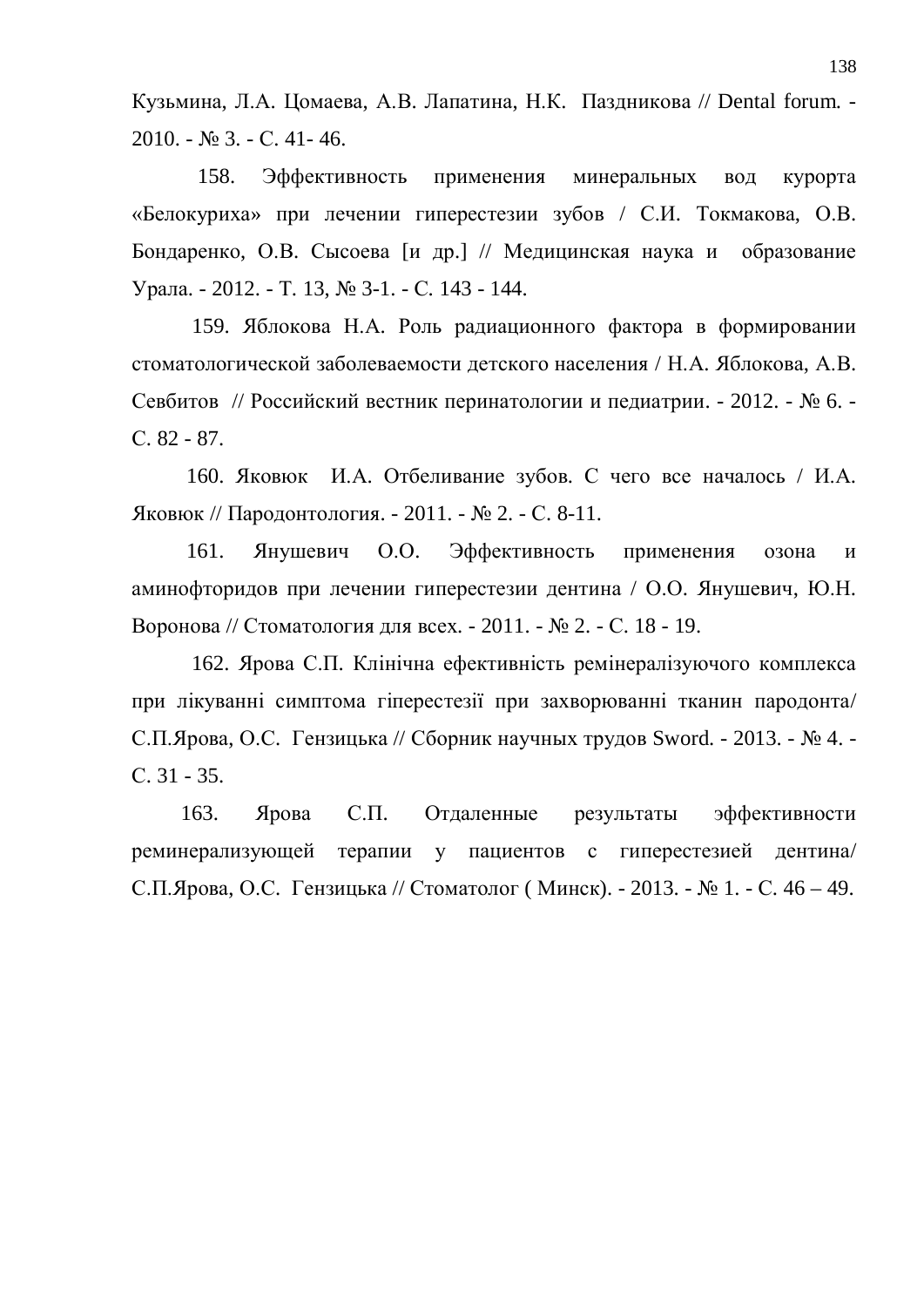Кузьмина, Л.А. Цомаева, А.В. Лапатина, Н.К. Паздникова // Dental forum. - 2010. - № 3. - С. 41- 46.

158. Эффективность применения минеральных вод курорта «Белокуриха» при лечении гиперестезии зубов / С.И. Токмакова, О.В. Бондаренко, О.В. Сысоева [и др.] // Медицинская наука и образование Урала. - 2012. - Т. 13, № 3-1. - С. 143 - 144.

159. Яблокова Н.А. Роль радиационного фактора в формировании стоматологической заболеваемости детского населения / Н.А. Яблокова, А.В. Севбитов // Российский вестник перинатологии и педиатрии. - 2012. - № 6. - С. 82 - 87.

160. Яковюк И.А. Отбеливание зубов. С чего все началось / И.А. Яковюк // Пародонтология. - 2011. - № 2. - С. 8-11.

161. Янушевич О.О. Эффективность применения озона и аминофторидов при лечении гиперестезии дентина / О.О. Янушевич, Ю.Н. Воронова // Стоматология для всех. - 2011. - № 2. - С. 18 - 19.

162. Ярова С.П. Клінічна ефективність ремінералізуючого комплекса при лікуванні симптома гіперестезії при захворюванні тканин пародонта/ С.П.Ярова, О.С. Гензицька // Сборник научных трудов Sword. - 2013. - № 4. - С. 31 - 35.

163. Ярова С.П. Отдаленные результаты эффективности реминерализующей терапии у пациентов с гиперестезией дентина/ С.П.Ярова, О.С. Гензицька // Стоматолог ( Минск). - 2013. - № 1. - С. 46 – 49.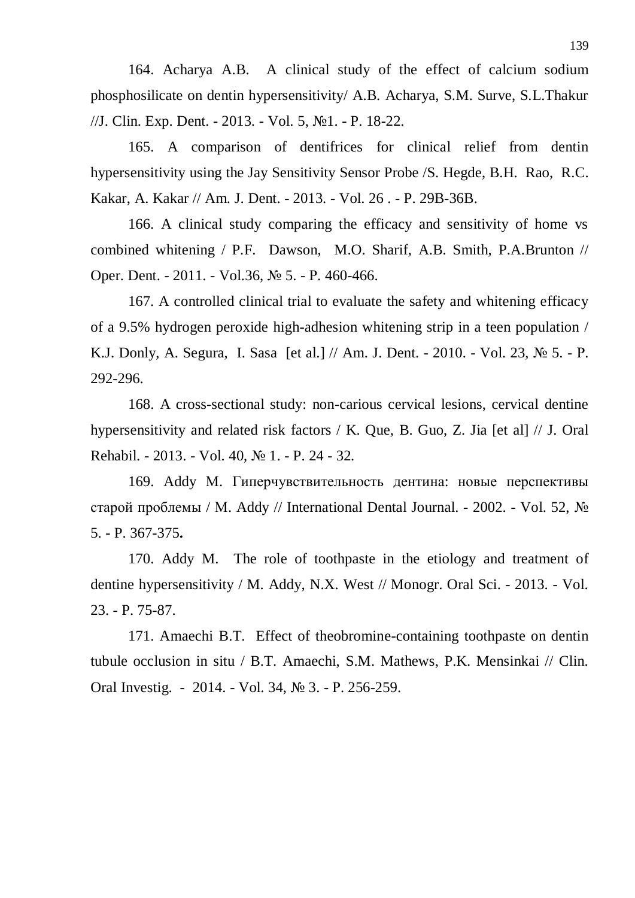164. Acharya A.B. A clinical study of the effect of calcium sodium phosphosilicate on dentin hypersensitivity/ A.B. Acharya, S.M. Surve, S.L.Thakur //J. Clin. Exp. Dent. - 2013. - Vol. 5, №1. - P. 18-22.

165. A comparison of dentifrices for clinical relief from dentin hypersensitivity using the Jay Sensitivity Sensor Probe /S. Hegde, B.H. Rao, R.C. Kakar, A. Kakar // Am. J. Dent. - 2013. - Vol. 26 . - P. 29B-36B.

166. A clinical study comparing the efficacy and sensitivity of home vs combined whitening / P.F. Dawson, M.O. Sharif, A.B. Smith, P.A.Brunton // Oper. Dent. - 2011. - Vol.36, № 5. - P. 460-466.

167. A controlled clinical trial to evaluate the safety and whitening efficacy of a 9.5% hydrogen peroxide high-adhesion whitening strip in a teen population / K.J. Donly, A. Segura, I. Sasa [et al.] // Am. J. Dent. - 2010. - Vol. 23, № 5. - P. 292-296.

168. A cross-sectional study: non-carious cervical lesions, cervical dentine hypersensitivity and related risk factors / K. Que, B. Guo, Z. Jia [et al] // J. Oral Rehabil. - 2013. - Vol. 40, № 1. - P. 24 - 32.

169. Addy M. Гиперчувствительность дентина: новые перспективы старой проблемы / M. Addy // International Dental Journal. - 2002. - Vol. 52, № 5. - P. 367-375**.**

170. Addy M. The role of toothpaste in the etiology and treatment of dentine hypersensitivity / M. Addy, N.X. West // Monogr. Oral Sci. - 2013. - Vol. 23. - P. 75-87.

171. Amaechi B.T. Effect of theobromine-containing toothpaste on dentin tubule occlusion in situ / B.T. Amaechi, S.M. Mathews, P.K. Mensinkai // Clin. Oral Investig. - 2014. - Vol. 34, № 3. - P. 256-259.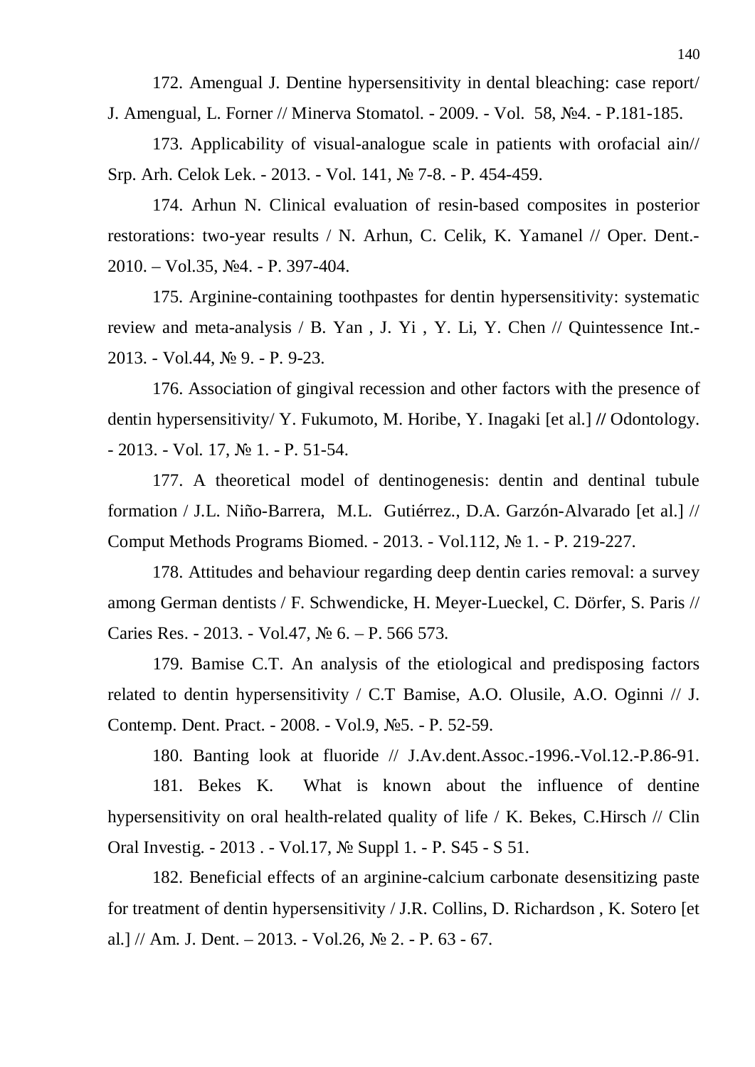172. Amengual J. Dentine hypersensitivity in dental bleaching: case report/ J. Amengual, L. Forner // Minerva Stomatol. - 2009. - Vol. 58, №4. - P.181-185.

173. Applicability of visual-analogue scale in patients with orofacial ain// Srp. Arh. Celok Lek. - 2013. - Vol. 141, № 7-8. - P. 454-459.

174. Arhun N. Clinical evaluation of resin-based composites in posterior restorations: two-year results / N. Arhun, C. Celik, K. Yamanel // Oper. Dent.- 2010. – Vol.35, №4. - P. 397-404.

175. Arginine-containing toothpastes for dentin hypersensitivity: systematic review and meta-analysis / B. Yan , J. Yi , Y. Li, Y. Chen // Quintessence Int.- 2013. - Vol.44, № 9. - P. 9-23.

176. Association of gingival recession and other factors with the presence of dentin hypersensitivity/ Y. Fukumoto, M. Horibe, Y. Inagaki [et al.] **//** Odontology. - 2013. - Vol. 17, № 1. - P. 51-54.

177. A theoretical model of dentinogenesis: dentin and dentinal tubule formation / J.L. Niño-Barrera, M.L. Gutiérrez., D.A. Garzón-Alvarado [et al.] // Comput Methods Programs Biomed. - 2013. - Vol.112, № 1. - P. 219-227.

178. Attitudes and behaviour regarding deep dentin caries removal: a survey among German dentists / F. Schwendicke, H. Meyer-Lueckel, C. Dörfer, S. Paris // Caries Res. - 2013. - Vol.47, № 6. – P. 566 573.

179. Bamise C.T. An analysis of the etiological and predisposing factors related to dentin hypersensitivity / C.T Bamise, A.O. Olusile, A.O. Oginni // J. Contemp. Dent. Pract. - 2008. - Vol.9, №5. - P. 52-59.

180. Banting look at fluoride // J.Av.dent.Assoc.-1996.-Vol.12.-P.86-91.

181. Bekes K. What is known about the influence of dentine hypersensitivity on oral health-related quality of life / K. Bekes, C.Hirsch // Clin Oral Investig. - 2013 . - Vol.17, № Suppl 1. - P. S45 - S 51.

182. Beneficial effects of an arginine-calcium carbonate desensitizing paste for treatment of dentin hypersensitivity / J.R. Collins, D. Richardson , K. Sotero [et al.] // Am. J. Dent. – 2013. - Vol.26, № 2. - P. 63 - 67.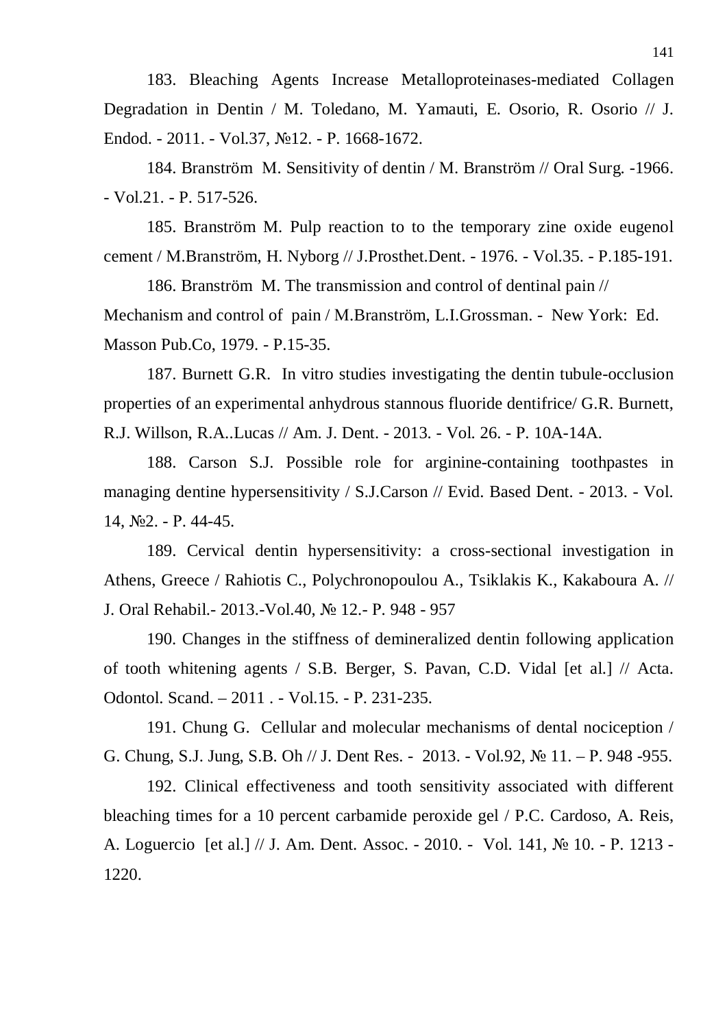183. Bleaching Agents Increase Metalloproteinases-mediated Collagen Degradation in Dentin / M. Toledano, M. Yamauti, E. Osorio, R. Osorio // J. Endod. - 2011. - Vol.37, №12. - P. 1668-1672.

184. Branström M. Sensitivity of dentin / M. Branström // Oral Surg. -1966. - Vol.21. - P. 517-526.

185. Branström M. Pulp reaction to to the temporary zine oxide eugenol cement / M.Branström, H. Nyborg // J.Prosthet.Dent. - 1976. - Vol.35. - P.185-191.

186. Branström M. The transmission and control of dentinal pain // Mechanism and control of pain / M.Branström, L.I.Grossman. - New York: Ed. Masson Pub.Co, 1979. - P.15-35.

187. Burnett G.R. In vitro studies investigating the dentin tubule-occlusion properties of an experimental anhydrous stannous fluoride dentifrice/ G.R. Burnett, R.J. Willson, R.A..Lucas // Am. J. Dent. - 2013. - Vol. 26. - P. 10A-14A.

188. Carson S.J. Possible role for arginine-containing toothpastes in managing dentine hypersensitivity / S.J.Carson // Evid. Based Dent. - 2013. - Vol. 14, №2. - P. 44-45.

189. Cervical dentin hypersensitivity: a cross-sectional investigation in Athens, Greece / Rahiotis C., Polychronopoulou A., Tsiklakis K., Kakaboura A. // J. Oral Rehabil.- 2013.-Vol.40, № 12.- P. 948 - 957

190. Changes in the stiffness of demineralized dentin following application of tooth whitening agents / S.B. Berger, S. Pavan, C.D. Vidal [et al.] // Acta. Odontol. Scand. – 2011 . - Vol.15. - P. 231-235.

191. Chung G. Cellular and molecular mechanisms of dental nociception / G. Chung, S.J. Jung, S.B. Oh // J. Dent Res. - 2013. - Vol.92, № 11. – P. 948 -955.

192. Clinical effectiveness and tooth sensitivity associated with different bleaching times for a 10 percent carbamide peroxide gel / P.C. Cardoso, A. Reis, A. Loguercio [et al.] // J. Am. Dent. Assoc. - 2010. - Vol. 141, № 10. - P. 1213 - 1220.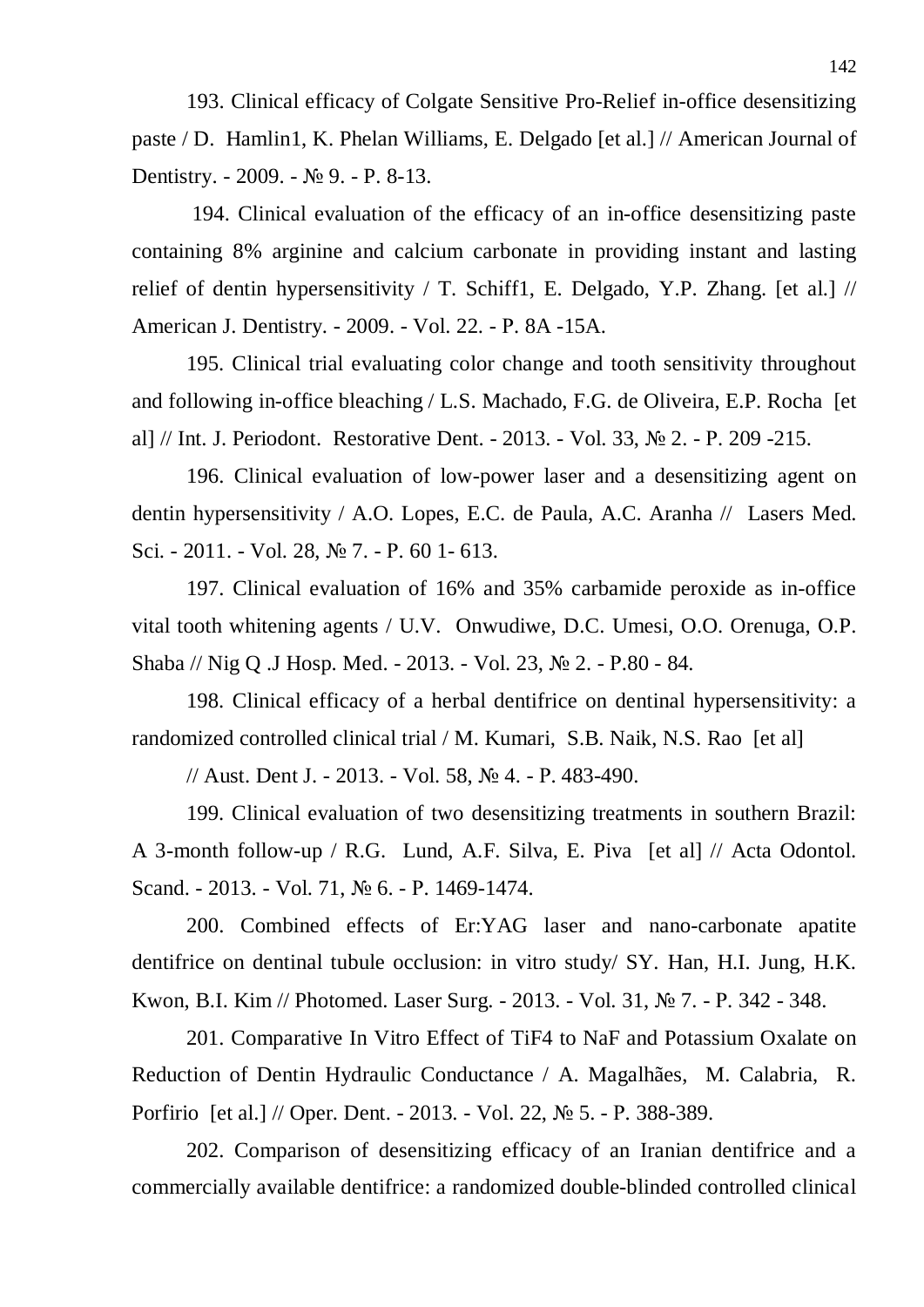193. Clinical efficacy of Colgate Sensitive Pro-Relief in-office desensitizing paste / D. Hamlin1, K. Phelan Williams, E. Delgado [et al.] // American Journal of Dentistry. - 2009. - № 9. - P. 8-13.

194. Clinical evaluation of the efficacy of an in-office desensitizing paste containing 8% arginine and calcium carbonate in providing instant and lasting relief of dentin hypersensitivity / T. Schiff1, E. Delgado, Y.P. Zhang. [et al.] // American J. Dentistry. - 2009. - Vol. 22. - P. 8A -15A.

195. Clinical trial evaluating color change and tooth sensitivity throughout and following in-office bleaching / L.S. Machado, F.G. de Oliveira, E.P. Rocha [et al] // Int. J. Periodont. Restorative Dent. - 2013. - Vol. 33, № 2. - P. 209 -215.

196. Clinical evaluation of low-power laser and a desensitizing agent on dentin hypersensitivity / A.O. Lopes, E.C. de Paula, A.C. Aranha // Lasers Med. Sci. - 2011. - Vol. 28, № 7. - P. 60 1- 613.

197. Clinical evaluation of 16% and 35% carbamide peroxide as in-office vital tooth whitening agents / U.V. Onwudiwe, D.C. Umesi, O.O. Orenuga, O.P. Shaba // Nig Q .J Hosp. Med. - 2013. - Vol. 23, № 2. - P.80 - 84.

198. Clinical efficacy of a herbal dentifrice on dentinal hypersensitivity: a randomized controlled clinical trial / M. Kumari, S.B. Naik, N.S. Rao [et al] // Aust. Dent J. - 2013. - Vol. 58, № 4. - P. 483-490.

199. Clinical evaluation of two desensitizing treatments in southern Brazil: A 3-month follow-up / R.G. Lund, A.F. Silva, E. Piva [et al] // Acta Odontol. Scand. - 2013. - Vol. 71, № 6. - P. 1469-1474.

200. Combined effects of Er:YAG laser and nano-carbonate apatite dentifrice on dentinal tubule occlusion: in vitro study/ SY. Han, H.I. Jung, H.K. Kwon, B.I. Kim // Photomed. Laser Surg. - 2013. - Vol. 31, № 7. - P. 342 - 348.

201. Comparative In Vitro Effect of TiF4 to NaF and Potassium Oxalate on Reduction of Dentin Hydraulic Conductance / A. Magalhães, M. Calabria, R. Porfirio [et al.] // Oper. Dent. - 2013. - Vol. 22, № 5. - P. 388-389.

202. Comparison of desensitizing efficacy of an Iranian dentifrice and a commercially available dentifrice: a randomized double-blinded controlled clinical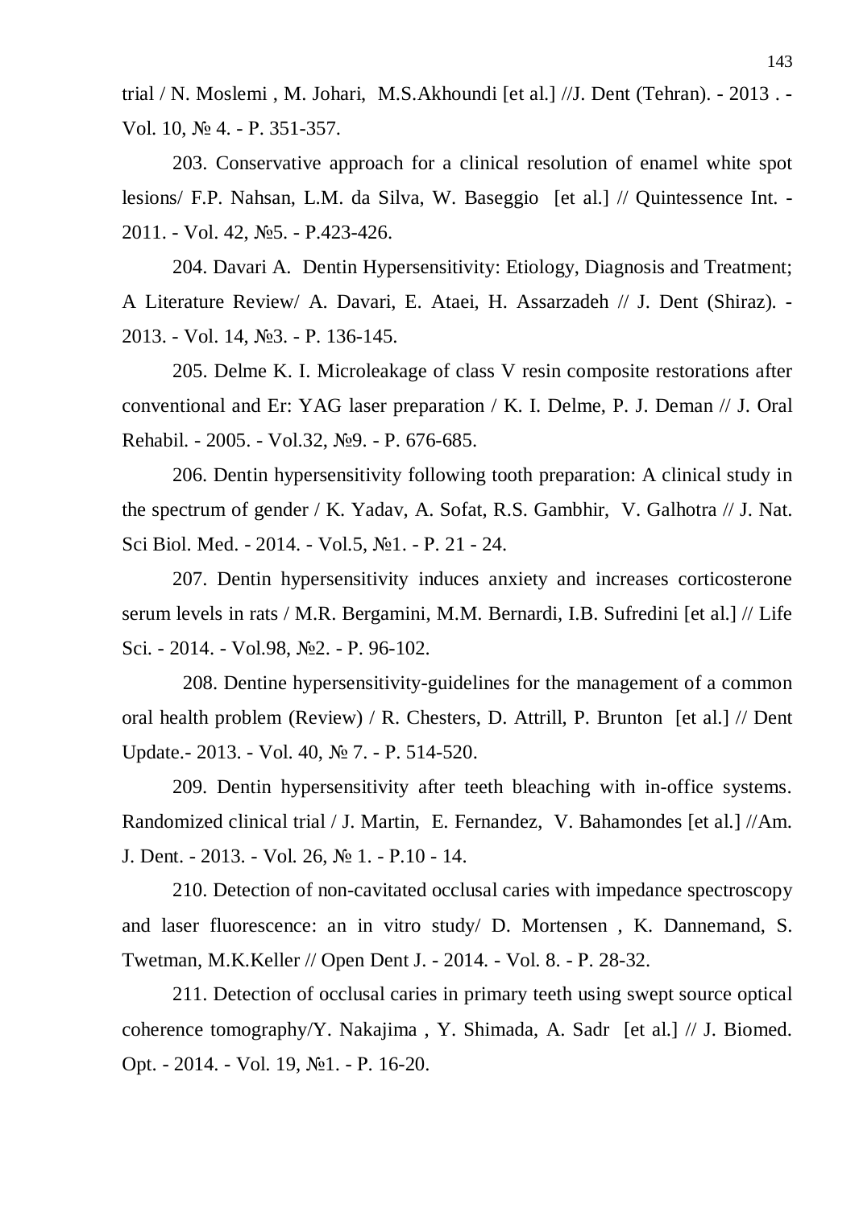trial / N. Moslemi , M. Johari, M.S.Akhoundi [et al.] //J. Dent (Tehran). - 2013 . - Vol. 10, № 4. - P. 351-357.

203. Conservative approach for a clinical resolution of enamel white spot lesions/ F.P. Nahsan, L.M. da Silva, W. Baseggio [et al.] // Quintessence Int. - 2011. - Vol. 42, №5. - P.423-426.

204. Davari A. Dentin Hypersensitivity: Etiology, Diagnosis and Treatment; A Literature Review/ A. Davari, E. Ataei, H. Assarzadeh // J. Dent (Shiraz). - 2013. - Vol. 14, №3. - P. 136-145.

205. Delme K. I. Microleakage of class V resin composite restorations after conventional and Er: YAG laser preparation / K. I. Delme, P. J. Deman // J. Oral Rehabil. - 2005. - Vol.32, №9. - P. 676-685.

206. Dentin hypersensitivity following tooth preparation: A clinical study in the spectrum of gender / K. Yadav, A. Sofat, R.S. Gambhir, V. Galhotra // J. Nat. Sci Biol. Med. - 2014. - Vol.5, №1. - P. 21 - 24.

207. Dentin hypersensitivity induces anxiety and increases corticosterone serum levels in rats / M.R. Bergamini, M.M. Bernardi, I.B. Sufredini [et al.] // Life Sci. - 2014. - Vol.98, №2. - P. 96-102.

208. Dentine hypersensitivity-guidelines for the management of a common oral health problem (Review) / R. Chesters, D. Attrill, P. Brunton [et al.] // Dent Update.- 2013. - Vol. 40, № 7. - P. 514-520.

209. Dentin hypersensitivity after teeth bleaching with in-office systems. Randomized clinical trial / J. Martin, E. Fernandez, V. Bahamondes [et al.] //Am. J. Dent. - 2013. - Vol. 26, № 1. - P.10 - 14.

210. Detection of non-cavitated occlusal caries with impedance spectroscopy and laser fluorescence: an in vitro study/ D. Mortensen , K. Dannemand, S. Twetman, M.K.Keller // Open Dent J. - 2014. - Vol. 8. - P. 28-32.

211. Detection of occlusal caries in primary teeth using swept source optical coherence tomography/Y. Nakajima , Y. Shimada, A. Sadr [et al.] // J. Biomed. Opt. - 2014. - Vol. 19, №1. - P. 16-20.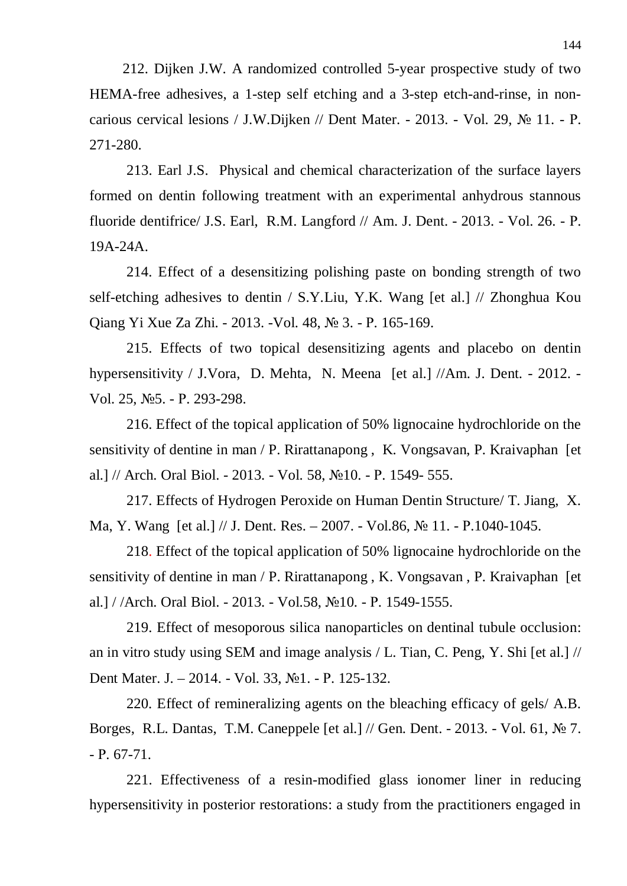212. Dijken J.W. A randomized controlled 5-year prospective study of two HEMA-free adhesives, a 1-step self etching and a 3-step etch-and-rinse, in non-carious cervical lesions / J.W.Dijken // Dent Mater. - 2013. - Vol. 29, № 11. - P. 271-280.

213. Earl J.S. Physical and chemical characterization of the surface layers formed on dentin following treatment with an experimental anhydrous stannous fluoride dentifrice/ J.S. Earl, R.M. Langford // Am. J. Dent. - 2013. - Vol. 26. - P. 19A-24A.

214. Effect of a desensitizing polishing paste on bonding strength of two self-etching adhesives to dentin / S.Y.Liu, Y.K. Wang [et al.] // Zhonghua Kou Qiang Yi Xue Za Zhi. - 2013. -Vol. 48, № 3. - P. 165-169.

215. Effects of two topical desensitizing agents and placebo on dentin hypersensitivity / J.Vora, D. Mehta, N. Meena [et al.] //Am. J. Dent. - 2012. - Vol. 25, №5. - P. 293-298.

216. Effect of the topical application of 50% lignocaine hydrochloride on the sensitivity of dentine in man / P. Rirattanapong , K. Vongsavan, P. Kraivaphan [et al.] // Arch. Oral Biol. - 2013. - Vol. 58, №10. - P. 1549- 555.

217. Effects of Hydrogen Peroxide on Human Dentin Structure/ T. Jiang, X. Ma, Y. Wang [et al.] // J. Dent. Res. – 2007. - Vol.86, № 11. - P.1040-1045.

218. Effect of the topical application of 50% lignocaine hydrochloride on the sensitivity of dentine in man / P. Rirattanapong , K. Vongsavan , P. Kraivaphan [et al.] / /Arch. Oral Biol. - 2013. - Vol.58, №10. - P. 1549-1555.

219. Effect of mesoporous silica nanoparticles on dentinal tubule occlusion: an in vitro study using SEM and image analysis / L. Tian, C. Peng, Y. Shi [et al.] // Dent Mater. J. – 2014. - Vol. 33, №1. - P. 125-132.

220. Effect of remineralizing agents on the bleaching efficacy of gels/ A.B. Borges, R.L. Dantas, T.M. Caneppele [et al.] // Gen. Dent. - 2013. - Vol. 61, № 7. - P. 67-71.

221. Effectiveness of a resin-modified glass ionomer liner in reducing hypersensitivity in posterior restorations: a study from the practitioners engaged in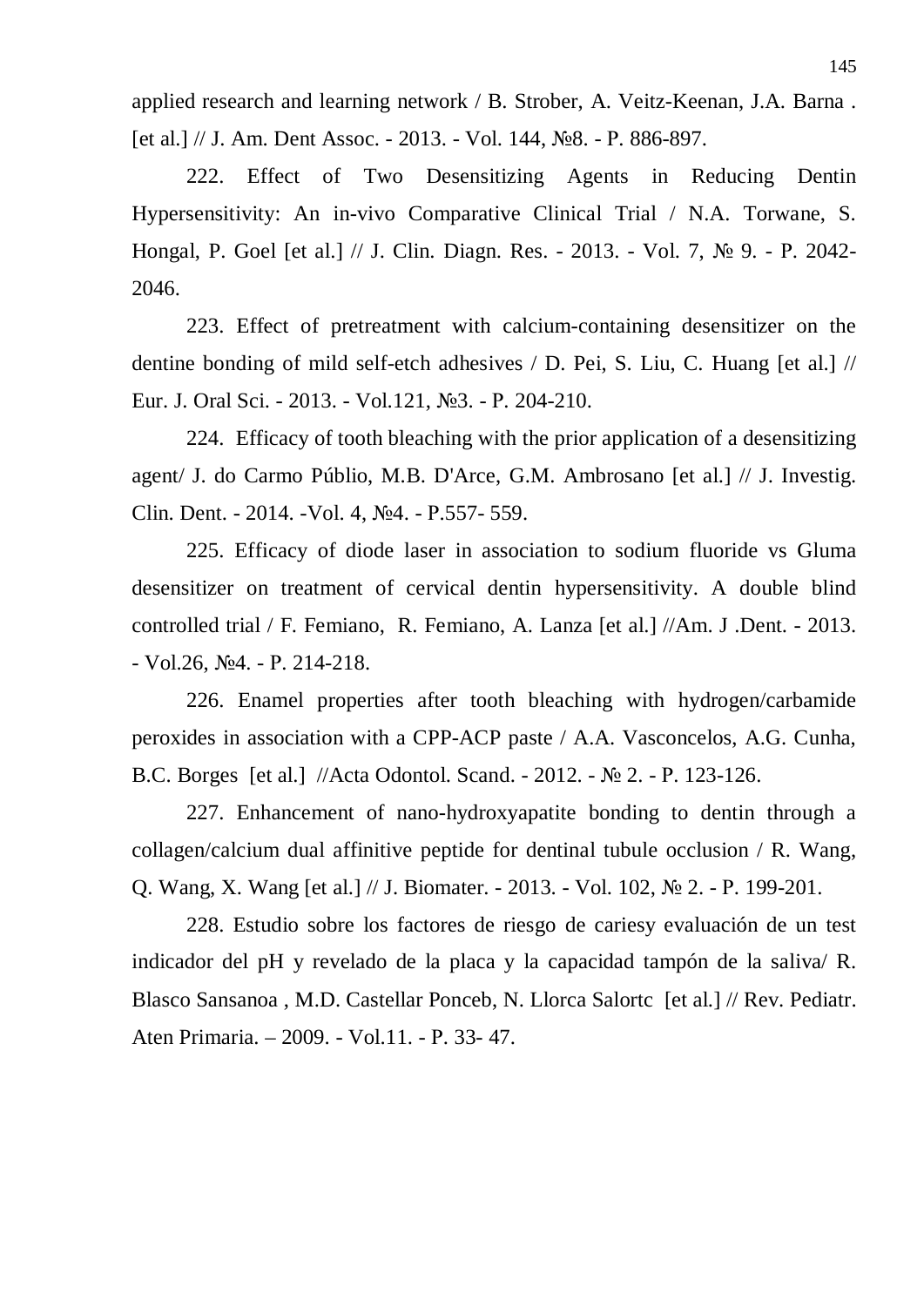applied research and learning network / B. Strober, A. Veitz-Keenan, J.A. Barna . [et al.] // J. Am. Dent Assoc. - 2013. - Vol. 144, №8. - P. 886-897.

222. Effect of Two Desensitizing Agents in Reducing Dentin Hypersensitivity: An in-vivo Comparative Clinical Trial / N.A. Torwane, S. Hongal, P. Goel [et al.] // J. Clin. Diagn. Res. - 2013. - Vol. 7, № 9. - P. 2042-2046.

223. Effect of pretreatment with calcium-containing desensitizer on the dentine bonding of mild self-etch adhesives / D. Pei, S. Liu, C. Huang [et al.] // Eur. J. Oral Sci. - 2013. - Vol.121, №3. - P. 204-210.

224. Efficacy of tooth bleaching with the prior application of a desensitizing agent/ J. do Carmo Públio, M.B. D'Arce, G.M. Ambrosano [et al.] // J. Investig. Clin. Dent. - 2014. -Vol. 4, №4. - P.557- 559.

225. Efficacy of diode laser in association to sodium fluoride vs Gluma desensitizer on treatment of cervical dentin hypersensitivity. A double blind controlled trial / F. Femiano, R. Femiano, A. Lanza [et al.] //Am. J .Dent. - 2013. - Vol.26, №4. - P. 214-218.

226. Enamel properties after tooth bleaching with hydrogen/carbamide peroxides in association with a CPP-ACP paste / A.A. Vasconcelos, A.G. Cunha, B.C. Borges [et al.] //Acta Odontol. Scand. - 2012. - № 2. - P. 123-126.

227. Enhancement of nano-hydroxyapatite bonding to dentin through a collagen/calcium dual affinitive peptide for dentinal tubule occlusion / R. Wang, Q. Wang, X. Wang [et al.] // J. Biomater. - 2013. - Vol. 102, № 2. - P. 199-201.

228. Estudio sobre los factores de riesgo de cariesy evaluación de un test indicador del pH y revelado de la placa y la capacidad tampón de la saliva/ R. Blasco Sansanoa , M.D. Castellar Ponceb, N. Llorca Salortc [et al.] // Rev. Pediatr. Aten Primaria. – 2009. - Vol.11. - P. 33- 47.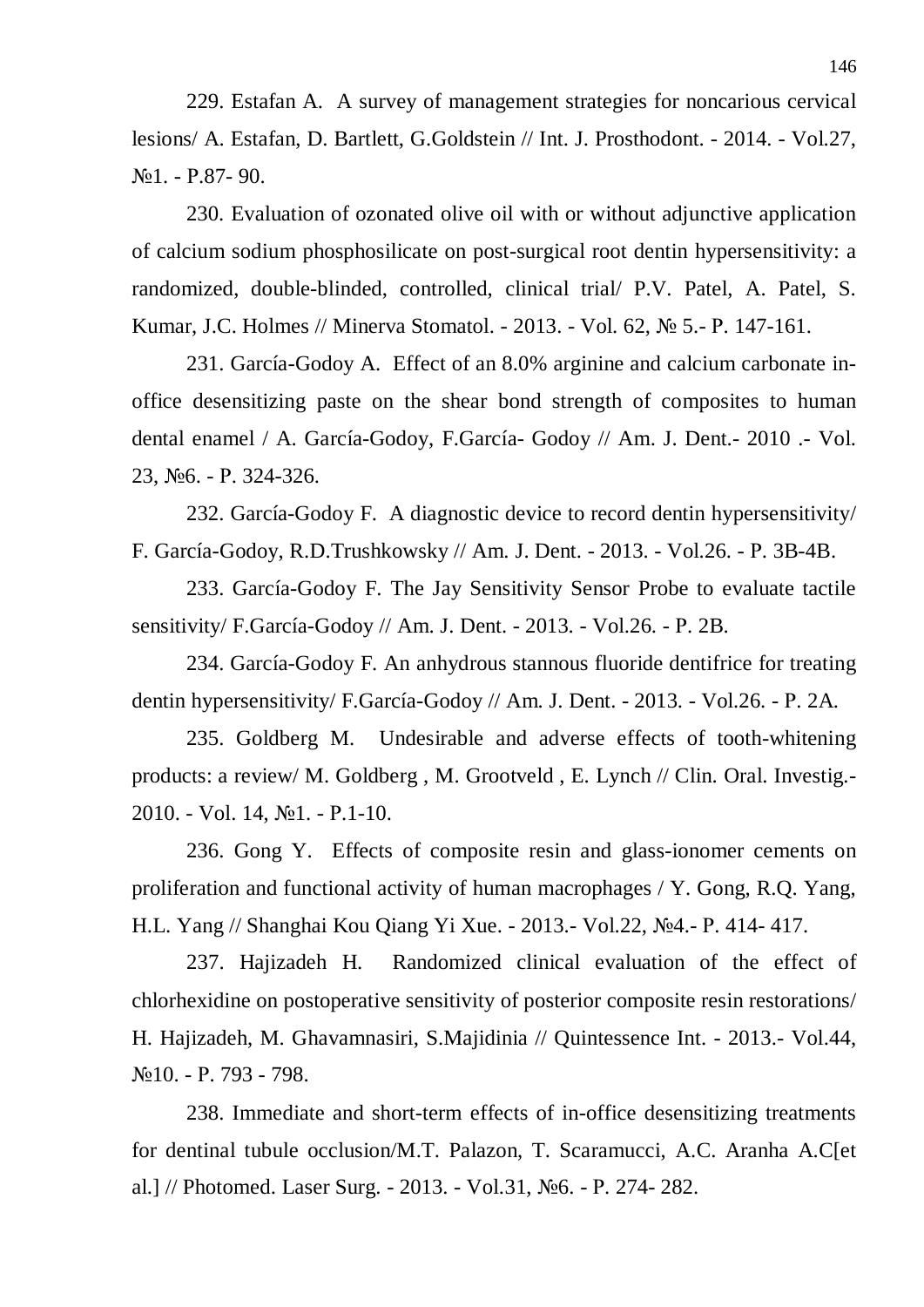229. Estafan A. A survey of management strategies for noncarious cervical lesions/ A. Estafan, D. Bartlett, G.Goldstein // Int. J. Prosthodont. - 2014. - Vol.27, №1. - P.87- 90.

230. Evaluation of ozonated olive oil with or without adjunctive application of calcium sodium phosphosilicate on post-surgical root dentin hypersensitivity: a randomized, double-blinded, controlled, clinical trial/ P.V. Patel, A. Patel, S. Kumar, J.C. Holmes // Minerva Stomatol. - 2013. - Vol. 62, № 5.- P. 147-161.

231. García-Godoy A. Effect of an 8.0% arginine and calcium carbonate in-office desensitizing paste on the shear bond strength of composites to human dental enamel / A. García-Godoy, F.García- Godoy // Am. J. Dent.- 2010 .- Vol. 23, №6. - P. 324-326.

232. García-Godoy F. A diagnostic device to record dentin hypersensitivity/ F. García-Godoy, R.D.Trushkowsky // Am. J. Dent. - 2013. - Vol.26. - P. 3B-4B.

233. García-Godoy F. The Jay Sensitivity Sensor Probe to evaluate tactile sensitivity/ F.García-Godoy // Am. J. Dent. - 2013. - Vol.26. - P. 2B.

234. García-Godoy F. An anhydrous stannous fluoride dentifrice for treating dentin hypersensitivity/ F.García-Godoy // Am. J. Dent. - 2013. - Vol.26. - P. 2A.

235. Goldberg M. Undesirable and adverse effects of tooth-whitening products: a review/ M. Goldberg , M. Grootveld , E. Lynch // Clin. Oral. Investig.- 2010. - Vol. 14, №1. - P.1-10.

236. Gong Y. Effects of composite resin and glass-ionomer cements on proliferation and functional activity of human macrophages / Y. Gong, R.Q. Yang, H.L. Yang // Shanghai Kou Qiang Yi Xue. - 2013.- Vol.22, №4.- P. 414- 417.

237. Hajizadeh H. Randomized clinical evaluation of the effect of chlorhexidine on postoperative sensitivity of posterior composite resin restorations/ H. Hajizadeh, M. Ghavamnasiri, S.Majidinia // Quintessence Int. - 2013.- Vol.44, №10. - P. 793 - 798.

238. Immediate and short-term effects of in-office desensitizing treatments for dentinal tubule occlusion/M.T. Palazon, T. Scaramucci, A.C. Aranha A.C[et al.] // Photomed. Laser Surg. - 2013. - Vol.31, №6. - P. 274- 282.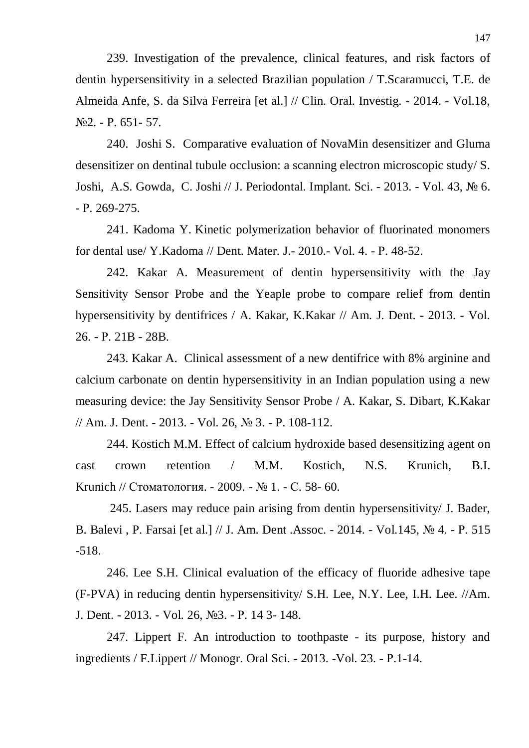239. Investigation of the prevalence, clinical features, and risk factors of dentin hypersensitivity in a selected Brazilian population / T.Scaramucci, T.E. de Almeida Anfe, S. da Silva Ferreira [et al.] // Clin. Oral. Investig. - 2014. - Vol.18, №2. - P. 651- 57.

240. Joshi S. Comparative evaluation of NovaMin desensitizer and Gluma desensitizer on dentinal tubule occlusion: a scanning electron microscopic study/ S. Joshi, A.S. Gowda, C. Joshi // J. Periodontal. Implant. Sci. - 2013. - Vol. 43, № 6. - P. 269-275.

241. Kadoma Y. Kinetic polymerization behavior of fluorinated monomers for dental use/ Y.Kadoma // Dent. Mater. J.- 2010.- Vol. 4. - P. 48-52.

242. Kakar A. Measurement of dentin hypersensitivity with the Jay Sensitivity Sensor Probe and the Yeaple probe to compare relief from dentin hypersensitivity by dentifrices / A. Kakar, K.Kakar // Am. J. Dent. - 2013. - Vol. 26. - P. 21B - 28B.

243. Kakar A. Clinical assessment of a new dentifrice with 8% arginine and calcium carbonate on dentin hypersensitivity in an Indian population using a new measuring device: the Jay Sensitivity Sensor Probe / A. Kakar, S. Dibart, K.Kakar // Am. J. Dent. - 2013. - Vol. 26, № 3. - P. 108-112.

244. Kostich M.M. Effect of calcium hydroxide based desensitizing agent on cast crown retention / M.M. Kostich, N.S. Krunich, B.I. Krunich // Стоматология. - 2009. - № 1. - С. 58- 60.

245. Lasers may reduce pain arising from dentin hypersensitivity/ J. Bader, B. Balevi , P. Farsai [et al.] // J. Am. Dent .Assoc. - 2014. - Vol.145, № 4. - P. 515 -518.

246. Lee S.H. Clinical evaluation of the efficacy of fluoride adhesive tape (F-PVA) in reducing dentin hypersensitivity/ S.H. Lee, N.Y. Lee, I.H. Lee. //Am. J. Dent. - 2013. - Vol. 26, №3. - P. 14 3- 148.

247. Lippert F. An introduction to toothpaste - its purpose, history and ingredients / F.Lippert // Monogr. Oral Sci. - 2013. -Vol. 23. - P.1-14.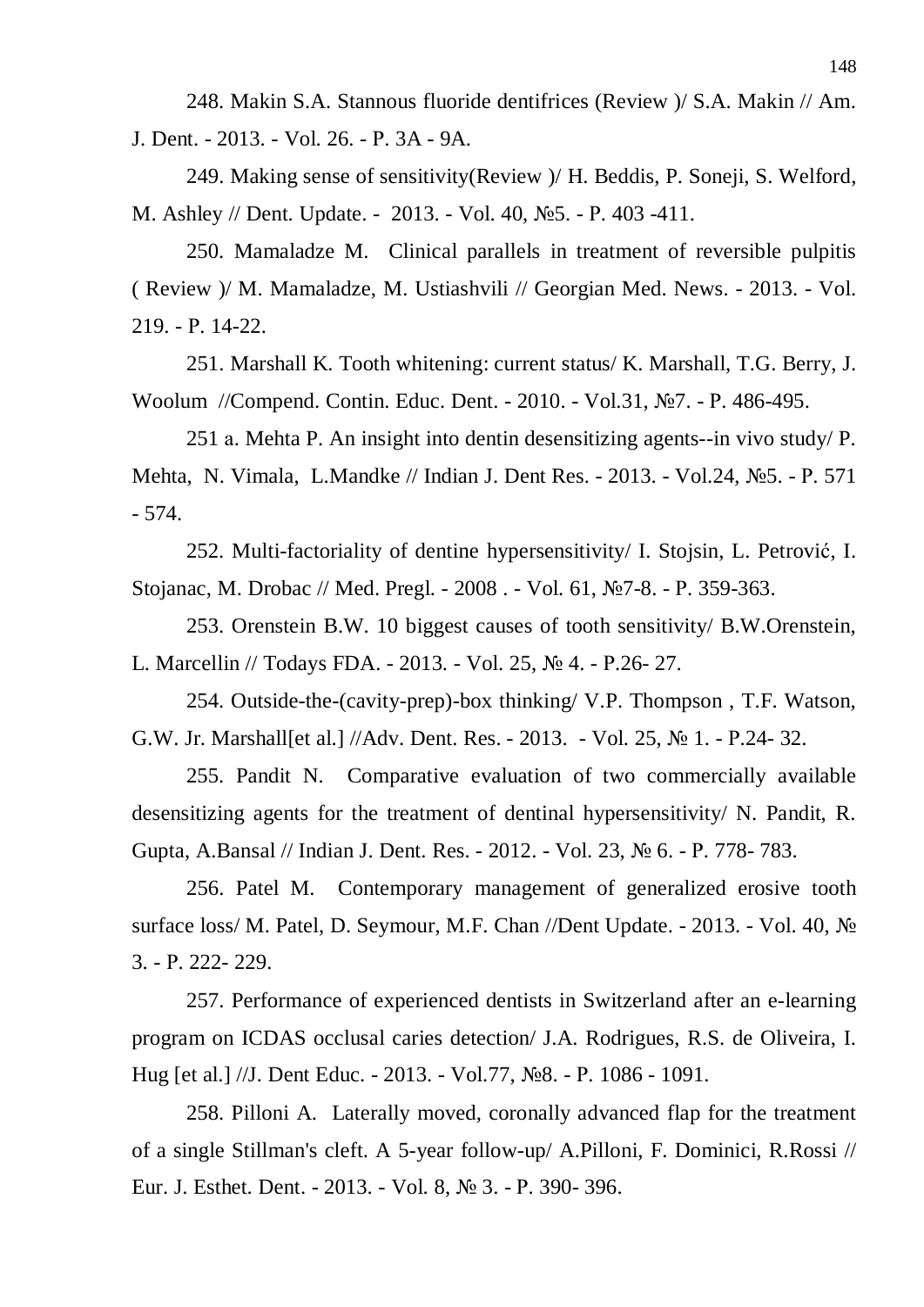248. Makin S.A. Stannous fluoride dentifrices (Review )/ S.A. Makin // Am. J. Dent. - 2013. - Vol. 26. - P. 3A - 9A.

249. Making sense of sensitivity(Review )/ H. Beddis, P. Soneji, S. Welford, M. Ashley // Dent. Update. - 2013. - Vol. 40, №5. - P. 403 -411.

250. Mamaladze M. Clinical parallels in treatment of reversible pulpitis ( Review )/ M. Mamaladze, M. Ustiashvili // Georgian Med. News. - 2013. - Vol. 219. - P. 14-22.

251. Marshall K. Tooth whitening: current status/ K. Marshall, T.G. Berry, J. Woolum //Compend. Contin. Educ. Dent. - 2010. - Vol.31, №7. - P. 486-495.

251 a. Mehta P. An insight into dentin desensitizing agents--in vivo study/ P. Mehta, N. Vimala, L.Mandke // Indian J. Dent Res. - 2013. - Vol.24, №5. - P. 571 - 574.

252. Multi-factoriality of dentine hypersensitivity/ I. Stojsin, L. Petrović, I. Stojanac, M. Drobac // Med. Pregl. - 2008 . - Vol. 61, №7-8. - P. 359-363.

253. Orenstein B.W. 10 biggest causes of tooth sensitivity/ B.W.Orenstein, L. Marcellin // Todays FDA. - 2013. - Vol. 25, № 4. - P.26- 27.

254. Outside-the-(cavity-prep)-box thinking/ V.P. Thompson , T.F. Watson, G.W. Jr. Marshall[et al.] //Adv. Dent. Res. - 2013. - Vol. 25, № 1. - P.24- 32.

255. Pandit N. Comparative evaluation of two commercially available desensitizing agents for the treatment of dentinal hypersensitivity/ N. Pandit, R. Gupta, A.Bansal // Indian J. Dent. Res. - 2012. - Vol. 23, № 6. - P. 778- 783.

256. Patel M. Contemporary management of generalized erosive tooth surface loss/ M. Patel, D. Seymour, M.F. Chan //Dent Update. - 2013. - Vol. 40, № 3. - P. 222- 229.

257. Performance of experienced dentists in Switzerland after an e-learning program on ICDAS occlusal caries detection/ J.A. Rodrigues, R.S. de Oliveira, I. Hug [et al.] //J. Dent Educ. - 2013. - Vol.77, №8. - P. 1086 - 1091.

258. Pilloni A. Laterally moved, coronally advanced flap for the treatment of a single Stillman's cleft. A 5-year follow-up/ A.Pilloni, F. Dominici, R.Rossi // Eur. J. Esthet. Dent. - 2013. - Vol. 8, № 3. - P. 390- 396.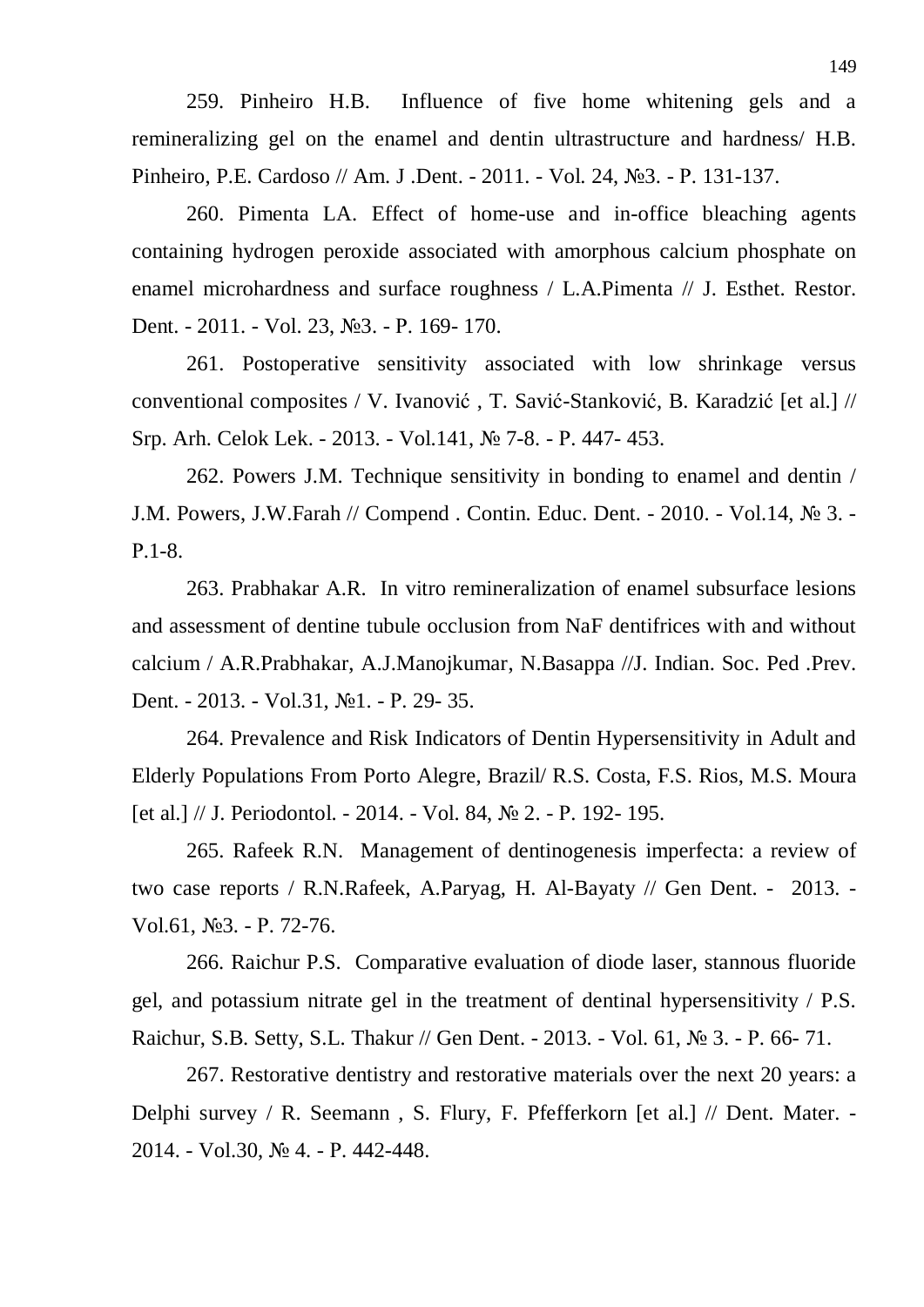259. Pinheiro H.B. Influence of five home whitening gels and a remineralizing gel on the enamel and dentin ultrastructure and hardness/ H.B. Pinheiro, P.E. Cardoso // Am. J .Dent. - 2011. - Vol. 24, №3. - P. 131-137.

260. Pimenta LA. Effect of home-use and in-office bleaching agents containing hydrogen peroxide associated with amorphous calcium phosphate on enamel microhardness and surface roughness / L.A.Pimenta // J. Esthet. Restor. Dent. - 2011. - Vol. 23, №3. - P. 169- 170.

261. Postoperative sensitivity associated with low shrinkage versus conventional composites / V. Ivanović , T. Savić-Stanković, B. Karadzić [et al.] // Srp. Arh. Celok Lek. - 2013. - Vol.141, № 7-8. - P. 447- 453.

262. Powers J.M. Technique sensitivity in bonding to enamel and dentin / J.M. Powers, J.W.Farah // Compend . Contin. Educ. Dent. - 2010. - Vol.14, № 3. - P.1-8.

263. Prabhakar A.R. In vitro remineralization of enamel subsurface lesions and assessment of dentine tubule occlusion from NaF dentifrices with and without calcium / A.R.Prabhakar, A.J.Manojkumar, N.Basappa //J. Indian. Soc. Ped .Prev. Dent. - 2013. - Vol.31, №1. - P. 29- 35.

264. Prevalence and Risk Indicators of Dentin Hypersensitivity in Adult and Elderly Populations From Porto Alegre, Brazil/ R.S. Costa, F.S. Rios, M.S. Moura [et al.] // J. Periodontol. - 2014. - Vol. 84, № 2. - P. 192- 195.

265. Rafeek R.N. Management of dentinogenesis imperfecta: a review of two case reports / R.N.Rafeek, A.Paryag, H. Al-Bayaty // Gen Dent. - 2013. - Vol.61, №3. - P. 72-76.

266. Raichur P.S. Comparative evaluation of diode laser, stannous fluoride gel, and potassium nitrate gel in the treatment of dentinal hypersensitivity / P.S. Raichur, S.B. Setty, S.L. Thakur // Gen Dent. - 2013. - Vol. 61, № 3. - P. 66- 71.

267. Restorative dentistry and restorative materials over the next 20 years: a Delphi survey / R. Seemann , S. Flury, F. Pfefferkorn [et al.] // Dent. Mater. - 2014. - Vol.30, № 4. - P. 442-448.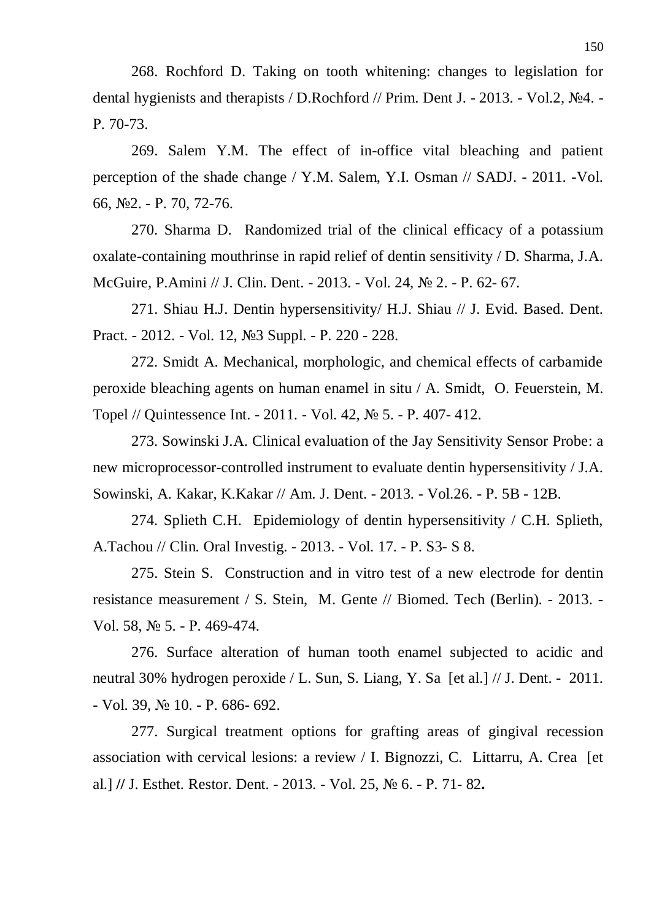268. Rochford D. Taking on tooth whitening: changes to legislation for dental hygienists and therapists / D.Rochford // Prim. Dent J. - 2013. - Vol.2, №4. - P. 70-73.

269. Salem Y.M. The effect of in-office vital bleaching and patient perception of the shade change / Y.M. Salem, Y.I. Osman // SADJ. - 2011. -Vol. 66, №2. - P. 70, 72-76.

270. Sharma D. Randomized trial of the clinical efficacy of a potassium oxalate-containing mouthrinse in rapid relief of dentin sensitivity / D. Sharma, J.A. McGuire, P.Amini // J. Clin. Dent. - 2013. - Vol. 24, № 2. - P. 62- 67.

271. Shiau H.J. Dentin hypersensitivity/ H.J. Shiau // J. Evid. Based. Dent. Pract. - 2012. - Vol. 12, №3 Suppl. - P. 220 - 228.

272. Smidt A. Mechanical, morphologic, and chemical effects of carbamide peroxide bleaching agents on human enamel in situ / A. Smidt, O. Feuerstein, M. Topel // Quintessence Int. - 2011. - Vol. 42, № 5. - P. 407- 412.

273. Sowinski J.A. Clinical evaluation of the Jay Sensitivity Sensor Probe: a new microprocessor-controlled instrument to evaluate dentin hypersensitivity / J.A. Sowinski, A. Kakar, K.Kakar // Am. J. Dent. - 2013. - Vol.26. - P. 5B - 12B.

274. Splieth C.H. Epidemiology of dentin hypersensitivity / C.H. Splieth, A.Tachou // Clin. Oral Investig. - 2013. - Vol. 17. - P. S3- S 8.

275. Stein S. Construction and in vitro test of a new electrode for dentin resistance measurement / S. Stein, M. Gente // Biomed. Tech (Berlin). - 2013. - Vol. 58, № 5. - P. 469-474.

276. Surface alteration of human tooth enamel subjected to acidic and neutral 30% hydrogen peroxide / L. Sun, S. Liang, Y. Sa [et al.] // J. Dent. - 2011. - Vol. 39, № 10. - P. 686- 692.

277. Surgical treatment options for grafting areas of gingival recession association with cervical lesions: a review / I. Bignozzi, C. Littarru, A. Crea [et al.] **//** J. Esthet. Restor. Dent. - 2013. - Vol. 25, № 6. - P. 71- 82**.**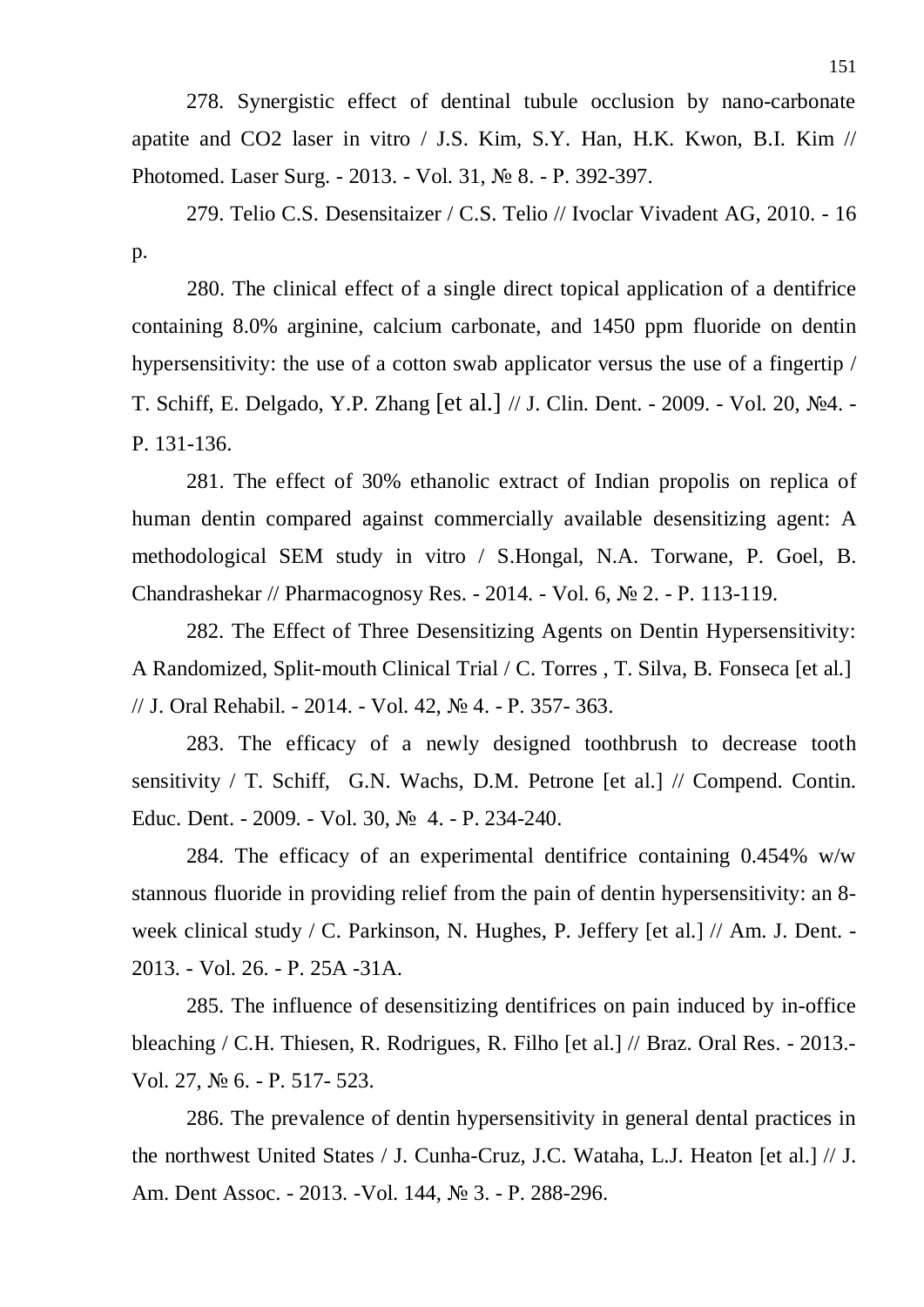278. Synergistic effect of dentinal tubule occlusion by nano-carbonate apatite and CO2 laser in vitro / J.S. Kim, S.Y. Han, H.K. Kwon, B.I. Kim // Photomed. Laser Surg. - 2013. - Vol. 31, № 8. - P. 392-397.

279. Telio C.S. Desensitaizer / C.S. Telio // Ivoclar Vivadent AG, 2010. - 16 p.

280. The clinical effect of a single direct topical application of a dentifrice containing 8.0% arginine, calcium carbonate, and 1450 ppm fluoride on dentin hypersensitivity: the use of a cotton swab applicator versus the use of a fingertip / T. Schiff, E. Delgado, Y.P. Zhang [et al.] // J. Clin. Dent. - 2009. - Vol. 20, №4. - P. 131-136.

281. The effect of 30% ethanolic extract of Indian propolis on replica of human dentin compared against commercially available desensitizing agent: A methodological SEM study in vitro / S.Hongal, N.A. Torwane, P. Goel, B. Chandrashekar // Pharmacognosy Res. - 2014. - Vol. 6, № 2. - P. 113-119.

282. The Effect of Three Desensitizing Agents on Dentin Hypersensitivity: A Randomized, Split-mouth Clinical Trial / C. Torres , T. Silva, B. Fonseca [et al.] // J. Oral Rehabil. - 2014. - Vol. 42, № 4. - P. 357- 363.

283. The efficacy of a newly designed toothbrush to decrease tooth sensitivity / T. Schiff, G.N. Wachs, D.M. Petrone [et al.] // Compend. Contin. Educ. Dent. - 2009. - Vol. 30, № 4. - P. 234-240.

284. The efficacy of an experimental dentifrice containing 0.454% w/w stannous fluoride in providing relief from the pain of dentin hypersensitivity: an 8-week clinical study / C. Parkinson, N. Hughes, P. Jeffery [et al.] // Am. J. Dent. - 2013. - Vol. 26. - P. 25A -31A.

285. The influence of desensitizing dentifrices on pain induced by in-office bleaching / C.H. Thiesen, R. Rodrigues, R. Filho [et al.] // Braz. Oral Res. - 2013.- Vol. 27, № 6. - P. 517- 523.

286. The prevalence of dentin hypersensitivity in general dental practices in the northwest United States / J. Cunha-Cruz, J.C. Wataha, L.J. Heaton [et al.] // J. Am. Dent Assoc. - 2013. -Vol. 144, № 3. - P. 288-296.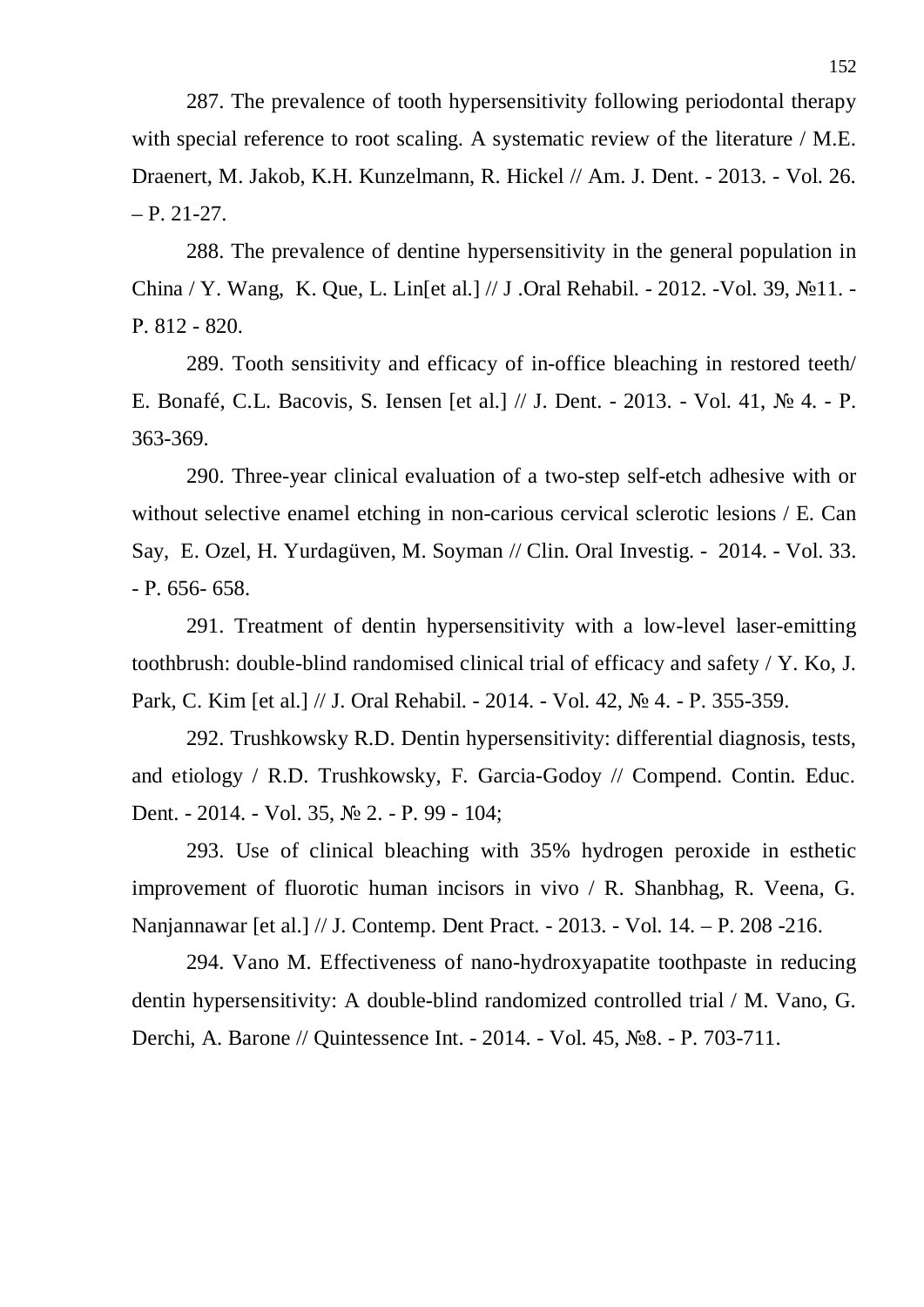287. The prevalence of tooth hypersensitivity following periodontal therapy with special reference to root scaling. A systematic review of the literature / M.E. Draenert, M. Jakob, K.H. Kunzelmann, R. Hickel // Am. J. Dent. - 2013. - Vol. 26. – P. 21-27.

288. The prevalence of dentine hypersensitivity in the general population in China / Y. Wang, K. Que, L. Lin[et al.] // J .Oral Rehabil. - 2012. -Vol. 39, №11. - P. 812 - 820.

289. Tooth sensitivity and efficacy of in-office bleaching in restored teeth/ E. Bonafé, C.L. Bacovis, S. Iensen [et al.] // J. Dent. - 2013. - Vol. 41, № 4. - P. 363-369.

290. Three-year clinical evaluation of a two-step self-etch adhesive with or without selective enamel etching in non-carious cervical sclerotic lesions / E. Can Say, E. Ozel, H. Yurdagüven, M. Soyman // Clin. Oral Investig. - 2014. - Vol. 33. - P. 656- 658.

291. Treatment of dentin hypersensitivity with a low-level laser-emitting toothbrush: double-blind randomised clinical trial of efficacy and safety / Y. Ko, J. Park, C. Kim [et al.] // J. Oral Rehabil. - 2014. - Vol. 42, № 4. - P. 355-359.

292. Trushkowsky R.D. Dentin hypersensitivity: differential diagnosis, tests, and etiology / R.D. Trushkowsky, F. Garcia-Godoy // Compend. Contin. Educ. Dent. - 2014. - Vol. 35, № 2. - P. 99 - 104;

293. Use of clinical bleaching with 35% hydrogen peroxide in esthetic improvement of fluorotic human incisors in vivo / R. Shanbhag, R. Veena, G. Nanjannawar [et al.] // J. Contemp. Dent Pract. - 2013. - Vol. 14. – P. 208 -216.

294. Vano M. Effectiveness of nano-hydroxyapatite toothpaste in reducing dentin hypersensitivity: A double-blind randomized controlled trial / M. Vano, G. Derchi, A. Barone // Quintessence Int. - 2014. - Vol. 45, №8. - P. 703-711.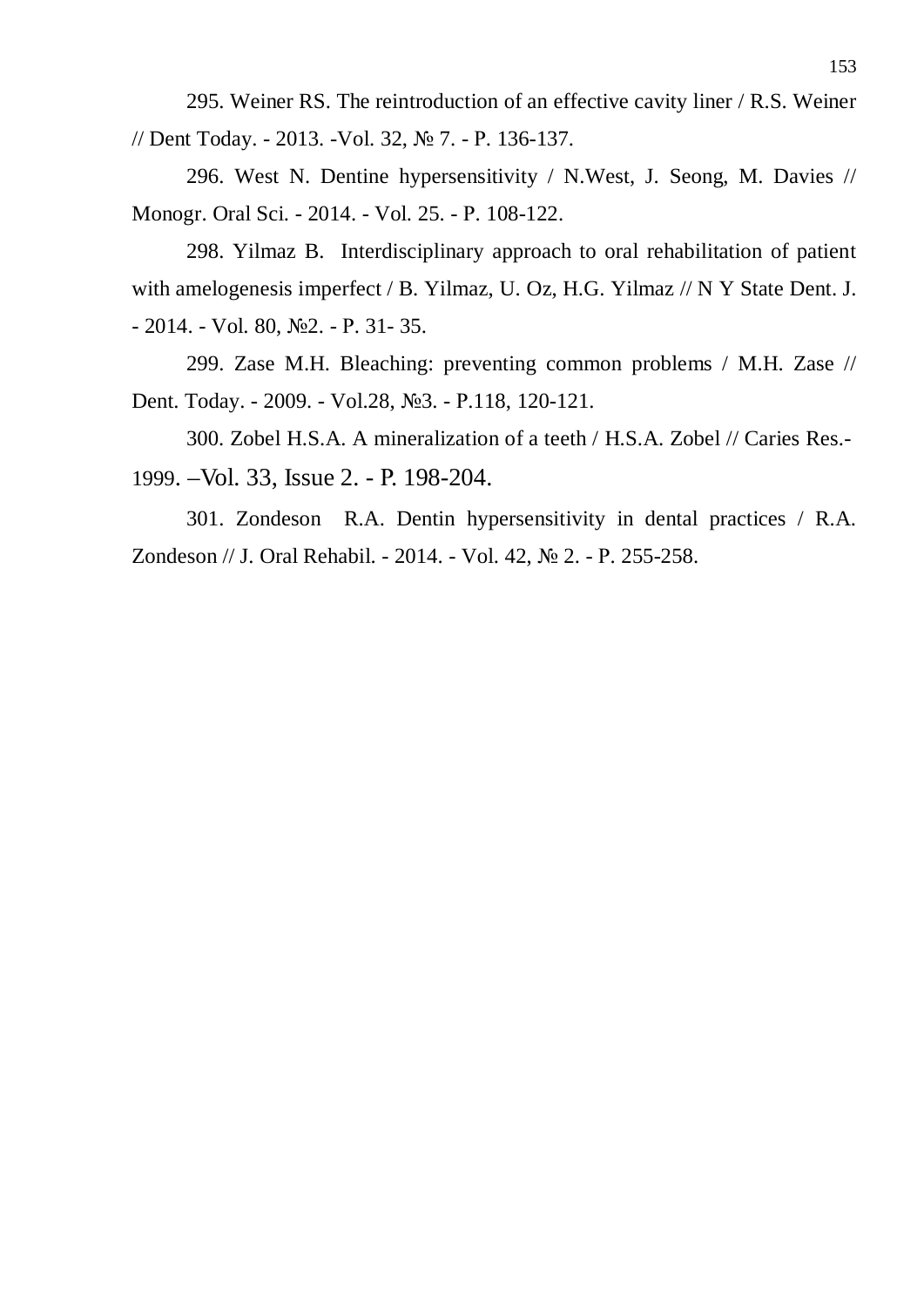295. Weiner RS. The reintroduction of an effective cavity liner / R.S. Weiner // Dent Today. - 2013. -Vol. 32, № 7. - P. 136-137.

296. West N. Dentine hypersensitivity / N.West, J. Seong, M. Davies // Monogr. Oral Sci. - 2014. - Vol. 25. - P. 108-122.

298. Yilmaz B. Interdisciplinary approach to oral rehabilitation of patient with amelogenesis imperfect / B. Yilmaz, U. Oz, H.G. Yilmaz // N Y State Dent. J. - 2014. - Vol. 80, №2. - P. 31- 35.

299. Zase M.H. Bleaching: preventing common problems / M.H. Zase // Dent. Today. - 2009. - Vol.28, №3. - P.118, 120-121.

300. Zobel H.S.A. A mineralization of a teeth / H.S.A. Zobel // Caries Res.- 1999. –Vol. 33, Issue 2. - P. 198-204.

301. Zondeson R.A. Dentin hypersensitivity in dental practices / R.A. Zondeson // J. Oral Rehabil. - 2014. - Vol. 42, № 2. - P. 255-258.